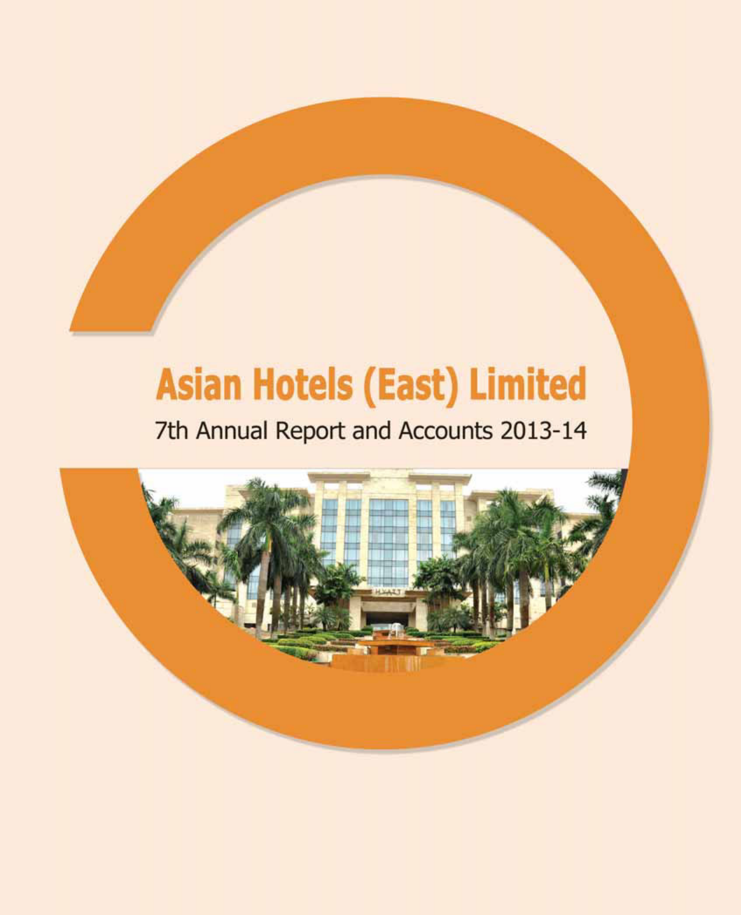# Asian Hotels (East) Limited

7th Annual Report and Accounts 2013-14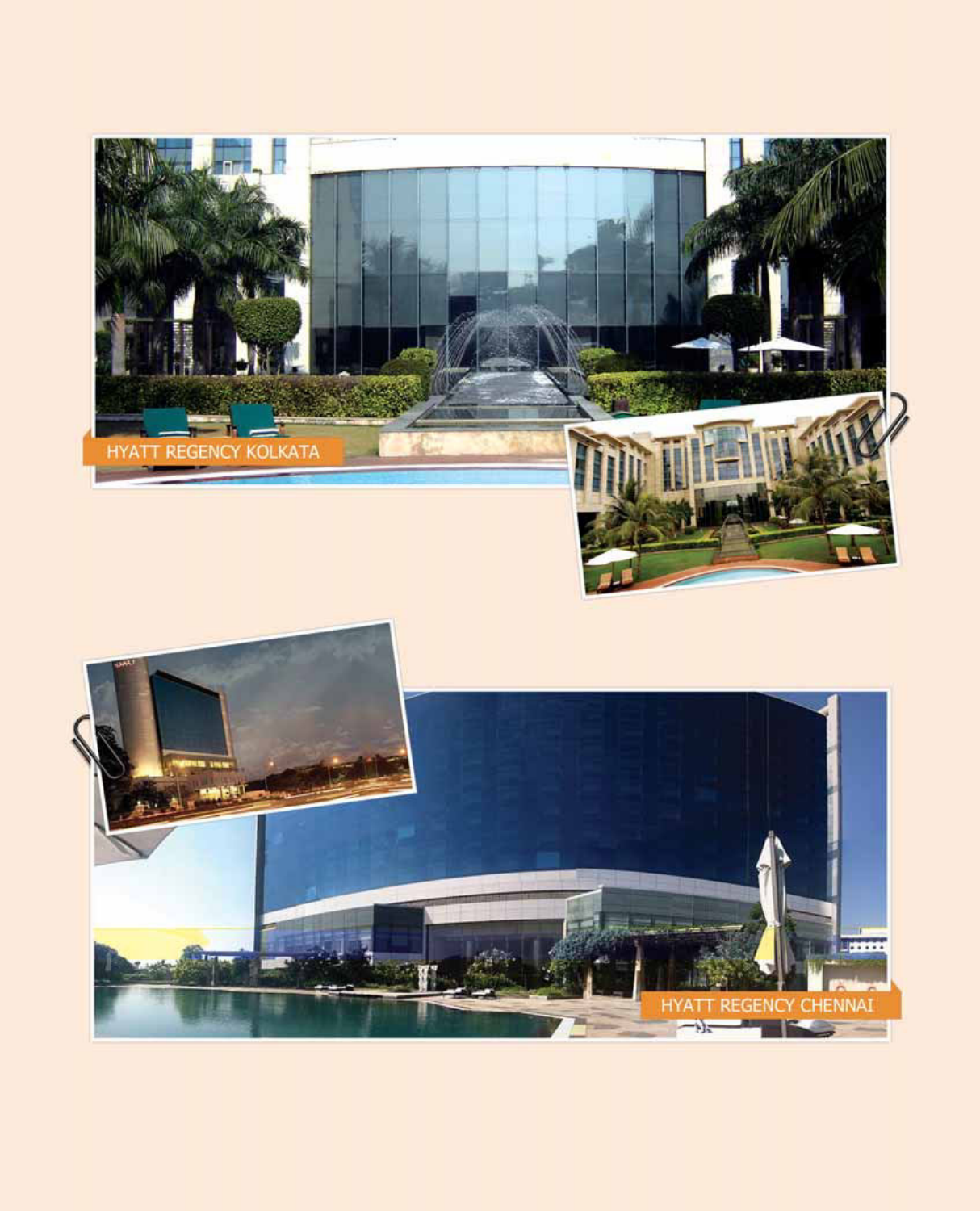HYATT REGENCY KOLKATA

HYATT REGENCY CHENNAI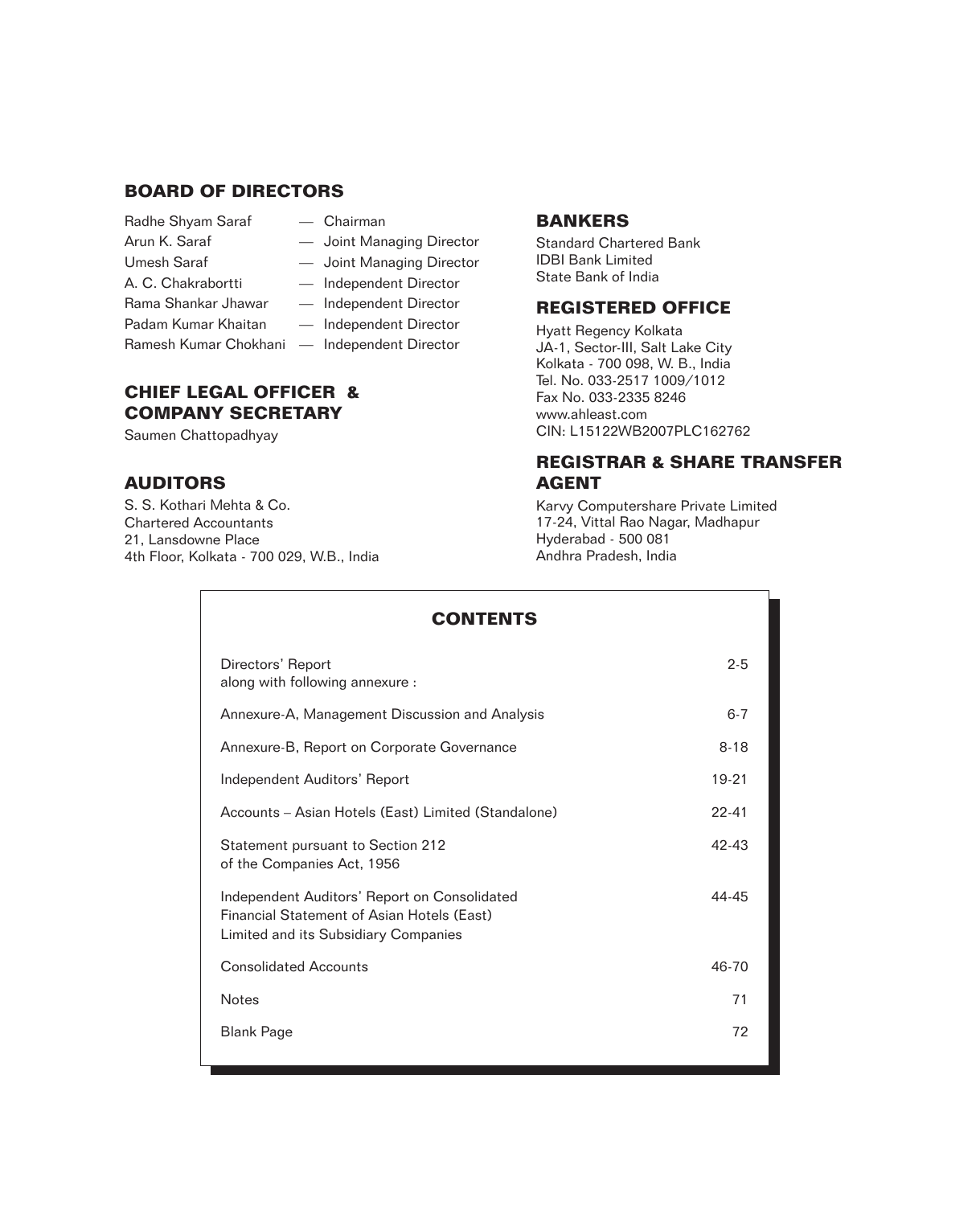## BOARD OF DIRECTORS

Radhe Shyam Saraf — Chairman
Arun K. Saraf — Joint Managing Director
Umesh Saraf — Joint Managing Director
A. C. Chakrabortti — Independent Director
Rama Shankar Jhawar — Independent Director
Padam Kumar Khaitan — Independent Director
Ramesh Kumar Chokhani — Independent Director

## CHIEF LEGAL OFFICER & COMPANY SECRETARY

Saumen Chattopadhyay

## AUDITORS

S. S. Kothari Mehta & Co.
Chartered Accountants
21, Lansdowne Place
4th Floor, Kolkata - 700 029, W.B., India

## BANKERS

Standard Chartered Bank
IDBI Bank Limited
State Bank of India

## REGISTERED OFFICE

Hyatt Regency Kolkata
JA-1, Sector-III, Salt Lake City
Kolkata - 700 098, W. B., India
Tel. No. 033-2517 1009/1012
Fax No. 033-2335 8246
www.ahleast.com
CIN: L15122WB2007PLC162762

## REGISTRAR & SHARE TRANSFER AGENT

Karvy Computershare Private Limited
17-24, Vittal Rao Nagar, Madhapur
Hyderabad - 500 081
Andhra Pradesh, India

## CONTENTS

| | |
|---|---|
| Directors' Report along with following annexure : | 2-5 |
| Annexure-A, Management Discussion and Analysis | 6-7 |
| Annexure-B, Report on Corporate Governance | 8-18 |
| Independent Auditors' Report | 19-21 |
| Accounts – Asian Hotels (East) Limited (Standalone) | 22-41 |
| Statement pursuant to Section 212 of the Companies Act, 1956 | 42-43 |
| Independent Auditors' Report on Consolidated Financial Statement of Asian Hotels (East) Limited and its Subsidiary Companies | 44-45 |
| Consolidated Accounts | 46-70 |
| Notes | 71 |
| Blank Page | 72 |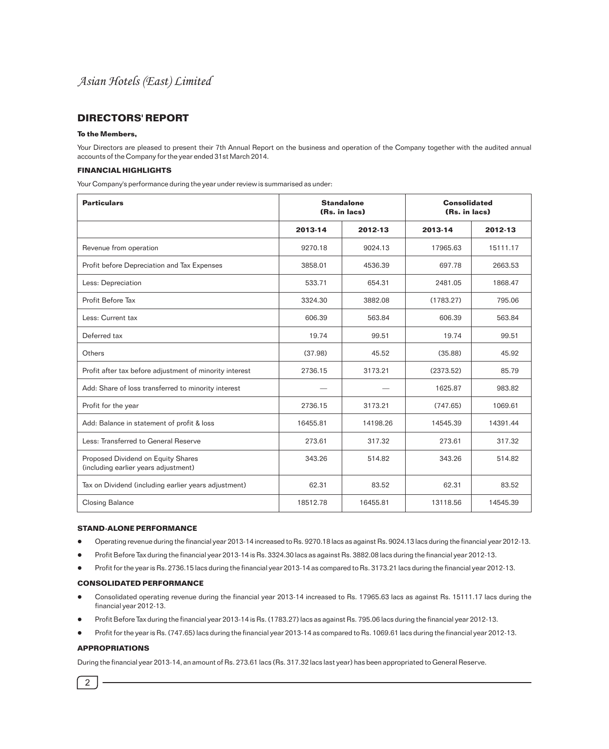## DIRECTORS' REPORT

**To the Members,**

Your Directors are pleased to present their 7th Annual Report on the business and operation of the Company together with the audited annual accounts of the Company for the year ended 31st March 2014.

### FINANCIAL HIGHLIGHTS

Your Company's performance during the year under review is summarised as under:

| Particulars | Standalone (Rs. in lacs) | | Consolidated (Rs. in lacs) | |
|---|---|---|---|---|
| | 2013-14 | 2012-13 | 2013-14 | 2012-13 |
| Revenue from operation | 9270.18 | 9024.13 | 17965.63 | 15111.17 |
| Profit before Depreciation and Tax Expenses | 3858.01 | 4536.39 | 697.78 | 2663.53 |
| Less: Depreciation | 533.71 | 654.31 | 2481.05 | 1868.47 |
| Profit Before Tax | 3324.30 | 3882.08 | (1783.27) | 795.06 |
| Less: Current tax | 606.39 | 563.84 | 606.39 | 563.84 |
| Deferred tax | 19.74 | 99.51 | 19.74 | 99.51 |
| Others | (37.98) | 45.52 | (35.88) | 45.92 |
| Profit after tax before adjustment of minority interest | 2736.15 | 3173.21 | (2373.52) | 85.79 |
| Add: Share of loss transferred to minority interest | — | — | 1625.87 | 983.82 |
| Profit for the year | 2736.15 | 3173.21 | (747.65) | 1069.61 |
| Add: Balance in statement of profit & loss | 16455.81 | 14198.26 | 14545.39 | 14391.44 |
| Less: Transferred to General Reserve | 273.61 | 317.32 | 273.61 | 317.32 |
| Proposed Dividend on Equity Shares (including earlier years adjustment) | 343.26 | 514.82 | 343.26 | 514.82 |
| Tax on Dividend (including earlier years adjustment) | 62.31 | 83.52 | 62.31 | 83.52 |
| Closing Balance | 18512.78 | 16455.81 | 13118.56 | 14545.39 |

### STAND-ALONE PERFORMANCE

- Operating revenue during the financial year 2013-14 increased to Rs. 9270.18 lacs as against Rs. 9024.13 lacs during the financial year 2012-13.
- Profit Before Tax during the financial year 2013-14 is Rs. 3324.30 lacs as against Rs. 3882.08 lacs during the financial year 2012-13.
- Profit for the year is Rs. 2736.15 lacs during the financial year 2013-14 as compared to Rs. 3173.21 lacs during the financial year 2012-13.

### CONSOLIDATED PERFORMANCE

- Consolidated operating revenue during the financial year 2013-14 increased to Rs. 17965.63 lacs as against Rs. 15111.17 lacs during the financial year 2012-13.
- Profit Before Tax during the financial year 2013-14 is Rs. (1783.27) lacs as against Rs. 795.06 lacs during the financial year 2012-13.
- Profit for the year is Rs. (747.65) lacs during the financial year 2013-14 as compared to Rs. 1069.61 lacs during the financial year 2012-13.

### APPROPRIATIONS

During the financial year 2013-14, an amount of Rs. 273.61 lacs (Rs. 317.32 lacs last year) has been appropriated to General Reserve.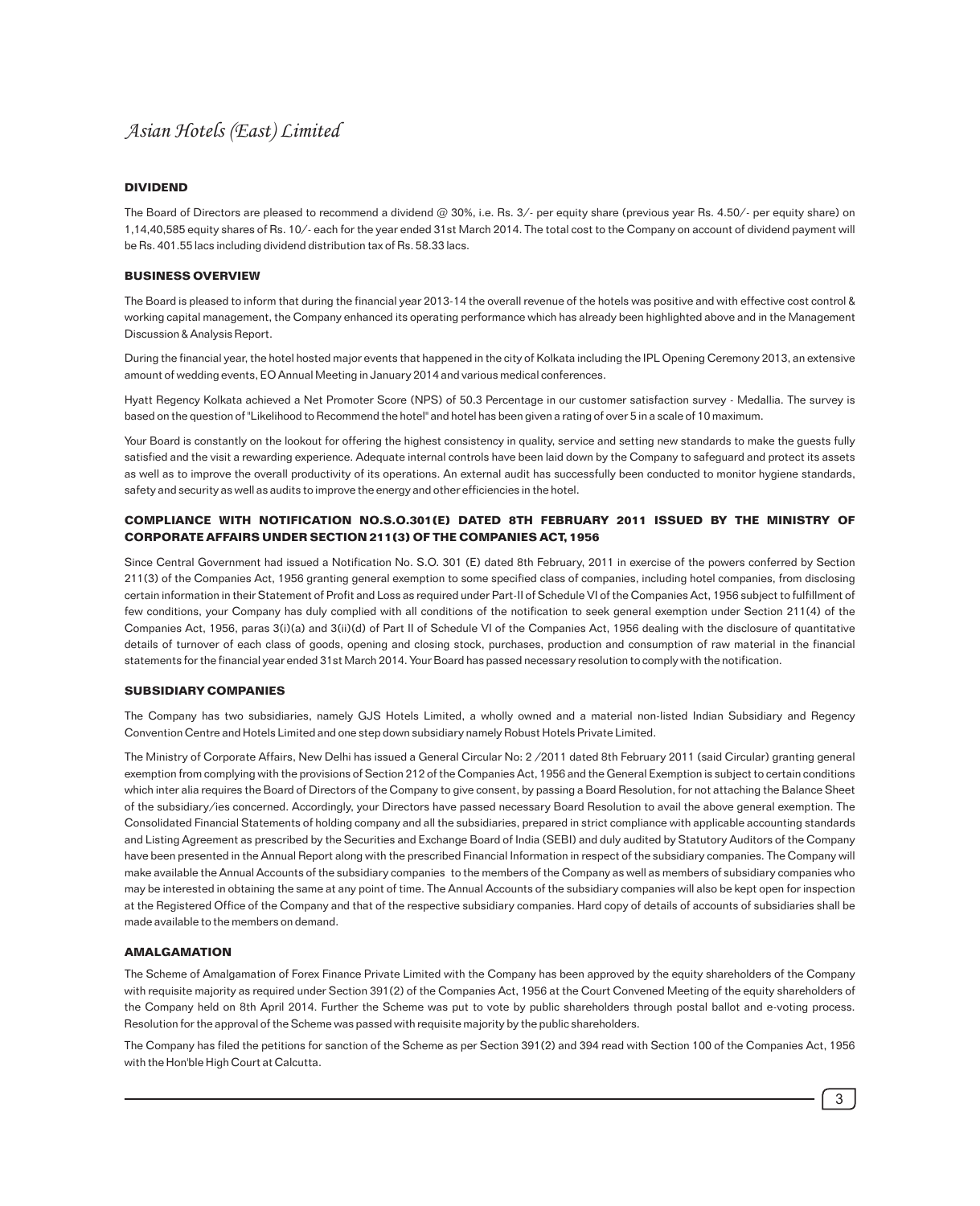## DIVIDEND

The Board of Directors are pleased to recommend a dividend @ 30%, i.e. Rs. 3/- per equity share (previous year Rs. 4.50/- per equity share) on 1,14,40,585 equity shares of Rs. 10/- each for the year ended 31st March 2014. The total cost to the Company on account of dividend payment will be Rs. 401.55 lacs including dividend distribution tax of Rs. 58.33 lacs.

## BUSINESS OVERVIEW

The Board is pleased to inform that during the financial year 2013-14 the overall revenue of the hotels was positive and with effective cost control & working capital management, the Company enhanced its operating performance which has already been highlighted above and in the Management Discussion & Analysis Report.

During the financial year, the hotel hosted major events that happened in the city of Kolkata including the IPL Opening Ceremony 2013, an extensive amount of wedding events, EO Annual Meeting in January 2014 and various medical conferences.

Hyatt Regency Kolkata achieved a Net Promoter Score (NPS) of 50.3 Percentage in our customer satisfaction survey - Medallia. The survey is based on the question of "Likelihood to Recommend the hotel" and hotel has been given a rating of over 5 in a scale of 10 maximum.

Your Board is constantly on the lookout for offering the highest consistency in quality, service and setting new standards to make the guests fully satisfied and the visit a rewarding experience. Adequate internal controls have been laid down by the Company to safeguard and protect its assets as well as to improve the overall productivity of its operations. An external audit has successfully been conducted to monitor hygiene standards, safety and security as well as audits to improve the energy and other efficiencies in the hotel.

## COMPLIANCE WITH NOTIFICATION NO.S.O.301(E) DATED 8TH FEBRUARY 2011 ISSUED BY THE MINISTRY OF CORPORATE AFFAIRS UNDER SECTION 211(3) OF THE COMPANIES ACT, 1956

Since Central Government had issued a Notification No. S.O. 301 (E) dated 8th February, 2011 in exercise of the powers conferred by Section 211(3) of the Companies Act, 1956 granting general exemption to some specified class of companies, including hotel companies, from disclosing certain information in their Statement of Profit and Loss as required under Part-II of Schedule VI of the Companies Act, 1956 subject to fulfillment of few conditions, your Company has duly complied with all conditions of the notification to seek general exemption under Section 211(4) of the Companies Act, 1956, paras 3(i)(a) and 3(ii)(d) of Part II of Schedule VI of the Companies Act, 1956 dealing with the disclosure of quantitative details of turnover of each class of goods, opening and closing stock, purchases, production and consumption of raw material in the financial statements for the financial year ended 31st March 2014. Your Board has passed necessary resolution to comply with the notification.

## SUBSIDIARY COMPANIES

The Company has two subsidiaries, namely GJS Hotels Limited, a wholly owned and a material non-listed Indian Subsidiary and Regency Convention Centre and Hotels Limited and one step down subsidiary namely Robust Hotels Private Limited.

The Ministry of Corporate Affairs, New Delhi has issued a General Circular No: 2 /2011 dated 8th February 2011 (said Circular) granting general exemption from complying with the provisions of Section 212 of the Companies Act, 1956 and the General Exemption is subject to certain conditions which inter alia requires the Board of Directors of the Company to give consent, by passing a Board Resolution, for not attaching the Balance Sheet of the subsidiary/ies concerned. Accordingly, your Directors have passed necessary Board Resolution to avail the above general exemption. The Consolidated Financial Statements of holding company and all the subsidiaries, prepared in strict compliance with applicable accounting standards and Listing Agreement as prescribed by the Securities and Exchange Board of India (SEBI) and duly audited by Statutory Auditors of the Company have been presented in the Annual Report along with the prescribed Financial Information in respect of the subsidiary companies. The Company will make available the Annual Accounts of the subsidiary companies to the members of the Company as well as members of subsidiary companies who may be interested in obtaining the same at any point of time. The Annual Accounts of the subsidiary companies will also be kept open for inspection at the Registered Office of the Company and that of the respective subsidiary companies. Hard copy of details of accounts of subsidiaries shall be made available to the members on demand.

## AMALGAMATION

The Scheme of Amalgamation of Forex Finance Private Limited with the Company has been approved by the equity shareholders of the Company with requisite majority as required under Section 391(2) of the Companies Act, 1956 at the Court Convened Meeting of the equity shareholders of the Company held on 8th April 2014. Further the Scheme was put to vote by public shareholders through postal ballot and e-voting process. Resolution for the approval of the Scheme was passed with requisite majority by the public shareholders.

The Company has filed the petitions for sanction of the Scheme as per Section 391(2) and 394 read with Section 100 of the Companies Act, 1956 with the Hon'ble High Court at Calcutta.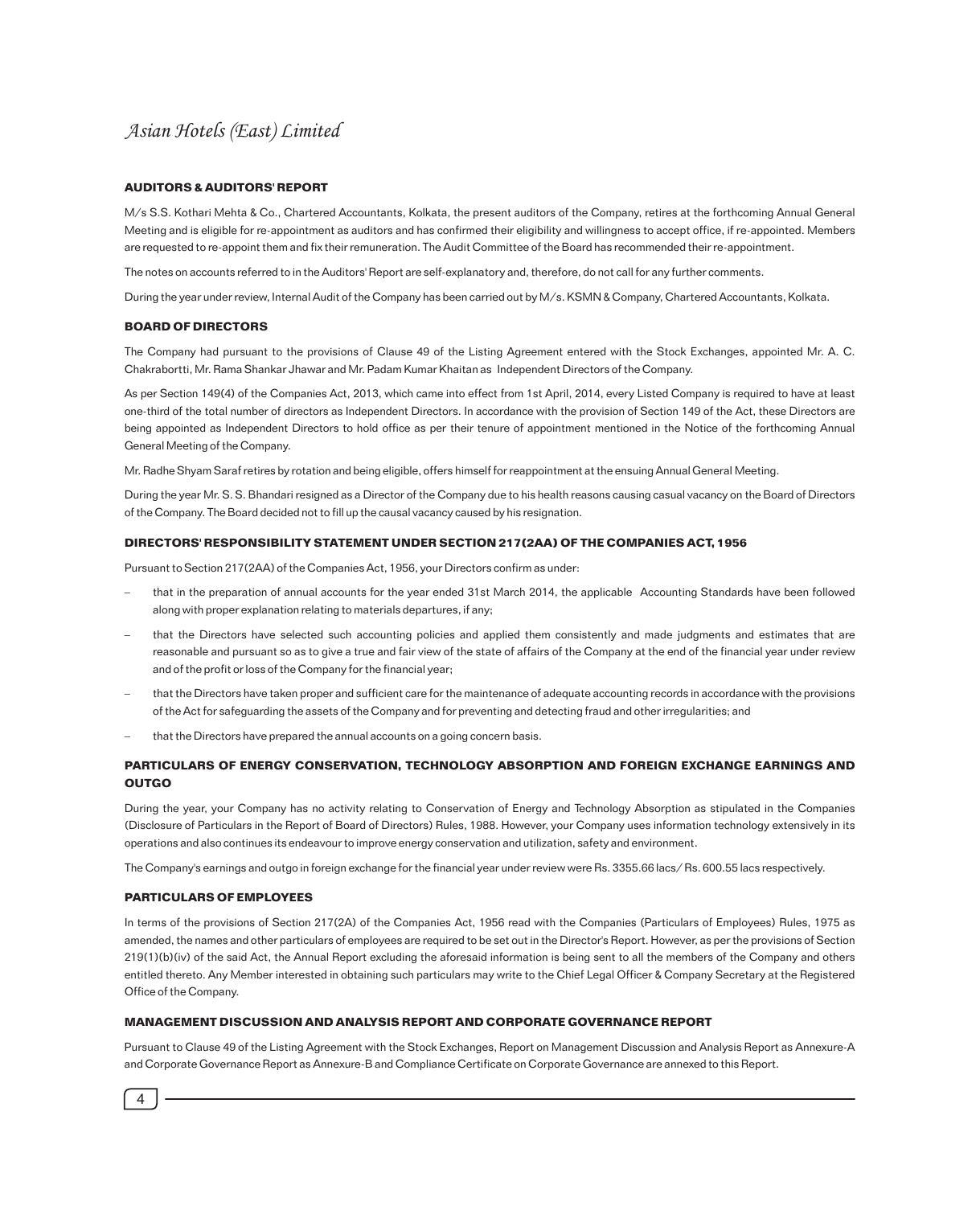## AUDITORS & AUDITORS' REPORT

M/s S.S. Kothari Mehta & Co., Chartered Accountants, Kolkata, the present auditors of the Company, retires at the forthcoming Annual General Meeting and is eligible for re-appointment as auditors and has confirmed their eligibility and willingness to accept office, if re-appointed. Members are requested to re-appoint them and fix their remuneration. The Audit Committee of the Board has recommended their re-appointment.

The notes on accounts referred to in the Auditors' Report are self-explanatory and, therefore, do not call for any further comments.

During the year under review, Internal Audit of the Company has been carried out by M/s. KSMN & Company, Chartered Accountants, Kolkata.

## BOARD OF DIRECTORS

The Company had pursuant to the provisions of Clause 49 of the Listing Agreement entered with the Stock Exchanges, appointed Mr. A. C. Chakrabortti, Mr. Rama Shankar Jhawar and Mr. Padam Kumar Khaitan as Independent Directors of the Company.

As per Section 149(4) of the Companies Act, 2013, which came into effect from 1st April, 2014, every Listed Company is required to have at least one-third of the total number of directors as Independent Directors. In accordance with the provision of Section 149 of the Act, these Directors are being appointed as Independent Directors to hold office as per their tenure of appointment mentioned in the Notice of the forthcoming Annual General Meeting of the Company.

Mr. Radhe Shyam Saraf retires by rotation and being eligible, offers himself for reappointment at the ensuing Annual General Meeting.

During the year Mr. S. S. Bhandari resigned as a Director of the Company due to his health reasons causing casual vacancy on the Board of Directors of the Company. The Board decided not to fill up the causal vacancy caused by his resignation.

## DIRECTORS' RESPONSIBILITY STATEMENT UNDER SECTION 217(2AA) OF THE COMPANIES ACT, 1956

Pursuant to Section 217(2AA) of the Companies Act, 1956, your Directors confirm as under:

- that in the preparation of annual accounts for the year ended 31st March 2014, the applicable Accounting Standards have been followed along with proper explanation relating to materials departures, if any;
- that the Directors have selected such accounting policies and applied them consistently and made judgments and estimates that are reasonable and pursuant so as to give a true and fair view of the state of affairs of the Company at the end of the financial year under review and of the profit or loss of the Company for the financial year;
- that the Directors have taken proper and sufficient care for the maintenance of adequate accounting records in accordance with the provisions of the Act for safeguarding the assets of the Company and for preventing and detecting fraud and other irregularities; and
- that the Directors have prepared the annual accounts on a going concern basis.

## PARTICULARS OF ENERGY CONSERVATION, TECHNOLOGY ABSORPTION AND FOREIGN EXCHANGE EARNINGS AND OUTGO

During the year, your Company has no activity relating to Conservation of Energy and Technology Absorption as stipulated in the Companies (Disclosure of Particulars in the Report of Board of Directors) Rules, 1988. However, your Company uses information technology extensively in its operations and also continues its endeavour to improve energy conservation and utilization, safety and environment.

The Company's earnings and outgo in foreign exchange for the financial year under review were Rs. 3355.66 lacs/ Rs. 600.55 lacs respectively.

## PARTICULARS OF EMPLOYEES

In terms of the provisions of Section 217(2A) of the Companies Act, 1956 read with the Companies (Particulars of Employees) Rules, 1975 as amended, the names and other particulars of employees are required to be set out in the Director's Report. However, as per the provisions of Section 219(1)(b)(iv) of the said Act, the Annual Report excluding the aforesaid information is being sent to all the members of the Company and others entitled thereto. Any Member interested in obtaining such particulars may write to the Chief Legal Officer & Company Secretary at the Registered Office of the Company.

## MANAGEMENT DISCUSSION AND ANALYSIS REPORT AND CORPORATE GOVERNANCE REPORT

Pursuant to Clause 49 of the Listing Agreement with the Stock Exchanges, Report on Management Discussion and Analysis Report as Annexure-A and Corporate Governance Report as Annexure-B and Compliance Certificate on Corporate Governance are annexed to this Report.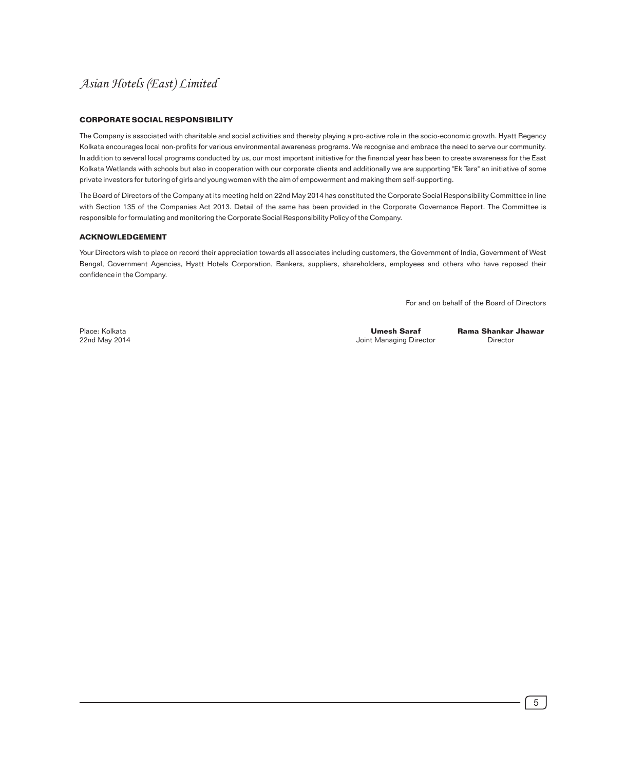## CORPORATE SOCIAL RESPONSIBILITY

The Company is associated with charitable and social activities and thereby playing a pro-active role in the socio-economic growth. Hyatt Regency Kolkata encourages local non-profits for various environmental awareness programs. We recognise and embrace the need to serve our community. In addition to several local programs conducted by us, our most important initiative for the financial year has been to create awareness for the East Kolkata Wetlands with schools but also in cooperation with our corporate clients and additionally we are supporting "Ek Tara" an initiative of some private investors for tutoring of girls and young women with the aim of empowerment and making them self-supporting.

The Board of Directors of the Company at its meeting held on 22nd May 2014 has constituted the Corporate Social Responsibility Committee in line with Section 135 of the Companies Act 2013. Detail of the same has been provided in the Corporate Governance Report. The Committee is responsible for formulating and monitoring the Corporate Social Responsibility Policy of the Company.

## ACKNOWLEDGEMENT

Your Directors wish to place on record their appreciation towards all associates including customers, the Government of India, Government of West Bengal, Government Agencies, Hyatt Hotels Corporation, Bankers, suppliers, shareholders, employees and others who have reposed their confidence in the Company.

For and on behalf of the Board of Directors

Place: Kolkata
22nd May 2014

**Umesh Saraf**
Joint Managing Director

**Rama Shankar Jhawar**
Director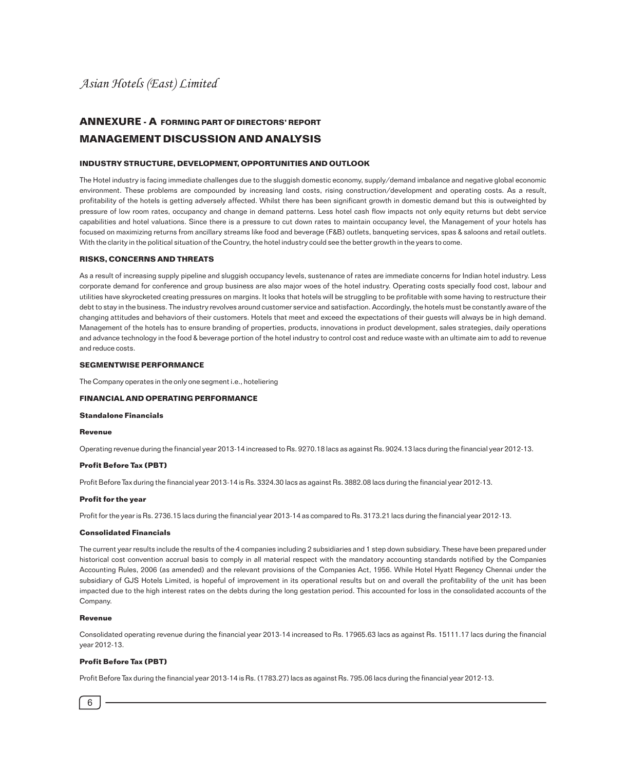## ANNEXURE - A FORMING PART OF DIRECTORS' REPORT

## MANAGEMENT DISCUSSION AND ANALYSIS

### INDUSTRY STRUCTURE, DEVELOPMENT, OPPORTUNITIES AND OUTLOOK

The Hotel industry is facing immediate challenges due to the sluggish domestic economy, supply/demand imbalance and negative global economic environment. These problems are compounded by increasing land costs, rising construction/development and operating costs. As a result, profitability of the hotels is getting adversely affected. Whilst there has been significant growth in domestic demand but this is outweighted by pressure of low room rates, occupancy and change in demand patterns. Less hotel cash flow impacts not only equity returns but debt service capabilities and hotel valuations. Since there is a pressure to cut down rates to maintain occupancy level, the Management of your hotels has focused on maximizing returns from ancillary streams like food and beverage (F&B) outlets, banqueting services, spas & saloons and retail outlets. With the clarity in the political situation of the Country, the hotel industry could see the better growth in the years to come.

### RISKS, CONCERNS AND THREATS

As a result of increasing supply pipeline and sluggish occupancy levels, sustenance of rates are immediate concerns for Indian hotel industry. Less corporate demand for conference and group business are also major woes of the hotel industry. Operating costs specially food cost, labour and utilities have skyrocketed creating pressures on margins. It looks that hotels will be struggling to be profitable with some having to restructure their debt to stay in the business. The industry revolves around customer service and satisfaction. Accordingly, the hotels must be constantly aware of the changing attitudes and behaviors of their customers. Hotels that meet and exceed the expectations of their guests will always be in high demand. Management of the hotels has to ensure branding of properties, products, innovations in product development, sales strategies, daily operations and advance technology in the food & beverage portion of the hotel industry to control cost and reduce waste with an ultimate aim to add to revenue and reduce costs.

### SEGMENTWISE PERFORMANCE

The Company operates in the only one segment i.e., hoteliering

### FINANCIAL AND OPERATING PERFORMANCE

#### Standalone Financials

**Revenue**

Operating revenue during the financial year 2013-14 increased to Rs. 9270.18 lacs as against Rs. 9024.13 lacs during the financial year 2012-13.

**Profit Before Tax (PBT)**

Profit Before Tax during the financial year 2013-14 is Rs. 3324.30 lacs as against Rs. 3882.08 lacs during the financial year 2012-13.

**Profit for the year**

Profit for the year is Rs. 2736.15 lacs during the financial year 2013-14 as compared to Rs. 3173.21 lacs during the financial year 2012-13.

#### Consolidated Financials

The current year results include the results of the 4 companies including 2 subsidiaries and 1 step down subsidiary. These have been prepared under historical cost convention accrual basis to comply in all material respect with the mandatory accounting standards notified by the Companies Accounting Rules, 2006 (as amended) and the relevant provisions of the Companies Act, 1956. While Hotel Hyatt Regency Chennai under the subsidiary of GJS Hotels Limited, is hopeful of improvement in its operational results but on and overall the profitability of the unit has been impacted due to the high interest rates on the debts during the long gestation period. This accounted for loss in the consolidated accounts of the Company.

**Revenue**

Consolidated operating revenue during the financial year 2013-14 increased to Rs. 17965.63 lacs as against Rs. 15111.17 lacs during the financial year 2012-13.

**Profit Before Tax (PBT)**

Profit Before Tax during the financial year 2013-14 is Rs. (1783.27) lacs as against Rs. 795.06 lacs during the financial year 2012-13.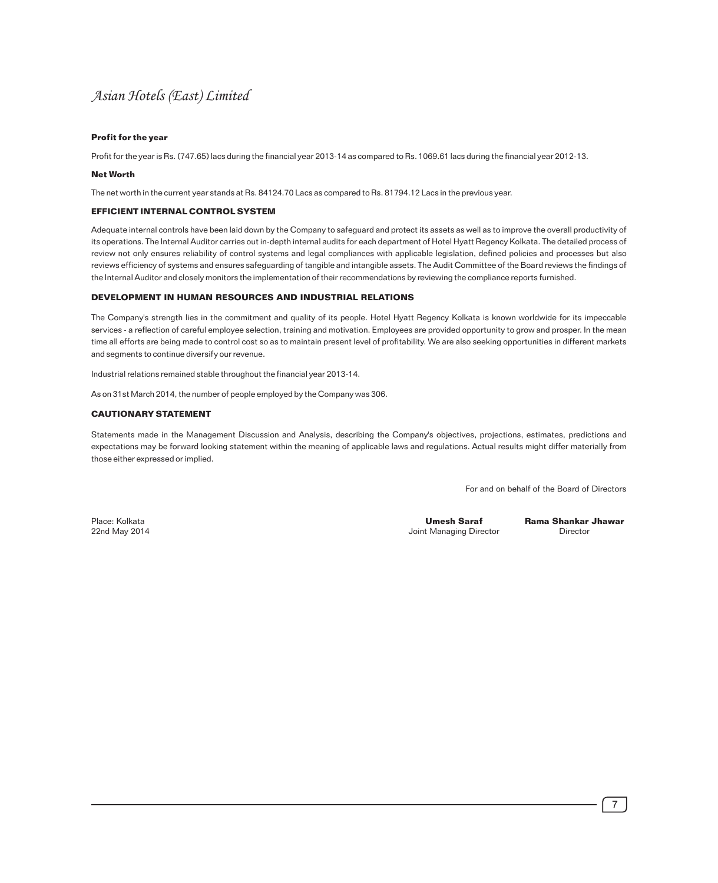**Profit for the year**

Profit for the year is Rs. (747.65) lacs during the financial year 2013-14 as compared to Rs. 1069.61 lacs during the financial year 2012-13.

**Net Worth**

The net worth in the current year stands at Rs. 84124.70 Lacs as compared to Rs. 81794.12 Lacs in the previous year.

## EFFICIENT INTERNAL CONTROL SYSTEM

Adequate internal controls have been laid down by the Company to safeguard and protect its assets as well as to improve the overall productivity of its operations. The Internal Auditor carries out in-depth internal audits for each department of Hotel Hyatt Regency Kolkata. The detailed process of review not only ensures reliability of control systems and legal compliances with applicable legislation, defined policies and processes but also reviews efficiency of systems and ensures safeguarding of tangible and intangible assets. The Audit Committee of the Board reviews the findings of the Internal Auditor and closely monitors the implementation of their recommendations by reviewing the compliance reports furnished.

## DEVELOPMENT IN HUMAN RESOURCES AND INDUSTRIAL RELATIONS

The Company's strength lies in the commitment and quality of its people. Hotel Hyatt Regency Kolkata is known worldwide for its impeccable services - a reflection of careful employee selection, training and motivation. Employees are provided opportunity to grow and prosper. In the mean time all efforts are being made to control cost so as to maintain present level of profitability. We are also seeking opportunities in different markets and segments to continue diversify our revenue.

Industrial relations remained stable throughout the financial year 2013-14.

As on 31st March 2014, the number of people employed by the Company was 306.

## CAUTIONARY STATEMENT

Statements made in the Management Discussion and Analysis, describing the Company's objectives, projections, estimates, predictions and expectations may be forward looking statement within the meaning of applicable laws and regulations. Actual results might differ materially from those either expressed or implied.

For and on behalf of the Board of Directors

Place: Kolkata
22nd May 2014

**Umesh Saraf**
Joint Managing Director

**Rama Shankar Jhawar**
Director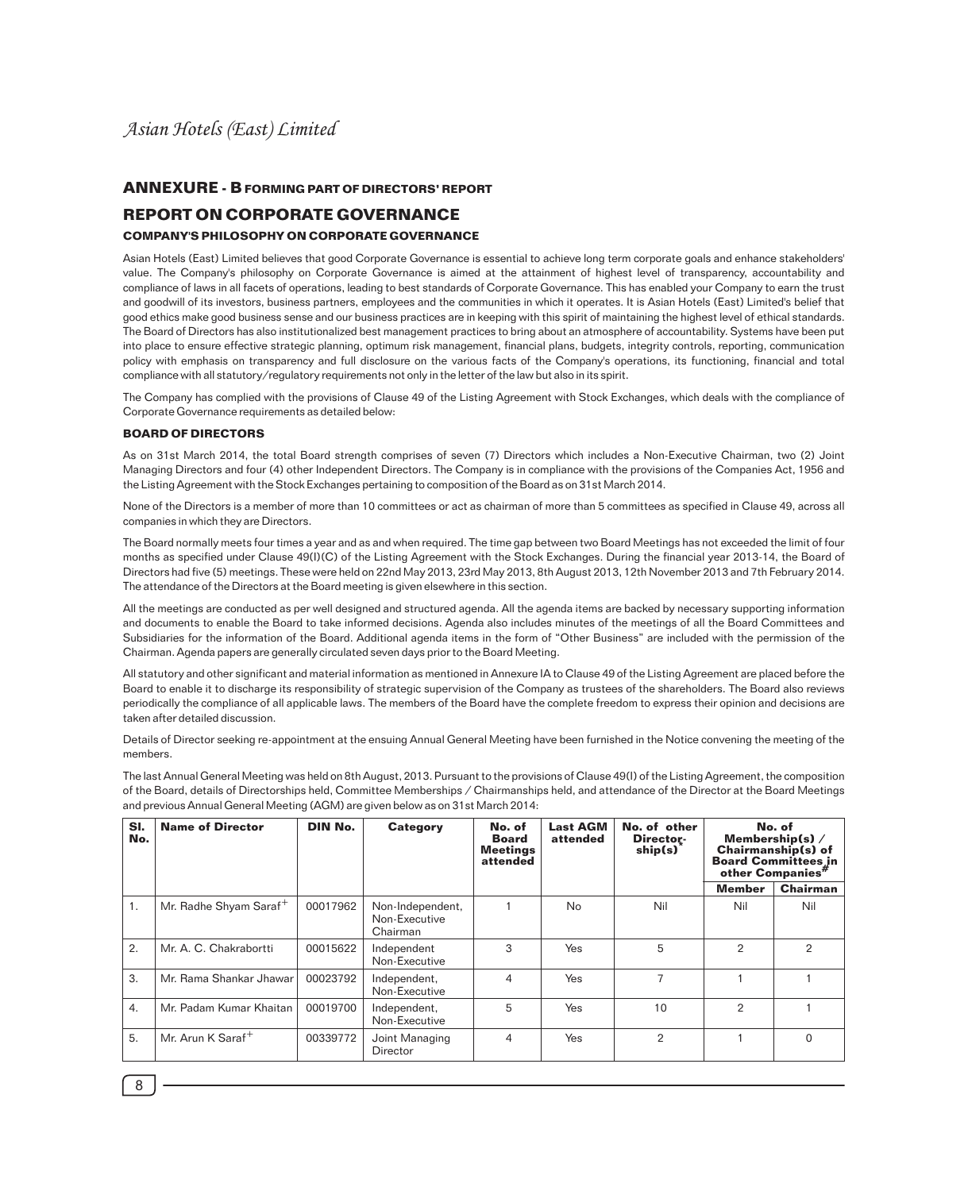## ANNEXURE - B FORMING PART OF DIRECTORS' REPORT

## REPORT ON CORPORATE GOVERNANCE

### COMPANY'S PHILOSOPHY ON CORPORATE GOVERNANCE

Asian Hotels (East) Limited believes that good Corporate Governance is essential to achieve long term corporate goals and enhance stakeholders' value. The Company's philosophy on Corporate Governance is aimed at the attainment of highest level of transparency, accountability and compliance of laws in all facets of operations, leading to best standards of Corporate Governance. This has enabled your Company to earn the trust and goodwill of its investors, business partners, employees and the communities in which it operates. It is Asian Hotels (East) Limited's belief that good ethics make good business sense and our business practices are in keeping with this spirit of maintaining the highest level of ethical standards. The Board of Directors has also institutionalized best management practices to bring about an atmosphere of accountability. Systems have been put into place to ensure effective strategic planning, optimum risk management, financial plans, budgets, integrity controls, reporting, communication policy with emphasis on transparency and full disclosure on the various facts of the Company's operations, its functioning, financial and total compliance with all statutory/regulatory requirements not only in the letter of the law but also in its spirit.

The Company has complied with the provisions of Clause 49 of the Listing Agreement with Stock Exchanges, which deals with the compliance of Corporate Governance requirements as detailed below:

### BOARD OF DIRECTORS

As on 31st March 2014, the total Board strength comprises of seven (7) Directors which includes a Non-Executive Chairman, two (2) Joint Managing Directors and four (4) other Independent Directors. The Company is in compliance with the provisions of the Companies Act, 1956 and the Listing Agreement with the Stock Exchanges pertaining to composition of the Board as on 31st March 2014.

None of the Directors is a member of more than 10 committees or act as chairman of more than 5 committees as specified in Clause 49, across all companies in which they are Directors.

The Board normally meets four times a year and as and when required. The time gap between two Board Meetings has not exceeded the limit of four months as specified under Clause 49(I)(C) of the Listing Agreement with the Stock Exchanges. During the financial year 2013-14, the Board of Directors had five (5) meetings. These were held on 22nd May 2013, 23rd May 2013, 8th August 2013, 12th November 2013 and 7th February 2014. The attendance of the Directors at the Board meeting is given elsewhere in this section.

All the meetings are conducted as per well designed and structured agenda. All the agenda items are backed by necessary supporting information and documents to enable the Board to take informed decisions. Agenda also includes minutes of the meetings of all the Board Committees and Subsidiaries for the information of the Board. Additional agenda items in the form of "Other Business" are included with the permission of the Chairman. Agenda papers are generally circulated seven days prior to the Board Meeting.

All statutory and other significant and material information as mentioned in Annexure IA to Clause 49 of the Listing Agreement are placed before the Board to enable it to discharge its responsibility of strategic supervision of the Company as trustees of the shareholders. The Board also reviews periodically the compliance of all applicable laws. The members of the Board have the complete freedom to express their opinion and decisions are taken after detailed discussion.

Details of Director seeking re-appointment at the ensuing Annual General Meeting have been furnished in the Notice convening the meeting of the members.

The last Annual General Meeting was held on 8th August, 2013. Pursuant to the provisions of Clause 49(I) of the Listing Agreement, the composition of the Board, details of Directorships held, Committee Memberships / Chairmanships held, and attendance of the Director at the Board Meetings and previous Annual General Meeting (AGM) are given below as on 31st March 2014:

| Sl. No. | Name of Director | DIN No. | Category | No. of Board Meetings attended | Last AGM attended | No. of other Directorship(s)* | No. of Membership(s) / Chairmanship(s) of Board Committees in other Companies# | |
|---|---|---|---|---|---|---|---|---|
| | | | | | | | Member | Chairman |
| 1. | Mr. Radhe Shyam Saraf+ | 00017962 | Non-Independent, Non-Executive Chairman | 1 | No | Nil | Nil | Nil |
| 2. | Mr. A. C. Chakrabortti | 00015622 | Independent Non-Executive | 3 | Yes | 5 | 2 | 2 |
| 3. | Mr. Rama Shankar Jhawar | 00023792 | Independent, Non-Executive | 4 | Yes | 7 | 1 | 1 |
| 4. | Mr. Padam Kumar Khaitan | 00019700 | Independent, Non-Executive | 5 | Yes | 10 | 2 | 1 |
| 5. | Mr. Arun K Saraf+ | 00339772 | Joint Managing Director | 4 | Yes | 2 | 1 | 0 |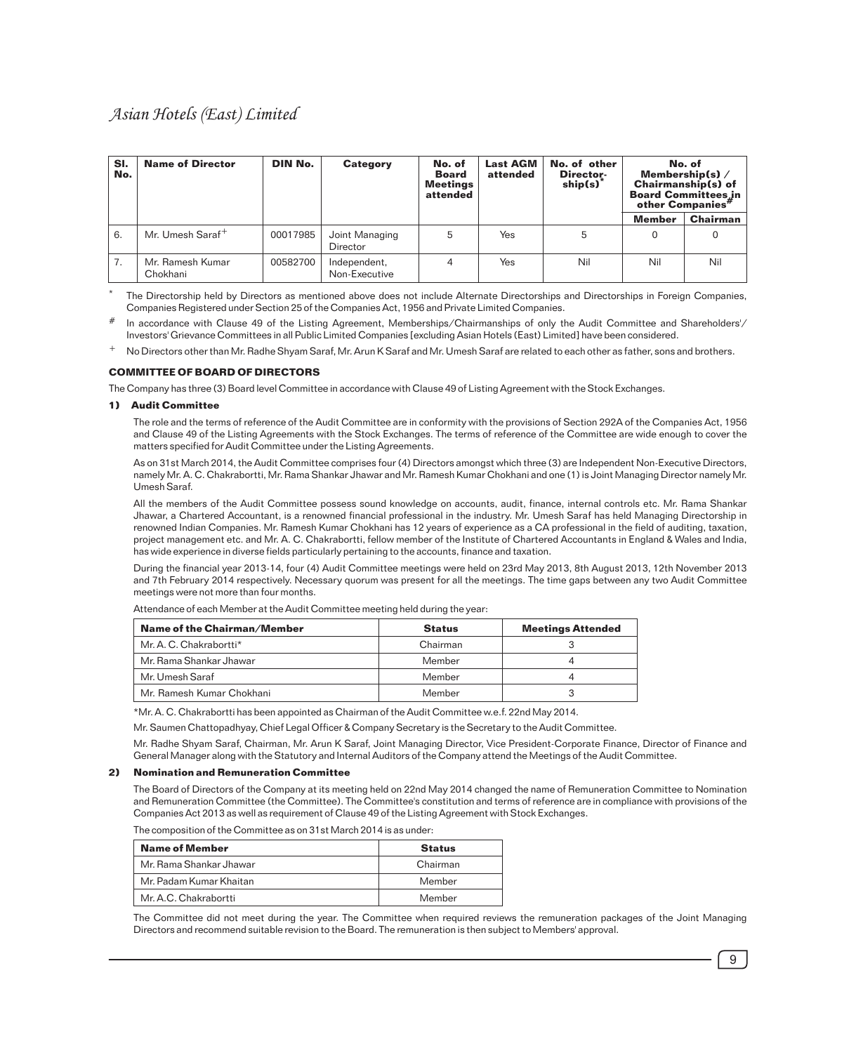| Sl. No. | Name of Director | DIN No. | Category | No. of Board Meetings attended | Last AGM attended | No. of other Directorship(s)* | No. of Membership(s) / Chairmanship(s) of Board Committees in other Companies# | |
|---|---|---|---|---|---|---|---|---|
| | | | | | | | Member | Chairman |
| 6. | Mr. Umesh Saraf+ | 00017985 | Joint Managing Director | 5 | Yes | 5 | 0 | 0 |
| 7. | Mr. Ramesh Kumar Chokhani | 00582700 | Independent, Non-Executive | 4 | Yes | Nil | Nil | Nil |

\* The Directorship held by Directors as mentioned above does not include Alternate Directorships and Directorships in Foreign Companies, Companies Registered under Section 25 of the Companies Act, 1956 and Private Limited Companies.

\# In accordance with Clause 49 of the Listing Agreement, Memberships/Chairmanships of only the Audit Committee and Shareholders'/ Investors' Grievance Committees in all Public Limited Companies [excluding Asian Hotels (East) Limited] have been considered.

\+ No Directors other than Mr. Radhe Shyam Saraf, Mr. Arun K Saraf and Mr. Umesh Saraf are related to each other as father, sons and brothers.

## COMMITTEE OF BOARD OF DIRECTORS

The Company has three (3) Board level Committee in accordance with Clause 49 of Listing Agreement with the Stock Exchanges.

### 1) Audit Committee

The role and the terms of reference of the Audit Committee are in conformity with the provisions of Section 292A of the Companies Act, 1956 and Clause 49 of the Listing Agreements with the Stock Exchanges. The terms of reference of the Committee are wide enough to cover the matters specified for Audit Committee under the Listing Agreements.

As on 31st March 2014, the Audit Committee comprises four (4) Directors amongst which three (3) are Independent Non-Executive Directors, namely Mr. A. C. Chakrabortti, Mr. Rama Shankar Jhawar and Mr. Ramesh Kumar Chokhani and one (1) is Joint Managing Director namely Mr. Umesh Saraf.

All the members of the Audit Committee possess sound knowledge on accounts, audit, finance, internal controls etc. Mr. Rama Shankar Jhawar, a Chartered Accountant, is a renowned financial professional in the industry. Mr. Umesh Saraf has held Managing Directorship in renowned Indian Companies. Mr. Ramesh Kumar Chokhani has 12 years of experience as a CA professional in the field of auditing, taxation, project management etc. and Mr. A. C. Chakrabortti, fellow member of the Institute of Chartered Accountants in England & Wales and India, has wide experience in diverse fields particularly pertaining to the accounts, finance and taxation.

During the financial year 2013-14, four (4) Audit Committee meetings were held on 23rd May 2013, 8th August 2013, 12th November 2013 and 7th February 2014 respectively. Necessary quorum was present for all the meetings. The time gaps between any two Audit Committee meetings were not more than four months.

Attendance of each Member at the Audit Committee meeting held during the year:

| Name of the Chairman/Member | Status | Meetings Attended |
|---|---|---|
| Mr. A. C. Chakrabortti* | Chairman | 3 |
| Mr. Rama Shankar Jhawar | Member | 4 |
| Mr. Umesh Saraf | Member | 4 |
| Mr. Ramesh Kumar Chokhani | Member | 3 |

\*Mr. A. C. Chakrabortti has been appointed as Chairman of the Audit Committee w.e.f. 22nd May 2014.

Mr. Saumen Chattopadhyay, Chief Legal Officer & Company Secretary is the Secretary to the Audit Committee.

Mr. Radhe Shyam Saraf, Chairman, Mr. Arun K Saraf, Joint Managing Director, Vice President-Corporate Finance, Director of Finance and General Manager along with the Statutory and Internal Auditors of the Company attend the Meetings of the Audit Committee.

### 2) Nomination and Remuneration Committee

The Board of Directors of the Company at its meeting held on 22nd May 2014 changed the name of Remuneration Committee to Nomination and Remuneration Committee (the Committee). The Committee's constitution and terms of reference are in compliance with provisions of the Companies Act 2013 as well as requirement of Clause 49 of the Listing Agreement with Stock Exchanges.

The composition of the Committee as on 31st March 2014 is as under:

| Name of Member | Status |
|---|---|
| Mr. Rama Shankar Jhawar | Chairman |
| Mr. Padam Kumar Khaitan | Member |
| Mr. A.C. Chakrabortti | Member |

The Committee did not meet during the year. The Committee when required reviews the remuneration packages of the Joint Managing Directors and recommend suitable revision to the Board. The remuneration is then subject to Members' approval.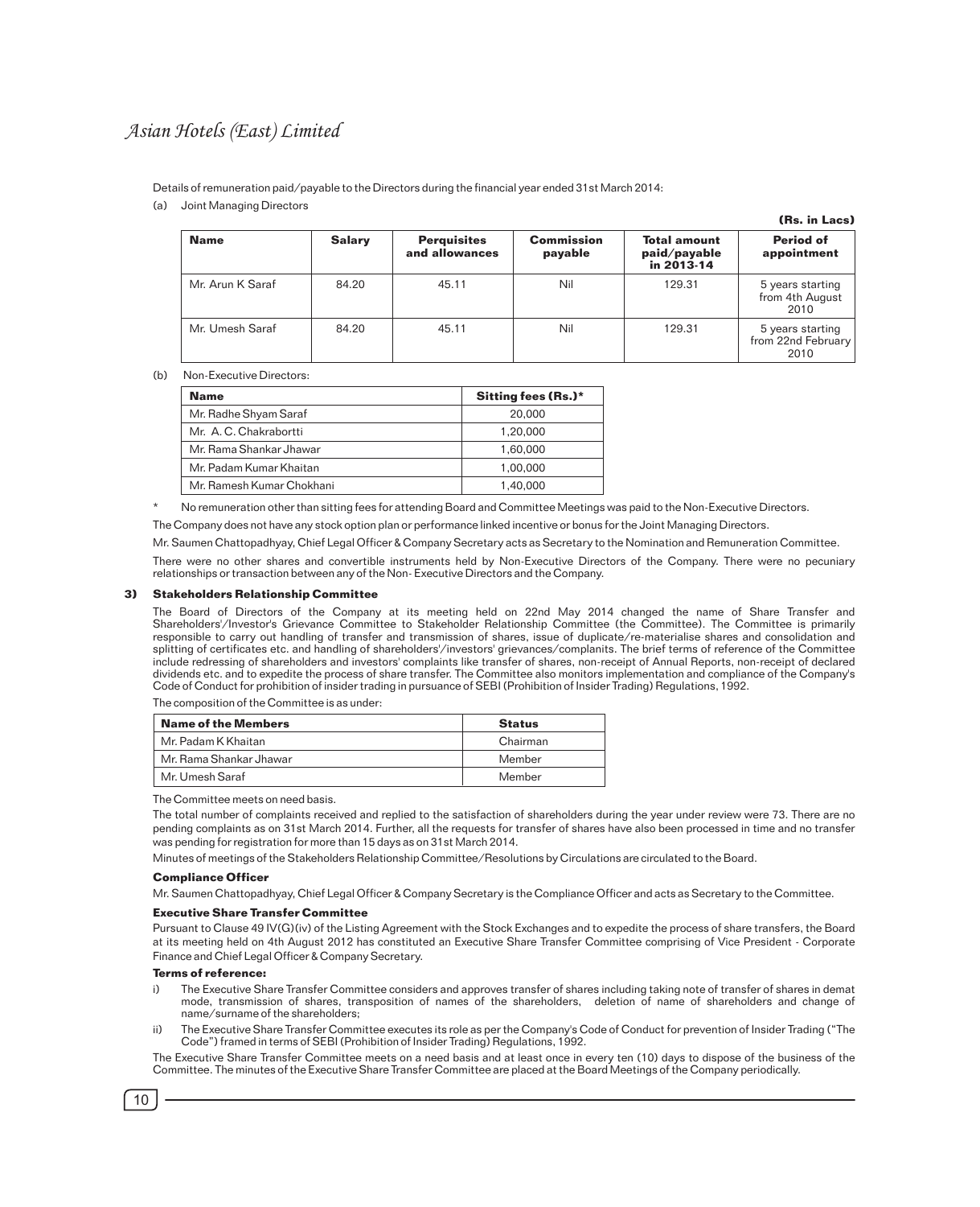Details of remuneration paid/payable to the Directors during the financial year ended 31st March 2014:

(a) Joint Managing Directors

(Rs. in Lacs)

| Name | Salary | Perquisites and allowances | Commission payable | Total amount paid/payable in 2013-14 | Period of appointment |
|---|---|---|---|---|---|
| Mr. Arun K Saraf | 84.20 | 45.11 | Nil | 129.31 | 5 years starting from 4th August 2010 |
| Mr. Umesh Saraf | 84.20 | 45.11 | Nil | 129.31 | 5 years starting from 22nd February 2010 |

(b) Non-Executive Directors:

| Name | Sitting fees (Rs.)* |
|---|---|
| Mr. Radhe Shyam Saraf | 20,000 |
| Mr. A. C. Chakrabortti | 1,20,000 |
| Mr. Rama Shankar Jhawar | 1,60,000 |
| Mr. Padam Kumar Khaitan | 1,00,000 |
| Mr. Ramesh Kumar Chokhani | 1,40,000 |

\* No remuneration other than sitting fees for attending Board and Committee Meetings was paid to the Non-Executive Directors.

The Company does not have any stock option plan or performance linked incentive or bonus for the Joint Managing Directors.

Mr. Saumen Chattopadhyay, Chief Legal Officer & Company Secretary acts as Secretary to the Nomination and Remuneration Committee.

There were no other shares and convertible instruments held by Non-Executive Directors of the Company. There were no pecuniary relationships or transaction between any of the Non- Executive Directors and the Company.

### 3) Stakeholders Relationship Committee

The Board of Directors of the Company at its meeting held on 22nd May 2014 changed the name of Share Transfer and Shareholders'/Investor's Grievance Committee to Stakeholder Relationship Committee (the Committee). The Committee is primarily responsible to carry out handling of transfer and transmission of shares, issue of duplicate/re-materialise shares and consolidation and splitting of certificates etc. and handling of shareholders'/investors' grievances/complanits. The brief terms of reference of the Committee include redressing of shareholders and investors' complaints like transfer of shares, non-receipt of Annual Reports, non-receipt of declared dividends etc. and to expedite the process of share transfer. The Committee also monitors implementation and compliance of the Company's Code of Conduct for prohibition of insider trading in pursuance of SEBI (Prohibition of Insider Trading) Regulations, 1992.

The composition of the Committee is as under:

| Name of the Members | Status |
|---|---|
| Mr. Padam K Khaitan | Chairman |
| Mr. Rama Shankar Jhawar | Member |
| Mr. Umesh Saraf | Member |

The Committee meets on need basis.

The total number of complaints received and replied to the satisfaction of shareholders during the year under review were 73. There are no pending complaints as on 31st March 2014. Further, all the requests for transfer of shares have also been processed in time and no transfer was pending for registration for more than 15 days as on 31st March 2014.

Minutes of meetings of the Stakeholders Relationship Committee/Resolutions by Circulations are circulated to the Board.

#### Compliance Officer

Mr. Saumen Chattopadhyay, Chief Legal Officer & Company Secretary is the Compliance Officer and acts as Secretary to the Committee.

#### Executive Share Transfer Committee

Pursuant to Clause 49 IV(G)(iv) of the Listing Agreement with the Stock Exchanges and to expedite the process of share transfers, the Board at its meeting held on 4th August 2012 has constituted an Executive Share Transfer Committee comprising of Vice President - Corporate Finance and Chief Legal Officer & Company Secretary.

#### Terms of reference:

i) The Executive Share Transfer Committee considers and approves transfer of shares including taking note of transfer of shares in demat mode, transmission of shares, transposition of names of the shareholders, deletion of name of shareholders and change of name/surname of the shareholders;

ii) The Executive Share Transfer Committee executes its role as per the Company's Code of Conduct for prevention of Insider Trading ("The Code") framed in terms of SEBI (Prohibition of Insider Trading) Regulations, 1992.

The Executive Share Transfer Committee meets on a need basis and at least once in every ten (10) days to dispose of the business of the Committee. The minutes of the Executive Share Transfer Committee are placed at the Board Meetings of the Company periodically.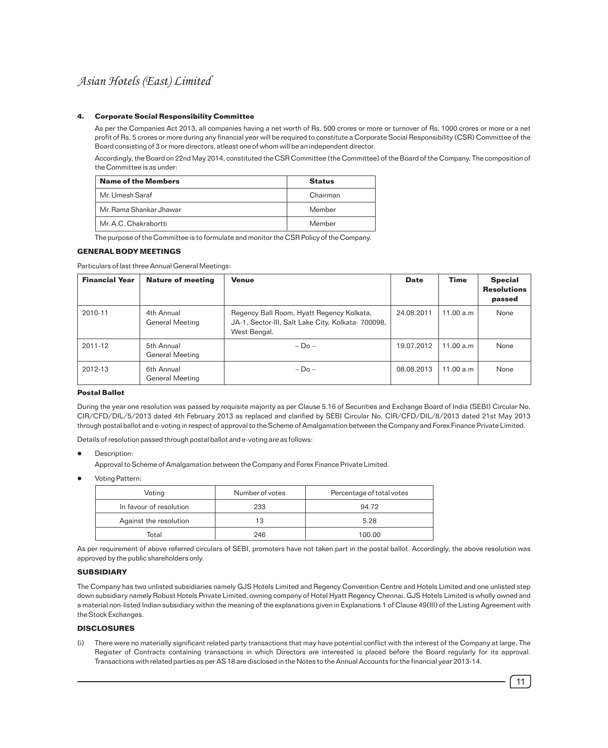#### 4. Corporate Social Responsibility Committee

As per the Companies Act 2013, all companies having a net worth of Rs. 500 crores or more or turnover of Rs. 1000 crores or more or a net profit of Rs. 5 crores or more during any financial year will be required to constitute a Corporate Social Responsibility (CSR) Committee of the Board consisting of 3 or more directors, atleast one of whom will be an independent director.

Accordingly, the Board on 22nd May 2014, constituted the CSR Committee (the Committee) of the Board of the Company. The composition of the Committee is as under:

| Name of the Members | Status |
|---|---|
| Mr. Umesh Saraf | Chairman |
| Mr. Rama Shankar Jhawar | Member |
| Mr. A.C. Chakrabortti | Member |

The purpose of the Committee is to formulate and monitor the CSR Policy of the Company.

### GENERAL BODY MEETINGS

Particulars of last three Annual General Meetings:

| Financial Year | Nature of meeting | Venue | Date | Time | Special Resolutions passed |
|---|---|---|---|---|---|
| 2010-11 | 4th Annual General Meeting | Regency Ball Room, Hyatt Regency Kolkata, JA-1, Sector-III, Salt Lake City, Kolkata- 700098, West Bengal. | 24.08.2011 | 11.00 a.m | None |
| 2011-12 | 5th Annual General Meeting | – Do – | 19.07.2012 | 11.00 a.m | None |
| 2012-13 | 6th Annual General Meeting | – Do – | 08.08.2013 | 11.00 a.m | None |

#### Postal Ballot

During the year one resolution was passed by requisite majority as per Clause 5.16 of Securities and Exchange Board of India (SEBI) Circular No. CIR/CFD/DIL/5/2013 dated 4th February 2013 as replaced and clarified by SEBI Circular No. CIR/CFD/DIL/8/2013 dated 21st May 2013 through postal ballot and e-voting in respect of approval to the Scheme of Amalgamation between the Company and Forex Finance Private Limited.

Details of resolution passed through postal ballot and e-voting are as follows:

- Description:

  Approval to Scheme of Amalgamation between the Company and Forex Finance Private Limited.

- Voting Pattern:

| Voting | Number of votes | Percentage of total votes |
|---|---|---|
| In favour of resolution | 233 | 94.72 |
| Against the resolution | 13 | 5.28 |
| Total | 246 | 100.00 |

As per requirement of above referred circulars of SEBI, promoters have not taken part in the postal ballot. Accordingly, the above resolution was approved by the public shareholders only.

### SUBSIDIARY

The Company has two unlisted subsidiaries namely GJS Hotels Limited and Regency Convention Centre and Hotels Limited and one unlisted step down subsidiary namely Robust Hotels Private Limited, owning company of Hotel Hyatt Regency Chennai. GJS Hotels Limited is wholly owned and a material non-listed Indian subsidiary within the meaning of the explanations given in Explanations 1 of Clause 49(III) of the Listing Agreement with the Stock Exchanges.

### DISCLOSURES

(i) There were no materially significant related party transactions that may have potential conflict with the interest of the Company at large. The Register of Contracts containing transactions in which Directors are interested is placed before the Board regularly for its approval. Transactions with related parties as per AS 18 are disclosed in the Notes to the Annual Accounts for the financial year 2013-14.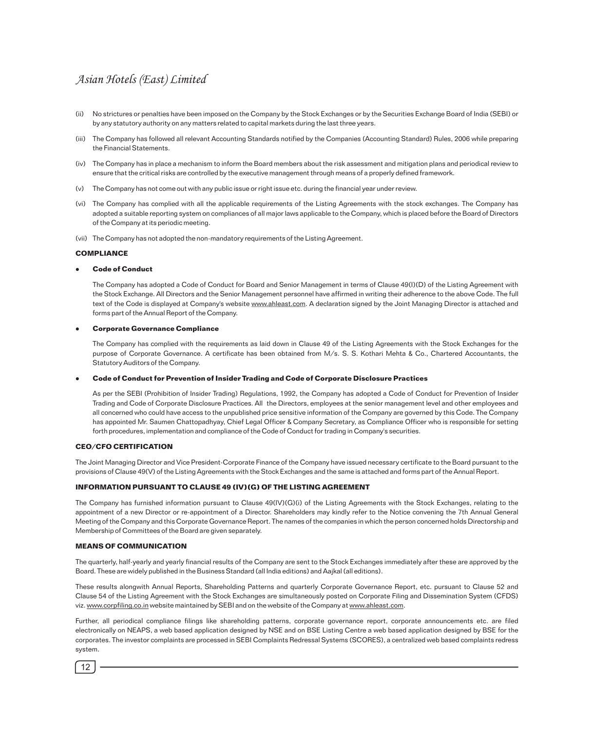(ii) No strictures or penalties have been imposed on the Company by the Stock Exchanges or by the Securities Exchange Board of India (SEBI) or by any statutory authority on any matters related to capital markets during the last three years.

(iii) The Company has followed all relevant Accounting Standards notified by the Companies (Accounting Standard) Rules, 2006 while preparing the Financial Statements.

(iv) The Company has in place a mechanism to inform the Board members about the risk assessment and mitigation plans and periodical review to ensure that the critical risks are controlled by the executive management through means of a properly defined framework.

(v) The Company has not come out with any public issue or right issue etc. during the financial year under review.

(vi) The Company has complied with all the applicable requirements of the Listing Agreements with the stock exchanges. The Company has adopted a suitable reporting system on compliances of all major laws applicable to the Company, which is placed before the Board of Directors of the Company at its periodic meeting.

(vii) The Company has not adopted the non-mandatory requirements of the Listing Agreement.

**COMPLIANCE**

- **Code of Conduct**

  The Company has adopted a Code of Conduct for Board and Senior Management in terms of Clause 49(I)(D) of the Listing Agreement with the Stock Exchange. All Directors and the Senior Management personnel have affirmed in writing their adherence to the above Code. The full text of the Code is displayed at Company's website www.ahleast.com. A declaration signed by the Joint Managing Director is attached and forms part of the Annual Report of the Company.

- **Corporate Governance Compliance**

  The Company has complied with the requirements as laid down in Clause 49 of the Listing Agreements with the Stock Exchanges for the purpose of Corporate Governance. A certificate has been obtained from M/s. S. S. Kothari Mehta & Co., Chartered Accountants, the Statutory Auditors of the Company.

- **Code of Conduct for Prevention of Insider Trading and Code of Corporate Disclosure Practices**

  As per the SEBI (Prohibition of Insider Trading) Regulations, 1992, the Company has adopted a Code of Conduct for Prevention of Insider Trading and Code of Corporate Disclosure Practices. All the Directors, employees at the senior management level and other employees and all concerned who could have access to the unpublished price sensitive information of the Company are governed by this Code. The Company has appointed Mr. Saumen Chattopadhyay, Chief Legal Officer & Company Secretary, as Compliance Officer who is responsible for setting forth procedures, implementation and compliance of the Code of Conduct for trading in Company's securities.

**CEO/CFO CERTIFICATION**

The Joint Managing Director and Vice President-Corporate Finance of the Company have issued necessary certificate to the Board pursuant to the provisions of Clause 49(V) of the Listing Agreements with the Stock Exchanges and the same is attached and forms part of the Annual Report.

**INFORMATION PURSUANT TO CLAUSE 49 (IV)(G) OF THE LISTING AGREEMENT**

The Company has furnished information pursuant to Clause 49(IV)(G)(i) of the Listing Agreements with the Stock Exchanges, relating to the appointment of a new Director or re-appointment of a Director. Shareholders may kindly refer to the Notice convening the 7th Annual General Meeting of the Company and this Corporate Governance Report. The names of the companies in which the person concerned holds Directorship and Membership of Committees of the Board are given separately.

**MEANS OF COMMUNICATION**

The quarterly, half-yearly and yearly financial results of the Company are sent to the Stock Exchanges immediately after these are approved by the Board. These are widely published in the Business Standard (all India editions) and Aajkal (all editions).

These results alongwith Annual Reports, Shareholding Patterns and quarterly Corporate Governance Report, etc. pursuant to Clause 52 and Clause 54 of the Listing Agreement with the Stock Exchanges are simultaneously posted on Corporate Filing and Dissemination System (CFDS) viz. www.corpfiling.co.in website maintained by SEBI and on the website of the Company at www.ahleast.com.

Further, all periodical compliance filings like shareholding patterns, corporate governance report, corporate announcements etc. are filed electronically on NEAPS, a web based application designed by NSE and on BSE Listing Centre a web based application designed by BSE for the corporates. The investor complaints are processed in SEBI Complaints Redressal Systems (SCORES), a centralized web based complaints redress system.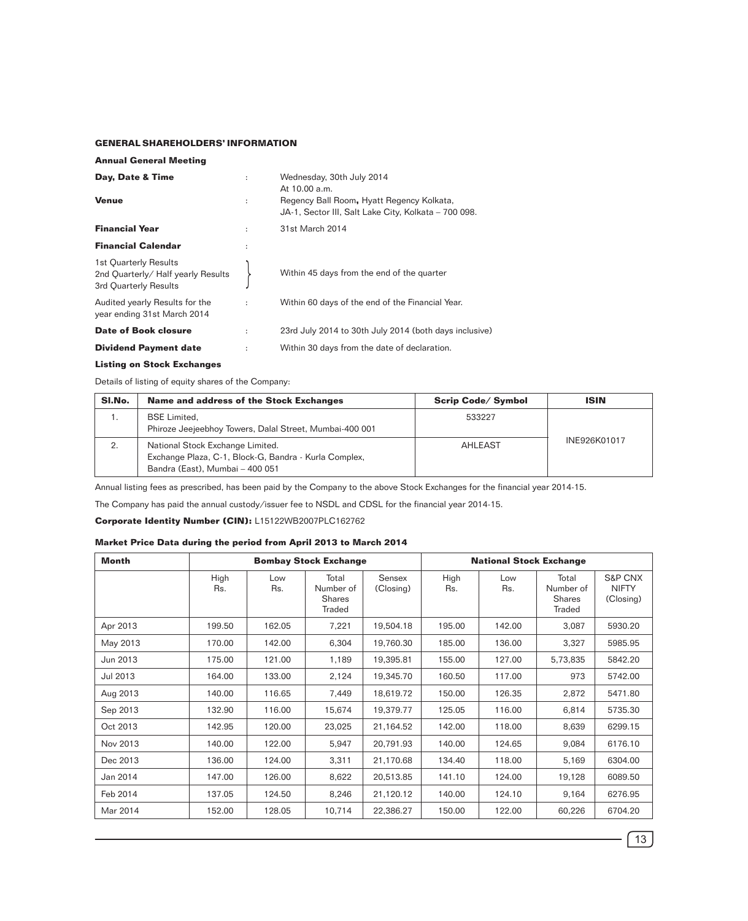## GENERAL SHAREHOLDERS' INFORMATION

### Annual General Meeting

| | | |
|---|---|---|
| **Day, Date & Time** | : | Wednesday, 30th July 2014<br>At 10.00 a.m. |
| **Venue** | : | Regency Ball Room, Hyatt Regency Kolkata,<br>JA-1, Sector III, Salt Lake City, Kolkata – 700 098. |
| **Financial Year** | : | 31st March 2014 |
| **Financial Calendar** | : | |
| 1st Quarterly Results<br>2nd Quarterly/ Half yearly Results<br>3rd Quarterly Results | } | Within 45 days from the end of the quarter |
| Audited yearly Results for the year ending 31st March 2014 | : | Within 60 days of the end of the Financial Year. |
| **Date of Book closure** | : | 23rd July 2014 to 30th July 2014 (both days inclusive) |
| **Dividend Payment date** | : | Within 30 days from the date of declaration. |

### Listing on Stock Exchanges

Details of listing of equity shares of the Company:

| Sl.No. | Name and address of the Stock Exchanges | Scrip Code/ Symbol | ISIN |
|---|---|---|---|
| 1. | BSE Limited,<br>Phiroze Jeejeebhoy Towers, Dalal Street, Mumbai-400 001 | 533227 | INE926K01017 |
| 2. | National Stock Exchange Limited.<br>Exchange Plaza, C-1, Block-G, Bandra - Kurla Complex,<br>Bandra (East), Mumbai – 400 051 | AHLEAST | |

Annual listing fees as prescribed, has been paid by the Company to the above Stock Exchanges for the financial year 2014-15.

The Company has paid the annual custody/issuer fee to NSDL and CDSL for the financial year 2014-15.

**Corporate Identity Number (CIN):** L15122WB2007PLC162762

### Market Price Data during the period from April 2013 to March 2014

| Month | Bombay Stock Exchange | | | | National Stock Exchange | | | |
|---|---|---|---|---|---|---|---|---|
| | High Rs. | Low Rs. | Total Number of Shares Traded | Sensex (Closing) | High Rs. | Low Rs. | Total Number of Shares Traded | S&P CNX NIFTY (Closing) |
| Apr 2013 | 199.50 | 162.05 | 7,221 | 19,504.18 | 195.00 | 142.00 | 3,087 | 5930.20 |
| May 2013 | 170.00 | 142.00 | 6,304 | 19,760.30 | 185.00 | 136.00 | 3,327 | 5985.95 |
| Jun 2013 | 175.00 | 121.00 | 1,189 | 19,395.81 | 155.00 | 127.00 | 5,73,835 | 5842.20 |
| Jul 2013 | 164.00 | 133.00 | 2,124 | 19,345.70 | 160.50 | 117.00 | 973 | 5742.00 |
| Aug 2013 | 140.00 | 116.65 | 7,449 | 18,619.72 | 150.00 | 126.35 | 2,872 | 5471.80 |
| Sep 2013 | 132.90 | 116.00 | 15,674 | 19,379.77 | 125.05 | 116.00 | 6,814 | 5735.30 |
| Oct 2013 | 142.95 | 120.00 | 23,025 | 21,164.52 | 142.00 | 118.00 | 8,639 | 6299.15 |
| Nov 2013 | 140.00 | 122.00 | 5,947 | 20,791.93 | 140.00 | 124.65 | 9,084 | 6176.10 |
| Dec 2013 | 136.00 | 124.00 | 3,311 | 21,170.68 | 134.40 | 118.00 | 5,169 | 6304.00 |
| Jan 2014 | 147.00 | 126.00 | 8,622 | 20,513.85 | 141.10 | 124.00 | 19,128 | 6089.50 |
| Feb 2014 | 137.05 | 124.50 | 8,246 | 21,120.12 | 140.00 | 124.10 | 9,164 | 6276.95 |
| Mar 2014 | 152.00 | 128.05 | 10,714 | 22,386.27 | 150.00 | 122.00 | 60,226 | 6704.20 |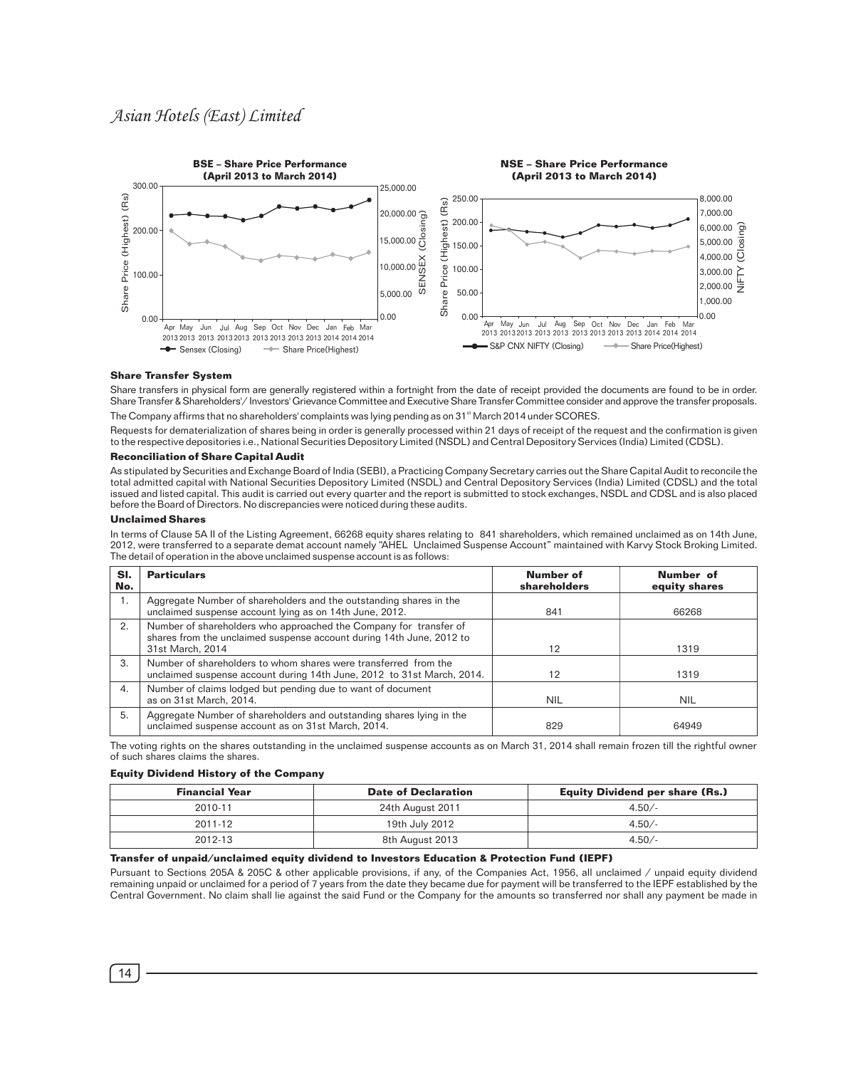**BSE – Share Price Performance (April 2013 to March 2014)**

**NSE – Share Price Performance (April 2013 to March 2014)**

### Share Transfer System

Share transfers in physical form are generally registered within a fortnight from the date of receipt provided the documents are found to be in order. Share Transfer & Shareholders'/ Investors' Grievance Committee and Executive Share Transfer Committee consider and approve the transfer proposals.

The Company affirms that no shareholders' complaints was lying pending as on 31st March 2014 under SCORES.

Requests for dematerialization of shares being in order is generally processed within 21 days of receipt of the request and the confirmation is given to the respective depositories i.e., National Securities Depository Limited (NSDL) and Central Depository Services (India) Limited (CDSL).

### Reconciliation of Share Capital Audit

As stipulated by Securities and Exchange Board of India (SEBI), a Practicing Company Secretary carries out the Share Capital Audit to reconcile the total admitted capital with National Securities Depository Limited (NSDL) and Central Depository Services (India) Limited (CDSL) and the total issued and listed capital. This audit is carried out every quarter and the report is submitted to stock exchanges, NSDL and CDSL and is also placed before the Board of Directors. No discrepancies were noticed during these audits.

### Unclaimed Shares

In terms of Clause 5A II of the Listing Agreement, 66268 equity shares relating to 841 shareholders, which remained unclaimed as on 14th June, 2012, were transferred to a separate demat account namely "AHEL Unclaimed Suspense Account" maintained with Karvy Stock Broking Limited. The detail of operation in the above unclaimed suspense account is as follows:

| Sl. No. | Particulars | Number of shareholders | Number of equity shares |
|---|---|---|---|
| 1. | Aggregate Number of shareholders and the outstanding shares in the unclaimed suspense account lying as on 14th June, 2012. | 841 | 66268 |
| 2. | Number of shareholders who approached the Company for transfer of shares from the unclaimed suspense account during 14th June, 2012 to 31st March, 2014 | 12 | 1319 |
| 3. | Number of shareholders to whom shares were transferred from the unclaimed suspense account during 14th June, 2012 to 31st March, 2014. | 12 | 1319 |
| 4. | Number of claims lodged but pending due to want of document as on 31st March, 2014. | NIL | NIL |
| 5. | Aggregate Number of shareholders and outstanding shares lying in the unclaimed suspense account as on 31st March, 2014. | 829 | 64949 |

The voting rights on the shares outstanding in the unclaimed suspense accounts as on March 31, 2014 shall remain frozen till the rightful owner of such shares claims the shares.

### Equity Dividend History of the Company

| Financial Year | Date of Declaration | Equity Dividend per share (Rs.) |
|---|---|---|
| 2010-11 | 24th August 2011 | 4.50/- |
| 2011-12 | 19th July 2012 | 4.50/- |
| 2012-13 | 8th August 2013 | 4.50/- |

### Transfer of unpaid/unclaimed equity dividend to Investors Education & Protection Fund (IEPF)

Pursuant to Sections 205A & 205C & other applicable provisions, if any, of the Companies Act, 1956, all unclaimed / unpaid equity dividend remaining unpaid or unclaimed for a period of 7 years from the date they became due for payment will be transferred to the IEPF established by the Central Government. No claim shall lie against the said Fund or the Company for the amounts so transferred nor shall any payment be made in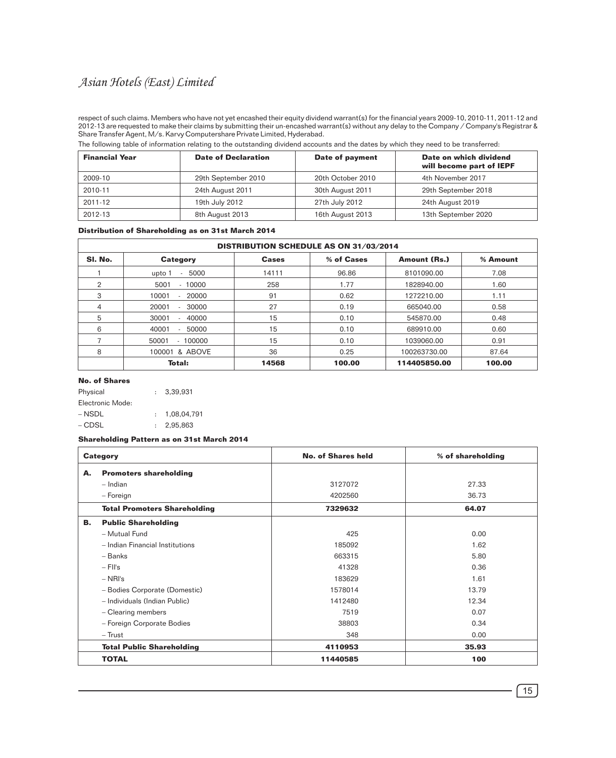respect of such claims. Members who have not yet encashed their equity dividend warrant(s) for the financial years 2009-10, 2010-11, 2011-12 and 2012-13 are requested to make their claims by submitting their un-encashed warrant(s) without any delay to the Company / Company's Registrar & Share Transfer Agent, M/s. Karvy Computershare Private Limited, Hyderabad.

The following table of information relating to the outstanding dividend accounts and the dates by which they need to be transferred:

| Financial Year | Date of Declaration | Date of payment | Date on which dividend will become part of IEPF |
|---|---|---|---|
| 2009-10 | 29th September 2010 | 20th October 2010 | 4th November 2017 |
| 2010-11 | 24th August 2011 | 30th August 2011 | 29th September 2018 |
| 2011-12 | 19th July 2012 | 27th July 2012 | 24th August 2019 |
| 2012-13 | 8th August 2013 | 16th August 2013 | 13th September 2020 |

**Distribution of Shareholding as on 31st March 2014**

| DISTRIBUTION SCHEDULE AS ON 31/03/2014 | | | | | |
|---|---|---|---|---|---|
| **Sl. No.** | **Category** | **Cases** | **% of Cases** | **Amount (Rs.)** | **% Amount** |
| 1 | upto 1 - 5000 | 14111 | 96.86 | 8101090.00 | 7.08 |
| 2 | 5001 - 10000 | 258 | 1.77 | 1828940.00 | 1.60 |
| 3 | 10001 - 20000 | 91 | 0.62 | 1272210.00 | 1.11 |
| 4 | 20001 - 30000 | 27 | 0.19 | 665040.00 | 0.58 |
| 5 | 30001 - 40000 | 15 | 0.10 | 545870.00 | 0.48 |
| 6 | 40001 - 50000 | 15 | 0.10 | 689910.00 | 0.60 |
| 7 | 50001 - 100000 | 15 | 0.10 | 1039060.00 | 0.91 |
| 8 | 100001 & ABOVE | 36 | 0.25 | 100263730.00 | 87.64 |
| | **Total:** | **14568** | **100.00** | **114405850.00** | **100.00** |

**No. of Shares**

Physical : 3,39,931

Electronic Mode:

– NSDL : 1,08,04,791

– CDSL : 2,95,863

**Shareholding Pattern as on 31st March 2014**

| Category | No. of Shares held | % of shareholding |
|---|---|---|
| **A. Promoters shareholding** | | |
| – Indian | 3127072 | 27.33 |
| – Foreign | 4202560 | 36.73 |
| **Total Promoters Shareholding** | **7329632** | **64.07** |
| **B. Public Shareholding** | | |
| – Mutual Fund | 425 | 0.00 |
| – Indian Financial Institutions | 185092 | 1.62 |
| – Banks | 663315 | 5.80 |
| – FII's | 41328 | 0.36 |
| – NRI's | 183629 | 1.61 |
| – Bodies Corporate (Domestic) | 1578014 | 13.79 |
| – Individuals (Indian Public) | 1412480 | 12.34 |
| – Clearing members | 7519 | 0.07 |
| – Foreign Corporate Bodies | 38803 | 0.34 |
| – Trust | 348 | 0.00 |
| **Total Public Shareholding** | **4110953** | **35.93** |
| **TOTAL** | **11440585** | **100** |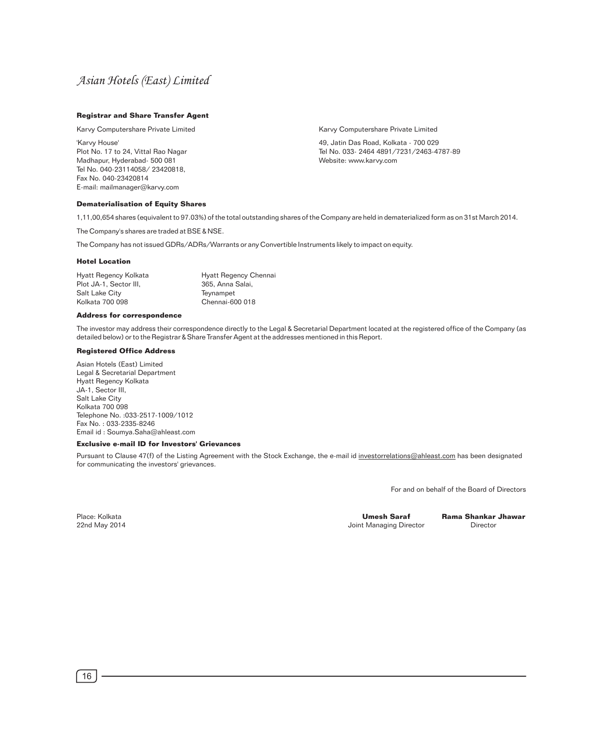### Registrar and Share Transfer Agent

Karvy Computershare Private Limited

'Karvy House'
Plot No. 17 to 24, Vittal Rao Nagar
Madhapur, Hyderabad- 500 081
Tel No. 040-23114058/ 23420818,
Fax No. 040-23420814
E-mail: mailmanager@karvy.com

Karvy Computershare Private Limited

49, Jatin Das Road, Kolkata - 700 029
Tel No. 033- 2464 4891/7231/2463-4787-89
Website: www.karvy.com

### Dematerialisation of Equity Shares

1,11,00,654 shares (equivalent to 97.03%) of the total outstanding shares of the Company are held in dematerialized form as on 31st March 2014.

The Company's shares are traded at BSE & NSE.

The Company has not issued GDRs/ADRs/Warrants or any Convertible Instruments likely to impact on equity.

### Hotel Location

Hyatt Regency Kolkata
Plot JA-1, Sector III,
Salt Lake City
Kolkata 700 098

Hyatt Regency Chennai
365, Anna Salai,
Teynampet
Chennai-600 018

### Address for correspondence

The investor may address their correspondence directly to the Legal & Secretarial Department located at the registered office of the Company (as detailed below) or to the Registrar & Share Transfer Agent at the addresses mentioned in this Report.

### Registered Office Address

Asian Hotels (East) Limited
Legal & Secretarial Department
Hyatt Regency Kolkata
JA-1, Sector III,
Salt Lake City
Kolkata 700 098
Telephone No. :033-2517-1009/1012
Fax No. : 033-2335-8246
Email id : Soumya.Saha@ahleast.com

### Exclusive e-mail ID for Investors' Grievances

Pursuant to Clause 47(f) of the Listing Agreement with the Stock Exchange, the e-mail id investorrelations@ahleast.com has been designated for communicating the investors' grievances.

For and on behalf of the Board of Directors

Place: Kolkata
22nd May 2014

**Umesh Saraf**
Joint Managing Director

**Rama Shankar Jhawar**
Director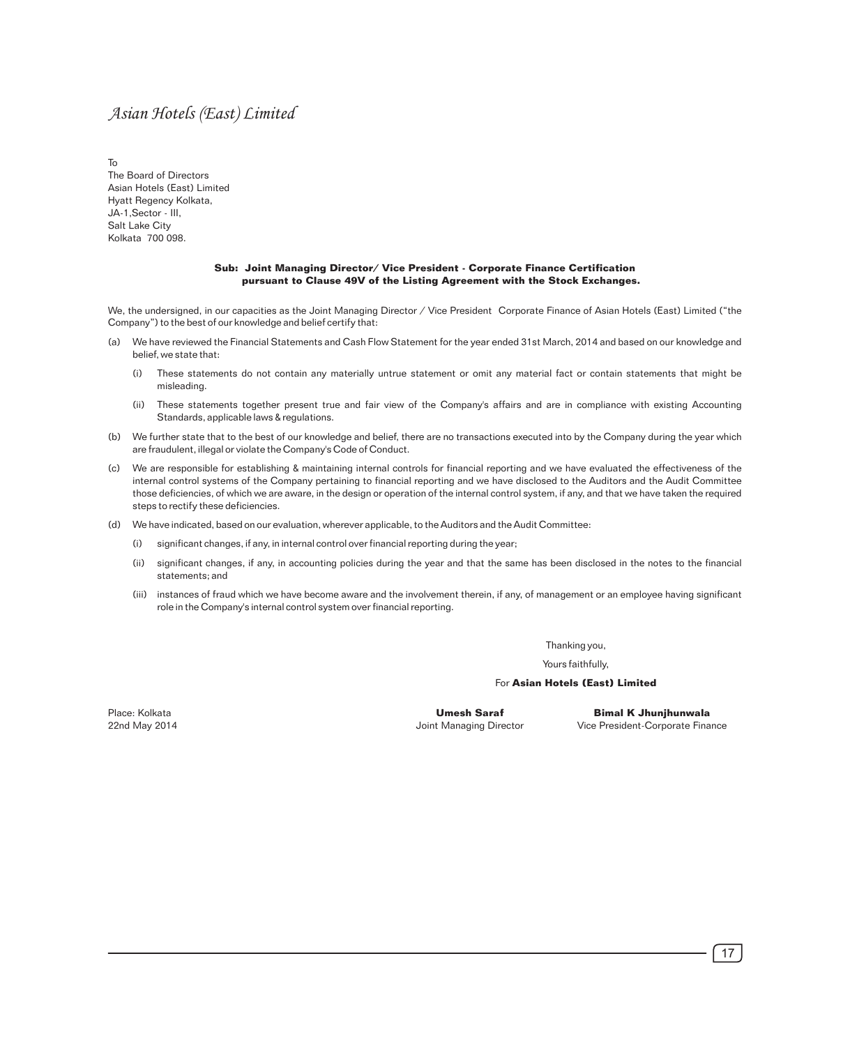To
The Board of Directors
Asian Hotels (East) Limited
Hyatt Regency Kolkata,
JA-1,Sector - III,
Salt Lake City
Kolkata 700 098.

**Sub: Joint Managing Director/ Vice President - Corporate Finance Certification pursuant to Clause 49V of the Listing Agreement with the Stock Exchanges.**

We, the undersigned, in our capacities as the Joint Managing Director / Vice President Corporate Finance of Asian Hotels (East) Limited ("the Company") to the best of our knowledge and belief certify that:

(a) We have reviewed the Financial Statements and Cash Flow Statement for the year ended 31st March, 2014 and based on our knowledge and belief, we state that:

  (i) These statements do not contain any materially untrue statement or omit any material fact or contain statements that might be misleading.

  (ii) These statements together present true and fair view of the Company's affairs and are in compliance with existing Accounting Standards, applicable laws & regulations.

(b) We further state that to the best of our knowledge and belief, there are no transactions executed into by the Company during the year which are fraudulent, illegal or violate the Company's Code of Conduct.

(c) We are responsible for establishing & maintaining internal controls for financial reporting and we have evaluated the effectiveness of the internal control systems of the Company pertaining to financial reporting and we have disclosed to the Auditors and the Audit Committee those deficiencies, of which we are aware, in the design or operation of the internal control system, if any, and that we have taken the required steps to rectify these deficiencies.

(d) We have indicated, based on our evaluation, wherever applicable, to the Auditors and the Audit Committee:

  (i) significant changes, if any, in internal control over financial reporting during the year;

  (ii) significant changes, if any, in accounting policies during the year and that the same has been disclosed in the notes to the financial statements; and

  (iii) instances of fraud which we have become aware and the involvement therein, if any, of management or an employee having significant role in the Company's internal control system over financial reporting.

Thanking you,

Yours faithfully,

For **Asian Hotels (East) Limited**

Place: Kolkata
22nd May 2014

**Umesh Saraf**
Joint Managing Director

**Bimal K Jhunjhunwala**
Vice President-Corporate Finance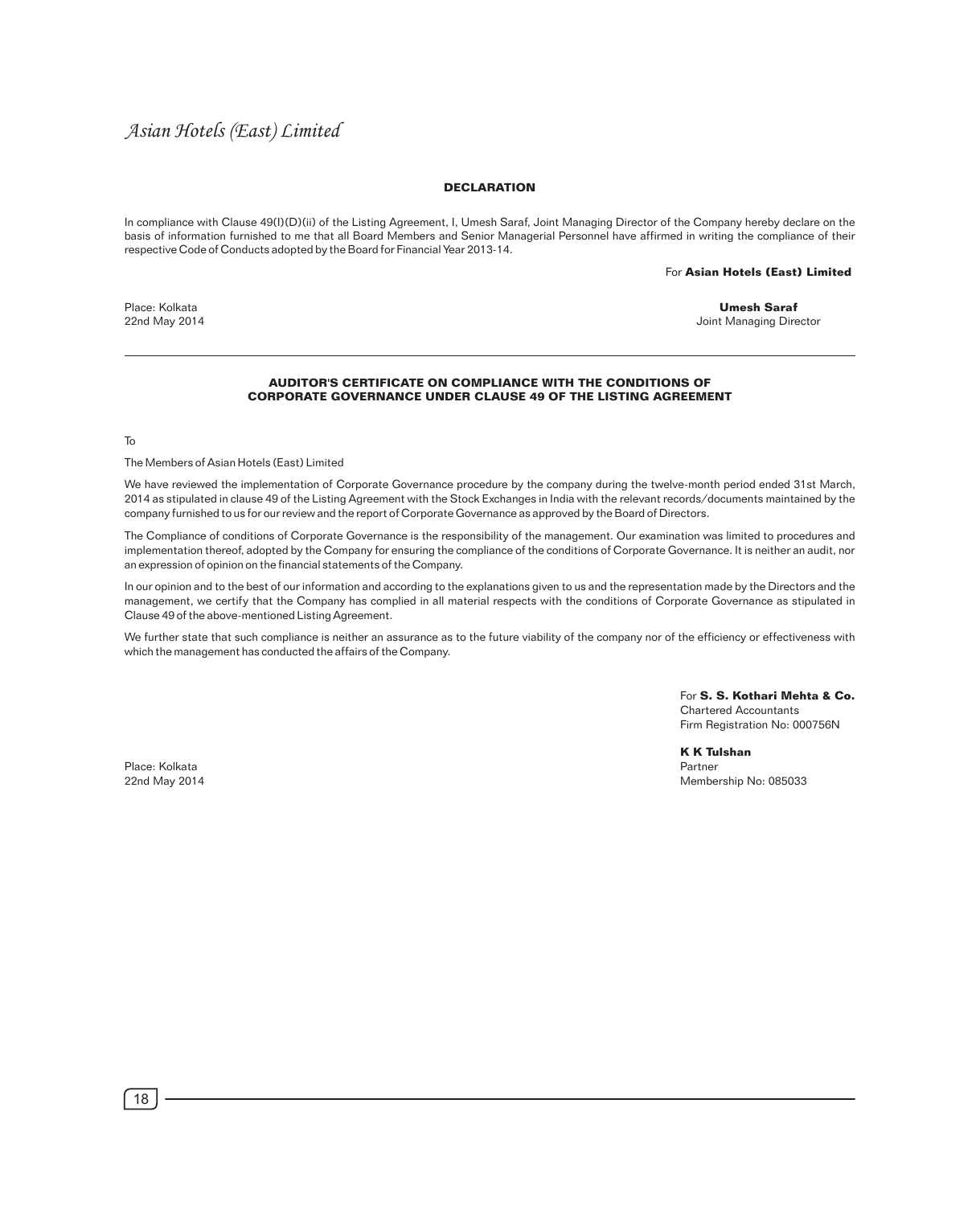## DECLARATION

In compliance with Clause 49(I)(D)(ii) of the Listing Agreement, I, Umesh Saraf, Joint Managing Director of the Company hereby declare on the basis of information furnished to me that all Board Members and Senior Managerial Personnel have affirmed in writing the compliance of their respective Code of Conducts adopted by the Board for Financial Year 2013-14.

For **Asian Hotels (East) Limited**

Place: Kolkata
22nd May 2014

**Umesh Saraf**
Joint Managing Director

---

## AUDITOR'S CERTIFICATE ON COMPLIANCE WITH THE CONDITIONS OF CORPORATE GOVERNANCE UNDER CLAUSE 49 OF THE LISTING AGREEMENT

To

The Members of Asian Hotels (East) Limited

We have reviewed the implementation of Corporate Governance procedure by the company during the twelve-month period ended 31st March, 2014 as stipulated in clause 49 of the Listing Agreement with the Stock Exchanges in India with the relevant records/documents maintained by the company furnished to us for our review and the report of Corporate Governance as approved by the Board of Directors.

The Compliance of conditions of Corporate Governance is the responsibility of the management. Our examination was limited to procedures and implementation thereof, adopted by the Company for ensuring the compliance of the conditions of Corporate Governance. It is neither an audit, nor an expression of opinion on the financial statements of the Company.

In our opinion and to the best of our information and according to the explanations given to us and the representation made by the Directors and the management, we certify that the Company has complied in all material respects with the conditions of Corporate Governance as stipulated in Clause 49 of the above-mentioned Listing Agreement.

We further state that such compliance is neither an assurance as to the future viability of the company nor of the efficiency or effectiveness with which the management has conducted the affairs of the Company.

For **S. S. Kothari Mehta & Co.**
Chartered Accountants
Firm Registration No: 000756N

**K K Tulshan**
Partner
Membership No: 085033

Place: Kolkata
22nd May 2014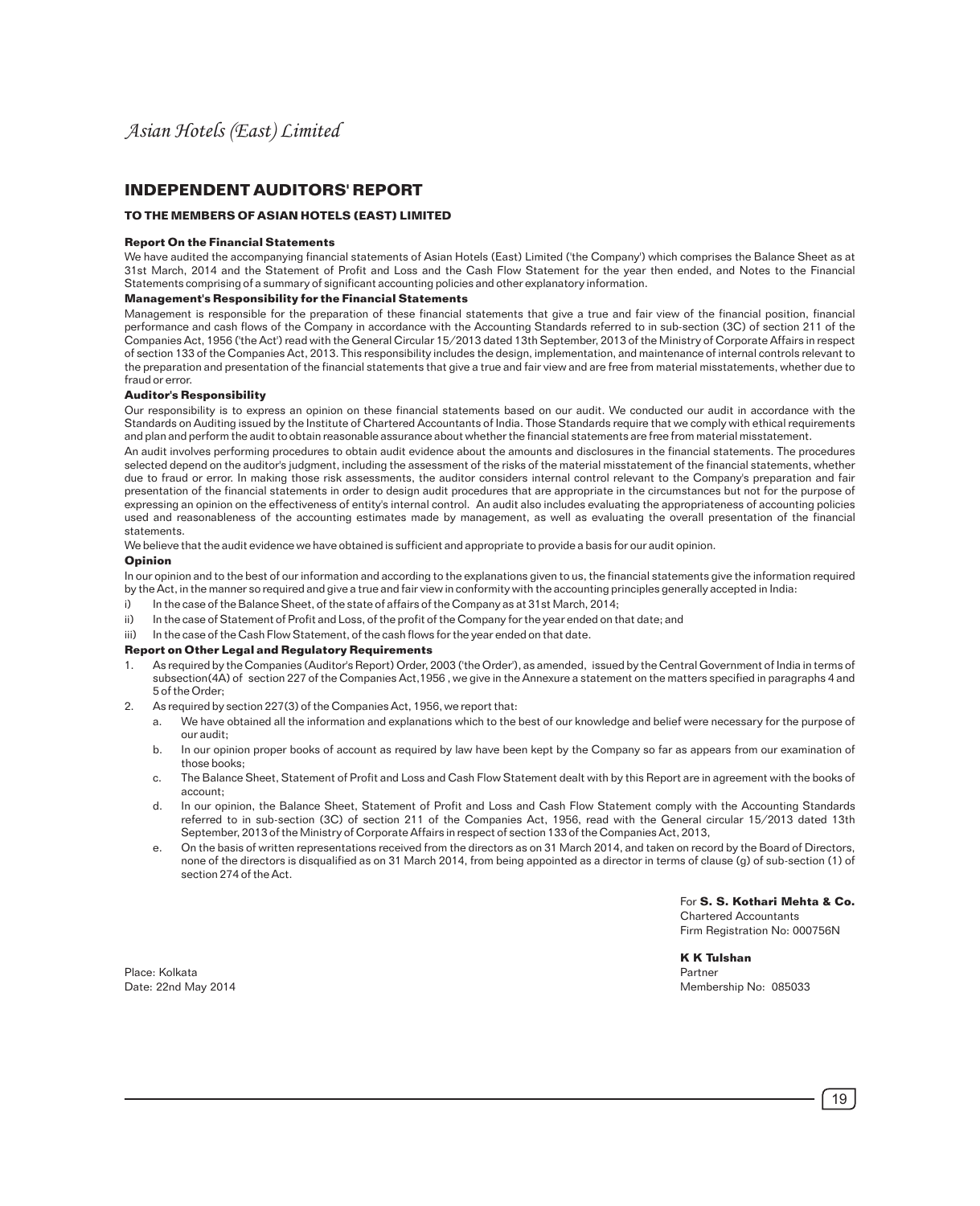# INDEPENDENT AUDITORS' REPORT

## TO THE MEMBERS OF ASIAN HOTELS (EAST) LIMITED

### Report On the Financial Statements

We have audited the accompanying financial statements of Asian Hotels (East) Limited ('the Company') which comprises the Balance Sheet as at 31st March, 2014 and the Statement of Profit and Loss and the Cash Flow Statement for the year then ended, and Notes to the Financial Statements comprising of a summary of significant accounting policies and other explanatory information.

### Management's Responsibility for the Financial Statements

Management is responsible for the preparation of these financial statements that give a true and fair view of the financial position, financial performance and cash flows of the Company in accordance with the Accounting Standards referred to in sub-section (3C) of section 211 of the Companies Act, 1956 ('the Act') read with the General Circular 15/2013 dated 13th September, 2013 of the Ministry of Corporate Affairs in respect of section 133 of the Companies Act, 2013. This responsibility includes the design, implementation, and maintenance of internal controls relevant to the preparation and presentation of the financial statements that give a true and fair view and are free from material misstatements, whether due to fraud or error.

### Auditor's Responsibility

Our responsibility is to express an opinion on these financial statements based on our audit. We conducted our audit in accordance with the Standards on Auditing issued by the Institute of Chartered Accountants of India. Those Standards require that we comply with ethical requirements and plan and perform the audit to obtain reasonable assurance about whether the financial statements are free from material misstatement.

An audit involves performing procedures to obtain audit evidence about the amounts and disclosures in the financial statements. The procedures selected depend on the auditor's judgment, including the assessment of the risks of the material misstatement of the financial statements, whether due to fraud or error. In making those risk assessments, the auditor considers internal control relevant to the Company's preparation and fair presentation of the financial statements in order to design audit procedures that are appropriate in the circumstances but not for the purpose of expressing an opinion on the effectiveness of entity's internal control. An audit also includes evaluating the appropriateness of accounting policies used and reasonableness of the accounting estimates made by management, as well as evaluating the overall presentation of the financial statements.

We believe that the audit evidence we have obtained is sufficient and appropriate to provide a basis for our audit opinion.

### Opinion

In our opinion and to the best of our information and according to the explanations given to us, the financial statements give the information required by the Act, in the manner so required and give a true and fair view in conformity with the accounting principles generally accepted in India:

i) In the case of the Balance Sheet, of the state of affairs of the Company as at 31st March, 2014;

ii) In the case of Statement of Profit and Loss, of the profit of the Company for the year ended on that date; and

iii) In the case of the Cash Flow Statement, of the cash flows for the year ended on that date.

### Report on Other Legal and Regulatory Requirements

1. As required by the Companies (Auditor's Report) Order, 2003 ('the Order'), as amended, issued by the Central Government of India in terms of subsection(4A) of section 227 of the Companies Act,1956 , we give in the Annexure a statement on the matters specified in paragraphs 4 and 5 of the Order;
2. As required by section 227(3) of the Companies Act, 1956, we report that:
   a. We have obtained all the information and explanations which to the best of our knowledge and belief were necessary for the purpose of our audit;
   b. In our opinion proper books of account as required by law have been kept by the Company so far as appears from our examination of those books;
   c. The Balance Sheet, Statement of Profit and Loss and Cash Flow Statement dealt with by this Report are in agreement with the books of account;
   d. In our opinion, the Balance Sheet, Statement of Profit and Loss and Cash Flow Statement comply with the Accounting Standards referred to in sub-section (3C) of section 211 of the Companies Act, 1956, read with the General circular 15/2013 dated 13th September, 2013 of the Ministry of Corporate Affairs in respect of section 133 of the Companies Act, 2013,
   e. On the basis of written representations received from the directors as on 31 March 2014, and taken on record by the Board of Directors, none of the directors is disqualified as on 31 March 2014, from being appointed as a director in terms of clause (g) of sub-section (1) of section 274 of the Act.

For **S. S. Kothari Mehta & Co.**
Chartered Accountants
Firm Registration No: 000756N

**K K Tulshan**
Partner
Membership No: 085033

Place: Kolkata
Date: 22nd May 2014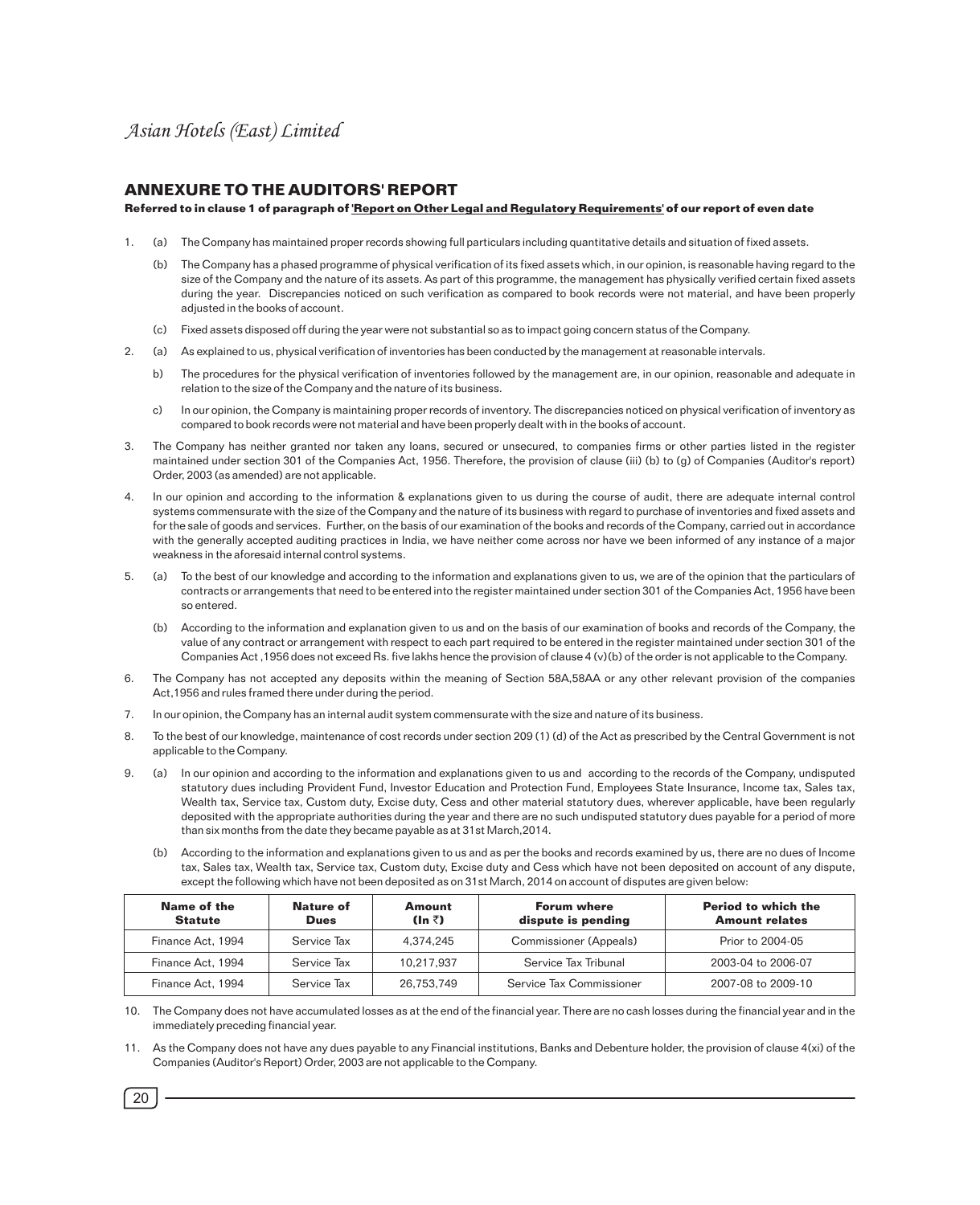## ANNEXURE TO THE AUDITORS' REPORT

**Referred to in clause 1 of paragraph of 'Report on Other Legal and Regulatory Requirements' of our report of even date**

1. (a) The Company has maintained proper records showing full particulars including quantitative details and situation of fixed assets.

   (b) The Company has a phased programme of physical verification of its fixed assets which, in our opinion, is reasonable having regard to the size of the Company and the nature of its assets. As part of this programme, the management has physically verified certain fixed assets during the year. Discrepancies noticed on such verification as compared to book records were not material, and have been properly adjusted in the books of account.

   (c) Fixed assets disposed off during the year were not substantial so as to impact going concern status of the Company.

2. (a) As explained to us, physical verification of inventories has been conducted by the management at reasonable intervals.

   b) The procedures for the physical verification of inventories followed by the management are, in our opinion, reasonable and adequate in relation to the size of the Company and the nature of its business.

   c) In our opinion, the Company is maintaining proper records of inventory. The discrepancies noticed on physical verification of inventory as compared to book records were not material and have been properly dealt with in the books of account.

3. The Company has neither granted nor taken any loans, secured or unsecured, to companies firms or other parties listed in the register maintained under section 301 of the Companies Act, 1956. Therefore, the provision of clause (iii) (b) to (g) of Companies (Auditor's report) Order, 2003 (as amended) are not applicable.

4. In our opinion and according to the information & explanations given to us during the course of audit, there are adequate internal control systems commensurate with the size of the Company and the nature of its business with regard to purchase of inventories and fixed assets and for the sale of goods and services. Further, on the basis of our examination of the books and records of the Company, carried out in accordance with the generally accepted auditing practices in India, we have neither come across nor have we been informed of any instance of a major weakness in the aforesaid internal control systems.

5. (a) To the best of our knowledge and according to the information and explanations given to us, we are of the opinion that the particulars of contracts or arrangements that need to be entered into the register maintained under section 301 of the Companies Act, 1956 have been so entered.

   (b) According to the information and explanation given to us and on the basis of our examination of books and records of the Company, the value of any contract or arrangement with respect to each part required to be entered in the register maintained under section 301 of the Companies Act ,1956 does not exceed Rs. five lakhs hence the provision of clause 4 (v)(b) of the order is not applicable to the Company.

6. The Company has not accepted any deposits within the meaning of Section 58A,58AA or any other relevant provision of the companies Act,1956 and rules framed there under during the period.

7. In our opinion, the Company has an internal audit system commensurate with the size and nature of its business.

8. To the best of our knowledge, maintenance of cost records under section 209 (1) (d) of the Act as prescribed by the Central Government is not applicable to the Company.

9. (a) In our opinion and according to the information and explanations given to us and according to the records of the Company, undisputed statutory dues including Provident Fund, Investor Education and Protection Fund, Employees State Insurance, Income tax, Sales tax, Wealth tax, Service tax, Custom duty, Excise duty, Cess and other material statutory dues, wherever applicable, have been regularly deposited with the appropriate authorities during the year and there are no such undisputed statutory dues payable for a period of more than six months from the date they became payable as at 31st March,2014.

   (b) According to the information and explanations given to us and as per the books and records examined by us, there are no dues of Income tax, Sales tax, Wealth tax, Service tax, Custom duty, Excise duty and Cess which have not been deposited on account of any dispute, except the following which have not been deposited as on 31st March, 2014 on account of disputes are given below:

| Name of the Statute | Nature of Dues | Amount (In ₹) | Forum where dispute is pending | Period to which the Amount relates |
|---|---|---|---|---|
| Finance Act, 1994 | Service Tax | 4,374,245 | Commissioner (Appeals) | Prior to 2004-05 |
| Finance Act, 1994 | Service Tax | 10,217,937 | Service Tax Tribunal | 2003-04 to 2006-07 |
| Finance Act, 1994 | Service Tax | 26,753,749 | Service Tax Commissioner | 2007-08 to 2009-10 |

10. The Company does not have accumulated losses as at the end of the financial year. There are no cash losses during the financial year and in the immediately preceding financial year.

11. As the Company does not have any dues payable to any Financial institutions, Banks and Debenture holder, the provision of clause 4(xi) of the Companies (Auditor's Report) Order, 2003 are not applicable to the Company.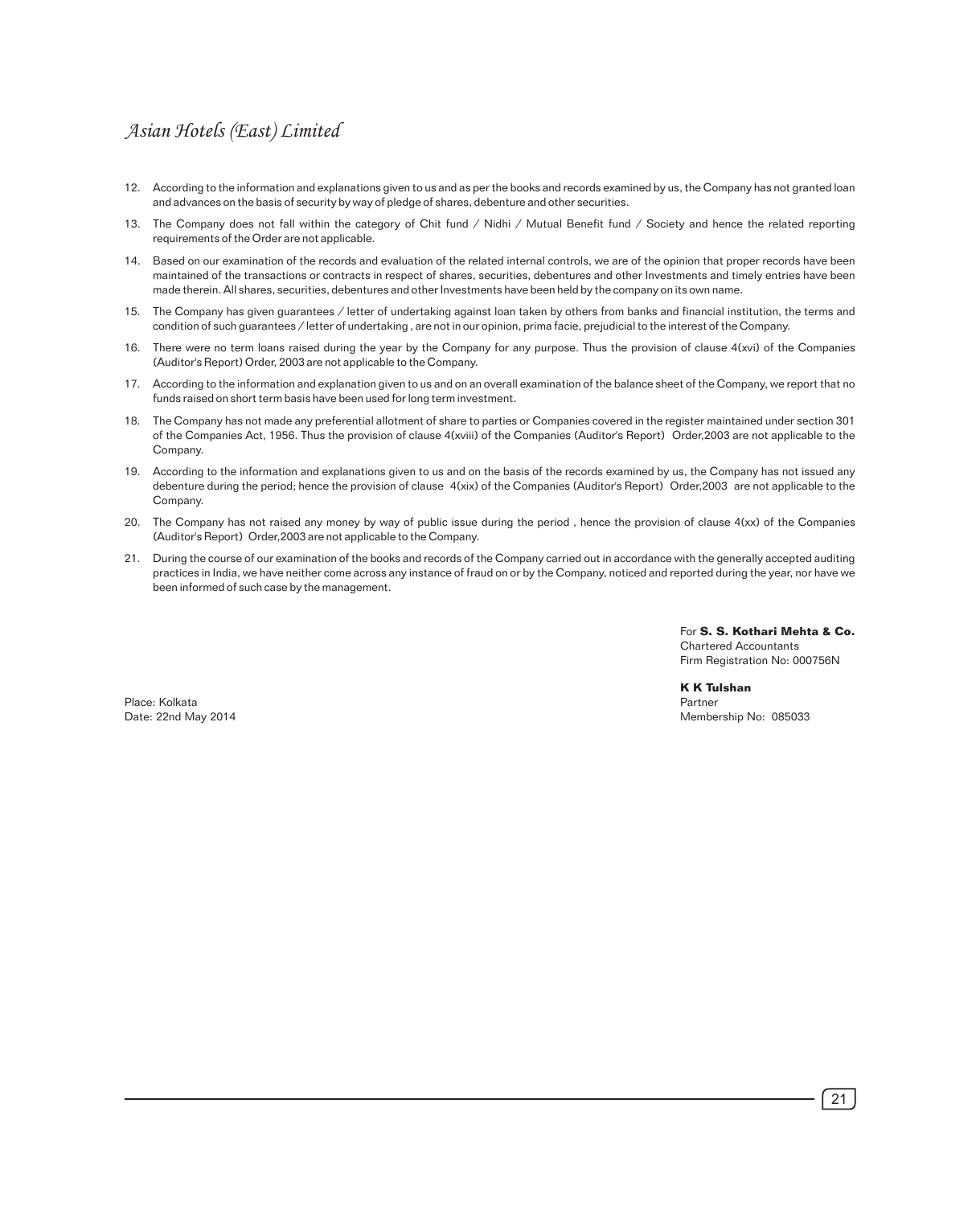12. According to the information and explanations given to us and as per the books and records examined by us, the Company has not granted loan and advances on the basis of security by way of pledge of shares, debenture and other securities.

13. The Company does not fall within the category of Chit fund / Nidhi / Mutual Benefit fund / Society and hence the related reporting requirements of the Order are not applicable.

14. Based on our examination of the records and evaluation of the related internal controls, we are of the opinion that proper records have been maintained of the transactions or contracts in respect of shares, securities, debentures and other Investments and timely entries have been made therein. All shares, securities, debentures and other Investments have been held by the company on its own name.

15. The Company has given guarantees / letter of undertaking against loan taken by others from banks and financial institution, the terms and condition of such guarantees / letter of undertaking , are not in our opinion, prima facie, prejudicial to the interest of the Company.

16. There were no term loans raised during the year by the Company for any purpose. Thus the provision of clause 4(xvi) of the Companies (Auditor's Report) Order, 2003 are not applicable to the Company.

17. According to the information and explanation given to us and on an overall examination of the balance sheet of the Company, we report that no funds raised on short term basis have been used for long term investment.

18. The Company has not made any preferential allotment of share to parties or Companies covered in the register maintained under section 301 of the Companies Act, 1956. Thus the provision of clause 4(xviii) of the Companies (Auditor's Report) Order,2003 are not applicable to the Company.

19. According to the information and explanations given to us and on the basis of the records examined by us, the Company has not issued any debenture during the period; hence the provision of clause 4(xix) of the Companies (Auditor's Report) Order,2003 are not applicable to the Company.

20. The Company has not raised any money by way of public issue during the period , hence the provision of clause 4(xx) of the Companies (Auditor's Report) Order,2003 are not applicable to the Company.

21. During the course of our examination of the books and records of the Company carried out in accordance with the generally accepted auditing practices in India, we have neither come across any instance of fraud on or by the Company, noticed and reported during the year, nor have we been informed of such case by the management.

For **S. S. Kothari Mehta & Co.**
Chartered Accountants
Firm Registration No: 000756N

**K K Tulshan**
Partner
Membership No: 085033

Place: Kolkata
Date: 22nd May 2014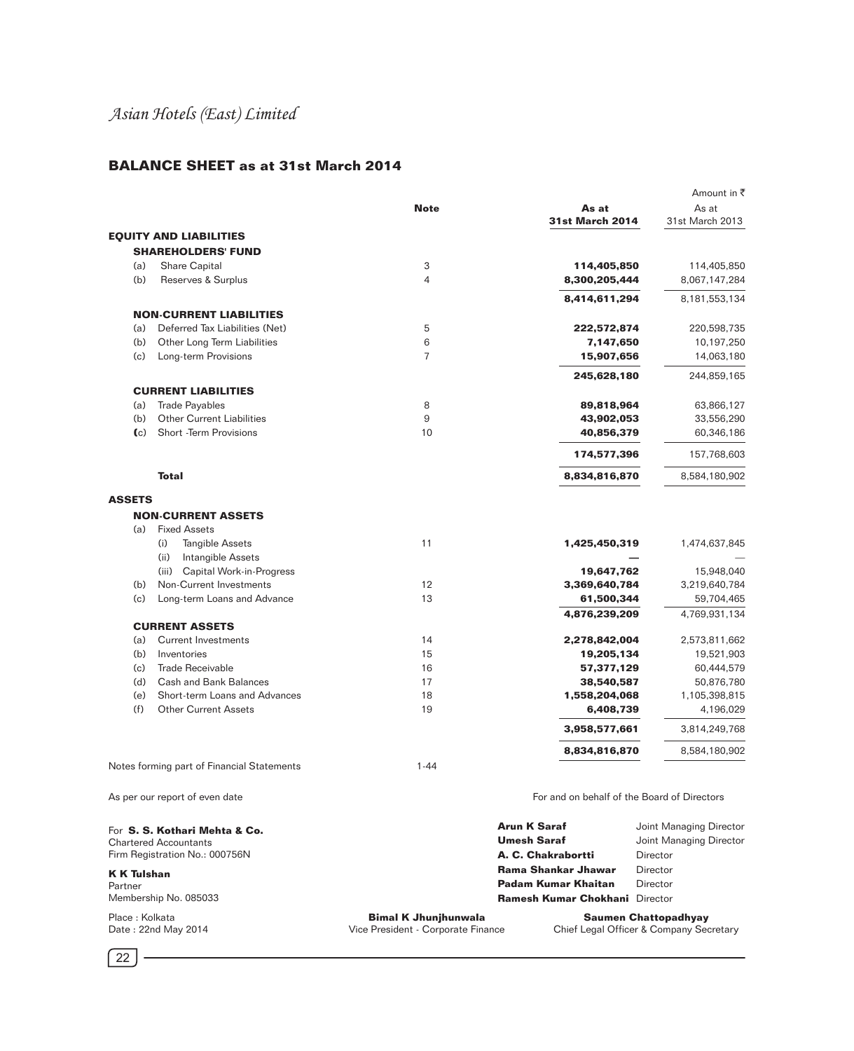*Asian Hotels (East) Limited*

## BALANCE SHEET as at 31st March 2014

Amount in ₹

| | Note | As at 31st March 2014 | As at 31st March 2013 |
|---|---|---|---|
| **EQUITY AND LIABILITIES** | | | |
| **SHAREHOLDERS' FUND** | | | |
| (a) Share Capital | 3 | **114,405,850** | 114,405,850 |
| (b) Reserves & Surplus | 4 | **8,300,205,444** | 8,067,147,284 |
| | | **8,414,611,294** | 8,181,553,134 |
| **NON-CURRENT LIABILITIES** | | | |
| (a) Deferred Tax Liabilities (Net) | 5 | **222,572,874** | 220,598,735 |
| (b) Other Long Term Liabilities | 6 | **7,147,650** | 10,197,250 |
| (c) Long-term Provisions | 7 | **15,907,656** | 14,063,180 |
| | | **245,628,180** | 244,859,165 |
| **CURRENT LIABILITIES** | | | |
| (a) Trade Payables | 8 | **89,818,964** | 63,866,127 |
| (b) Other Current Liabilities | 9 | **43,902,053** | 33,556,290 |
| (c) Short -Term Provisions | 10 | **40,856,379** | 60,346,186 |
| | | **174,577,396** | 157,768,603 |
| **Total** | | **8,834,816,870** | 8,584,180,902 |
| **ASSETS** | | | |
| **NON-CURRENT ASSETS** | | | |
| (a) Fixed Assets | | | |
| (i) Tangible Assets | 11 | **1,425,450,319** | 1,474,637,845 |
| (ii) Intangible Assets | | **—** | — |
| (iii) Capital Work-in-Progress | | **19,647,762** | 15,948,040 |
| (b) Non-Current Investments | 12 | **3,369,640,784** | 3,219,640,784 |
| (c) Long-term Loans and Advance | 13 | **61,500,344** | 59,704,465 |
| | | **4,876,239,209** | 4,769,931,134 |
| **CURRENT ASSETS** | | | |
| (a) Current Investments | 14 | **2,278,842,004** | 2,573,811,662 |
| (b) Inventories | 15 | **19,205,134** | 19,521,903 |
| (c) Trade Receivable | 16 | **57,377,129** | 60,444,579 |
| (d) Cash and Bank Balances | 17 | **38,540,587** | 50,876,780 |
| (e) Short-term Loans and Advances | 18 | **1,558,204,068** | 1,105,398,815 |
| (f) Other Current Assets | 19 | **6,408,739** | 4,196,029 |
| | | **3,958,577,661** | 3,814,249,768 |
| | | **8,834,816,870** | 8,584,180,902 |
| Notes forming part of Financial Statements | 1-44 | | |

As per our report of even date

For **S. S. Kothari Mehta & Co.**
Chartered Accountants
Firm Registration No.: 000756N

**K K Tulshan**
Partner
Membership No. 085033

Place : Kolkata
Date : 22nd May 2014

For and on behalf of the Board of Directors

**Arun K Saraf** Joint Managing Director
**Umesh Saraf** Joint Managing Director
**A. C. Chakrabortti** Director
**Rama Shankar Jhawar** Director
**Padam Kumar Khaitan** Director
**Ramesh Kumar Chokhani** Director

**Bimal K Jhunjhunwala**
Vice President - Corporate Finance

**Saumen Chattopadhyay**
Chief Legal Officer & Company Secretary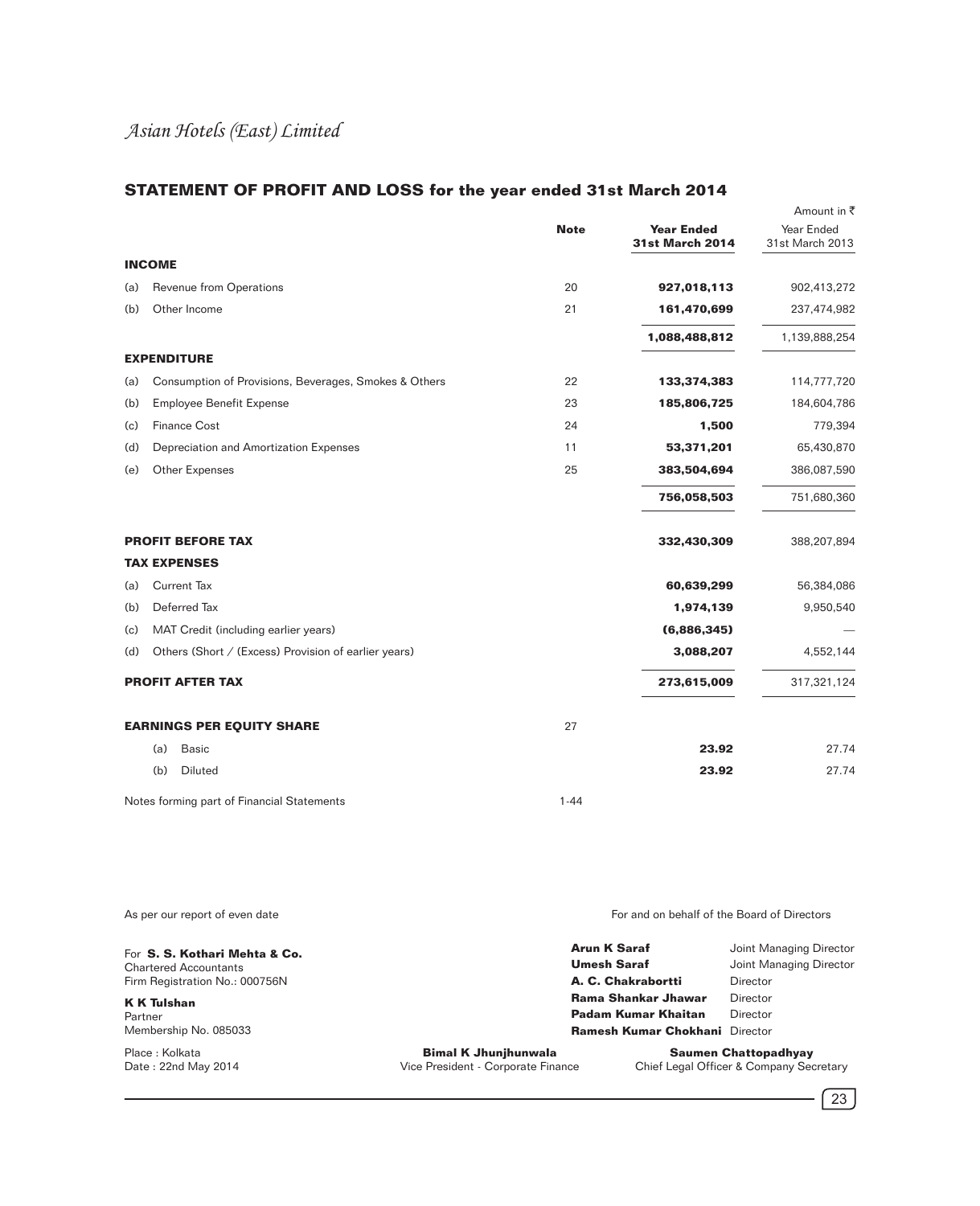*Asian Hotels (East) Limited*

## STATEMENT OF PROFIT AND LOSS for the year ended 31st March 2014

Amount in ₹

| | | Note | Year Ended 31st March 2014 | Year Ended 31st March 2013 |
|---|---|---|---|---|
| **INCOME** | | | | |
| (a) | Revenue from Operations | 20 | **927,018,113** | 902,413,272 |
| (b) | Other Income | 21 | **161,470,699** | 237,474,982 |
| | | | **1,088,488,812** | 1,139,888,254 |
| **EXPENDITURE** | | | | |
| (a) | Consumption of Provisions, Beverages, Smokes & Others | 22 | **133,374,383** | 114,777,720 |
| (b) | Employee Benefit Expense | 23 | **185,806,725** | 184,604,786 |
| (c) | Finance Cost | 24 | **1,500** | 779,394 |
| (d) | Depreciation and Amortization Expenses | 11 | **53,371,201** | 65,430,870 |
| (e) | Other Expenses | 25 | **383,504,694** | 386,087,590 |
| | | | **756,058,503** | 751,680,360 |
| **PROFIT BEFORE TAX** | | | **332,430,309** | 388,207,894 |
| **TAX EXPENSES** | | | | |
| (a) | Current Tax | | **60,639,299** | 56,384,086 |
| (b) | Deferred Tax | | **1,974,139** | 9,950,540 |
| (c) | MAT Credit (including earlier years) | | **(6,886,345)** | — |
| (d) | Others (Short / (Excess) Provision of earlier years) | | **3,088,207** | 4,552,144 |
| **PROFIT AFTER TAX** | | | **273,615,009** | 317,321,124 |
| **EARNINGS PER EQUITY SHARE** | | 27 | | |
| (a) | Basic | | **23.92** | 27.74 |
| (b) | Diluted | | **23.92** | 27.74 |
| Notes forming part of Financial Statements | | 1-44 | | |

As per our report of even date

For **S. S. Kothari Mehta & Co.**
Chartered Accountants
Firm Registration No.: 000756N

**K K Tulshan**
Partner
Membership No. 085033

Place : Kolkata
Date : 22nd May 2014

For and on behalf of the Board of Directors

**Arun K Saraf** Joint Managing Director
**Umesh Saraf** Joint Managing Director
**A. C. Chakrabortti** Director
**Rama Shankar Jhawar** Director
**Padam Kumar Khaitan** Director
**Ramesh Kumar Chokhani** Director

**Bimal K Jhunjhunwala**
Vice President - Corporate Finance

**Saumen Chattopadhyay**
Chief Legal Officer & Company Secretary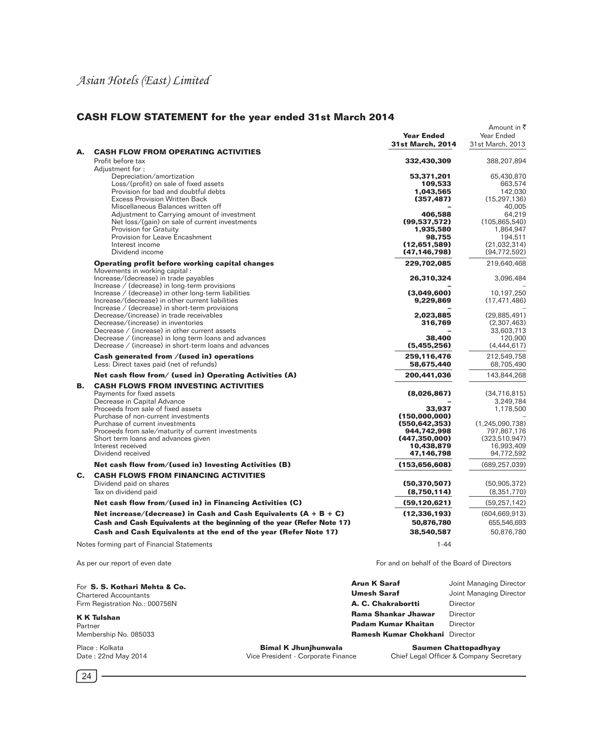# Asian Hotels (East) Limited

## CASH FLOW STATEMENT for the year ended 31st March 2014

Amount in ₹

| | | Year Ended 31st March, 2014 | Year Ended 31st March, 2013 |
|---|---|---|---|
| **A.** | **CASH FLOW FROM OPERATING ACTIVITIES** | | |
| | Profit before tax | **332,430,309** | 388,207,894 |
| | Adjustment for : | | |
| | Depreciation/amortization | **53,371,201** | 65,430,870 |
| | Loss/(profit) on sale of fixed assets | **109,533** | 663,574 |
| | Provision for bad and doubtful debts | **1,043,565** | 142,030 |
| | Excess Provision Written Back | **(357,487)** | (15,297,136) |
| | Miscellaneous Balances written off | **–** | 40,005 |
| | Adjustment to Carrying amount of investment | **406,588** | 64,219 |
| | Net loss/(gain) on sale of current investments | **(99,537,572)** | (105,865,540) |
| | Provision for Gratuity | **1,935,580** | 1,864,947 |
| | Provision for Leave Encashment | **98,755** | 194,511 |
| | Interest income | **(12,651,589)** | (21,032,314) |
| | Dividend income | **(47,146,798)** | (94,772,592) |
| | **Operating profit before working capital changes** | **229,702,085** | 219,640,468 |
| | Movements in working capital : | | |
| | Increase/(decrease) in trade payables | **26,310,324** | 3,096,484 |
| | Increase / (decrease) in long-term provisions | **–** | – |
| | Increase / (decrease) in other long-term liabilities | **(3,049,600)** | 10,197,250 |
| | Increase/(decrease) in other current liabilities | **9,229,869** | (17,471,486) |
| | Increase / (decrease) in short-term provisions | **–** | – |
| | Decrease/(increase) in trade receivables | **2,023,885** | (29,885,491) |
| | Decrease/(increase) in inventories | **316,769** | (2,307,463) |
| | Decrease / (increase) in other current assets | **–** | 33,603,713 |
| | Decrease / (increase) in long term loans and advances | **38,400** | 120,900 |
| | Decrease / (increase) in short-term loans and advances | **(5,455,256)** | (4,444,617) |
| | **Cash generated from /(used in) operations** | **259,116,476** | 212,549,758 |
| | Less: Direct taxes paid (net of refunds) | **58,675,440** | 68,705,490 |
| | **Net cash flow from/ (used in) Operating Activities (A)** | **200,441,036** | 143,844,268 |
| **B.** | **CASH FLOWS FROM INVESTING ACTIVITIES** | | |
| | Payments for fixed assets | **(8,026,867)** | (34,716,815) |
| | Decrease in Capital Advance | **–** | 3,249,784 |
| | Proceeds from sale of fixed assets | **33,937** | 1,178,500 |
| | Purchase of non-current investments | **(150,000,000)** | – |
| | Purchase of current investments | **(550,642,353)** | (1,245,090,738) |
| | Proceeds from sale/maturity of current investments | **944,742,998** | 797,867,176 |
| | Short term loans and advances given | **(447,350,000)** | (323,510,947) |
| | Interest received | **10,438,879** | 16,993,409 |
| | Dividend received | **47,146,798** | 94,772,592 |
| | **Net cash flow from/(used in) Investing Activities (B)** | **(153,656,608)** | (689,257,039) |
| **C.** | **CASH FLOWS FROM FINANCING ACTIVITIES** | | |
| | Dividend paid on shares | **(50,370,507)** | (50,905,372) |
| | Tax on dividend paid | **(8,750,114)** | (8,351,770) |
| | **Net cash flow from/(used in) in Financing Activities (C)** | **(59,120,621)** | (59,257,142) |
| | **Net increase/(decrease) in Cash and Cash Equivalents (A + B + C)** | **(12,336,193)** | (604,669,913) |
| | **Cash and Cash Equivalents at the beginning of the year (Refer Note 17)** | **50,876,780** | 655,546,693 |
| | **Cash and Cash Equivalents at the end of the year (Refer Note 17)** | **38,540,587** | 50,876,780 |

Notes forming part of Financial Statements 1-44

As per our report of even date

For **S. S. Kothari Mehta & Co.**
Chartered Accountants
Firm Registration No.: 000756N

**K K Tulshan**
Partner
Membership No. 085033

Place : Kolkata
Date : 22nd May 2014

For and on behalf of the Board of Directors

**Arun K Saraf** Joint Managing Director
**Umesh Saraf** Joint Managing Director
**A. C. Chakrabortti** Director
**Rama Shankar Jhawar** Director
**Padam Kumar Khaitan** Director
**Ramesh Kumar Chokhani** Director

**Bimal K Jhunjhunwala**
Vice President - Corporate Finance

**Saumen Chattopadhyay**
Chief Legal Officer & Company Secretary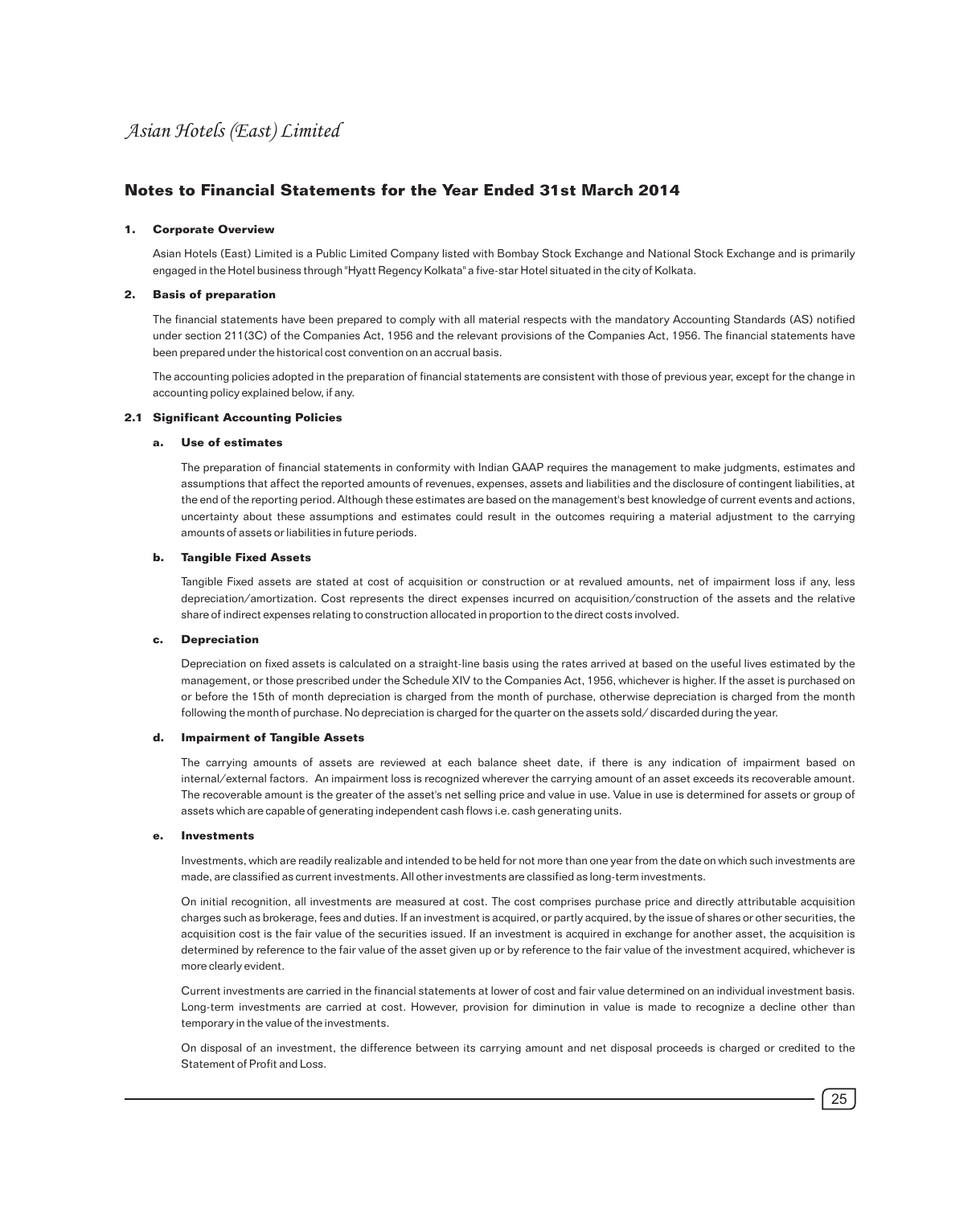## Notes to Financial Statements for the Year Ended 31st March 2014

### 1. Corporate Overview

Asian Hotels (East) Limited is a Public Limited Company listed with Bombay Stock Exchange and National Stock Exchange and is primarily engaged in the Hotel business through "Hyatt Regency Kolkata" a five-star Hotel situated in the city of Kolkata.

### 2. Basis of preparation

The financial statements have been prepared to comply with all material respects with the mandatory Accounting Standards (AS) notified under section 211(3C) of the Companies Act, 1956 and the relevant provisions of the Companies Act, 1956. The financial statements have been prepared under the historical cost convention on an accrual basis.

The accounting policies adopted in the preparation of financial statements are consistent with those of previous year, except for the change in accounting policy explained below, if any.

### 2.1 Significant Accounting Policies

#### a. Use of estimates

The preparation of financial statements in conformity with Indian GAAP requires the management to make judgments, estimates and assumptions that affect the reported amounts of revenues, expenses, assets and liabilities and the disclosure of contingent liabilities, at the end of the reporting period. Although these estimates are based on the management's best knowledge of current events and actions, uncertainty about these assumptions and estimates could result in the outcomes requiring a material adjustment to the carrying amounts of assets or liabilities in future periods.

#### b. Tangible Fixed Assets

Tangible Fixed assets are stated at cost of acquisition or construction or at revalued amounts, net of impairment loss if any, less depreciation/amortization. Cost represents the direct expenses incurred on acquisition/construction of the assets and the relative share of indirect expenses relating to construction allocated in proportion to the direct costs involved.

#### c. Depreciation

Depreciation on fixed assets is calculated on a straight-line basis using the rates arrived at based on the useful lives estimated by the management, or those prescribed under the Schedule XIV to the Companies Act, 1956, whichever is higher. If the asset is purchased on or before the 15th of month depreciation is charged from the month of purchase, otherwise depreciation is charged from the month following the month of purchase. No depreciation is charged for the quarter on the assets sold/ discarded during the year.

#### d. Impairment of Tangible Assets

The carrying amounts of assets are reviewed at each balance sheet date, if there is any indication of impairment based on internal/external factors. An impairment loss is recognized wherever the carrying amount of an asset exceeds its recoverable amount. The recoverable amount is the greater of the asset's net selling price and value in use. Value in use is determined for assets or group of assets which are capable of generating independent cash flows i.e. cash generating units.

#### e. Investments

Investments, which are readily realizable and intended to be held for not more than one year from the date on which such investments are made, are classified as current investments. All other investments are classified as long-term investments.

On initial recognition, all investments are measured at cost. The cost comprises purchase price and directly attributable acquisition charges such as brokerage, fees and duties. If an investment is acquired, or partly acquired, by the issue of shares or other securities, the acquisition cost is the fair value of the securities issued. If an investment is acquired in exchange for another asset, the acquisition is determined by reference to the fair value of the asset given up or by reference to the fair value of the investment acquired, whichever is more clearly evident.

Current investments are carried in the financial statements at lower of cost and fair value determined on an individual investment basis. Long-term investments are carried at cost. However, provision for diminution in value is made to recognize a decline other than temporary in the value of the investments.

On disposal of an investment, the difference between its carrying amount and net disposal proceeds is charged or credited to the Statement of Profit and Loss.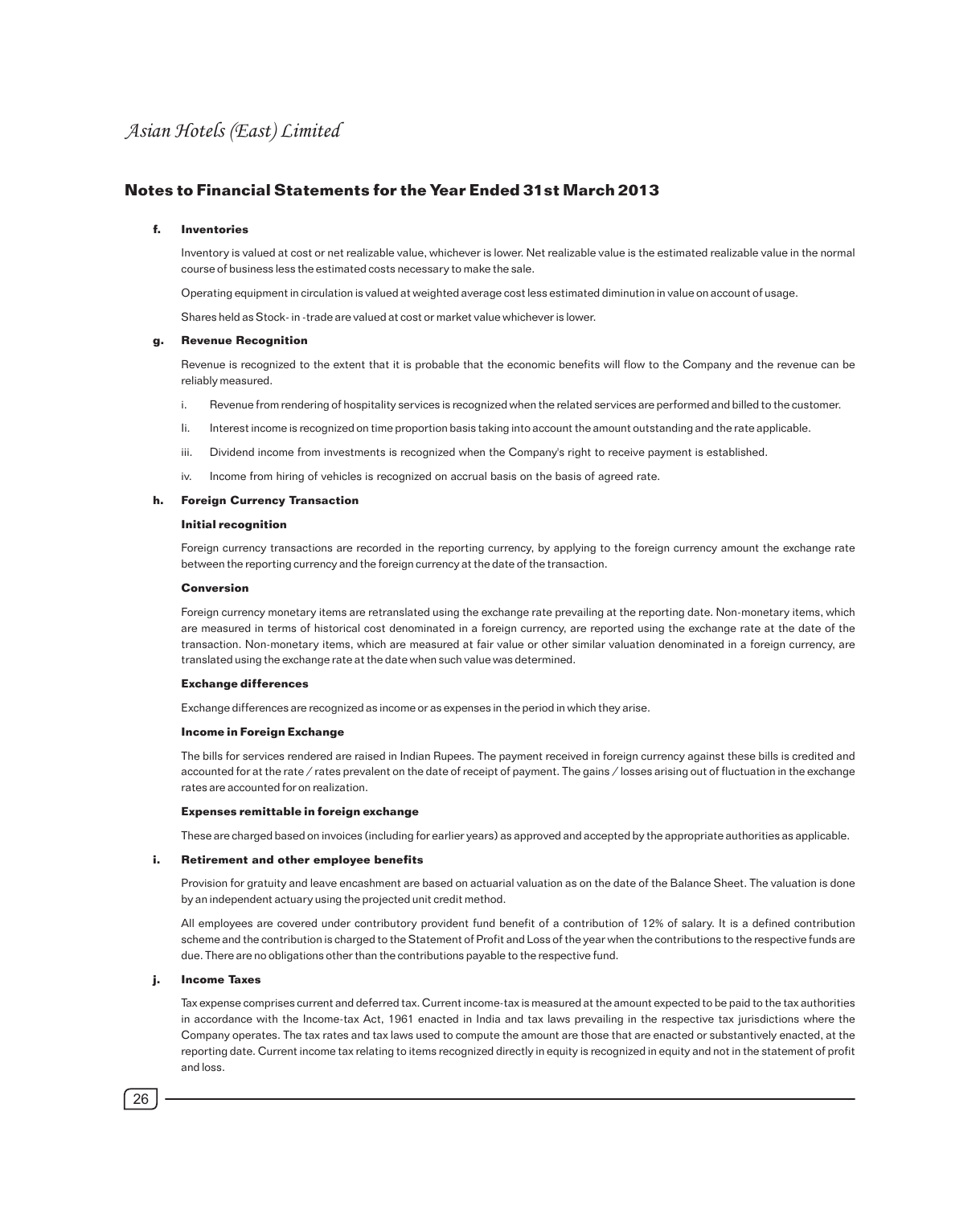## Notes to Financial Statements for the Year Ended 31st March 2013

**f. Inventories**

Inventory is valued at cost or net realizable value, whichever is lower. Net realizable value is the estimated realizable value in the normal course of business less the estimated costs necessary to make the sale.

Operating equipment in circulation is valued at weighted average cost less estimated diminution in value on account of usage.

Shares held as Stock- in -trade are valued at cost or market value whichever is lower.

**g. Revenue Recognition**

Revenue is recognized to the extent that it is probable that the economic benefits will flow to the Company and the revenue can be reliably measured.

i. Revenue from rendering of hospitality services is recognized when the related services are performed and billed to the customer.

Ii. Interest income is recognized on time proportion basis taking into account the amount outstanding and the rate applicable.

iii. Dividend income from investments is recognized when the Company's right to receive payment is established.

iv. Income from hiring of vehicles is recognized on accrual basis on the basis of agreed rate.

**h. Foreign Currency Transaction**

**Initial recognition**

Foreign currency transactions are recorded in the reporting currency, by applying to the foreign currency amount the exchange rate between the reporting currency and the foreign currency at the date of the transaction.

**Conversion**

Foreign currency monetary items are retranslated using the exchange rate prevailing at the reporting date. Non-monetary items, which are measured in terms of historical cost denominated in a foreign currency, are reported using the exchange rate at the date of the transaction. Non-monetary items, which are measured at fair value or other similar valuation denominated in a foreign currency, are translated using the exchange rate at the date when such value was determined.

**Exchange differences**

Exchange differences are recognized as income or as expenses in the period in which they arise.

**Income in Foreign Exchange**

The bills for services rendered are raised in Indian Rupees. The payment received in foreign currency against these bills is credited and accounted for at the rate / rates prevalent on the date of receipt of payment. The gains / losses arising out of fluctuation in the exchange rates are accounted for on realization.

**Expenses remittable in foreign exchange**

These are charged based on invoices (including for earlier years) as approved and accepted by the appropriate authorities as applicable.

**i. Retirement and other employee benefits**

Provision for gratuity and leave encashment are based on actuarial valuation as on the date of the Balance Sheet. The valuation is done by an independent actuary using the projected unit credit method.

All employees are covered under contributory provident fund benefit of a contribution of 12% of salary. It is a defined contribution scheme and the contribution is charged to the Statement of Profit and Loss of the year when the contributions to the respective funds are due. There are no obligations other than the contributions payable to the respective fund.

**j. Income Taxes**

Tax expense comprises current and deferred tax. Current income-tax is measured at the amount expected to be paid to the tax authorities in accordance with the Income-tax Act, 1961 enacted in India and tax laws prevailing in the respective tax jurisdictions where the Company operates. The tax rates and tax laws used to compute the amount are those that are enacted or substantively enacted, at the reporting date. Current income tax relating to items recognized directly in equity is recognized in equity and not in the statement of profit and loss.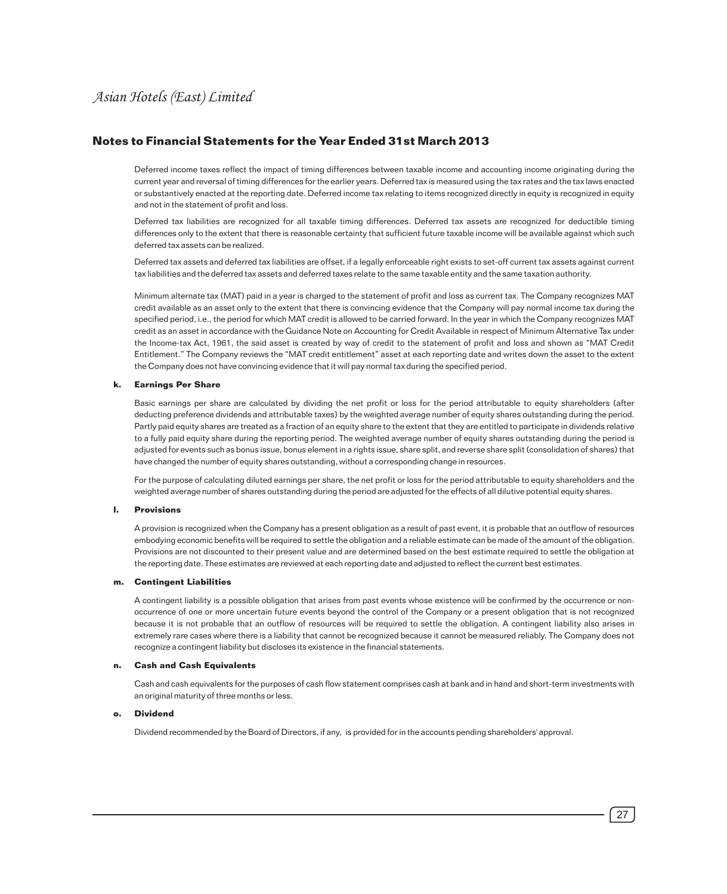## Notes to Financial Statements for the Year Ended 31st March 2013

Deferred income taxes reflect the impact of timing differences between taxable income and accounting income originating during the current year and reversal of timing differences for the earlier years. Deferred tax is measured using the tax rates and the tax laws enacted or substantively enacted at the reporting date. Deferred income tax relating to items recognized directly in equity is recognized in equity and not in the statement of profit and loss.

Deferred tax liabilities are recognized for all taxable timing differences. Deferred tax assets are recognized for deductible timing differences only to the extent that there is reasonable certainty that sufficient future taxable income will be available against which such deferred tax assets can be realized.

Deferred tax assets and deferred tax liabilities are offset, if a legally enforceable right exists to set-off current tax assets against current tax liabilities and the deferred tax assets and deferred taxes relate to the same taxable entity and the same taxation authority.

Minimum alternate tax (MAT) paid in a year is charged to the statement of profit and loss as current tax. The Company recognizes MAT credit available as an asset only to the extent that there is convincing evidence that the Company will pay normal income tax during the specified period, i.e., the period for which MAT credit is allowed to be carried forward. In the year in which the Company recognizes MAT credit as an asset in accordance with the Guidance Note on Accounting for Credit Available in respect of Minimum Alternative Tax under the Income-tax Act, 1961, the said asset is created by way of credit to the statement of profit and loss and shown as "MAT Credit Entitlement." The Company reviews the "MAT credit entitlement" asset at each reporting date and writes down the asset to the extent the Company does not have convincing evidence that it will pay normal tax during the specified period.

### k. Earnings Per Share

Basic earnings per share are calculated by dividing the net profit or loss for the period attributable to equity shareholders (after deducting preference dividends and attributable taxes) by the weighted average number of equity shares outstanding during the period. Partly paid equity shares are treated as a fraction of an equity share to the extent that they are entitled to participate in dividends relative to a fully paid equity share during the reporting period. The weighted average number of equity shares outstanding during the period is adjusted for events such as bonus issue, bonus element in a rights issue, share split, and reverse share split (consolidation of shares) that have changed the number of equity shares outstanding, without a corresponding change in resources.

For the purpose of calculating diluted earnings per share, the net profit or loss for the period attributable to equity shareholders and the weighted average number of shares outstanding during the period are adjusted for the effects of all dilutive potential equity shares.

### l. Provisions

A provision is recognized when the Company has a present obligation as a result of past event, it is probable that an outflow of resources embodying economic benefits will be required to settle the obligation and a reliable estimate can be made of the amount of the obligation. Provisions are not discounted to their present value and are determined based on the best estimate required to settle the obligation at the reporting date. These estimates are reviewed at each reporting date and adjusted to reflect the current best estimates.

### m. Contingent Liabilities

A contingent liability is a possible obligation that arises from past events whose existence will be confirmed by the occurrence or non-occurrence of one or more uncertain future events beyond the control of the Company or a present obligation that is not recognized because it is not probable that an outflow of resources will be required to settle the obligation. A contingent liability also arises in extremely rare cases where there is a liability that cannot be recognized because it cannot be measured reliably. The Company does not recognize a contingent liability but discloses its existence in the financial statements.

### n. Cash and Cash Equivalents

Cash and cash equivalents for the purposes of cash flow statement comprises cash at bank and in hand and short-term investments with an original maturity of three months or less.

### o. Dividend

Dividend recommended by the Board of Directors, if any, is provided for in the accounts pending shareholders' approval.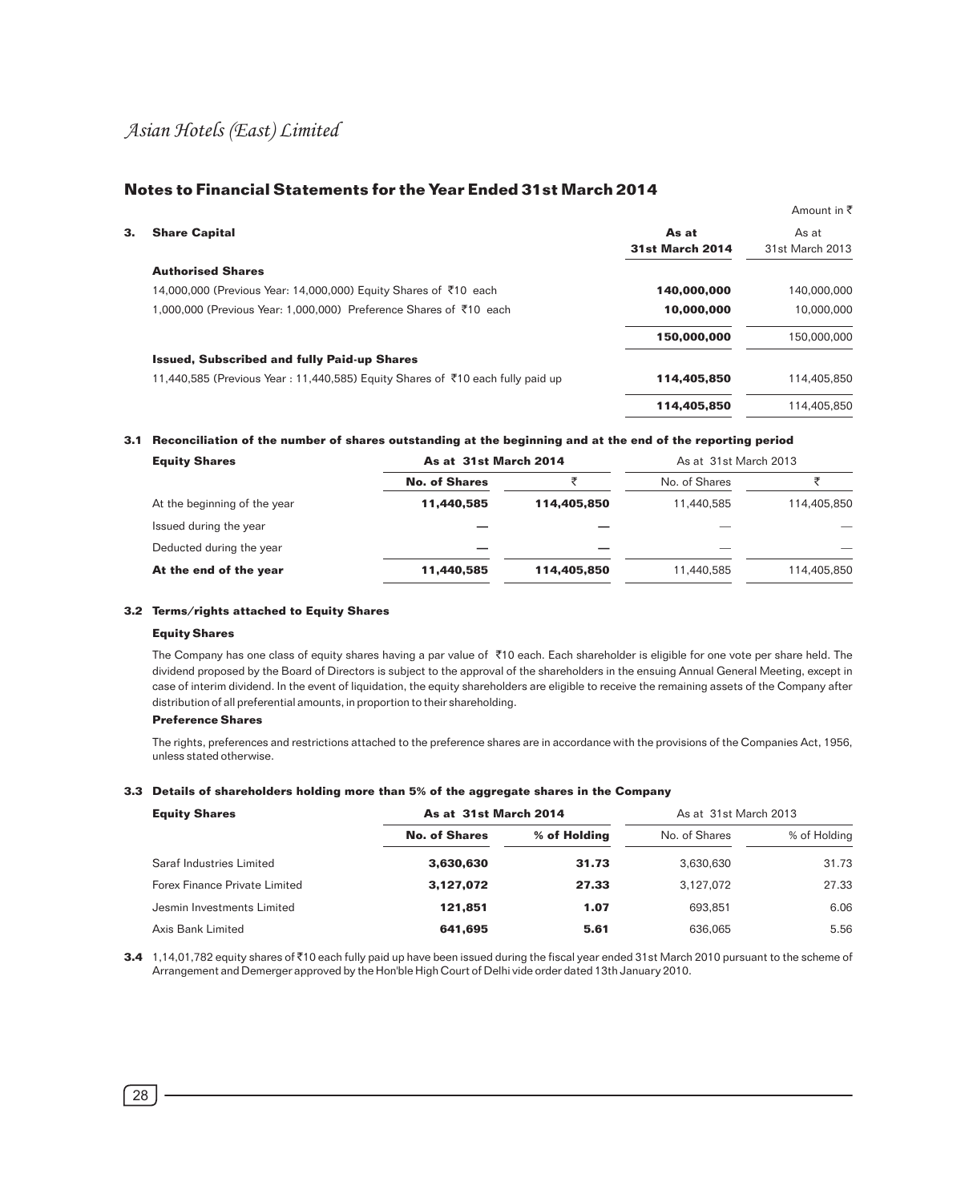## Notes to Financial Statements for the Year Ended 31st March 2014

Amount in ₹

| 3. Share Capital | As at 31st March 2014 | As at 31st March 2013 |
|---|---|---|
| **Authorised Shares** | | |
| 14,000,000 (Previous Year: 14,000,000) Equity Shares of ₹10 each | **140,000,000** | 140,000,000 |
| 1,000,000 (Previous Year: 1,000,000) Preference Shares of ₹10 each | **10,000,000** | 10,000,000 |
| | **150,000,000** | 150,000,000 |
| **Issued, Subscribed and fully Paid-up Shares** | | |
| 11,440,585 (Previous Year : 11,440,585) Equity Shares of ₹10 each fully paid up | **114,405,850** | 114,405,850 |
| | **114,405,850** | 114,405,850 |

**3.1 Reconciliation of the number of shares outstanding at the beginning and at the end of the reporting period**

| Equity Shares | As at 31st March 2014 | | As at 31st March 2013 | |
|---|---|---|---|---|
| | **No. of Shares** | ₹ | No. of Shares | ₹ |
| At the beginning of the year | **11,440,585** | **114,405,850** | 11,440,585 | 114,405,850 |
| Issued during the year | — | — | — | — |
| Deducted during the year | — | — | — | — |
| **At the end of the year** | **11,440,585** | **114,405,850** | 11,440,585 | 114,405,850 |

**3.2 Terms/rights attached to Equity Shares**

**Equity Shares**

The Company has one class of equity shares having a par value of ₹10 each. Each shareholder is eligible for one vote per share held. The dividend proposed by the Board of Directors is subject to the approval of the shareholders in the ensuing Annual General Meeting, except in case of interim dividend. In the event of liquidation, the equity shareholders are eligible to receive the remaining assets of the Company after distribution of all preferential amounts, in proportion to their shareholding.

**Preference Shares**

The rights, preferences and restrictions attached to the preference shares are in accordance with the provisions of the Companies Act, 1956, unless stated otherwise.

**3.3 Details of shareholders holding more than 5% of the aggregate shares in the Company**

| Equity Shares | As at 31st March 2014 | | As at 31st March 2013 | |
|---|---|---|---|---|
| | **No. of Shares** | **% of Holding** | No. of Shares | % of Holding |
| Saraf Industries Limited | **3,630,630** | **31.73** | 3,630,630 | 31.73 |
| Forex Finance Private Limited | **3,127,072** | **27.33** | 3,127,072 | 27.33 |
| Jesmin Investments Limited | **121,851** | **1.07** | 693,851 | 6.06 |
| Axis Bank Limited | **641,695** | **5.61** | 636,065 | 5.56 |

**3.4** 1,14,01,782 equity shares of ₹10 each fully paid up have been issued during the fiscal year ended 31st March 2010 pursuant to the scheme of Arrangement and Demerger approved by the Hon'ble High Court of Delhi vide order dated 13th January 2010.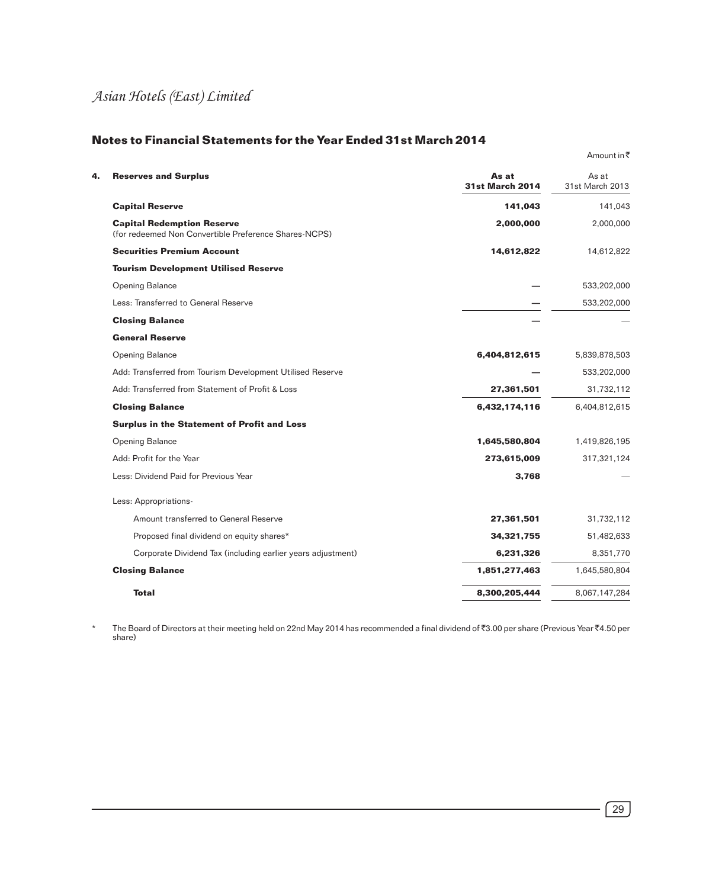## Notes to Financial Statements for the Year Ended 31st March 2014

Amount in ₹

| 4. Reserves and Surplus | As at 31st March 2014 | As at 31st March 2013 |
|---|---|---|
| **Capital Reserve** | **141,043** | 141,043 |
| **Capital Redemption Reserve** (for redeemed Non Convertible Preference Shares-NCPS) | **2,000,000** | 2,000,000 |
| **Securities Premium Account** | **14,612,822** | 14,612,822 |
| **Tourism Development Utilised Reserve** | | |
| Opening Balance | — | 533,202,000 |
| Less: Transferred to General Reserve | — | 533,202,000 |
| **Closing Balance** | — | — |
| **General Reserve** | | |
| Opening Balance | **6,404,812,615** | 5,839,878,503 |
| Add: Transferred from Tourism Development Utilised Reserve | — | 533,202,000 |
| Add: Transferred from Statement of Profit & Loss | **27,361,501** | 31,732,112 |
| **Closing Balance** | **6,432,174,116** | 6,404,812,615 |
| **Surplus in the Statement of Profit and Loss** | | |
| Opening Balance | **1,645,580,804** | 1,419,826,195 |
| Add: Profit for the Year | **273,615,009** | 317,321,124 |
| Less: Dividend Paid for Previous Year | **3,768** | — |
| Less: Appropriations- | | |
| Amount transferred to General Reserve | **27,361,501** | 31,732,112 |
| Proposed final dividend on equity shares* | **34,321,755** | 51,482,633 |
| Corporate Dividend Tax (including earlier years adjustment) | **6,231,326** | 8,351,770 |
| **Closing Balance** | **1,851,277,463** | 1,645,580,804 |
| **Total** | **8,300,205,444** | 8,067,147,284 |

\* The Board of Directors at their meeting held on 22nd May 2014 has recommended a final dividend of ₹3.00 per share (Previous Year ₹4.50 per share)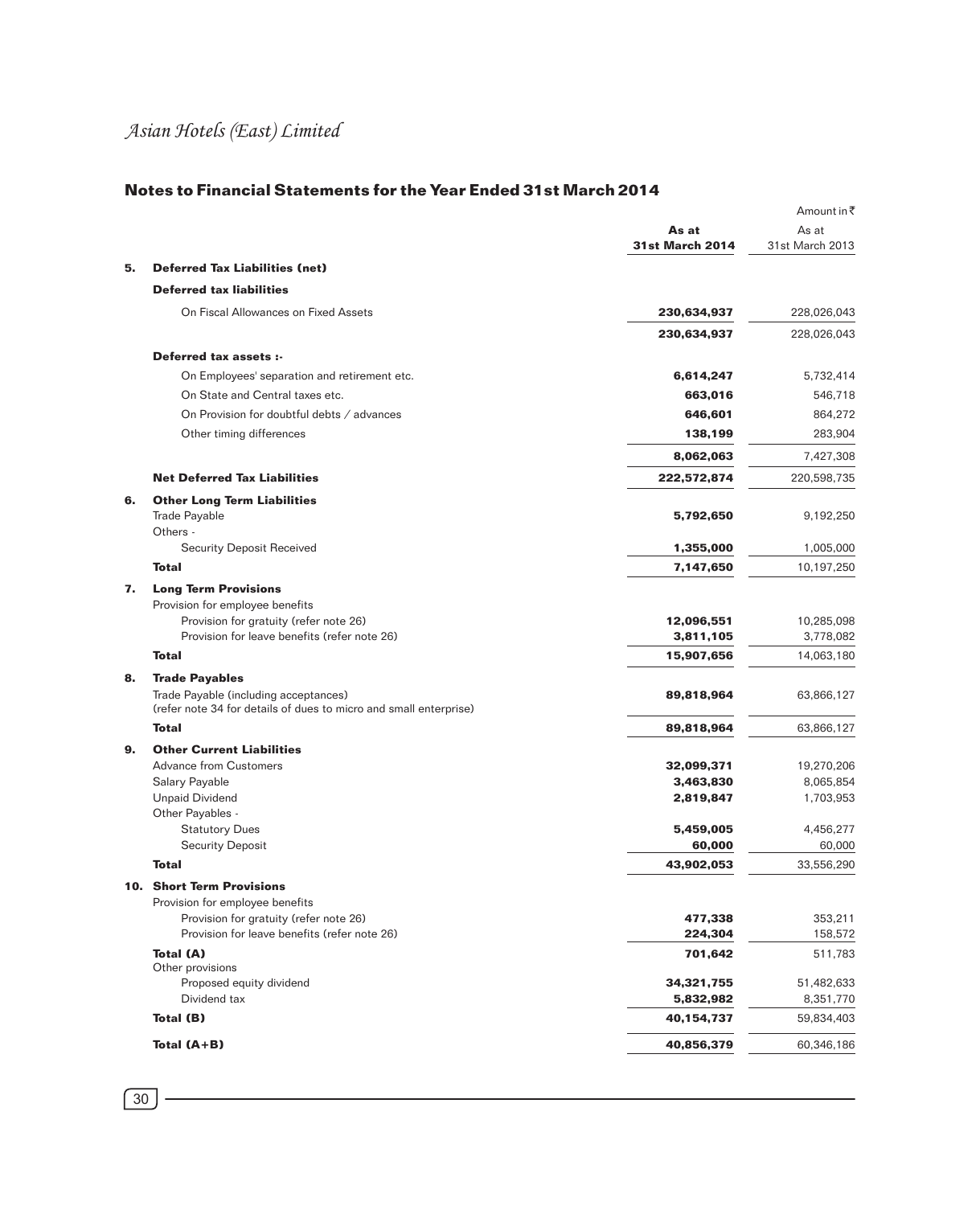## Notes to Financial Statements for the Year Ended 31st March 2014

Amount in ₹

| | | As at 31st March 2014 | As at 31st March 2013 |
|---|---|---|---|
| **5.** | **Deferred Tax Liabilities (net)** | | |
| | **Deferred tax liabilities** | | |
| | On Fiscal Allowances on Fixed Assets | **230,634,937** | 228,026,043 |
| | | **230,634,937** | 228,026,043 |
| | **Deferred tax assets :-** | | |
| | On Employees' separation and retirement etc. | **6,614,247** | 5,732,414 |
| | On State and Central taxes etc. | **663,016** | 546,718 |
| | On Provision for doubtful debts / advances | **646,601** | 864,272 |
| | Other timing differences | **138,199** | 283,904 |
| | | **8,062,063** | 7,427,308 |
| | **Net Deferred Tax Liabilities** | **222,572,874** | 220,598,735 |
| **6.** | **Other Long Term Liabilities** | | |
| | Trade Payable | **5,792,650** | 9,192,250 |
| | Others - | | |
| | Security Deposit Received | **1,355,000** | 1,005,000 |
| | **Total** | **7,147,650** | 10,197,250 |
| **7.** | **Long Term Provisions** | | |
| | Provision for employee benefits | | |
| | Provision for gratuity (refer note 26) | **12,096,551** | 10,285,098 |
| | Provision for leave benefits (refer note 26) | **3,811,105** | 3,778,082 |
| | **Total** | **15,907,656** | 14,063,180 |
| **8.** | **Trade Payables** | | |
| | Trade Payable (including acceptances) (refer note 34 for details of dues to micro and small enterprise) | **89,818,964** | 63,866,127 |
| | **Total** | **89,818,964** | 63,866,127 |
| **9.** | **Other Current Liabilities** | | |
| | Advance from Customers | **32,099,371** | 19,270,206 |
| | Salary Payable | **3,463,830** | 8,065,854 |
| | Unpaid Dividend | **2,819,847** | 1,703,953 |
| | Other Payables - | | |
| | Statutory Dues | **5,459,005** | 4,456,277 |
| | Security Deposit | **60,000** | 60,000 |
| | **Total** | **43,902,053** | 33,556,290 |
| **10.** | **Short Term Provisions** | | |
| | Provision for employee benefits | | |
| | Provision for gratuity (refer note 26) | **477,338** | 353,211 |
| | Provision for leave benefits (refer note 26) | **224,304** | 158,572 |
| | **Total (A)** | **701,642** | 511,783 |
| | Other provisions | | |
| | Proposed equity dividend | **34,321,755** | 51,482,633 |
| | Dividend tax | **5,832,982** | 8,351,770 |
| | **Total (B)** | **40,154,737** | 59,834,403 |
| | **Total (A+B)** | **40,856,379** | 60,346,186 |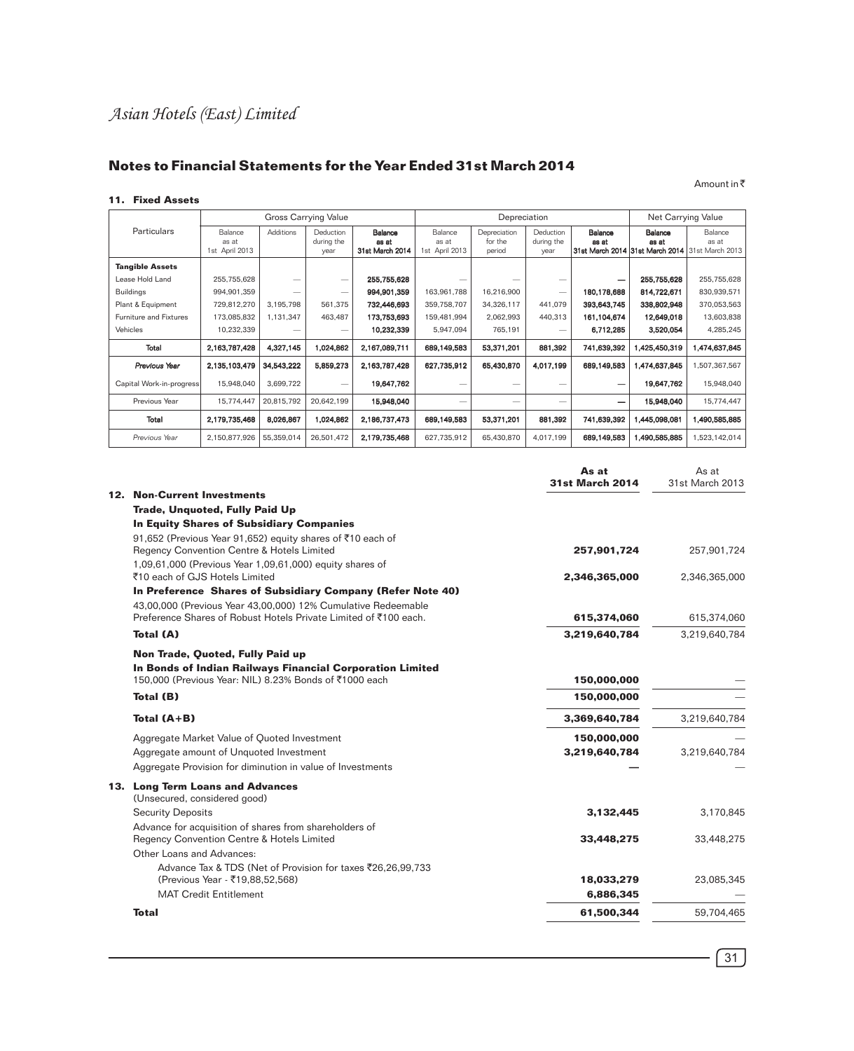## Notes to Financial Statements for the Year Ended 31st March 2014

Amount in ₹

### 11. Fixed Assets

| Particulars | Gross Carrying Value | | | | Depreciation | | | | Net Carrying Value | |
|---|---|---|---|---|---|---|---|---|---|---|
| | Balance as at 1st April 2013 | Additions | Deduction during the year | **Balance as at 31st March 2014** | Balance as at 1st April 2013 | Depreciation for the period | Deduction during the year | **Balance as at 31st March 2014** | **Balance as at 31st March 2014** | Balance as at 31st March 2013 |
| **Tangible Assets** | | | | | | | | | | |
| Lease Hold Land | 255,755,628 | — | — | **255,755,628** | — | — | — | **—** | **255,755,628** | 255,755,628 |
| Buildings | 994,901,359 | — | — | **994,901,359** | 163,961,788 | 16,216,900 | — | **180,178,688** | **814,722,671** | 830,939,571 |
| Plant & Equipment | 729,812,270 | 3,195,798 | 561,375 | **732,446,693** | 359,758,707 | 34,326,117 | 441,079 | **393,643,745** | **338,802,948** | 370,053,563 |
| Furniture and Fixtures | 173,085,832 | 1,131,347 | 463,487 | **173,753,693** | 159,481,994 | 2,062,993 | 440,313 | **161,104,674** | **12,649,018** | 13,603,838 |
| Vehicles | 10,232,339 | — | — | **10,232,339** | 5,947,094 | 765,191 | — | **6,712,285** | **3,520,054** | 4,285,245 |
| **Total** | **2,163,787,428** | **4,327,145** | **1,024,862** | **2,167,089,711** | **689,149,583** | **53,371,201** | **881,392** | 741,639,392 | **1,425,450,319** | **1,474,637,845** |
| ***Previous Year*** | **2,135,103,479** | **34,543,222** | **5,859,273** | **2,163,787,428** | **627,735,912** | **65,430,870** | **4,017,199** | **689,149,583** | **1,474,637,845** | 1,507,367,567 |
| Capital Work-in-progress | 15,948,040 | 3,699,722 | — | **19,647,762** | — | — | — | **—** | **19,647,762** | 15,948,040 |
| Previous Year | 15,774,447 | 20,815,792 | 20,642,199 | **15,948,040** | — | — | — | **—** | **15,948,040** | 15,774,447 |
| **Total** | **2,179,735,468** | **8,026,867** | **1,024,862** | **2,186,737,473** | **689,149,583** | **53,371,201** | **881,392** | **741,639,392** | **1,445,098,081** | **1,490,585,885** |
| *Previous Year* | 2,150,877,926 | 55,359,014 | 26,501,472 | **2,179,735,468** | 627,735,912 | 65,430,870 | 4,017,199 | **689,149,583** | **1,490,585,885** | 1,523,142,014 |

| | **As at 31st March 2014** | As at 31st March 2013 |
|---|---|---|
| **12. Non-Current Investments** | | |
| **Trade, Unquoted, Fully Paid Up** | | |
| **In Equity Shares of Subsidiary Companies** | | |
| 91,652 (Previous Year 91,652) equity shares of ₹10 each of Regency Convention Centre & Hotels Limited | **257,901,724** | 257,901,724 |
| 1,09,61,000 (Previous Year 1,09,61,000) equity shares of ₹10 each of GJS Hotels Limited | **2,346,365,000** | 2,346,365,000 |
| **In Preference Shares of Subsidiary Company (Refer Note 40)** | | |
| 43,00,000 (Previous Year 43,00,000) 12% Cumulative Redeemable Preference Shares of Robust Hotels Private Limited of ₹100 each. | **615,374,060** | 615,374,060 |
| **Total (A)** | **3,219,640,784** | 3,219,640,784 |
| **Non Trade, Quoted, Fully Paid up** | | |
| **In Bonds of Indian Railways Financial Corporation Limited** | | |
| 150,000 (Previous Year: NIL) 8.23% Bonds of ₹1000 each | **150,000,000** | — |
| **Total (B)** | **150,000,000** | — |
| **Total (A+B)** | **3,369,640,784** | 3,219,640,784 |
| Aggregate Market Value of Quoted Investment | **150,000,000** | — |
| Aggregate amount of Unquoted Investment | **3,219,640,784** | 3,219,640,784 |
| Aggregate Provision for diminution in value of Investments | **—** | — |
| **13. Long Term Loans and Advances** | | |
| (Unsecured, considered good) | | |
| Security Deposits | **3,132,445** | 3,170,845 |
| Advance for acquisition of shares from shareholders of Regency Convention Centre & Hotels Limited | **33,448,275** | 33,448,275 |
| Other Loans and Advances: | | |
| Advance Tax & TDS (Net of Provision for taxes ₹26,26,99,733 (Previous Year - ₹19,88,52,568) | **18,033,279** | 23,085,345 |
| MAT Credit Entitlement | **6,886,345** | — |
| **Total** | **61,500,344** | 59,704,465 |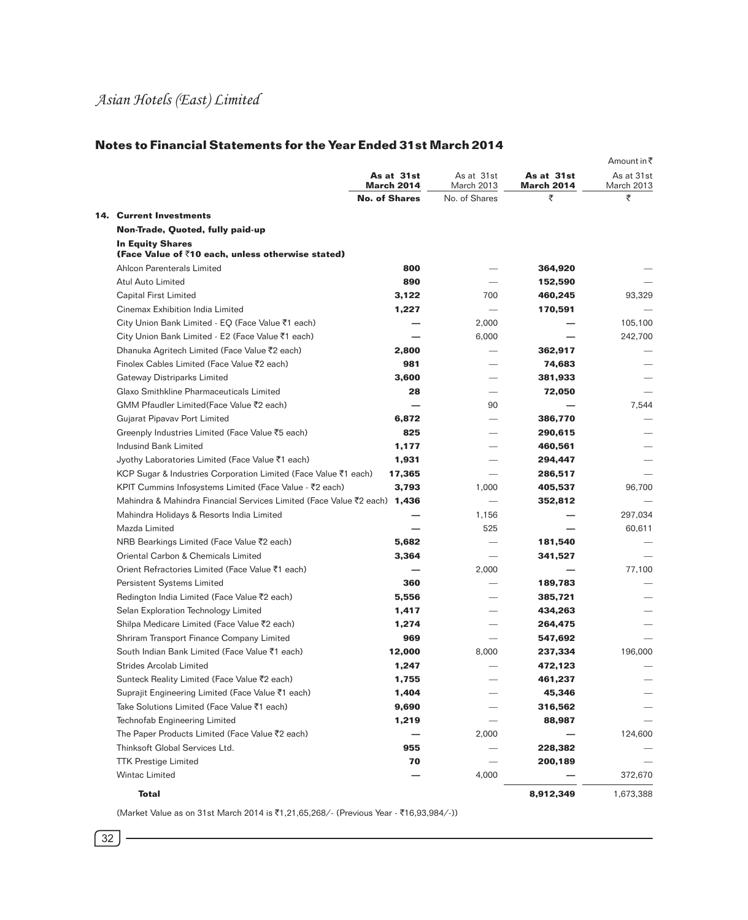## Notes to Financial Statements for the Year Ended 31st March 2014

Amount in ₹

| | As at 31st March 2014 | As at 31st March 2013 | As at 31st March 2014 | As at 31st March 2013 |
|---|---|---|---|---|
| | **No. of Shares** | No. of Shares | ₹ | ₹ |
| **14. Current Investments** | | | | |
| **Non-Trade, Quoted, fully paid-up** | | | | |
| **In Equity Shares (Face Value of ₹10 each, unless otherwise stated)** | | | | |
| Ahlcon Parenterals Limited | **800** | — | **364,920** | — |
| Atul Auto Limited | **890** | — | **152,590** | — |
| Capital First Limited | **3,122** | 700 | **460,245** | 93,329 |
| Cinemax Exhibition India Limited | **1,227** | — | **170,591** | — |
| City Union Bank Limited - EQ (Face Value ₹1 each) | **—** | 2,000 | **—** | 105,100 |
| City Union Bank Limited - E2 (Face Value ₹1 each) | **—** | 6,000 | **—** | 242,700 |
| Dhanuka Agritech Limited (Face Value ₹2 each) | **2,800** | — | **362,917** | — |
| Finolex Cables Limited (Face Value ₹2 each) | **981** | — | **74,683** | — |
| Gateway Distriparks Limited | **3,600** | — | **381,933** | — |
| Glaxo Smithkline Pharmaceuticals Limited | **28** | — | **72,050** | — |
| GMM Pfaudler Limited(Face Value ₹2 each) | **—** | 90 | **—** | 7,544 |
| Gujarat Pipavav Port Limited | **6,872** | — | **386,770** | — |
| Greenply Industries Limited (Face Value ₹5 each) | **825** | — | **290,615** | — |
| Indusind Bank Limited | **1,177** | — | **460,561** | — |
| Jyothy Laboratories Limited (Face Value ₹1 each) | **1,931** | — | **294,447** | — |
| KCP Sugar & Industries Corporation Limited (Face Value ₹1 each) | **17,365** | — | **286,517** | — |
| KPIT Cummins Infosystems Limited (Face Value - ₹2 each) | **3,793** | 1,000 | **405,537** | 96,700 |
| Mahindra & Mahindra Financial Services Limited (Face Value ₹2 each) | **1,436** | — | **352,812** | — |
| Mahindra Holidays & Resorts India Limited | **—** | 1,156 | **—** | 297,034 |
| Mazda Limited | **—** | 525 | **—** | 60,611 |
| NRB Bearkings Limited (Face Value ₹2 each) | **5,682** | — | **181,540** | — |
| Oriental Carbon & Chemicals Limited | **3,364** | — | **341,527** | — |
| Orient Refractories Limited (Face Value ₹1 each) | **—** | 2,000 | **—** | 77,100 |
| Persistent Systems Limited | **360** | — | **189,783** | — |
| Redington India Limited (Face Value ₹2 each) | **5,556** | — | **385,721** | — |
| Selan Exploration Technology Limited | **1,417** | — | **434,263** | — |
| Shilpa Medicare Limited (Face Value ₹2 each) | **1,274** | — | **264,475** | — |
| Shriram Transport Finance Company Limited | **969** | — | **547,692** | — |
| South Indian Bank Limited (Face Value ₹1 each) | **12,000** | 8,000 | **237,334** | 196,000 |
| Strides Arcolab Limited | **1,247** | — | **472,123** | — |
| Sunteck Reality Limited (Face Value ₹2 each) | **1,755** | — | **461,237** | — |
| Suprajit Engineering Limited (Face Value ₹1 each) | **1,404** | — | **45,346** | — |
| Take Solutions Limited (Face Value ₹1 each) | **9,690** | — | **316,562** | — |
| Technofab Engineering Limited | **1,219** | — | **88,987** | — |
| The Paper Products Limited (Face Value ₹2 each) | **—** | 2,000 | **—** | 124,600 |
| Thinksoft Global Services Ltd. | **955** | — | **228,382** | — |
| TTK Prestige Limited | **70** | — | **200,189** | — |
| Wintac Limited | **—** | 4,000 | **—** | 372,670 |
| **Total** | | | **8,912,349** | 1,673,388 |

(Market Value as on 31st March 2014 is ₹1,21,65,268/- (Previous Year - ₹16,93,984/-))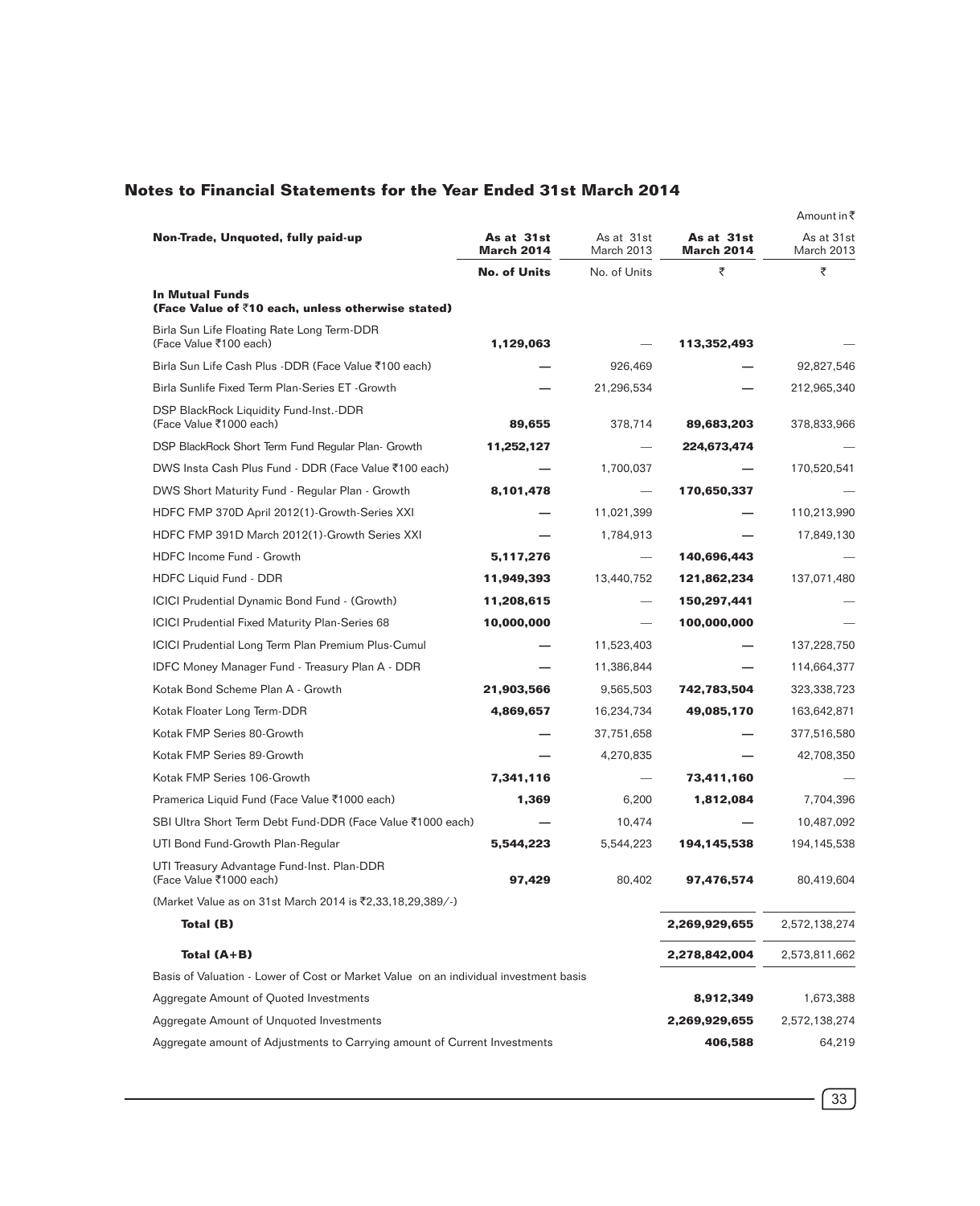## Notes to Financial Statements for the Year Ended 31st March 2014

Amount in ₹

| Non-Trade, Unquoted, fully paid-up | As at 31st March 2014 | As at 31st March 2013 | As at 31st March 2014 | As at 31st March 2013 |
|---|---|---|---|---|
| | **No. of Units** | No. of Units | ₹ | ₹ |
| **In Mutual Funds (Face Value of ₹10 each, unless otherwise stated)** | | | | |
| Birla Sun Life Floating Rate Long Term-DDR (Face Value ₹100 each) | **1,129,063** | — | **113,352,493** | — |
| Birla Sun Life Cash Plus -DDR (Face Value ₹100 each) | **—** | 926,469 | **—** | 92,827,546 |
| Birla Sunlife Fixed Term Plan-Series ET -Growth | **—** | 21,296,534 | **—** | 212,965,340 |
| DSP BlackRock Liquidity Fund-Inst.-DDR (Face Value ₹1000 each) | **89,655** | 378,714 | **89,683,203** | 378,833,966 |
| DSP BlackRock Short Term Fund Regular Plan- Growth | **11,252,127** | — | **224,673,474** | — |
| DWS Insta Cash Plus Fund - DDR (Face Value ₹100 each) | **—** | 1,700,037 | **—** | 170,520,541 |
| DWS Short Maturity Fund - Regular Plan - Growth | **8,101,478** | — | **170,650,337** | — |
| HDFC FMP 370D April 2012(1)-Growth-Series XXI | **—** | 11,021,399 | **—** | 110,213,990 |
| HDFC FMP 391D March 2012(1)-Growth Series XXI | **—** | 1,784,913 | **—** | 17,849,130 |
| HDFC Income Fund - Growth | **5,117,276** | — | **140,696,443** | — |
| HDFC Liquid Fund - DDR | **11,949,393** | 13,440,752 | **121,862,234** | 137,071,480 |
| ICICI Prudential Dynamic Bond Fund - (Growth) | **11,208,615** | — | **150,297,441** | — |
| ICICI Prudential Fixed Maturity Plan-Series 68 | **10,000,000** | — | **100,000,000** | — |
| ICICI Prudential Long Term Plan Premium Plus-Cumul | **—** | 11,523,403 | **—** | 137,228,750 |
| IDFC Money Manager Fund - Treasury Plan A - DDR | **—** | 11,386,844 | **—** | 114,664,377 |
| Kotak Bond Scheme Plan A - Growth | **21,903,566** | 9,565,503 | **742,783,504** | 323,338,723 |
| Kotak Floater Long Term-DDR | **4,869,657** | 16,234,734 | **49,085,170** | 163,642,871 |
| Kotak FMP Series 80-Growth | **—** | 37,751,658 | **—** | 377,516,580 |
| Kotak FMP Series 89-Growth | **—** | 4,270,835 | **—** | 42,708,350 |
| Kotak FMP Series 106-Growth | **7,341,116** | — | **73,411,160** | — |
| Pramerica Liquid Fund (Face Value ₹1000 each) | **1,369** | 6,200 | **1,812,084** | 7,704,396 |
| SBI Ultra Short Term Debt Fund-DDR (Face Value ₹1000 each) | **—** | 10,474 | **—** | 10,487,092 |
| UTI Bond Fund-Growth Plan-Regular | **5,544,223** | 5,544,223 | **194,145,538** | 194,145,538 |
| UTI Treasury Advantage Fund-Inst. Plan-DDR (Face Value ₹1000 each) | **97,429** | 80,402 | **97,476,574** | 80,419,604 |
| (Market Value as on 31st March 2014 is ₹2,33,18,29,389/-) | | | | |
| **Total (B)** | | | **2,269,929,655** | 2,572,138,274 |
| **Total (A+B)** | | | **2,278,842,004** | 2,573,811,662 |
| Basis of Valuation - Lower of Cost or Market Value on an individual investment basis | | | | |
| Aggregate Amount of Quoted Investments | | | **8,912,349** | 1,673,388 |
| Aggregate Amount of Unquoted Investments | | | **2,269,929,655** | 2,572,138,274 |
| Aggregate amount of Adjustments to Carrying amount of Current Investments | | | **406,588** | 64,219 |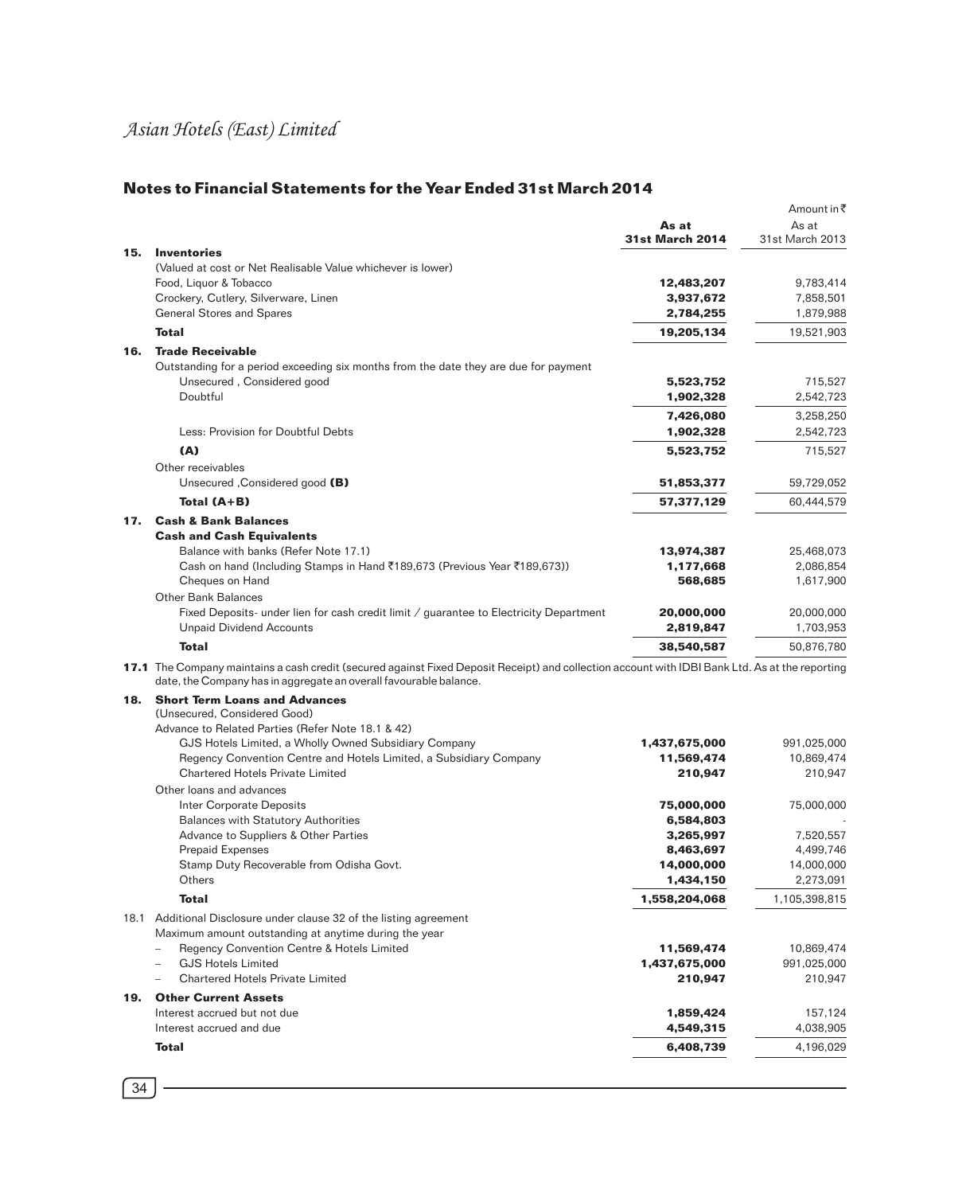## Notes to Financial Statements for the Year Ended 31st March 2014

Amount in ₹

| | | As at 31st March 2014 | As at 31st March 2013 |
|---|---|---|---|
| **15.** | **Inventories** | | |
| | (Valued at cost or Net Realisable Value whichever is lower) | | |
| | Food, Liquor & Tobacco | **12,483,207** | 9,783,414 |
| | Crockery, Cutlery, Silverware, Linen | **3,937,672** | 7,858,501 |
| | General Stores and Spares | **2,784,255** | 1,879,988 |
| | **Total** | **19,205,134** | 19,521,903 |
| **16.** | **Trade Receivable** | | |
| | Outstanding for a period exceeding six months from the date they are due for payment | | |
| | Unsecured , Considered good | **5,523,752** | 715,527 |
| | Doubtful | **1,902,328** | 2,542,723 |
| | | **7,426,080** | 3,258,250 |
| | Less: Provision for Doubtful Debts | **1,902,328** | 2,542,723 |
| | **(A)** | **5,523,752** | 715,527 |
| | Other receivables | | |
| | Unsecured ,Considered good **(B)** | **51,853,377** | 59,729,052 |
| | **Total (A+B)** | **57,377,129** | 60,444,579 |
| **17.** | **Cash & Bank Balances** | | |
| | **Cash and Cash Equivalents** | | |
| | Balance with banks (Refer Note 17.1) | **13,974,387** | 25,468,073 |
| | Cash on hand (Including Stamps in Hand ₹189,673 (Previous Year ₹189,673)) | **1,177,668** | 2,086,854 |
| | Cheques on Hand | **568,685** | 1,617,900 |
| | Other Bank Balances | | |
| | Fixed Deposits- under lien for cash credit limit / guarantee to Electricity Department | **20,000,000** | 20,000,000 |
| | Unpaid Dividend Accounts | **2,819,847** | 1,703,953 |
| | **Total** | **38,540,587** | 50,876,780 |

**17.1** The Company maintains a cash credit (secured against Fixed Deposit Receipt) and collection account with IDBI Bank Ltd. As at the reporting date, the Company has in aggregate an overall favourable balance.

| | | As at 31st March 2014 | As at 31st March 2013 |
|---|---|---|---|
| **18.** | **Short Term Loans and Advances** | | |
| | (Unsecured, Considered Good) | | |
| | Advance to Related Parties (Refer Note 18.1 & 42) | | |
| | GJS Hotels Limited, a Wholly Owned Subsidiary Company | **1,437,675,000** | 991,025,000 |
| | Regency Convention Centre and Hotels Limited, a Subsidiary Company | **11,569,474** | 10,869,474 |
| | Chartered Hotels Private Limited | **210,947** | 210,947 |
| | Other loans and advances | | |
| | Inter Corporate Deposits | **75,000,000** | 75,000,000 |
| | Balances with Statutory Authorities | **6,584,803** | - |
| | Advance to Suppliers & Other Parties | **3,265,997** | 7,520,557 |
| | Prepaid Expenses | **8,463,697** | 4,499,746 |
| | Stamp Duty Recoverable from Odisha Govt. | **14,000,000** | 14,000,000 |
| | Others | **1,434,150** | 2,273,091 |
| | **Total** | **1,558,204,068** | 1,105,398,815 |
| 18.1 | Additional Disclosure under clause 32 of the listing agreement | | |
| | Maximum amount outstanding at anytime during the year | | |
| | – Regency Convention Centre & Hotels Limited | **11,569,474** | 10,869,474 |
| | – GJS Hotels Limited | **1,437,675,000** | 991,025,000 |
| | – Chartered Hotels Private Limited | **210,947** | 210,947 |
| **19.** | **Other Current Assets** | | |
| | Interest accrued but not due | **1,859,424** | 157,124 |
| | Interest accrued and due | **4,549,315** | 4,038,905 |
| | **Total** | **6,408,739** | 4,196,029 |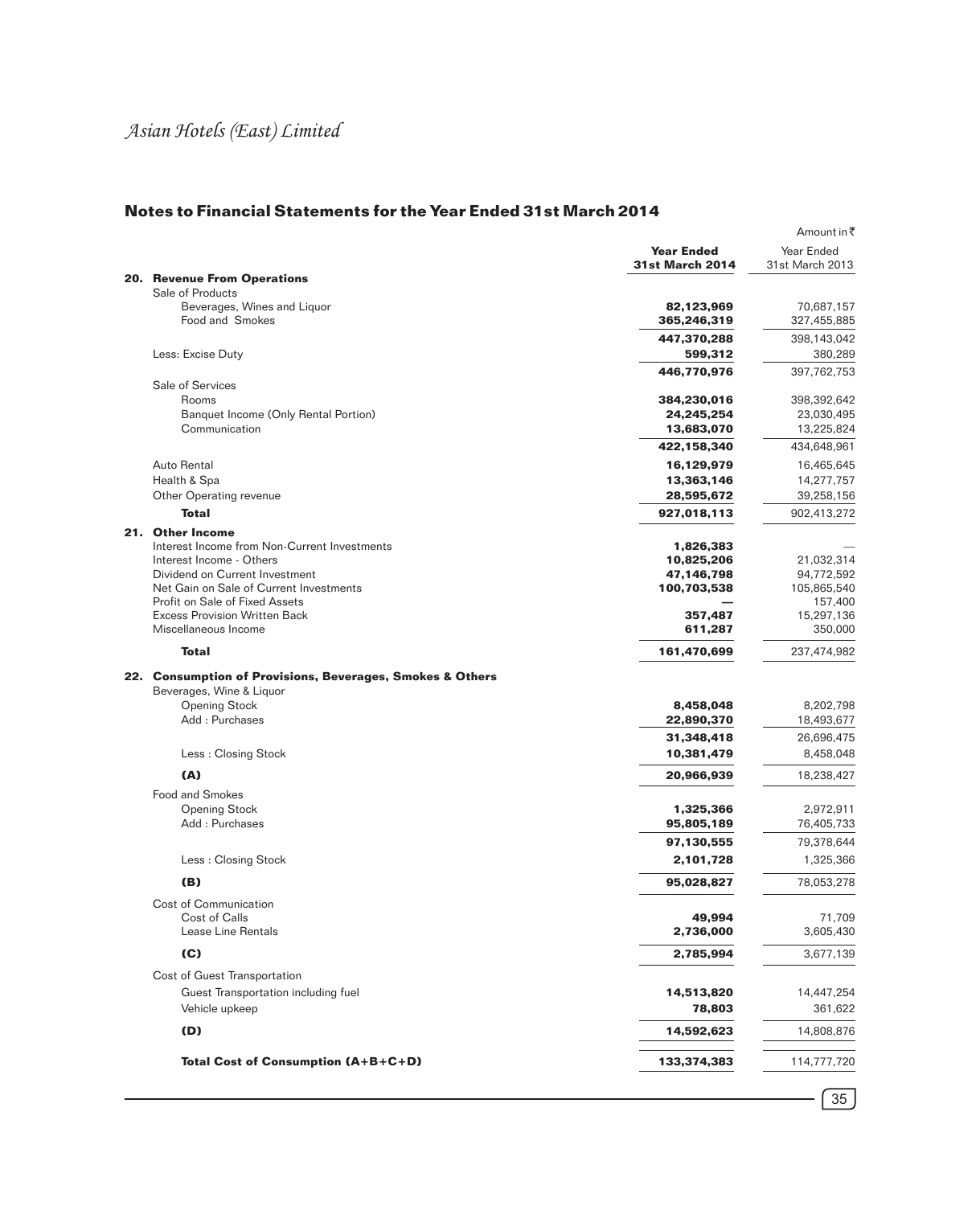## Notes to Financial Statements for the Year Ended 31st March 2014

Amount in ₹

| | Year Ended 31st March 2014 | Year Ended 31st March 2013 |
|---|---|---|
| **20. Revenue From Operations** | | |
| Sale of Products | | |
| Beverages, Wines and Liquor | **82,123,969** | 70,687,157 |
| Food and Smokes | **365,246,319** | 327,455,885 |
| | **447,370,288** | 398,143,042 |
| Less: Excise Duty | **599,312** | 380,289 |
| | **446,770,976** | 397,762,753 |
| Sale of Services | | |
| Rooms | **384,230,016** | 398,392,642 |
| Banquet Income (Only Rental Portion) | **24,245,254** | 23,030,495 |
| Communication | **13,683,070** | 13,225,824 |
| | **422,158,340** | 434,648,961 |
| Auto Rental | **16,129,979** | 16,465,645 |
| Health & Spa | **13,363,146** | 14,277,757 |
| Other Operating revenue | **28,595,672** | 39,258,156 |
| **Total** | **927,018,113** | 902,413,272 |
| **21. Other Income** | | |
| Interest Income from Non-Current Investments | **1,826,383** | — |
| Interest Income - Others | **10,825,206** | 21,032,314 |
| Dividend on Current Investment | **47,146,798** | 94,772,592 |
| Net Gain on Sale of Current Investments | **100,703,538** | 105,865,540 |
| Profit on Sale of Fixed Assets | **—** | 157,400 |
| Excess Provision Written Back | **357,487** | 15,297,136 |
| Miscellaneous Income | **611,287** | 350,000 |
| **Total** | **161,470,699** | 237,474,982 |
| **22. Consumption of Provisions, Beverages, Smokes & Others** | | |
| Beverages, Wine & Liquor | | |
| Opening Stock | **8,458,048** | 8,202,798 |
| Add : Purchases | **22,890,370** | 18,493,677 |
| | **31,348,418** | 26,696,475 |
| Less : Closing Stock | **10,381,479** | 8,458,048 |
| **(A)** | **20,966,939** | 18,238,427 |
| Food and Smokes | | |
| Opening Stock | **1,325,366** | 2,972,911 |
| Add : Purchases | **95,805,189** | 76,405,733 |
| | **97,130,555** | 79,378,644 |
| Less : Closing Stock | **2,101,728** | 1,325,366 |
| **(B)** | **95,028,827** | 78,053,278 |
| Cost of Communication | | |
| Cost of Calls | **49,994** | 71,709 |
| Lease Line Rentals | **2,736,000** | 3,605,430 |
| **(C)** | **2,785,994** | 3,677,139 |
| Cost of Guest Transportation | | |
| Guest Transportation including fuel | **14,513,820** | 14,447,254 |
| Vehicle upkeep | **78,803** | 361,622 |
| **(D)** | **14,592,623** | 14,808,876 |
| **Total Cost of Consumption (A+B+C+D)** | **133,374,383** | 114,777,720 |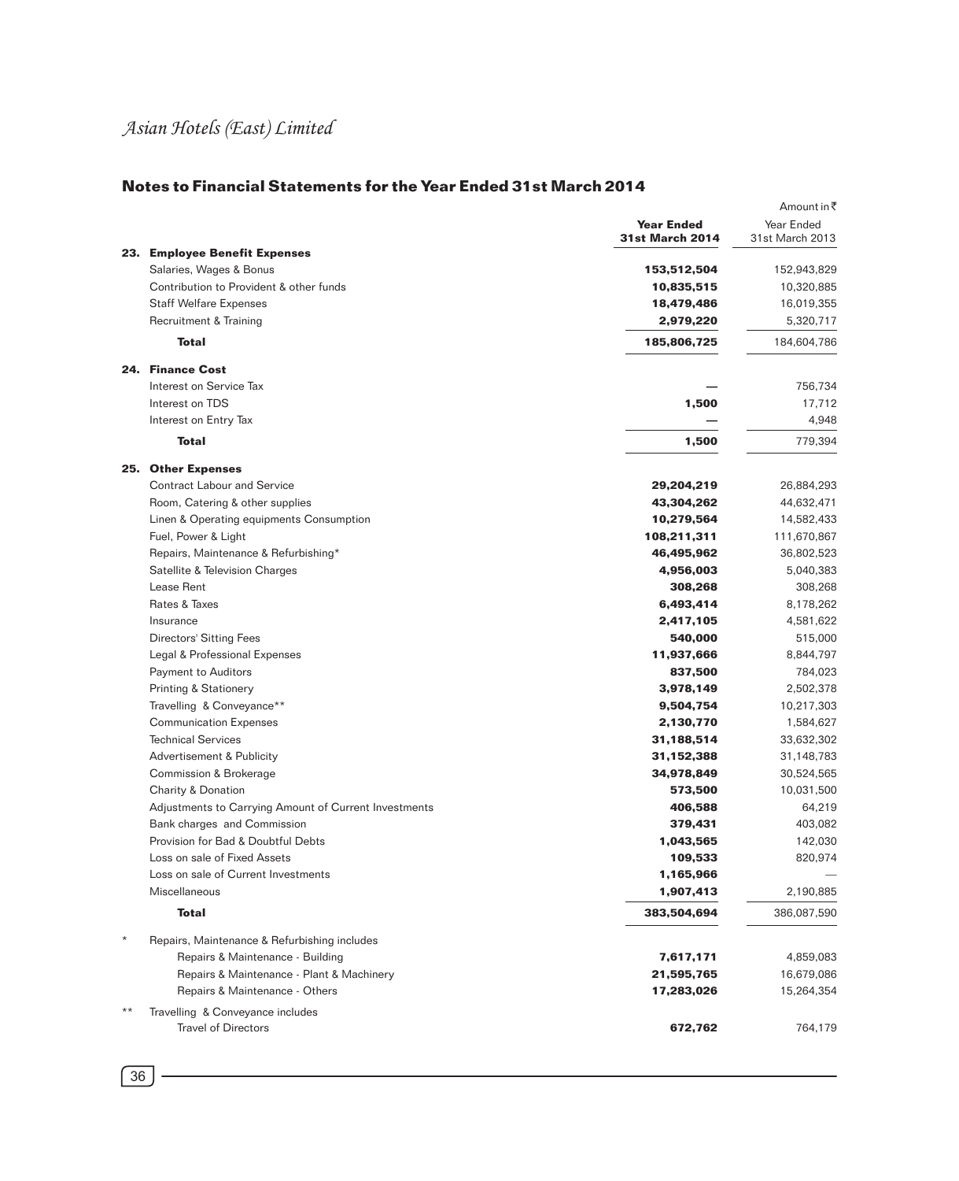## Notes to Financial Statements for the Year Ended 31st March 2014

Amount in ₹

| | Year Ended 31st March 2014 | Year Ended 31st March 2013 |
|---|---|---|
| **23. Employee Benefit Expenses** | | |
| Salaries, Wages & Bonus | **153,512,504** | 152,943,829 |
| Contribution to Provident & other funds | **10,835,515** | 10,320,885 |
| Staff Welfare Expenses | **18,479,486** | 16,019,355 |
| Recruitment & Training | **2,979,220** | 5,320,717 |
| **Total** | **185,806,725** | 184,604,786 |
| **24. Finance Cost** | | |
| Interest on Service Tax | **—** | 756,734 |
| Interest on TDS | **1,500** | 17,712 |
| Interest on Entry Tax | **—** | 4,948 |
| **Total** | **1,500** | 779,394 |
| **25. Other Expenses** | | |
| Contract Labour and Service | **29,204,219** | 26,884,293 |
| Room, Catering & other supplies | **43,304,262** | 44,632,471 |
| Linen & Operating equipments Consumption | **10,279,564** | 14,582,433 |
| Fuel, Power & Light | **108,211,311** | 111,670,867 |
| Repairs, Maintenance & Refurbishing* | **46,495,962** | 36,802,523 |
| Satellite & Television Charges | **4,956,003** | 5,040,383 |
| Lease Rent | **308,268** | 308,268 |
| Rates & Taxes | **6,493,414** | 8,178,262 |
| Insurance | **2,417,105** | 4,581,622 |
| Directors' Sitting Fees | **540,000** | 515,000 |
| Legal & Professional Expenses | **11,937,666** | 8,844,797 |
| Payment to Auditors | **837,500** | 784,023 |
| Printing & Stationery | **3,978,149** | 2,502,378 |
| Travelling & Conveyance** | **9,504,754** | 10,217,303 |
| Communication Expenses | **2,130,770** | 1,584,627 |
| Technical Services | **31,188,514** | 33,632,302 |
| Advertisement & Publicity | **31,152,388** | 31,148,783 |
| Commission & Brokerage | **34,978,849** | 30,524,565 |
| Charity & Donation | **573,500** | 10,031,500 |
| Adjustments to Carrying Amount of Current Investments | **406,588** | 64,219 |
| Bank charges and Commission | **379,431** | 403,082 |
| Provision for Bad & Doubtful Debts | **1,043,565** | 142,030 |
| Loss on sale of Fixed Assets | **109,533** | 820,974 |
| Loss on sale of Current Investments | **1,165,966** | — |
| Miscellaneous | **1,907,413** | 2,190,885 |
| **Total** | **383,504,694** | 386,087,590 |
| * Repairs, Maintenance & Refurbishing includes | | |
| Repairs & Maintenance - Building | **7,617,171** | 4,859,083 |
| Repairs & Maintenance - Plant & Machinery | **21,595,765** | 16,679,086 |
| Repairs & Maintenance - Others | **17,283,026** | 15,264,354 |
| ** Travelling & Conveyance includes | | |
| Travel of Directors | **672,762** | 764,179 |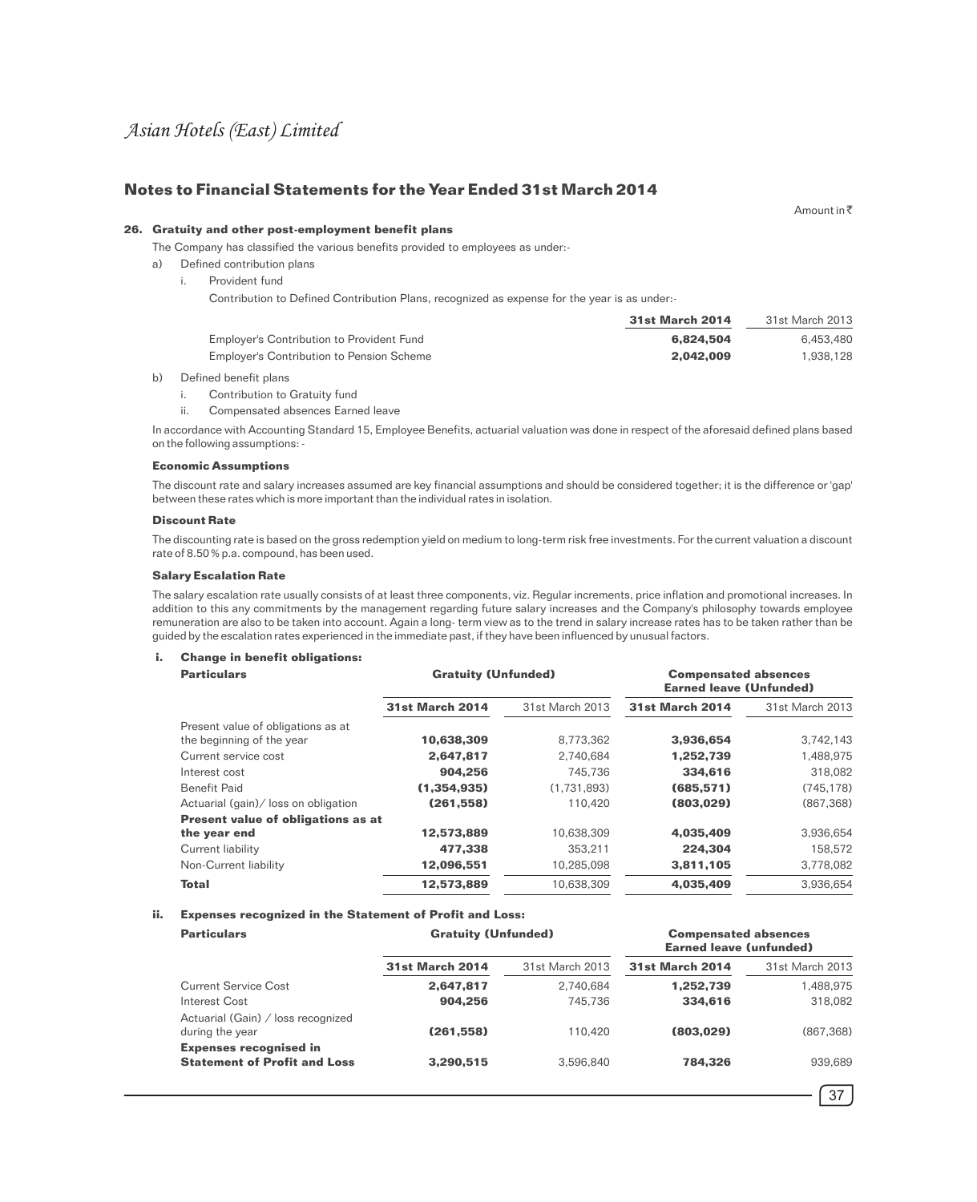## Notes to Financial Statements for the Year Ended 31st March 2014

Amount in ₹

### 26. Gratuity and other post-employment benefit plans

The Company has classified the various benefits provided to employees as under:-

a) Defined contribution plans

i. Provident fund

Contribution to Defined Contribution Plans, recognized as expense for the year is as under:-

| | **31st March 2014** | 31st March 2013 |
|---|---|---|
| Employer's Contribution to Provident Fund | **6,824,504** | 6,453,480 |
| Employer's Contribution to Pension Scheme | **2,042,009** | 1,938,128 |

b) Defined benefit plans

i. Contribution to Gratuity fund

ii. Compensated absences Earned leave

In accordance with Accounting Standard 15, Employee Benefits, actuarial valuation was done in respect of the aforesaid defined plans based on the following assumptions: -

**Economic Assumptions**

The discount rate and salary increases assumed are key financial assumptions and should be considered together; it is the difference or 'gap' between these rates which is more important than the individual rates in isolation.

**Discount Rate**

The discounting rate is based on the gross redemption yield on medium to long-term risk free investments. For the current valuation a discount rate of 8.50 % p.a. compound, has been used.

**Salary Escalation Rate**

The salary escalation rate usually consists of at least three components, viz. Regular increments, price inflation and promotional increases. In addition to this any commitments by the management regarding future salary increases and the Company's philosophy towards employee remuneration are also to be taken into account. Again a long- term view as to the trend in salary increase rates has to be taken rather than be guided by the escalation rates experienced in the immediate past, if they have been influenced by unusual factors.

**i. Change in benefit obligations:**

| **Particulars** | **Gratuity (Unfunded)** | | **Compensated absences Earned leave (Unfunded)** | |
|---|---|---|---|---|
| | **31st March 2014** | 31st March 2013 | **31st March 2014** | 31st March 2013 |
| Present value of obligations as at the beginning of the year | **10,638,309** | 8,773,362 | **3,936,654** | 3,742,143 |
| Current service cost | **2,647,817** | 2,740,684 | **1,252,739** | 1,488,975 |
| Interest cost | **904,256** | 745,736 | **334,616** | 318,082 |
| Benefit Paid | **(1,354,935)** | (1,731,893) | **(685,571)** | (745,178) |
| Actuarial (gain)/ loss on obligation | **(261,558)** | 110,420 | **(803,029)** | (867,368) |
| **Present value of obligations as at the year end** | **12,573,889** | 10,638,309 | **4,035,409** | 3,936,654 |
| Current liability | **477,338** | 353,211 | **224,304** | 158,572 |
| Non-Current liability | **12,096,551** | 10,285,098 | **3,811,105** | 3,778,082 |
| **Total** | **12,573,889** | 10,638,309 | **4,035,409** | 3,936,654 |

**ii. Expenses recognized in the Statement of Profit and Loss:**

| **Particulars** | **Gratuity (Unfunded)** | | **Compensated absences Earned leave (unfunded)** | |
|---|---|---|---|---|
| | **31st March 2014** | 31st March 2013 | **31st March 2014** | 31st March 2013 |
| Current Service Cost | **2,647,817** | 2,740,684 | **1,252,739** | 1,488,975 |
| Interest Cost | **904,256** | 745,736 | **334,616** | 318,082 |
| Actuarial (Gain) / loss recognized during the year | **(261,558)** | 110,420 | **(803,029)** | (867,368) |
| **Expenses recognised in Statement of Profit and Loss** | **3,290,515** | 3,596,840 | **784,326** | 939,689 |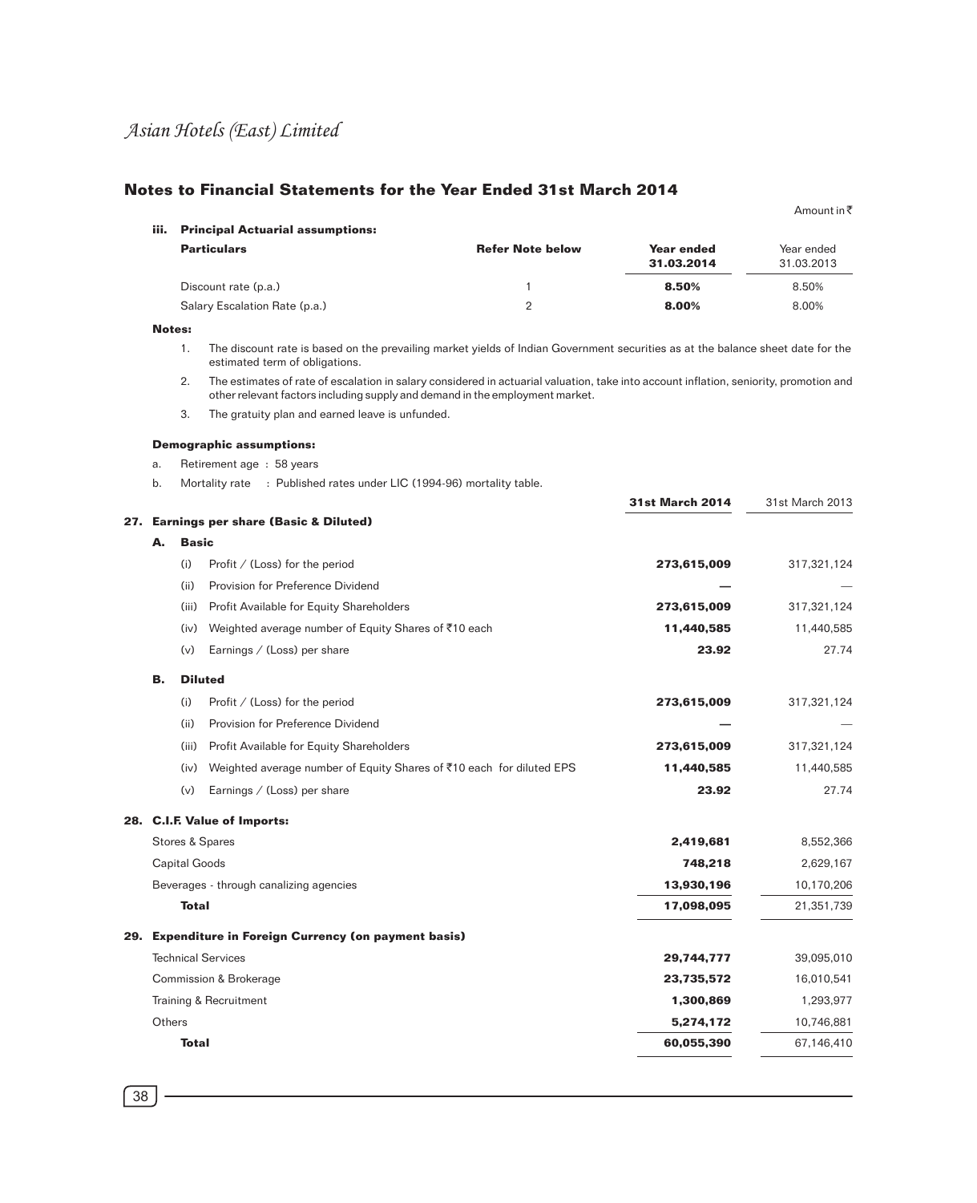## Notes to Financial Statements for the Year Ended 31st March 2014

Amount in ₹

**iii. Principal Actuarial assumptions:**

| Particulars | Refer Note below | Year ended 31.03.2014 | Year ended 31.03.2013 |
|---|---|---|---|
| Discount rate (p.a.) | 1 | **8.50%** | 8.50% |
| Salary Escalation Rate (p.a.) | 2 | **8.00%** | 8.00% |

**Notes:**

1. The discount rate is based on the prevailing market yields of Indian Government securities as at the balance sheet date for the estimated term of obligations.
2. The estimates of rate of escalation in salary considered in actuarial valuation, take into account inflation, seniority, promotion and other relevant factors including supply and demand in the employment market.
3. The gratuity plan and earned leave is unfunded.

**Demographic assumptions:**

a. Retirement age : 58 years

b. Mortality rate : Published rates under LIC (1994-96) mortality table.

| | **31st March 2014** | 31st March 2013 |
|---|---|---|
| **27. Earnings per share (Basic & Diluted)** | | |
| **A. Basic** | | |
| (i) Profit / (Loss) for the period | **273,615,009** | 317,321,124 |
| (ii) Provision for Preference Dividend | **—** | — |
| (iii) Profit Available for Equity Shareholders | **273,615,009** | 317,321,124 |
| (iv) Weighted average number of Equity Shares of ₹10 each | **11,440,585** | 11,440,585 |
| (v) Earnings / (Loss) per share | **23.92** | 27.74 |
| **B. Diluted** | | |
| (i) Profit / (Loss) for the period | **273,615,009** | 317,321,124 |
| (ii) Provision for Preference Dividend | **—** | — |
| (iii) Profit Available for Equity Shareholders | **273,615,009** | 317,321,124 |
| (iv) Weighted average number of Equity Shares of ₹10 each for diluted EPS | **11,440,585** | 11,440,585 |
| (v) Earnings / (Loss) per share | **23.92** | 27.74 |
| **28. C.I.F. Value of Imports:** | | |
| Stores & Spares | **2,419,681** | 8,552,366 |
| Capital Goods | **748,218** | 2,629,167 |
| Beverages - through canalizing agencies | **13,930,196** | 10,170,206 |
| **Total** | **17,098,095** | 21,351,739 |
| **29. Expenditure in Foreign Currency (on payment basis)** | | |
| Technical Services | **29,744,777** | 39,095,010 |
| Commission & Brokerage | **23,735,572** | 16,010,541 |
| Training & Recruitment | **1,300,869** | 1,293,977 |
| Others | **5,274,172** | 10,746,881 |
| **Total** | **60,055,390** | 67,146,410 |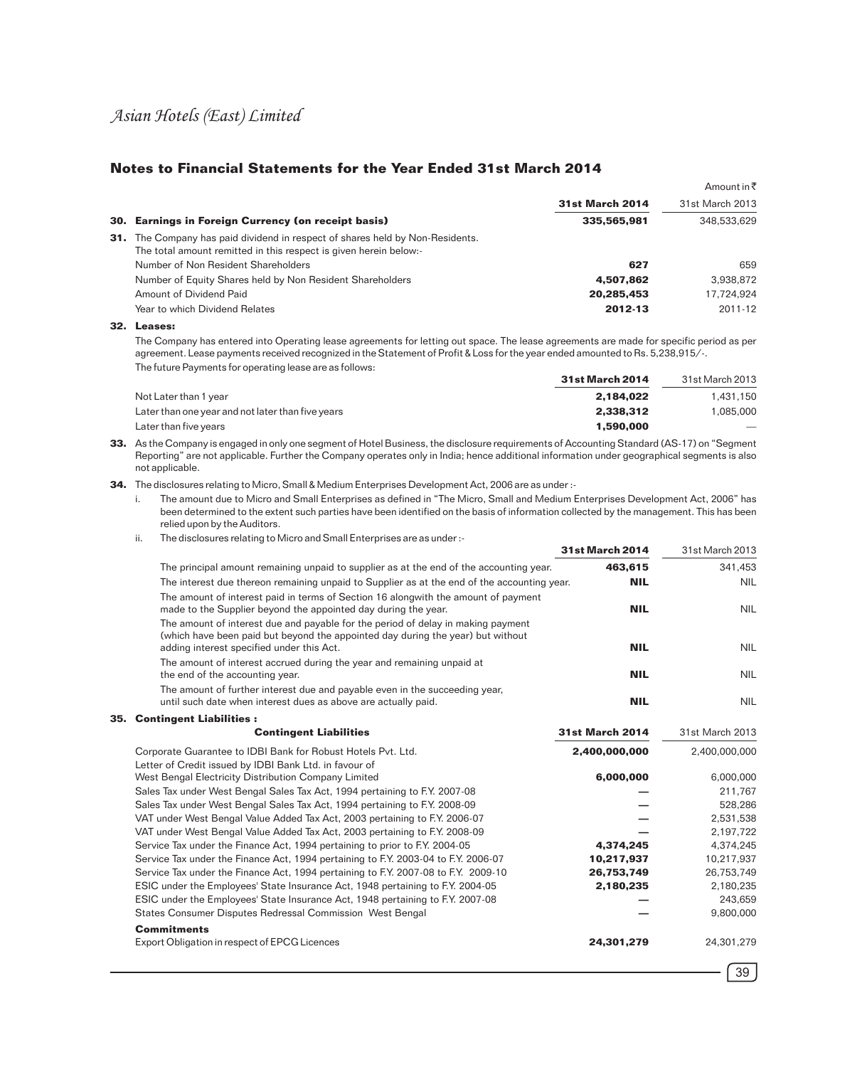## Notes to Financial Statements for the Year Ended 31st March 2014

Amount in ₹

| | 31st March 2014 | 31st March 2013 |
|---|---|---|
| **30. Earnings in Foreign Currency (on receipt basis)** | **335,565,981** | 348,533,629 |

**31.** The Company has paid dividend in respect of shares held by Non-Residents. The total amount remitted in this respect is given herein below:-

| | 31st March 2014 | 31st March 2013 |
|---|---|---|
| Number of Non Resident Shareholders | **627** | 659 |
| Number of Equity Shares held by Non Resident Shareholders | **4,507,862** | 3,938,872 |
| Amount of Dividend Paid | **20,285,453** | 17,724,924 |
| Year to which Dividend Relates | **2012-13** | 2011-12 |

**32. Leases:**

The Company has entered into Operating lease agreements for letting out space. The lease agreements are made for specific period as per agreement. Lease payments received recognized in the Statement of Profit & Loss for the year ended amounted to Rs. 5,238,915/-.

The future Payments for operating lease are as follows:

| | 31st March 2014 | 31st March 2013 |
|---|---|---|
| Not Later than 1 year | **2,184,022** | 1,431,150 |
| Later than one year and not later than five years | **2,338,312** | 1,085,000 |
| Later than five years | **1,590,000** | — |

**33.** As the Company is engaged in only one segment of Hotel Business, the disclosure requirements of Accounting Standard (AS-17) on "Segment Reporting" are not applicable. Further the Company operates only in India; hence additional information under geographical segments is also not applicable.

**34.** The disclosures relating to Micro, Small & Medium Enterprises Development Act, 2006 are as under :-

i. The amount due to Micro and Small Enterprises as defined in "The Micro, Small and Medium Enterprises Development Act, 2006" has been determined to the extent such parties have been identified on the basis of information collected by the management. This has been relied upon by the Auditors.

ii. The disclosures relating to Micro and Small Enterprises are as under :-

| | 31st March 2014 | 31st March 2013 |
|---|---|---|
| The principal amount remaining unpaid to supplier as at the end of the accounting year. | **463,615** | 341,453 |
| The interest due thereon remaining unpaid to Supplier as at the end of the accounting year. | **NIL** | NIL |
| The amount of interest paid in terms of Section 16 alongwith the amount of payment made to the Supplier beyond the appointed day during the year. | **NIL** | NIL |
| The amount of interest due and payable for the period of delay in making payment (which have been paid but beyond the appointed day during the year) but without adding interest specified under this Act. | **NIL** | NIL |
| The amount of interest accrued during the year and remaining unpaid at the end of the accounting year. | **NIL** | NIL |
| The amount of further interest due and payable even in the succeeding year, until such date when interest dues as above are actually paid. | **NIL** | NIL |

**35. Contingent Liabilities :**

| Contingent Liabilities | 31st March 2014 | 31st March 2013 |
|---|---|---|
| Corporate Guarantee to IDBI Bank for Robust Hotels Pvt. Ltd. | **2,400,000,000** | 2,400,000,000 |
| Letter of Credit issued by IDBI Bank Ltd. in favour of West Bengal Electricity Distribution Company Limited | **6,000,000** | 6,000,000 |
| Sales Tax under West Bengal Sales Tax Act, 1994 pertaining to F.Y. 2007-08 | — | 211,767 |
| Sales Tax under West Bengal Sales Tax Act, 1994 pertaining to F.Y. 2008-09 | — | 528,286 |
| VAT under West Bengal Value Added Tax Act, 2003 pertaining to F.Y. 2006-07 | — | 2,531,538 |
| VAT under West Bengal Value Added Tax Act, 2003 pertaining to F.Y. 2008-09 | — | 2,197,722 |
| Service Tax under the Finance Act, 1994 pertaining to prior to F.Y. 2004-05 | **4,374,245** | 4,374,245 |
| Service Tax under the Finance Act, 1994 pertaining to F.Y. 2003-04 to F.Y. 2006-07 | **10,217,937** | 10,217,937 |
| Service Tax under the Finance Act, 1994 pertaining to F.Y. 2007-08 to F.Y. 2009-10 | **26,753,749** | 26,753,749 |
| ESIC under the Employees' State Insurance Act, 1948 pertaining to F.Y. 2004-05 | **2,180,235** | 2,180,235 |
| ESIC under the Employees' State Insurance Act, 1948 pertaining to F.Y. 2007-08 | — | 243,659 |
| States Consumer Disputes Redressal Commission West Bengal | — | 9,800,000 |
| **Commitments** | | |
| Export Obligation in respect of EPCG Licences | **24,301,279** | 24,301,279 |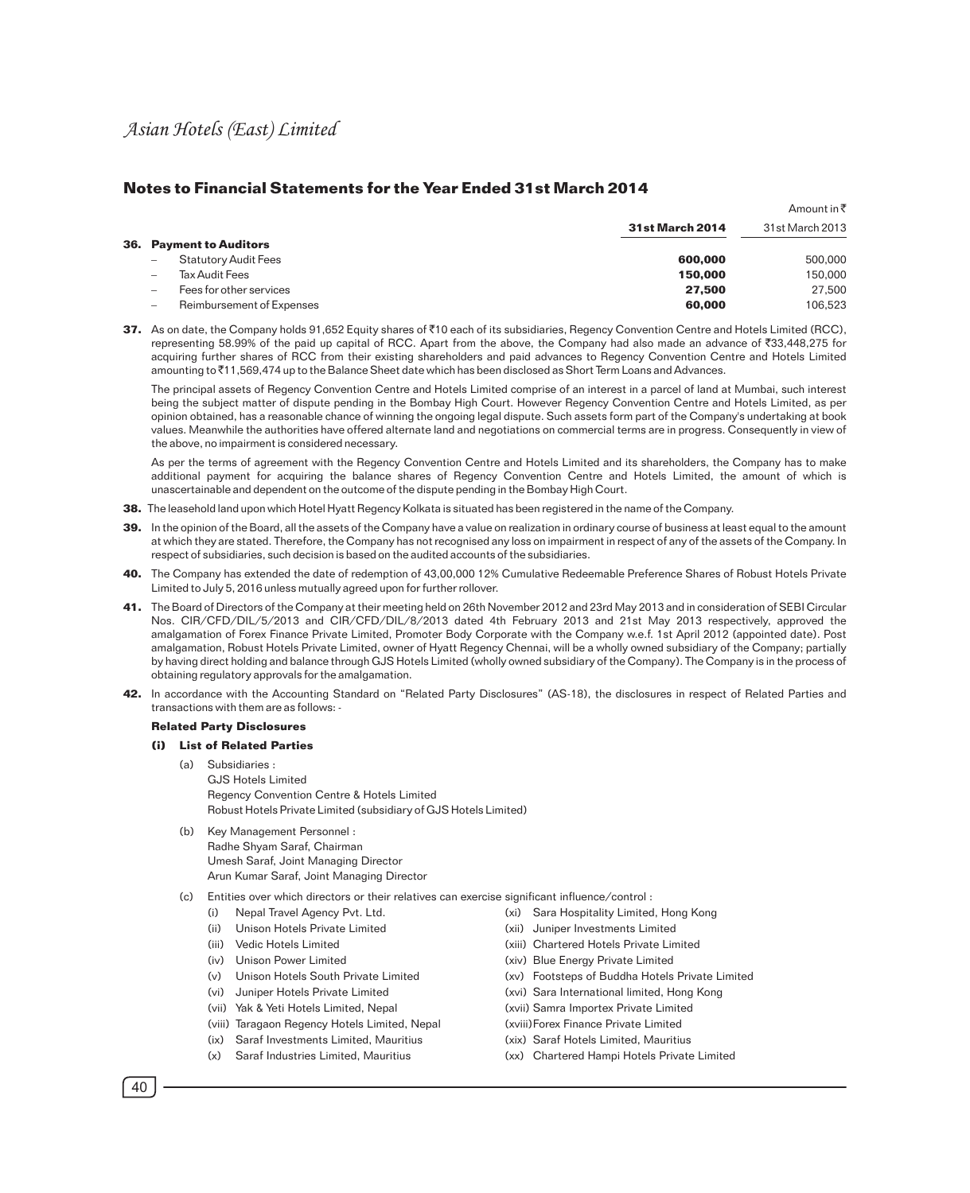## Notes to Financial Statements for the Year Ended 31st March 2014

Amount in ₹

| | 31st March 2014 | 31st March 2013 |
|---|---|---|
| **36. Payment to Auditors** | | |
| – Statutory Audit Fees | **600,000** | 500,000 |
| – Tax Audit Fees | **150,000** | 150,000 |
| – Fees for other services | **27,500** | 27,500 |
| – Reimbursement of Expenses | **60,000** | 106,523 |

**37.** As on date, the Company holds 91,652 Equity shares of ₹10 each of its subsidiaries, Regency Convention Centre and Hotels Limited (RCC), representing 58.99% of the paid up capital of RCC. Apart from the above, the Company had also made an advance of ₹33,448,275 for acquiring further shares of RCC from their existing shareholders and paid advances to Regency Convention Centre and Hotels Limited amounting to ₹11,569,474 up to the Balance Sheet date which has been disclosed as Short Term Loans and Advances.

The principal assets of Regency Convention Centre and Hotels Limited comprise of an interest in a parcel of land at Mumbai, such interest being the subject matter of dispute pending in the Bombay High Court. However Regency Convention Centre and Hotels Limited, as per opinion obtained, has a reasonable chance of winning the ongoing legal dispute. Such assets form part of the Company's undertaking at book values. Meanwhile the authorities have offered alternate land and negotiations on commercial terms are in progress. Consequently in view of the above, no impairment is considered necessary.

As per the terms of agreement with the Regency Convention Centre and Hotels Limited and its shareholders, the Company has to make additional payment for acquiring the balance shares of Regency Convention Centre and Hotels Limited, the amount of which is unascertainable and dependent on the outcome of the dispute pending in the Bombay High Court.

**38.** The leasehold land upon which Hotel Hyatt Regency Kolkata is situated has been registered in the name of the Company.

**39.** In the opinion of the Board, all the assets of the Company have a value on realization in ordinary course of business at least equal to the amount at which they are stated. Therefore, the Company has not recognised any loss on impairment in respect of any of the assets of the Company. In respect of subsidiaries, such decision is based on the audited accounts of the subsidiaries.

**40.** The Company has extended the date of redemption of 43,00,000 12% Cumulative Redeemable Preference Shares of Robust Hotels Private Limited to July 5, 2016 unless mutually agreed upon for further rollover.

**41.** The Board of Directors of the Company at their meeting held on 26th November 2012 and 23rd May 2013 and in consideration of SEBI Circular Nos. CIR/CFD/DIL/5/2013 and CIR/CFD/DIL/8/2013 dated 4th February 2013 and 21st May 2013 respectively, approved the amalgamation of Forex Finance Private Limited, Promoter Body Corporate with the Company w.e.f. 1st April 2012 (appointed date). Post amalgamation, Robust Hotels Private Limited, owner of Hyatt Regency Chennai, will be a wholly owned subsidiary of the Company; partially by having direct holding and balance through GJS Hotels Limited (wholly owned subsidiary of the Company). The Company is in the process of obtaining regulatory approvals for the amalgamation.

**42.** In accordance with the Accounting Standard on "Related Party Disclosures" (AS-18), the disclosures in respect of Related Parties and transactions with them are as follows: -

**Related Party Disclosures**

**(i) List of Related Parties**

(a) Subsidiaries :
GJS Hotels Limited
Regency Convention Centre & Hotels Limited
Robust Hotels Private Limited (subsidiary of GJS Hotels Limited)

(b) Key Management Personnel :
Radhe Shyam Saraf, Chairman
Umesh Saraf, Joint Managing Director
Arun Kumar Saraf, Joint Managing Director

(c) Entities over which directors or their relatives can exercise significant influence/control :

(i) Nepal Travel Agency Pvt. Ltd.
(ii) Unison Hotels Private Limited
(iii) Vedic Hotels Limited
(iv) Unison Power Limited
(v) Unison Hotels South Private Limited
(vi) Juniper Hotels Private Limited
(vii) Yak & Yeti Hotels Limited, Nepal
(viii) Taragaon Regency Hotels Limited, Nepal
(ix) Saraf Investments Limited, Mauritius
(x) Saraf Industries Limited, Mauritius
(xi) Sara Hospitality Limited, Hong Kong
(xii) Juniper Investments Limited
(xiii) Chartered Hotels Private Limited
(xiv) Blue Energy Private Limited
(xv) Footsteps of Buddha Hotels Private Limited
(xvi) Sara International limited, Hong Kong
(xvii) Samra Importex Private Limited
(xviii) Forex Finance Private Limited
(xix) Saraf Hotels Limited, Mauritius
(xx) Chartered Hampi Hotels Private Limited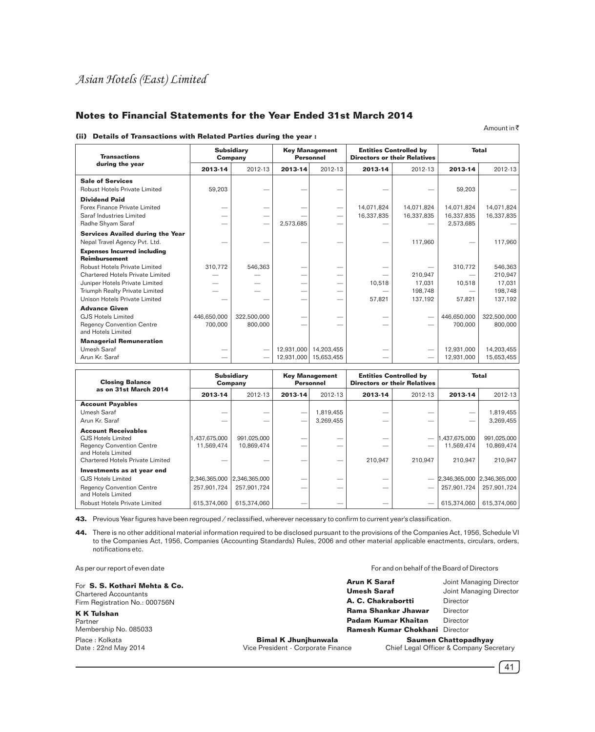## Notes to Financial Statements for the Year Ended 31st March 2014

Amount in ₹

**(ii) Details of Transactions with Related Parties during the year :**

| Transactions during the year | Subsidiary Company | | Key Management Personnel | | Entities Controlled by Directors or their Relatives | | Total | |
|---|---|---|---|---|---|---|---|---|
| | **2013-14** | 2012-13 | **2013-14** | 2012-13 | **2013-14** | 2012-13 | **2013-14** | 2012-13 |
| **Sale of Services** | | | | | | | | |
| Robust Hotels Private Limited | 59,203 | — | — | — | — | — | 59,203 | — |
| **Dividend Paid** | | | | | | | | |
| Forex Finance Private Limited | — | — | — | — | 14,071,824 | 14,071,824 | 14,071,824 | 14,071,824 |
| Saraf Industries Limited | — | — | — | — | 16,337,835 | 16,337,835 | 16,337,835 | 16,337,835 |
| Radhe Shyam Saraf | — | — | 2,573,685 | — | — | — | 2,573,685 | — |
| **Services Availed during the Year** | | | | | | | | |
| Nepal Travel Agency Pvt. Ltd. | — | — | — | — | — | 117,960 | — | 117,960 |
| **Expenses Incurred including Reimbursement** | | | | | | | | |
| Robust Hotels Private Limited | 310,772 | 546,363 | — | — | — | — | 310,772 | 546,363 |
| Chartered Hotels Private Limited | — | — | — | — | — | 210,947 | — | 210,947 |
| Juniper Hotels Private Limited | — | — | — | — | 10,518 | 17,031 | 10,518 | 17,031 |
| Triumph Realty Private Limited | — | — | — | — | — | 198,748 | — | 198,748 |
| Unison Hotels Private Limited | — | — | — | — | 57,821 | 137,192 | 57,821 | 137,192 |
| **Advance Given** | | | | | | | | |
| GJS Hotels Limited | 446,650,000 | 322,500,000 | — | — | — | — | 446,650,000 | 322,500,000 |
| Regency Convention Centre and Hotels Limited | 700,000 | 800,000 | — | — | — | — | 700,000 | 800,000 |
| **Managerial Remuneration** | | | | | | | | |
| Umesh Saraf | — | — | 12,931,000 | 14,203,455 | — | — | 12,931,000 | 14,203,455 |
| Arun Kr. Saraf | — | — | 12,931,000 | 15,653,455 | — | — | 12,931,000 | 15,653,455 |

| Closing Balance as on 31st March 2014 | Subsidiary Company | | Key Management Personnel | | Entities Controlled by Directors or their Relatives | | Total | |
|---|---|---|---|---|---|---|---|---|
| | **2013-14** | 2012-13 | **2013-14** | 2012-13 | **2013-14** | 2012-13 | **2013-14** | 2012-13 |
| **Account Payables** | | | | | | | | |
| Umesh Saraf | — | — | — | 1,819,455 | — | — | — | 1,819,455 |
| Arun Kr. Saraf | — | — | — | 3,269,455 | — | — | — | 3,269,455 |
| **Account Receivables** | | | | | | | | |
| GJS Hotels Limited | 1,437,675,000 | 991,025,000 | — | — | — | — | 1,437,675,000 | 991,025,000 |
| Regency Convention Centre and Hotels Limited | 11,569,474 | 10,869,474 | — | — | — | — | 11,569,474 | 10,869,474 |
| Chartered Hotels Private Limited | — | — | — | — | 210,947 | 210,947 | 210,947 | 210,947 |
| **Investments as at year end** | | | | | | | | |
| GJS Hotels Limited | 2,346,365,000 | 2,346,365,000 | — | — | — | — | 2,346,365,000 | 2,346,365,000 |
| Regency Convention Centre and Hotels Limited | 257,901,724 | 257,901,724 | — | — | — | — | 257,901,724 | 257,901,724 |
| Robust Hotels Private Limited | 615,374,060 | 615,374,060 | — | — | — | — | 615,374,060 | 615,374,060 |

**43.** Previous Year figures have been regrouped / reclassified, wherever necessary to confirm to current year's classification.

**44.** There is no other additional material information required to be disclosed pursuant to the provisions of the Companies Act, 1956, Schedule VI to the Companies Act, 1956, Companies (Accounting Standards) Rules, 2006 and other material applicable enactments, circulars, orders, notifications etc.

As per our report of even date

For **S. S. Kothari Mehta & Co.**
Chartered Accountants
Firm Registration No.: 000756N

**K K Tulshan**
Partner
Membership No. 085033

Place : Kolkata
Date : 22nd May 2014

For and on behalf of the Board of Directors

**Arun K Saraf** Joint Managing Director
**Umesh Saraf** Joint Managing Director
**A. C. Chakrabortti** Director
**Rama Shankar Jhawar** Director
**Padam Kumar Khaitan** Director
**Ramesh Kumar Chokhani** Director

**Bimal K Jhunjhunwala**
Vice President - Corporate Finance

**Saumen Chattopadhyay**
Chief Legal Officer & Company Secretary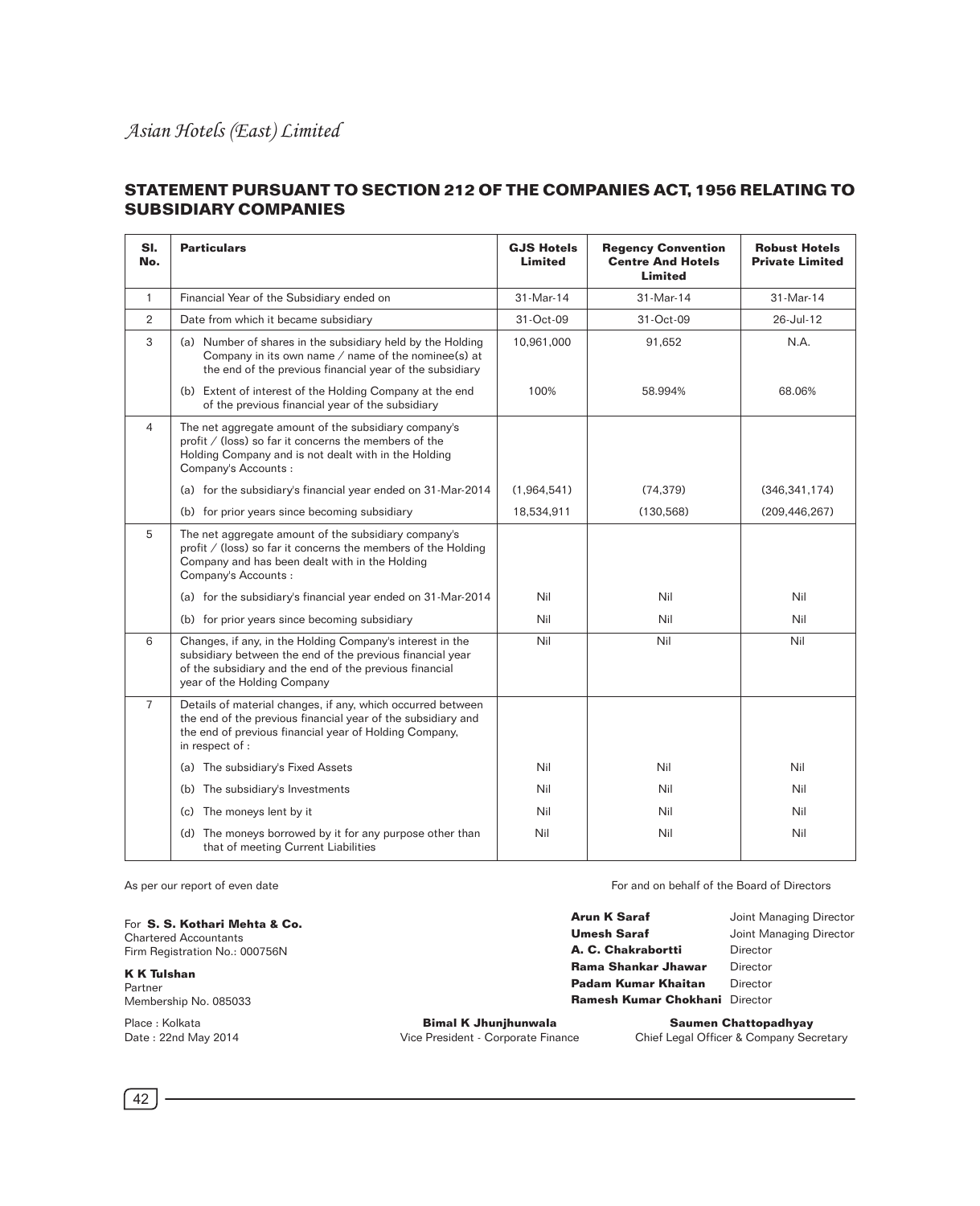## STATEMENT PURSUANT TO SECTION 212 OF THE COMPANIES ACT, 1956 RELATING TO SUBSIDIARY COMPANIES

| Sl. No. | Particulars | GJS Hotels Limited | Regency Convention Centre And Hotels Limited | Robust Hotels Private Limited |
|---|---|---|---|---|
| 1 | Financial Year of the Subsidiary ended on | 31-Mar-14 | 31-Mar-14 | 31-Mar-14 |
| 2 | Date from which it became subsidiary | 31-Oct-09 | 31-Oct-09 | 26-Jul-12 |
| 3 | (a) Number of shares in the subsidiary held by the Holding Company in its own name / name of the nominee(s) at the end of the previous financial year of the subsidiary | 10,961,000 | 91,652 | N.A. |
| | (b) Extent of interest of the Holding Company at the end of the previous financial year of the subsidiary | 100% | 58.994% | 68.06% |
| 4 | The net aggregate amount of the subsidiary company's profit / (loss) so far it concerns the members of the Holding Company and is not dealt with in the Holding Company's Accounts : | | | |
| | (a) for the subsidiary's financial year ended on 31-Mar-2014 | (1,964,541) | (74,379) | (346,341,174) |
| | (b) for prior years since becoming subsidiary | 18,534,911 | (130,568) | (209,446,267) |
| 5 | The net aggregate amount of the subsidiary company's profit / (loss) so far it concerns the members of the Holding Company and has been dealt with in the Holding Company's Accounts : | | | |
| | (a) for the subsidiary's financial year ended on 31-Mar-2014 | Nil | Nil | Nil |
| | (b) for prior years since becoming subsidiary | Nil | Nil | Nil |
| 6 | Changes, if any, in the Holding Company's interest in the subsidiary between the end of the previous financial year of the subsidiary and the end of the previous financial year of the Holding Company | Nil | Nil | Nil |
| 7 | Details of material changes, if any, which occurred between the end of the previous financial year of the subsidiary and the end of previous financial year of Holding Company, in respect of : | | | |
| | (a) The subsidiary's Fixed Assets | Nil | Nil | Nil |
| | (b) The subsidiary's Investments | Nil | Nil | Nil |
| | (c) The moneys lent by it | Nil | Nil | Nil |
| | (d) The moneys borrowed by it for any purpose other than that of meeting Current Liabilities | Nil | Nil | Nil |

As per our report of even date

For **S. S. Kothari Mehta & Co.**
Chartered Accountants
Firm Registration No.: 000756N

**K K Tulshan**
Partner
Membership No. 085033

Place : Kolkata
Date : 22nd May 2014

For and on behalf of the Board of Directors

**Arun K Saraf** Joint Managing Director
**Umesh Saraf** Joint Managing Director
**A. C. Chakrabortti** Director
**Rama Shankar Jhawar** Director
**Padam Kumar Khaitan** Director
**Ramesh Kumar Chokhani** Director

**Bimal K Jhunjhunwala**
Vice President - Corporate Finance

**Saumen Chattopadhyay**
Chief Legal Officer & Company Secretary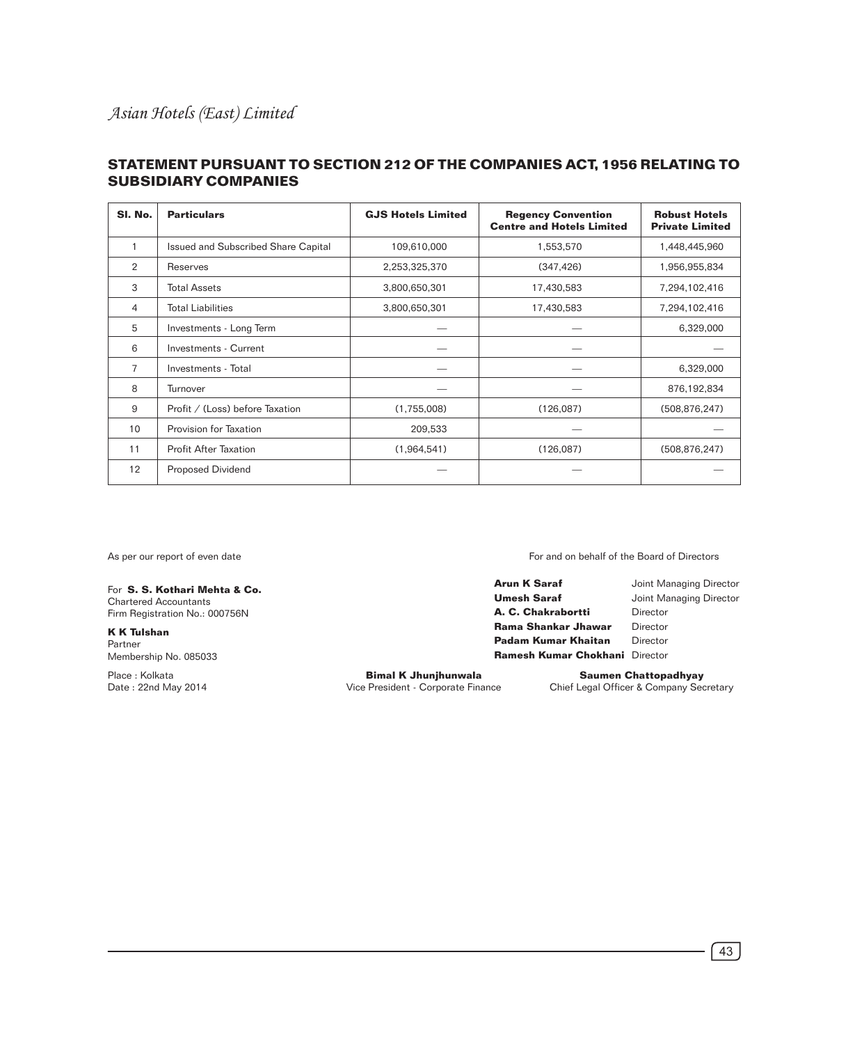## STATEMENT PURSUANT TO SECTION 212 OF THE COMPANIES ACT, 1956 RELATING TO SUBSIDIARY COMPANIES

| Sl. No. | Particulars | GJS Hotels Limited | Regency Convention Centre and Hotels Limited | Robust Hotels Private Limited |
|---|---|---|---|---|
| 1 | Issued and Subscribed Share Capital | 109,610,000 | 1,553,570 | 1,448,445,960 |
| 2 | Reserves | 2,253,325,370 | (347,426) | 1,956,955,834 |
| 3 | Total Assets | 3,800,650,301 | 17,430,583 | 7,294,102,416 |
| 4 | Total Liabilities | 3,800,650,301 | 17,430,583 | 7,294,102,416 |
| 5 | Investments - Long Term | — | — | 6,329,000 |
| 6 | Investments - Current | — | — | — |
| 7 | Investments - Total | — | — | 6,329,000 |
| 8 | Turnover | — | — | 876,192,834 |
| 9 | Profit / (Loss) before Taxation | (1,755,008) | (126,087) | (508,876,247) |
| 10 | Provision for Taxation | 209,533 | — | — |
| 11 | Profit After Taxation | (1,964,541) | (126,087) | (508,876,247) |
| 12 | Proposed Dividend | — | — | — |

As per our report of even date

For **S. S. Kothari Mehta & Co.**
Chartered Accountants
Firm Registration No.: 000756N

**K K Tulshan**
Partner
Membership No. 085033

Place : Kolkata
Date : 22nd May 2014

For and on behalf of the Board of Directors

**Arun K Saraf** Joint Managing Director
**Umesh Saraf** Joint Managing Director
**A. C. Chakrabortti** Director
**Rama Shankar Jhawar** Director
**Padam Kumar Khaitan** Director
**Ramesh Kumar Chokhani** Director

**Bimal K Jhunjhunwala**
Vice President - Corporate Finance

**Saumen Chattopadhyay**
Chief Legal Officer & Company Secretary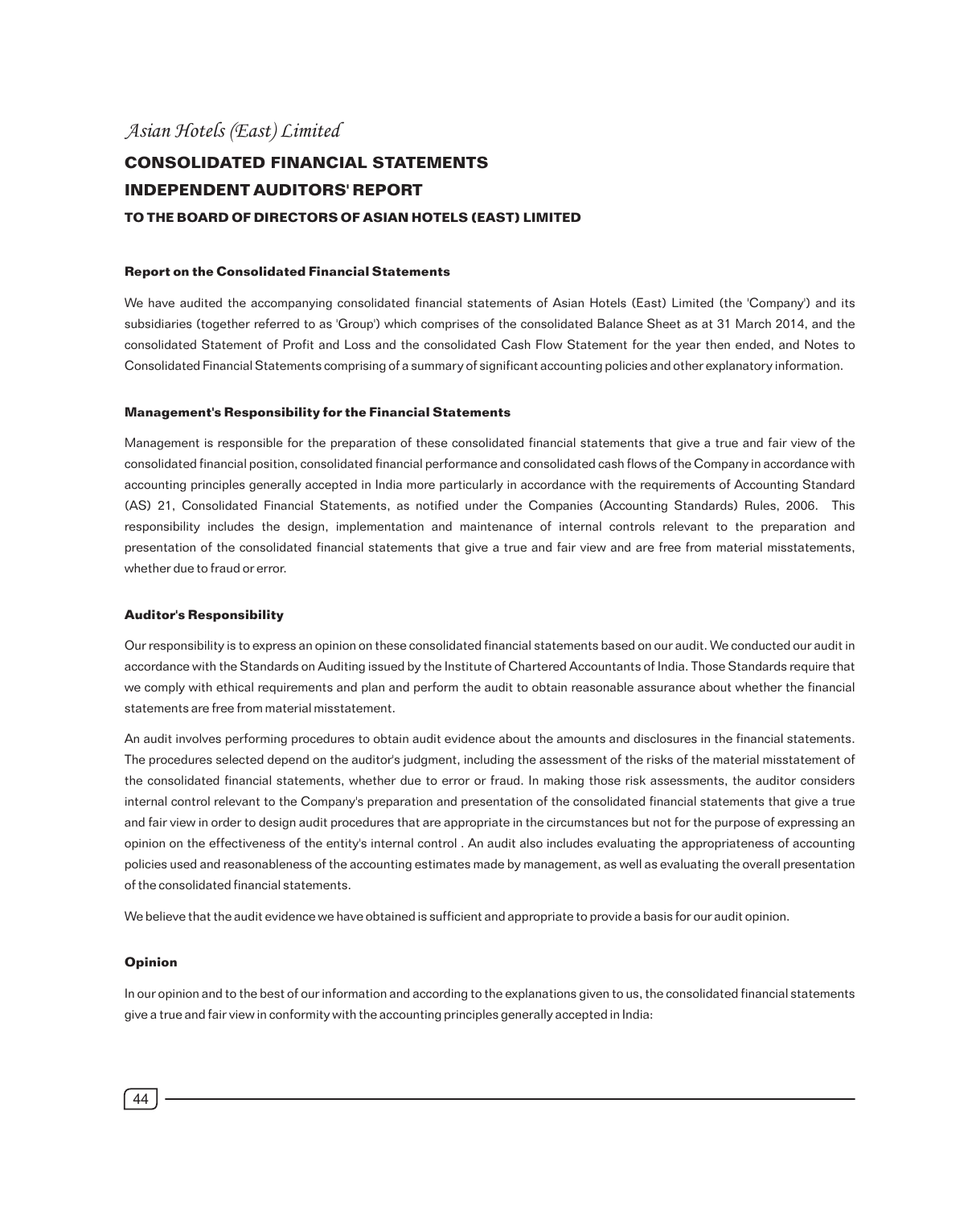# CONSOLIDATED FINANCIAL STATEMENTS

## INDEPENDENT AUDITORS' REPORT

### TO THE BOARD OF DIRECTORS OF ASIAN HOTELS (EAST) LIMITED

#### Report on the Consolidated Financial Statements

We have audited the accompanying consolidated financial statements of Asian Hotels (East) Limited (the 'Company') and its subsidiaries (together referred to as 'Group') which comprises of the consolidated Balance Sheet as at 31 March 2014, and the consolidated Statement of Profit and Loss and the consolidated Cash Flow Statement for the year then ended, and Notes to Consolidated Financial Statements comprising of a summary of significant accounting policies and other explanatory information.

#### Management's Responsibility for the Financial Statements

Management is responsible for the preparation of these consolidated financial statements that give a true and fair view of the consolidated financial position, consolidated financial performance and consolidated cash flows of the Company in accordance with accounting principles generally accepted in India more particularly in accordance with the requirements of Accounting Standard (AS) 21, Consolidated Financial Statements, as notified under the Companies (Accounting Standards) Rules, 2006. This responsibility includes the design, implementation and maintenance of internal controls relevant to the preparation and presentation of the consolidated financial statements that give a true and fair view and are free from material misstatements, whether due to fraud or error.

#### Auditor's Responsibility

Our responsibility is to express an opinion on these consolidated financial statements based on our audit. We conducted our audit in accordance with the Standards on Auditing issued by the Institute of Chartered Accountants of India. Those Standards require that we comply with ethical requirements and plan and perform the audit to obtain reasonable assurance about whether the financial statements are free from material misstatement.

An audit involves performing procedures to obtain audit evidence about the amounts and disclosures in the financial statements. The procedures selected depend on the auditor's judgment, including the assessment of the risks of the material misstatement of the consolidated financial statements, whether due to error or fraud. In making those risk assessments, the auditor considers internal control relevant to the Company's preparation and presentation of the consolidated financial statements that give a true and fair view in order to design audit procedures that are appropriate in the circumstances but not for the purpose of expressing an opinion on the effectiveness of the entity's internal control . An audit also includes evaluating the appropriateness of accounting policies used and reasonableness of the accounting estimates made by management, as well as evaluating the overall presentation of the consolidated financial statements.

We believe that the audit evidence we have obtained is sufficient and appropriate to provide a basis for our audit opinion.

#### Opinion

In our opinion and to the best of our information and according to the explanations given to us, the consolidated financial statements give a true and fair view in conformity with the accounting principles generally accepted in India: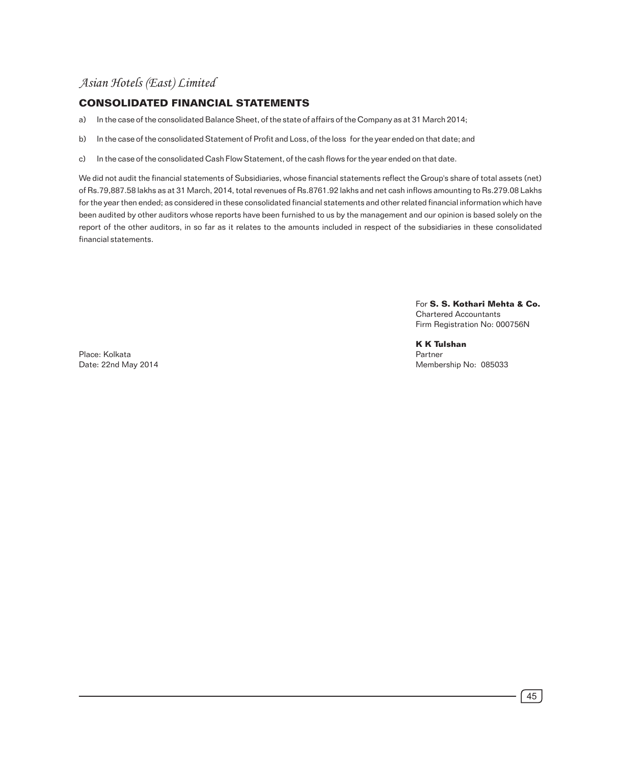## CONSOLIDATED FINANCIAL STATEMENTS

a) In the case of the consolidated Balance Sheet, of the state of affairs of the Company as at 31 March 2014;

b) In the case of the consolidated Statement of Profit and Loss, of the loss for the year ended on that date; and

c) In the case of the consolidated Cash Flow Statement, of the cash flows for the year ended on that date.

We did not audit the financial statements of Subsidiaries, whose financial statements reflect the Group's share of total assets (net) of Rs.79,887.58 lakhs as at 31 March, 2014, total revenues of Rs.8761.92 lakhs and net cash inflows amounting to Rs.279.08 Lakhs for the year then ended; as considered in these consolidated financial statements and other related financial information which have been audited by other auditors whose reports have been furnished to us by the management and our opinion is based solely on the report of the other auditors, in so far as it relates to the amounts included in respect of the subsidiaries in these consolidated financial statements.

For **S. S. Kothari Mehta & Co.**
Chartered Accountants
Firm Registration No: 000756N

**K K Tulshan**
Partner
Membership No: 085033

Place: Kolkata
Date: 22nd May 2014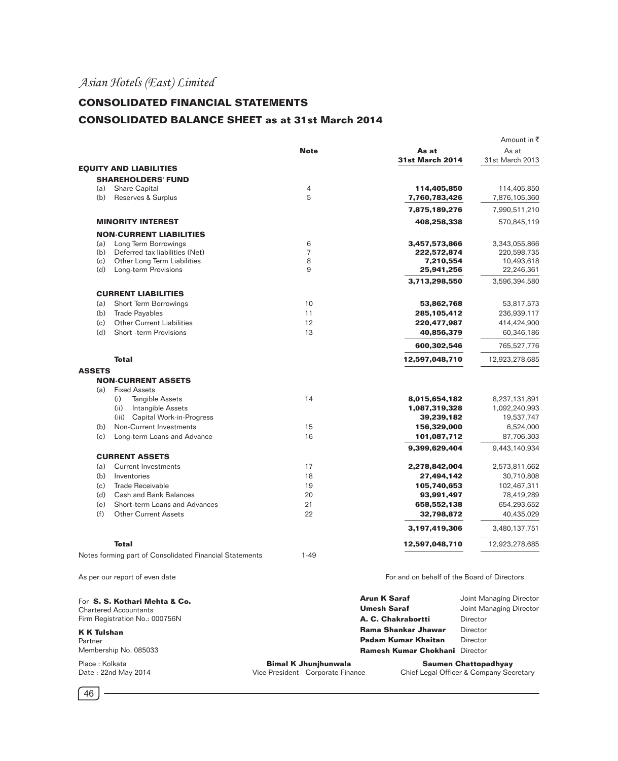*Asian Hotels (East) Limited*

## CONSOLIDATED FINANCIAL STATEMENTS

## CONSOLIDATED BALANCE SHEET as at 31st March 2014

Amount in ₹

| | Note | As at 31st March 2014 | As at 31st March 2013 |
|---|---|---|---|
| **EQUITY AND LIABILITIES** | | | |
| **SHAREHOLDERS' FUND** | | | |
| (a) Share Capital | 4 | **114,405,850** | 114,405,850 |
| (b) Reserves & Surplus | 5 | **7,760,783,426** | 7,876,105,360 |
| | | **7,875,189,276** | 7,990,511,210 |
| **MINORITY INTEREST** | | **408,258,338** | 570,845,119 |
| **NON-CURRENT LIABILITIES** | | | |
| (a) Long Term Borrowings | 6 | **3,457,573,866** | 3,343,055,866 |
| (b) Deferred tax liabilities (Net) | 7 | **222,572,874** | 220,598,735 |
| (c) Other Long Term Liabilities | 8 | **7,210,554** | 10,493,618 |
| (d) Long-term Provisions | 9 | **25,941,256** | 22,246,361 |
| | | **3,713,298,550** | 3,596,394,580 |
| **CURRENT LIABILITIES** | | | |
| (a) Short Term Borrowings | 10 | **53,862,768** | 53,817,573 |
| (b) Trade Payables | 11 | **285,105,412** | 236,939,117 |
| (c) Other Current Liabilities | 12 | **220,477,987** | 414,424,900 |
| (d) Short -term Provisions | 13 | **40,856,379** | 60,346,186 |
| | | **600,302,546** | 765,527,776 |
| **Total** | | **12,597,048,710** | 12,923,278,685 |
| **ASSETS** | | | |
| **NON-CURRENT ASSETS** | | | |
| (a) Fixed Assets | | | |
| (i) Tangible Assets | 14 | **8,015,654,182** | 8,237,131,891 |
| (ii) Intangible Assets | | **1,087,319,328** | 1,092,240,993 |
| (iii) Capital Work-in-Progress | | **39,239,182** | 19,537,747 |
| (b) Non-Current Investments | 15 | **156,329,000** | 6,524,000 |
| (c) Long-term Loans and Advance | 16 | **101,087,712** | 87,706,303 |
| | | **9,399,629,404** | 9,443,140,934 |
| **CURRENT ASSETS** | | | |
| (a) Current Investments | 17 | **2,278,842,004** | 2,573,811,662 |
| (b) Inventories | 18 | **27,494,142** | 30,710,808 |
| (c) Trade Receivable | 19 | **105,740,653** | 102,467,311 |
| (d) Cash and Bank Balances | 20 | **93,991,497** | 78,419,289 |
| (e) Short-term Loans and Advances | 21 | **658,552,138** | 654,293,652 |
| (f) Other Current Assets | 22 | **32,798,872** | 40,435,029 |
| | | **3,197,419,306** | 3,480,137,751 |
| **Total** | | **12,597,048,710** | 12,923,278,685 |
| Notes forming part of Consolidated Financial Statements | 1-49 | | |

As per our report of even date

For **S. S. Kothari Mehta & Co.**
Chartered Accountants
Firm Registration No.: 000756N

**K K Tulshan**
Partner
Membership No. 085033

Place : Kolkata
Date : 22nd May 2014

For and on behalf of the Board of Directors

**Arun K Saraf** Joint Managing Director
**Umesh Saraf** Joint Managing Director
**A. C. Chakrabortti** Director
**Rama Shankar Jhawar** Director
**Padam Kumar Khaitan** Director
**Ramesh Kumar Chokhani** Director

**Bimal K Jhunjhunwala**
Vice President - Corporate Finance

**Saumen Chattopadhyay**
Chief Legal Officer & Company Secretary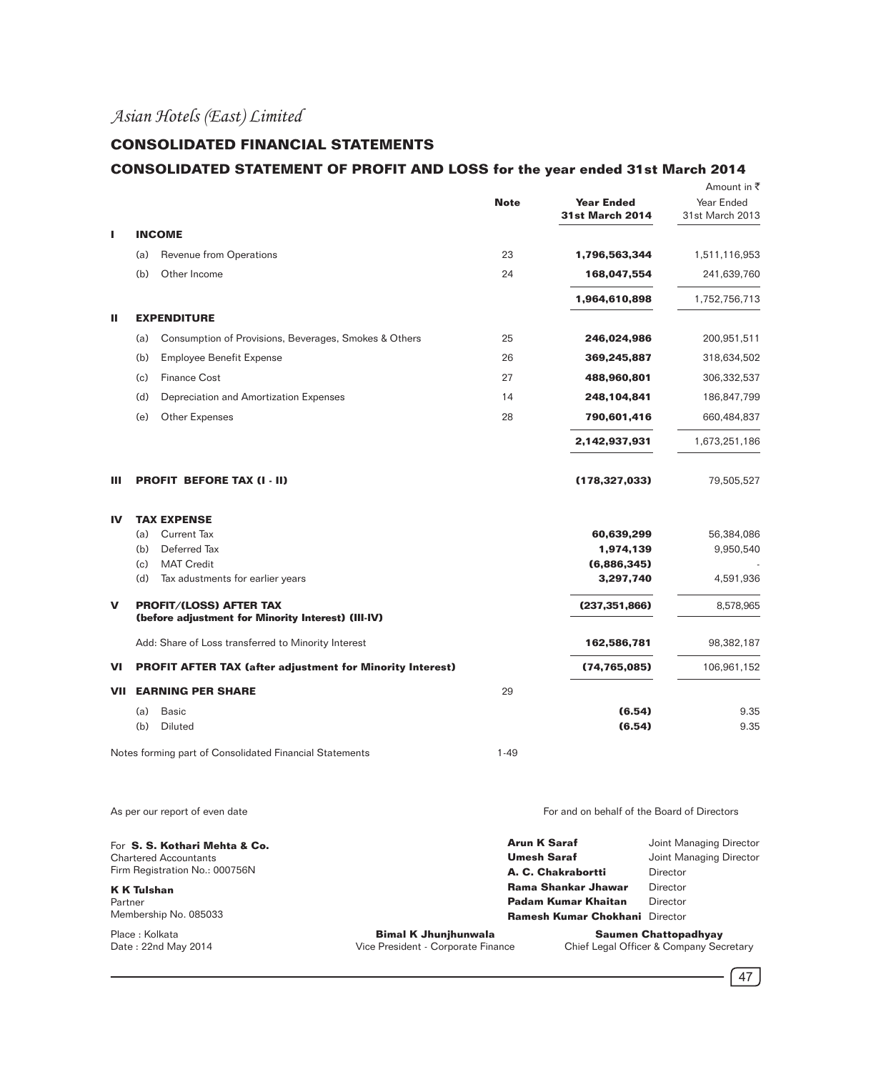*Asian Hotels (East) Limited*

## CONSOLIDATED FINANCIAL STATEMENTS

### CONSOLIDATED STATEMENT OF PROFIT AND LOSS for the year ended 31st March 2014

Amount in ₹

| | | | Note | Year Ended 31st March 2014 | Year Ended 31st March 2013 |
|---|---|---|---|---|---|
| **I** | **INCOME** | | | | |
| | (a) | Revenue from Operations | 23 | **1,796,563,344** | 1,511,116,953 |
| | (b) | Other Income | 24 | **168,047,554** | 241,639,760 |
| | | | | **1,964,610,898** | 1,752,756,713 |
| **II** | **EXPENDITURE** | | | | |
| | (a) | Consumption of Provisions, Beverages, Smokes & Others | 25 | **246,024,986** | 200,951,511 |
| | (b) | Employee Benefit Expense | 26 | **369,245,887** | 318,634,502 |
| | (c) | Finance Cost | 27 | **488,960,801** | 306,332,537 |
| | (d) | Depreciation and Amortization Expenses | 14 | **248,104,841** | 186,847,799 |
| | (e) | Other Expenses | 28 | **790,601,416** | 660,484,837 |
| | | | | **2,142,937,931** | 1,673,251,186 |
| **III** | **PROFIT BEFORE TAX (I - II)** | | | **(178,327,033)** | 79,505,527 |
| **IV** | **TAX EXPENSE** | | | | |
| | (a) | Current Tax | | **60,639,299** | 56,384,086 |
| | (b) | Deferred Tax | | **1,974,139** | 9,950,540 |
| | (c) | MAT Credit | | **(6,886,345)** | - |
| | (d) | Tax adustments for earlier years | | **3,297,740** | 4,591,936 |
| **V** | **PROFIT/(LOSS) AFTER TAX (before adjustment for Minority Interest) (III-IV)** | | | **(237,351,866)** | 8,578,965 |
| | Add: Share of Loss transferred to Minority Interest | | | **162,586,781** | 98,382,187 |
| **VI** | **PROFIT AFTER TAX (after adjustment for Minority Interest)** | | | **(74,765,085)** | 106,961,152 |
| **VII** | **EARNING PER SHARE** | | 29 | | |
| | (a) | Basic | | **(6.54)** | 9.35 |
| | (b) | Diluted | | **(6.54)** | 9.35 |
| | Notes forming part of Consolidated Financial Statements | | 1-49 | | |

As per our report of even date

For **S. S. Kothari Mehta & Co.**
Chartered Accountants
Firm Registration No.: 000756N

**K K Tulshan**
Partner
Membership No. 085033

Place : Kolkata
Date : 22nd May 2014

For and on behalf of the Board of Directors

**Arun K Saraf** Joint Managing Director
**Umesh Saraf** Joint Managing Director
**A. C. Chakrabortti** Director
**Rama Shankar Jhawar** Director
**Padam Kumar Khaitan** Director
**Ramesh Kumar Chokhani** Director

**Bimal K Jhunjhunwala**
Vice President - Corporate Finance

**Saumen Chattopadhyay**
Chief Legal Officer & Company Secretary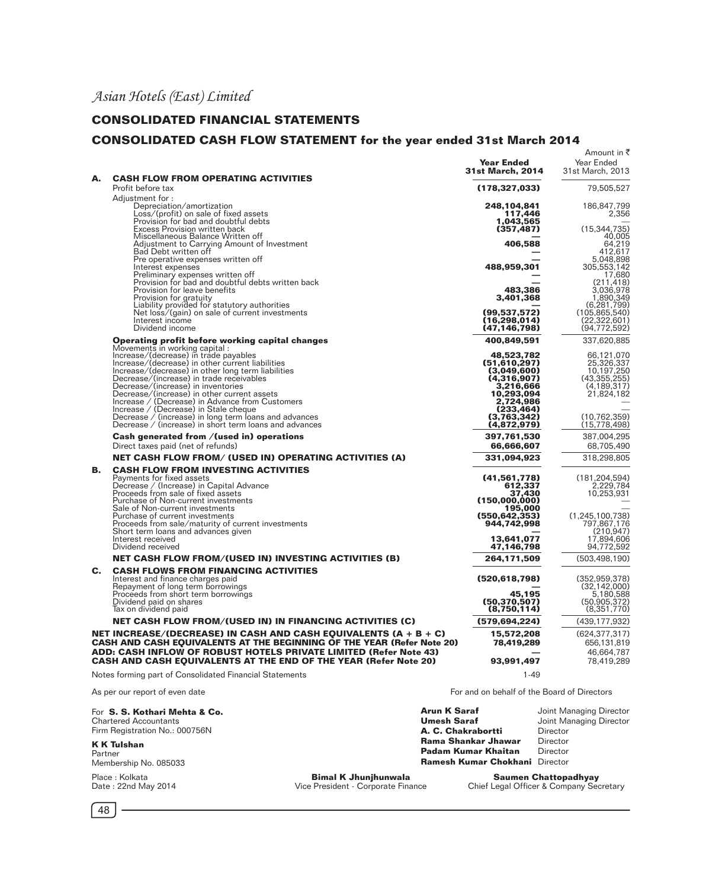*Asian Hotels (East) Limited*

## CONSOLIDATED FINANCIAL STATEMENTS

## CONSOLIDATED CASH FLOW STATEMENT for the year ended 31st March 2014

Amount in ₹

| | | **Year Ended 31st March, 2014** | Year Ended 31st March, 2013 |
|---|---|---|---|
| **A.** | **CASH FLOW FROM OPERATING ACTIVITIES** | | |
| | Profit before tax | **(178,327,033)** | 79,505,527 |
| | Adjustment for : | | |
| | Depreciation/amortization | **248,104,841** | 186,847,799 |
| | Loss/(profit) on sale of fixed assets | **117,446** | 2,356 |
| | Provision for bad and doubtful debts | **1,043,565** | — |
| | Excess Provision written back | **(357,487)** | (15,344,735) |
| | Miscellaneous Balance Written off | **—** | 40,005 |
| | Adjustment to Carrying Amount of Investment | **406,588** | 64,219 |
| | Bad Debt written off | **—** | 412,617 |
| | Pre operative expenses written off | **—** | 5,048,898 |
| | Interest expenses | **488,959,301** | 305,553,142 |
| | Preliminary expenses written off | **—** | 17,680 |
| | Provision for bad and doubtful debts written back | **—** | (211,418) |
| | Provision for leave benefits | **483,386** | 3,036,978 |
| | Provision for gratuity | **3,401,368** | 1,890,349 |
| | Liability provided for statutory authorities | **—** | (6,281,799) |
| | Net loss/(gain) on sale of current investments | **(99,537,572)** | (105,865,540) |
| | Interest income | **(16,298,014)** | (22,322,601) |
| | Dividend income | **(47,146,798)** | (94,772,592) |
| | **Operating profit before working capital changes** | **400,849,591** | 337,620,885 |
| | Movements in working capital : | | |
| | Increase/(decrease) in trade payables | **48,523,782** | 66,121,070 |
| | Increase/(decrease) in other current liabilities | **(51,610,297)** | 25,326,337 |
| | Increase/(decrease) in other long term liabilities | **(3,049,600)** | 10,197,250 |
| | Decrease/(increase) in trade receivables | **(4,316,907)** | (43,355,255) |
| | Decrease/(increase) in inventories | **3,216,666** | (4,189,317) |
| | Decrease/(increase) in other current assets | **10,293,094** | 21,824,182 |
| | Increase / (Decrease) in Advance from Customers | **2,724,986** | — |
| | Increase / (Decrease) in Stale cheque | **(233,464)** | — |
| | Decrease / (increase) in long term loans and advances | **(3,763,342)** | (10,762,359) |
| | Decrease / (increase) in short term loans and advances | **(4,872,979)** | (15,778,498) |
| | **Cash generated from /(used in) operations** | **397,761,530** | 387,004,295 |
| | Direct taxes paid (net of refunds) | **66,666,607** | 68,705,490 |
| | **NET CASH FLOW FROM/ (USED IN) OPERATING ACTIVITIES (A)** | **331,094,923** | 318,298,805 |
| **B.** | **CASH FLOW FROM INVESTING ACTIVITIES** | | |
| | Payments for fixed assets | **(41,561,778)** | (181,204,594) |
| | Decrease / (Increase) in Capital Advance | **612,337** | 2,229,784 |
| | Proceeds from sale of fixed assets | **37,430** | 10,253,931 |
| | Purchase of Non-current investments | **(150,000,000)** | — |
| | Sale of Non-current investments | **195,000** | — |
| | Purchase of current investments | **(550,642,353)** | (1,245,100,738) |
| | Proceeds from sale/maturity of current investments | **944,742,998** | 797,867,176 |
| | Short term loans and advances given | **—** | (210,947) |
| | Interest received | **13,641,077** | 17,894,606 |
| | Dividend received | **47,146,798** | 94,772,592 |
| | **NET CASH FLOW FROM/(USED IN) INVESTING ACTIVITIES (B)** | **264,171,509** | (503,498,190) |
| **C.** | **CASH FLOWS FROM FINANCING ACTIVITIES** | | |
| | Interest and finance charges paid | **(520,618,798)** | (352,959,378) |
| | Repayment of long term borrowings | **—** | (32,142,000) |
| | Proceeds from short term borrowings | **45,195** | 5,180,588 |
| | Dividend paid on shares | **(50,370,507)** | (50,905,372) |
| | Tax on dividend paid | **(8,750,114)** | (8,351,770) |
| | **NET CASH FLOW FROM/(USED IN) IN FINANCING ACTIVITIES (C)** | **(579,694,224)** | (439,177,932) |
| | **NET INCREASE/(DECREASE) IN CASH AND CASH EQUIVALENTS (A + B + C)** | **15,572,208** | (624,377,317) |
| | **CASH AND CASH EQUIVALENTS AT THE BEGINNING OF THE YEAR (Refer Note 20)** | **78,419,289** | 656,131,819 |
| | **ADD: CASH INFLOW OF ROBUST HOTELS PRIVATE LIMITED (Refer Note 43)** | **—** | 46,664,787 |
| | **CASH AND CASH EQUIVALENTS AT THE END OF THE YEAR (Refer Note 20)** | **93,991,497** | 78,419,289 |
| | Notes forming part of Consolidated Financial Statements | 1-49 | |

As per our report of even date

For **S. S. Kothari Mehta & Co.**
Chartered Accountants
Firm Registration No.: 000756N

**K K Tulshan**
Partner
Membership No. 085033

Place : Kolkata
Date : 22nd May 2014

For and on behalf of the Board of Directors

| | |
|---|---|
| **Arun K Saraf** | Joint Managing Director |
| **Umesh Saraf** | Joint Managing Director |
| **A. C. Chakrabortti** | Director |
| **Rama Shankar Jhawar** | Director |
| **Padam Kumar Khaitan** | Director |
| **Ramesh Kumar Chokhani** | Director |

**Bimal K Jhunjhunwala**
Vice President - Corporate Finance

**Saumen Chattopadhyay**
Chief Legal Officer & Company Secretary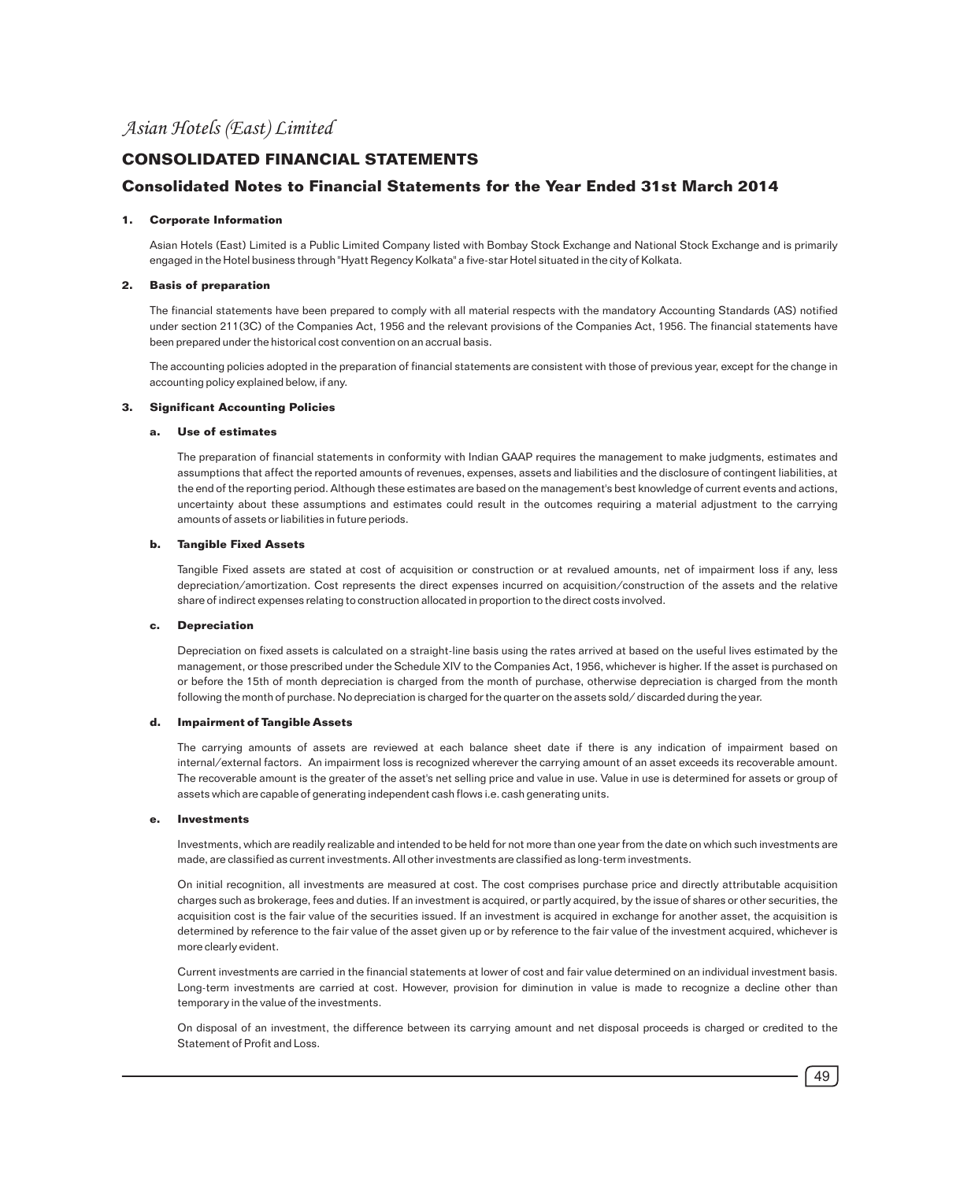# Asian Hotels (East) Limited

## CONSOLIDATED FINANCIAL STATEMENTS

## Consolidated Notes to Financial Statements for the Year Ended 31st March 2014

### 1. Corporate Information

Asian Hotels (East) Limited is a Public Limited Company listed with Bombay Stock Exchange and National Stock Exchange and is primarily engaged in the Hotel business through "Hyatt Regency Kolkata" a five-star Hotel situated in the city of Kolkata.

### 2. Basis of preparation

The financial statements have been prepared to comply with all material respects with the mandatory Accounting Standards (AS) notified under section 211(3C) of the Companies Act, 1956 and the relevant provisions of the Companies Act, 1956. The financial statements have been prepared under the historical cost convention on an accrual basis.

The accounting policies adopted in the preparation of financial statements are consistent with those of previous year, except for the change in accounting policy explained below, if any.

### 3. Significant Accounting Policies

#### a. Use of estimates

The preparation of financial statements in conformity with Indian GAAP requires the management to make judgments, estimates and assumptions that affect the reported amounts of revenues, expenses, assets and liabilities and the disclosure of contingent liabilities, at the end of the reporting period. Although these estimates are based on the management's best knowledge of current events and actions, uncertainty about these assumptions and estimates could result in the outcomes requiring a material adjustment to the carrying amounts of assets or liabilities in future periods.

#### b. Tangible Fixed Assets

Tangible Fixed assets are stated at cost of acquisition or construction or at revalued amounts, net of impairment loss if any, less depreciation/amortization. Cost represents the direct expenses incurred on acquisition/construction of the assets and the relative share of indirect expenses relating to construction allocated in proportion to the direct costs involved.

#### c. Depreciation

Depreciation on fixed assets is calculated on a straight-line basis using the rates arrived at based on the useful lives estimated by the management, or those prescribed under the Schedule XIV to the Companies Act, 1956, whichever is higher. If the asset is purchased on or before the 15th of month depreciation is charged from the month of purchase, otherwise depreciation is charged from the month following the month of purchase. No depreciation is charged for the quarter on the assets sold/ discarded during the year.

#### d. Impairment of Tangible Assets

The carrying amounts of assets are reviewed at each balance sheet date if there is any indication of impairment based on internal/external factors. An impairment loss is recognized wherever the carrying amount of an asset exceeds its recoverable amount. The recoverable amount is the greater of the asset's net selling price and value in use. Value in use is determined for assets or group of assets which are capable of generating independent cash flows i.e. cash generating units.

#### e. Investments

Investments, which are readily realizable and intended to be held for not more than one year from the date on which such investments are made, are classified as current investments. All other investments are classified as long-term investments.

On initial recognition, all investments are measured at cost. The cost comprises purchase price and directly attributable acquisition charges such as brokerage, fees and duties. If an investment is acquired, or partly acquired, by the issue of shares or other securities, the acquisition cost is the fair value of the securities issued. If an investment is acquired in exchange for another asset, the acquisition is determined by reference to the fair value of the asset given up or by reference to the fair value of the investment acquired, whichever is more clearly evident.

Current investments are carried in the financial statements at lower of cost and fair value determined on an individual investment basis. Long-term investments are carried at cost. However, provision for diminution in value is made to recognize a decline other than temporary in the value of the investments.

On disposal of an investment, the difference between its carrying amount and net disposal proceeds is charged or credited to the Statement of Profit and Loss.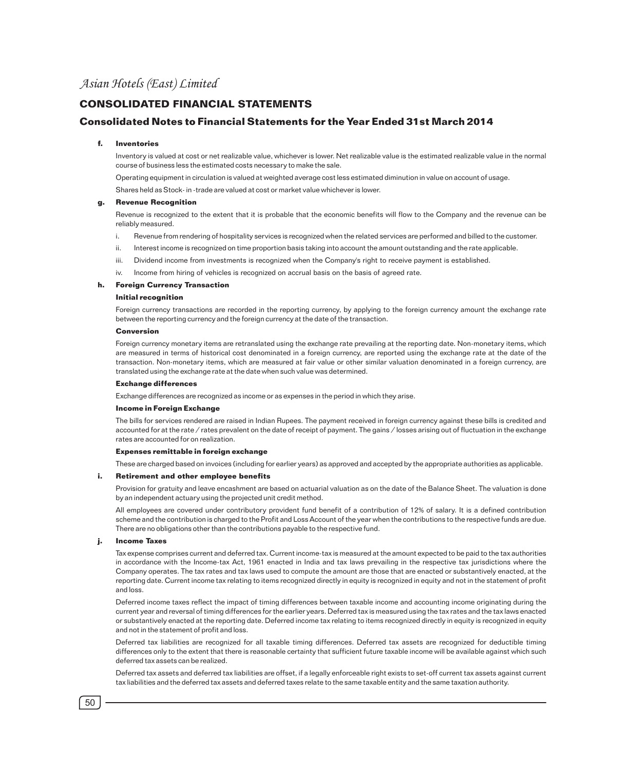# Asian Hotels (East) Limited

## CONSOLIDATED FINANCIAL STATEMENTS

## Consolidated Notes to Financial Statements for the Year Ended 31st March 2014

**f. Inventories**

Inventory is valued at cost or net realizable value, whichever is lower. Net realizable value is the estimated realizable value in the normal course of business less the estimated costs necessary to make the sale.

Operating equipment in circulation is valued at weighted average cost less estimated diminution in value on account of usage.

Shares held as Stock- in -trade are valued at cost or market value whichever is lower.

**g. Revenue Recognition**

Revenue is recognized to the extent that it is probable that the economic benefits will flow to the Company and the revenue can be reliably measured.

i. Revenue from rendering of hospitality services is recognized when the related services are performed and billed to the customer.

ii. Interest income is recognized on time proportion basis taking into account the amount outstanding and the rate applicable.

iii. Dividend income from investments is recognized when the Company's right to receive payment is established.

iv. Income from hiring of vehicles is recognized on accrual basis on the basis of agreed rate.

**h. Foreign Currency Transaction**

**Initial recognition**

Foreign currency transactions are recorded in the reporting currency, by applying to the foreign currency amount the exchange rate between the reporting currency and the foreign currency at the date of the transaction.

**Conversion**

Foreign currency monetary items are retranslated using the exchange rate prevailing at the reporting date. Non-monetary items, which are measured in terms of historical cost denominated in a foreign currency, are reported using the exchange rate at the date of the transaction. Non-monetary items, which are measured at fair value or other similar valuation denominated in a foreign currency, are translated using the exchange rate at the date when such value was determined.

**Exchange differences**

Exchange differences are recognized as income or as expenses in the period in which they arise.

**Income in Foreign Exchange**

The bills for services rendered are raised in Indian Rupees. The payment received in foreign currency against these bills is credited and accounted for at the rate / rates prevalent on the date of receipt of payment. The gains / losses arising out of fluctuation in the exchange rates are accounted for on realization.

**Expenses remittable in foreign exchange**

These are charged based on invoices (including for earlier years) as approved and accepted by the appropriate authorities as applicable.

**i. Retirement and other employee benefits**

Provision for gratuity and leave encashment are based on actuarial valuation as on the date of the Balance Sheet. The valuation is done by an independent actuary using the projected unit credit method.

All employees are covered under contributory provident fund benefit of a contribution of 12% of salary. It is a defined contribution scheme and the contribution is charged to the Profit and Loss Account of the year when the contributions to the respective funds are due. There are no obligations other than the contributions payable to the respective fund.

**j. Income Taxes**

Tax expense comprises current and deferred tax. Current income-tax is measured at the amount expected to be paid to the tax authorities in accordance with the Income-tax Act, 1961 enacted in India and tax laws prevailing in the respective tax jurisdictions where the Company operates. The tax rates and tax laws used to compute the amount are those that are enacted or substantively enacted, at the reporting date. Current income tax relating to items recognized directly in equity is recognized in equity and not in the statement of profit and loss.

Deferred income taxes reflect the impact of timing differences between taxable income and accounting income originating during the current year and reversal of timing differences for the earlier years. Deferred tax is measured using the tax rates and the tax laws enacted or substantively enacted at the reporting date. Deferred income tax relating to items recognized directly in equity is recognized in equity and not in the statement of profit and loss.

Deferred tax liabilities are recognized for all taxable timing differences. Deferred tax assets are recognized for deductible timing differences only to the extent that there is reasonable certainty that sufficient future taxable income will be available against which such deferred tax assets can be realized.

Deferred tax assets and deferred tax liabilities are offset, if a legally enforceable right exists to set-off current tax assets against current tax liabilities and the deferred tax assets and deferred taxes relate to the same taxable entity and the same taxation authority.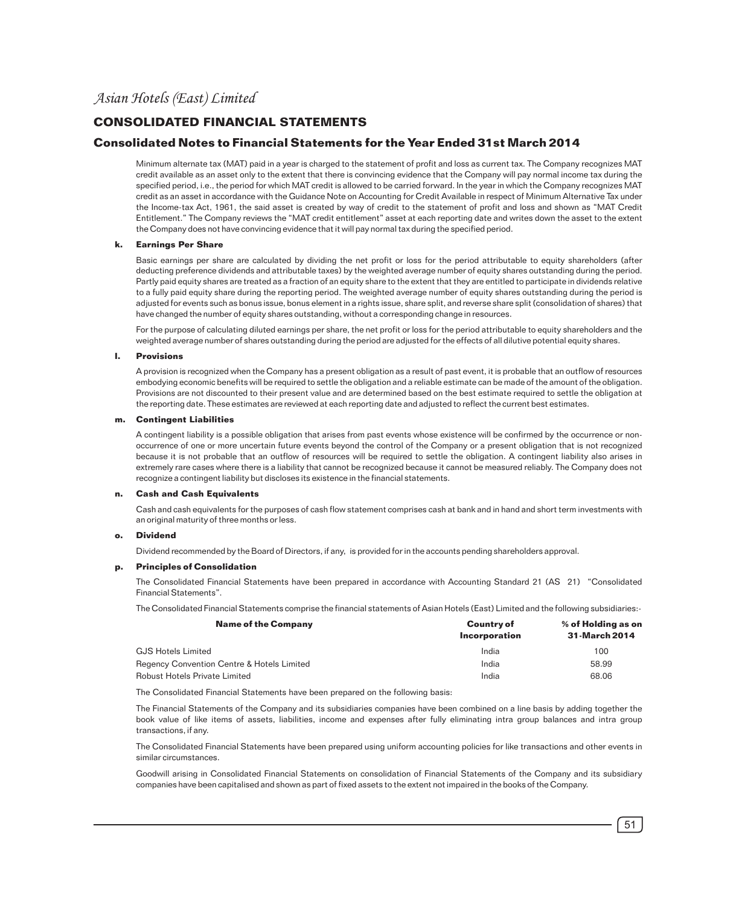## CONSOLIDATED FINANCIAL STATEMENTS

### Consolidated Notes to Financial Statements for the Year Ended 31st March 2014

Minimum alternate tax (MAT) paid in a year is charged to the statement of profit and loss as current tax. The Company recognizes MAT credit available as an asset only to the extent that there is convincing evidence that the Company will pay normal income tax during the specified period, i.e., the period for which MAT credit is allowed to be carried forward. In the year in which the Company recognizes MAT credit as an asset in accordance with the Guidance Note on Accounting for Credit Available in respect of Minimum Alternative Tax under the Income-tax Act, 1961, the said asset is created by way of credit to the statement of profit and loss and shown as "MAT Credit Entitlement." The Company reviews the "MAT credit entitlement" asset at each reporting date and writes down the asset to the extent the Company does not have convincing evidence that it will pay normal tax during the specified period.

**k. Earnings Per Share**

Basic earnings per share are calculated by dividing the net profit or loss for the period attributable to equity shareholders (after deducting preference dividends and attributable taxes) by the weighted average number of equity shares outstanding during the period. Partly paid equity shares are treated as a fraction of an equity share to the extent that they are entitled to participate in dividends relative to a fully paid equity share during the reporting period. The weighted average number of equity shares outstanding during the period is adjusted for events such as bonus issue, bonus element in a rights issue, share split, and reverse share split (consolidation of shares) that have changed the number of equity shares outstanding, without a corresponding change in resources.

For the purpose of calculating diluted earnings per share, the net profit or loss for the period attributable to equity shareholders and the weighted average number of shares outstanding during the period are adjusted for the effects of all dilutive potential equity shares.

**l. Provisions**

A provision is recognized when the Company has a present obligation as a result of past event, it is probable that an outflow of resources embodying economic benefits will be required to settle the obligation and a reliable estimate can be made of the amount of the obligation. Provisions are not discounted to their present value and are determined based on the best estimate required to settle the obligation at the reporting date. These estimates are reviewed at each reporting date and adjusted to reflect the current best estimates.

**m. Contingent Liabilities**

A contingent liability is a possible obligation that arises from past events whose existence will be confirmed by the occurrence or non-occurrence of one or more uncertain future events beyond the control of the Company or a present obligation that is not recognized because it is not probable that an outflow of resources will be required to settle the obligation. A contingent liability also arises in extremely rare cases where there is a liability that cannot be recognized because it cannot be measured reliably. The Company does not recognize a contingent liability but discloses its existence in the financial statements.

**n. Cash and Cash Equivalents**

Cash and cash equivalents for the purposes of cash flow statement comprises cash at bank and in hand and short term investments with an original maturity of three months or less.

**o. Dividend**

Dividend recommended by the Board of Directors, if any, is provided for in the accounts pending shareholders approval.

**p. Principles of Consolidation**

The Consolidated Financial Statements have been prepared in accordance with Accounting Standard 21 (AS 21) "Consolidated Financial Statements".

The Consolidated Financial Statements comprise the financial statements of Asian Hotels (East) Limited and the following subsidiaries:-

| Name of the Company | Country of Incorporation | % of Holding as on 31-March 2014 |
|---|---|---|
| GJS Hotels Limited | India | 100 |
| Regency Convention Centre & Hotels Limited | India | 58.99 |
| Robust Hotels Private Limited | India | 68.06 |

The Consolidated Financial Statements have been prepared on the following basis:

The Financial Statements of the Company and its subsidiaries companies have been combined on a line basis by adding together the book value of like items of assets, liabilities, income and expenses after fully eliminating intra group balances and intra group transactions, if any.

The Consolidated Financial Statements have been prepared using uniform accounting policies for like transactions and other events in similar circumstances.

Goodwill arising in Consolidated Financial Statements on consolidation of Financial Statements of the Company and its subsidiary companies have been capitalised and shown as part of fixed assets to the extent not impaired in the books of the Company.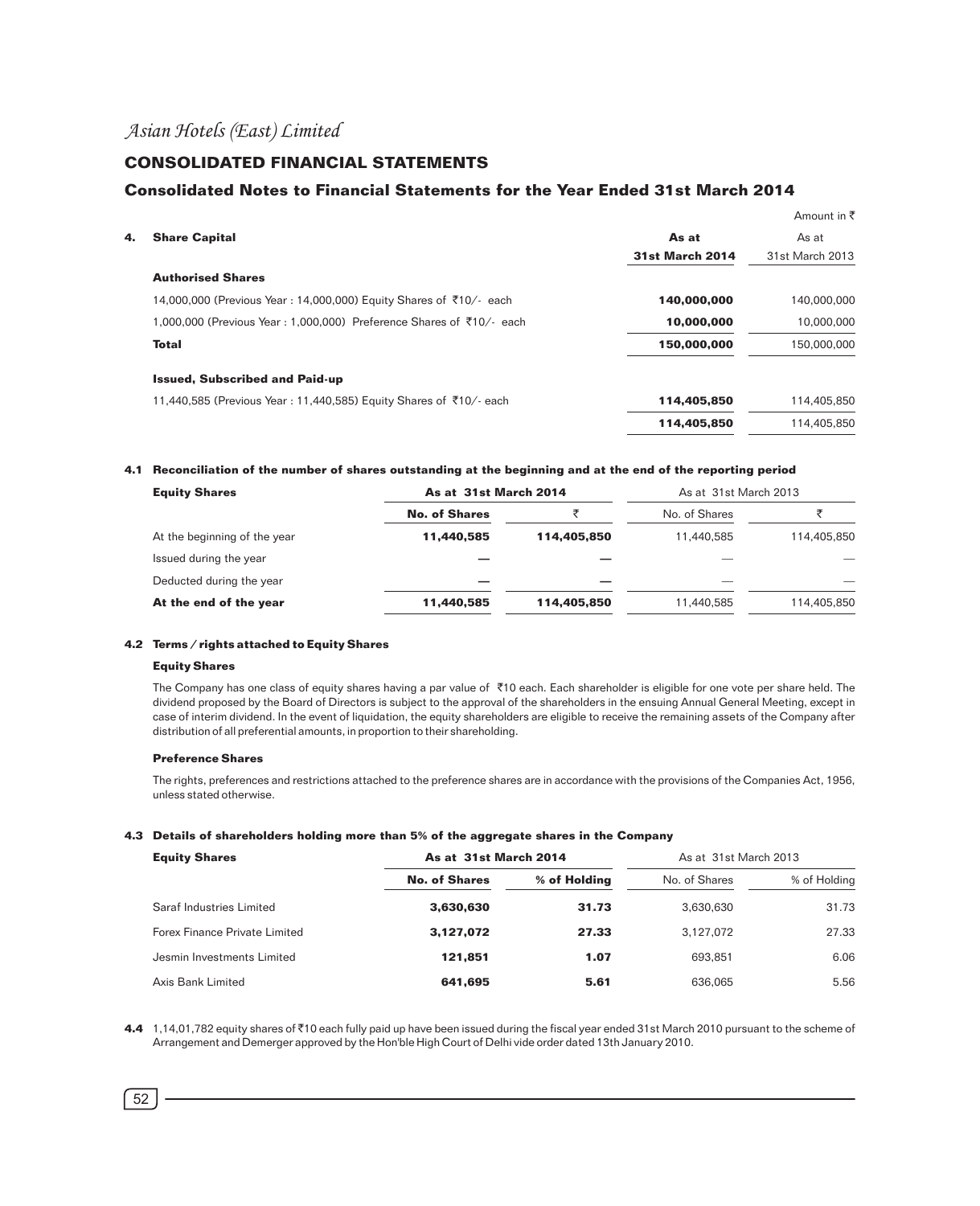*Asian Hotels (East) Limited*

## CONSOLIDATED FINANCIAL STATEMENTS

### Consolidated Notes to Financial Statements for the Year Ended 31st March 2014

Amount in ₹

| 4. **Share Capital** | **As at 31st March 2014** | As at 31st March 2013 |
|---|---|---|
| **Authorised Shares** | | |
| 14,000,000 (Previous Year : 14,000,000) Equity Shares of ₹10/- each | **140,000,000** | 140,000,000 |
| 1,000,000 (Previous Year : 1,000,000) Preference Shares of ₹10/- each | **10,000,000** | 10,000,000 |
| **Total** | **150,000,000** | 150,000,000 |
| **Issued, Subscribed and Paid-up** | | |
| 11,440,585 (Previous Year : 11,440,585) Equity Shares of ₹10/- each | **114,405,850** | 114,405,850 |
| | **114,405,850** | 114,405,850 |

**4.1 Reconciliation of the number of shares outstanding at the beginning and at the end of the reporting period**

| **Equity Shares** | **As at 31st March 2014** | | As at 31st March 2013 | |
|---|---|---|---|---|
| | **No. of Shares** | **₹** | No. of Shares | ₹ |
| At the beginning of the year | **11,440,585** | **114,405,850** | 11,440,585 | 114,405,850 |
| Issued during the year | **—** | **—** | — | — |
| Deducted during the year | **—** | **—** | — | — |
| **At the end of the year** | **11,440,585** | **114,405,850** | 11,440,585 | 114,405,850 |

**4.2 Terms / rights attached to Equity Shares**

**Equity Shares**

The Company has one class of equity shares having a par value of ₹10 each. Each shareholder is eligible for one vote per share held. The dividend proposed by the Board of Directors is subject to the approval of the shareholders in the ensuing Annual General Meeting, except in case of interim dividend. In the event of liquidation, the equity shareholders are eligible to receive the remaining assets of the Company after distribution of all preferential amounts, in proportion to their shareholding.

**Preference Shares**

The rights, preferences and restrictions attached to the preference shares are in accordance with the provisions of the Companies Act, 1956, unless stated otherwise.

**4.3 Details of shareholders holding more than 5% of the aggregate shares in the Company**

| **Equity Shares** | **As at 31st March 2014** | | As at 31st March 2013 | |
|---|---|---|---|---|
| | **No. of Shares** | **% of Holding** | No. of Shares | % of Holding |
| Saraf Industries Limited | **3,630,630** | **31.73** | 3,630,630 | 31.73 |
| Forex Finance Private Limited | **3,127,072** | **27.33** | 3,127,072 | 27.33 |
| Jesmin Investments Limited | **121,851** | **1.07** | 693,851 | 6.06 |
| Axis Bank Limited | **641,695** | **5.61** | 636,065 | 5.56 |

**4.4** 1,14,01,782 equity shares of ₹10 each fully paid up have been issued during the fiscal year ended 31st March 2010 pursuant to the scheme of Arrangement and Demerger approved by the Hon'ble High Court of Delhi vide order dated 13th January 2010.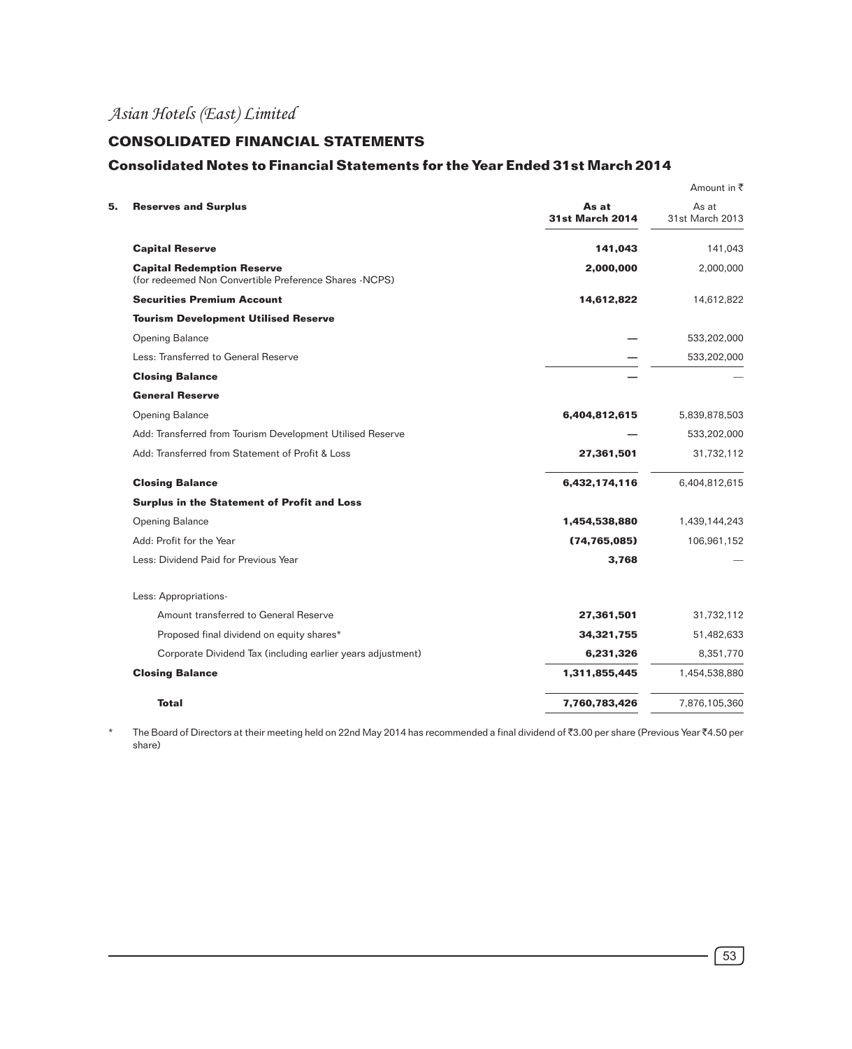*Asian Hotels (East) Limited*

## CONSOLIDATED FINANCIAL STATEMENTS

### Consolidated Notes to Financial Statements for the Year Ended 31st March 2014

Amount in ₹

| 5. | Reserves and Surplus | As at 31st March 2014 | As at 31st March 2013 |
|---|---|---|---|
| | **Capital Reserve** | **141,043** | 141,043 |
| | **Capital Redemption Reserve** (for redeemed Non Convertible Preference Shares -NCPS) | **2,000,000** | 2,000,000 |
| | **Securities Premium Account** | **14,612,822** | 14,612,822 |
| | **Tourism Development Utilised Reserve** | | |
| | Opening Balance | — | 533,202,000 |
| | Less: Transferred to General Reserve | — | 533,202,000 |
| | **Closing Balance** | — | — |
| | **General Reserve** | | |
| | Opening Balance | **6,404,812,615** | 5,839,878,503 |
| | Add: Transferred from Tourism Development Utilised Reserve | — | 533,202,000 |
| | Add: Transferred from Statement of Profit & Loss | **27,361,501** | 31,732,112 |
| | **Closing Balance** | **6,432,174,116** | 6,404,812,615 |
| | **Surplus in the Statement of Profit and Loss** | | |
| | Opening Balance | **1,454,538,880** | 1,439,144,243 |
| | Add: Profit for the Year | **(74,765,085)** | 106,961,152 |
| | Less: Dividend Paid for Previous Year | **3,768** | — |
| | Less: Appropriations- | | |
| | Amount transferred to General Reserve | **27,361,501** | 31,732,112 |
| | Proposed final dividend on equity shares* | **34,321,755** | 51,482,633 |
| | Corporate Dividend Tax (including earlier years adjustment) | **6,231,326** | 8,351,770 |
| | **Closing Balance** | **1,311,855,445** | 1,454,538,880 |
| | **Total** | **7,760,783,426** | 7,876,105,360 |

\* The Board of Directors at their meeting held on 22nd May 2014 has recommended a final dividend of ₹3.00 per share (Previous Year ₹4.50 per share)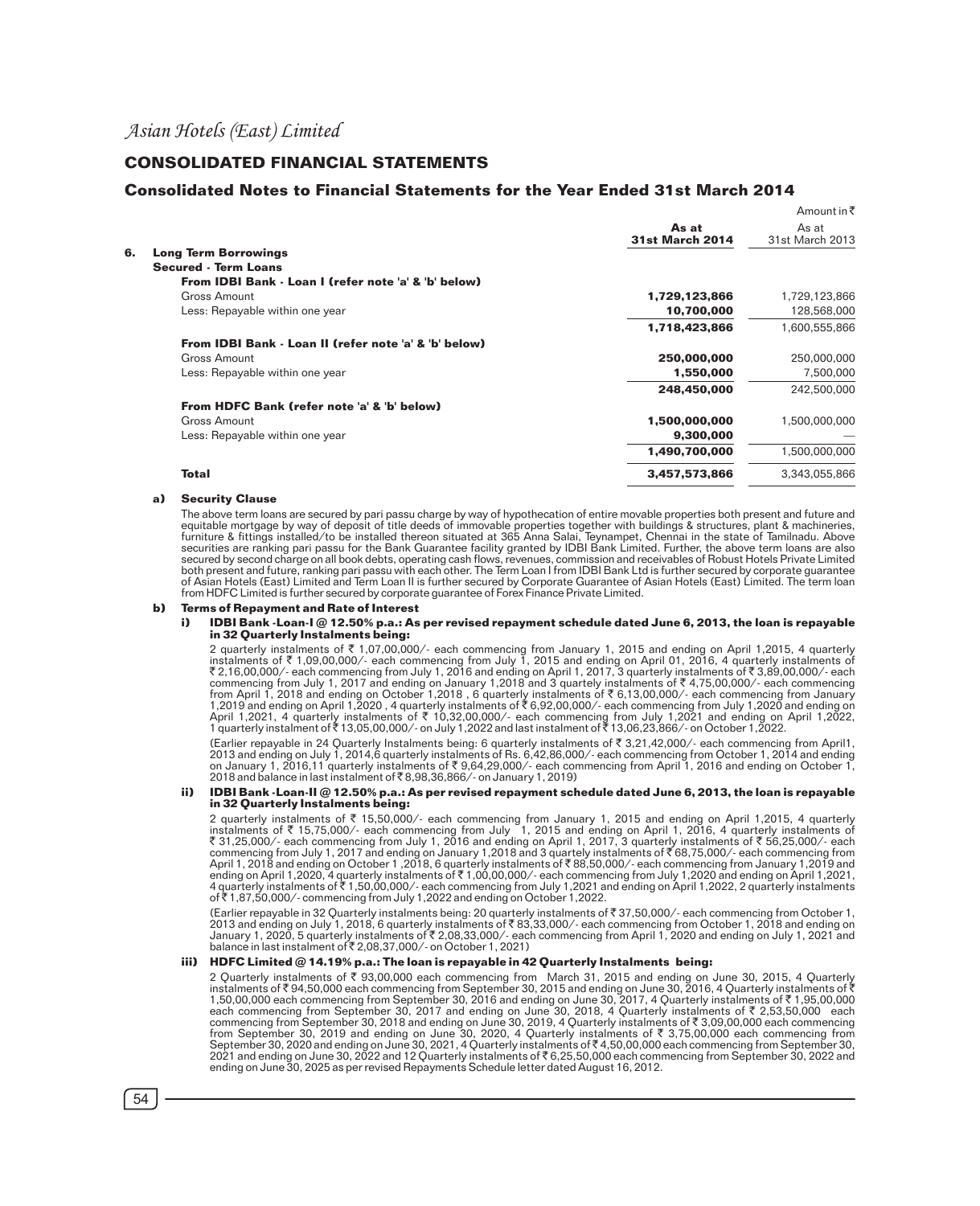## CONSOLIDATED FINANCIAL STATEMENTS

### Consolidated Notes to Financial Statements for the Year Ended 31st March 2014

Amount in ₹

| | As at 31st March 2014 | As at 31st March 2013 |
|---|---|---|
| **6. Long Term Borrowings** | | |
| **Secured - Term Loans** | | |
| **From IDBI Bank - Loan I (refer note 'a' & 'b' below)** | | |
| Gross Amount | **1,729,123,866** | 1,729,123,866 |
| Less: Repayable within one year | **10,700,000** | 128,568,000 |
| | **1,718,423,866** | 1,600,555,866 |
| **From IDBI Bank - Loan II (refer note 'a' & 'b' below)** | | |
| Gross Amount | **250,000,000** | 250,000,000 |
| Less: Repayable within one year | **1,550,000** | 7,500,000 |
| | **248,450,000** | 242,500,000 |
| **From HDFC Bank (refer note 'a' & 'b' below)** | | |
| Gross Amount | **1,500,000,000** | 1,500,000,000 |
| Less: Repayable within one year | **9,300,000** | — |
| | **1,490,700,000** | 1,500,000,000 |
| **Total** | **3,457,573,866** | 3,343,055,866 |

**a) Security Clause**

The above term loans are secured by pari passu charge by way of hypothecation of entire movable properties both present and future and equitable mortgage by way of deposit of title deeds of immovable properties together with buildings & structures, plant & machineries, furniture & fittings installed/to be installed thereon situated at 365 Anna Salai, Teynampet, Chennai in the state of Tamilnadu. Above securities are ranking pari passu for the Bank Guarantee facility granted by IDBI Bank Limited. Further, the above term loans are also secured by second charge on all book debts, operating cash flows, revenues, commission and receivables of Robust Hotels Private Limited both present and future, ranking pari passu with each other. The Term Loan I from IDBI Bank Ltd is further secured by corporate guarantee of Asian Hotels (East) Limited and Term Loan II is further secured by Corporate Guarantee of Asian Hotels (East) Limited. The term loan from HDFC Limited is further secured by corporate guarantee of Forex Finance Private Limited.

**b) Terms of Repayment and Rate of Interest**

**i) IDBI Bank -Loan-I @ 12.50% p.a.: As per revised repayment schedule dated June 6, 2013, the loan is repayable in 32 Quarterly Instalments being:**

2 quarterly instalments of ₹ 1,07,00,000/- each commencing from January 1, 2015 and ending on April 1,2015, 4 quarterly instalments of ₹ 1,09,00,000/- each commencing from July 1, 2015 and ending on April 01, 2016, 4 quarterly instalments of ₹ 2,16,00,000/- each commencing from July 1, 2016 and ending on April 1, 2017, 3 quarterly instalments of ₹ 3,89,00,000/- each commencing from July 1, 2017 and ending on January 1,2018 and 3 quartely instalments of ₹ 4,75,00,000/- each commencing from April 1, 2018 and ending on October 1,2018 , 6 quarterly instalments of ₹ 6,13,00,000/- each commencing from January 1,2019 and ending on April 1,2020 , 4 quarterly instalments of ₹ 6,92,00,000/- each commencing from July 1,2020 and ending on April 1,2021, 4 quarterly instalments of ₹ 10,32,00,000/- each commencing from July 1,2021 and ending on April 1,2022, 1 quarterly instalment of ₹ 13,05,00,000/- on July 1,2022 and last instalment of ₹ 13,06,23,866/- on October 1,2022.

(Earlier repayable in 24 Quarterly Instalments being: 6 quarterly instalments of ₹ 3,21,42,000/- each commencing from April1, 2013 and ending on July 1, 2014,6 quarterly instalments of Rs. 6,42,86,000/- each commencing from October 1, 2014 and ending on January 1, 2016,11 quarterly instalments of ₹ 9,64,29,000/- each commencing from April 1, 2016 and ending on October 1, 2018 and balance in last instalment of ₹ 8,98,36,866/- on January 1, 2019)

**ii) IDBI Bank -Loan-II @ 12.50% p.a.: As per revised repayment schedule dated June 6, 2013, the loan is repayable in 32 Quarterly Instalments being:**

2 quarterly instalments of ₹ 15,50,000/- each commencing from January 1, 2015 and ending on April 1,2015, 4 quarterly instalments of ₹ 15,75,000/- each commencing from July 1, 2015 and ending on April 1, 2016, 4 quarterly instalments of ₹ 31,25,000/- each commencing from July 1, 2016 and ending on April 1, 2017, 3 quarterly instalments of ₹ 56,25,000/- each commencing from July 1, 2017 and ending on January 1,2018 and 3 quartely instalments of ₹ 68,75,000/- each commencing from April 1, 2018 and ending on October 1 ,2018, 6 quarterly instalments of ₹ 88,50,000/- each commencing from January 1,2019 and ending on April 1,2020, 4 quarterly instalments of ₹ 1,00,00,000/- each commencing from July 1,2020 and ending on April 1,2021, 4 quarterly instalments of ₹ 1,50,00,000/- each commencing from July 1,2021 and ending on April 1,2022, 2 quarterly instalments of ₹ 1,87,50,000/- commencing from July 1,2022 and ending on October 1,2022.

(Earlier repayable in 32 Quarterly instalments being: 20 quarterly instalments of ₹ 37,50,000/- each commencing from October 1, 2013 and ending on July 1, 2018, 6 quarterly instalments of ₹ 83,33,000/- each commencing from October 1, 2018 and ending on January 1, 2020, 5 quarterly instalments of ₹ 2,08,33,000/- each commencing from April 1, 2020 and ending on July 1, 2021 and balance in last instalment of ₹ 2,08,37,000/- on October 1, 2021)

**iii) HDFC Limited @ 14.19% p.a.: The loan is repayable in 42 Quarterly Instalments being:**

2 Quarterly instalments of ₹ 93,00,000 each commencing from March 31, 2015 and ending on June 30, 2015, 4 Quarterly instalments of ₹ 94,50,000 each commencing from September 30, 2015 and ending on June 30, 2016, 4 Quarterly instalments of ₹ 1,50,00,000 each commencing from September 30, 2016 and ending on June 30, 2017, 4 Quarterly instalments of ₹ 1,95,00,000 each commencing from September 30, 2017 and ending on June 30, 2018, 4 Quarterly instalments of ₹ 2,53,50,000 each commencing from September 30, 2018 and ending on June 30, 2019, 4 Quarterly instalments of ₹ 3,09,00,000 each commencing from September 30, 2019 and ending on June 30, 2020, 4 Quarterly instalments of ₹ 3,75,00,000 each commencing from September 30, 2020 and ending on June 30, 2021, 4 Quarterly instalments of ₹ 4,50,00,000 each commencing from September 30, 2021 and ending on June 30, 2022 and 12 Quarterly instalments of ₹ 6,25,50,000 each commencing from September 30, 2022 and ending on June 30, 2025 as per revised Repayments Schedule letter dated August 16, 2012.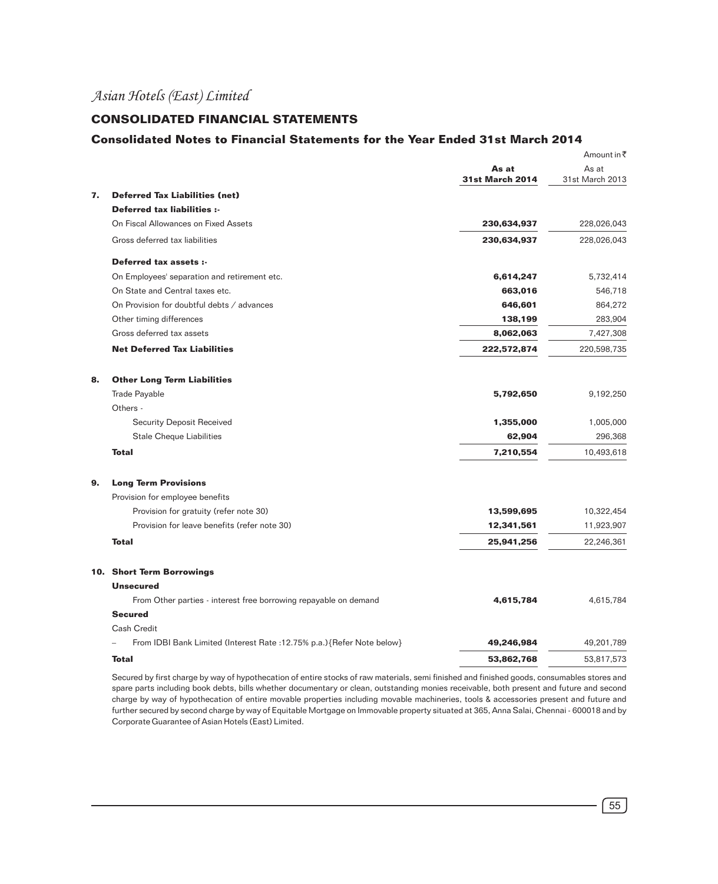## CONSOLIDATED FINANCIAL STATEMENTS

### Consolidated Notes to Financial Statements for the Year Ended 31st March 2014

Amount in ₹

| | | As at 31st March 2014 | As at 31st March 2013 |
|---|---|---|---|
| **7.** | **Deferred Tax Liabilities (net)** | | |
| | **Deferred tax liabilities :-** | | |
| | On Fiscal Allowances on Fixed Assets | **230,634,937** | 228,026,043 |
| | Gross deferred tax liabilities | **230,634,937** | 228,026,043 |
| | **Deferred tax assets :-** | | |
| | On Employees' separation and retirement etc. | **6,614,247** | 5,732,414 |
| | On State and Central taxes etc. | **663,016** | 546,718 |
| | On Provision for doubtful debts / advances | **646,601** | 864,272 |
| | Other timing differences | **138,199** | 283,904 |
| | Gross deferred tax assets | **8,062,063** | 7,427,308 |
| | **Net Deferred Tax Liabilities** | **222,572,874** | 220,598,735 |
| **8.** | **Other Long Term Liabilities** | | |
| | Trade Payable | **5,792,650** | 9,192,250 |
| | Others - | | |
| | Security Deposit Received | **1,355,000** | 1,005,000 |
| | Stale Cheque Liabilities | **62,904** | 296,368 |
| | **Total** | **7,210,554** | 10,493,618 |
| **9.** | **Long Term Provisions** | | |
| | Provision for employee benefits | | |
| | Provision for gratuity (refer note 30) | **13,599,695** | 10,322,454 |
| | Provision for leave benefits (refer note 30) | **12,341,561** | 11,923,907 |
| | **Total** | **25,941,256** | 22,246,361 |
| **10.** | **Short Term Borrowings** | | |
| | **Unsecured** | | |
| | From Other parties - interest free borrowing repayable on demand | **4,615,784** | 4,615,784 |
| | **Secured** | | |
| | Cash Credit | | |
| | – From IDBI Bank Limited (Interest Rate :12.75% p.a.){Refer Note below} | **49,246,984** | 49,201,789 |
| | **Total** | **53,862,768** | 53,817,573 |

Secured by first charge by way of hypothecation of entire stocks of raw materials, semi finished and finished goods, consumables stores and spare parts including book debts, bills whether documentary or clean, outstanding monies receivable, both present and future and second charge by way of hypothecation of entire movable properties including movable machineries, tools & accessories present and future and further secured by second charge by way of Equitable Mortgage on Immovable property situated at 365, Anna Salai, Chennai - 600018 and by Corporate Guarantee of Asian Hotels (East) Limited.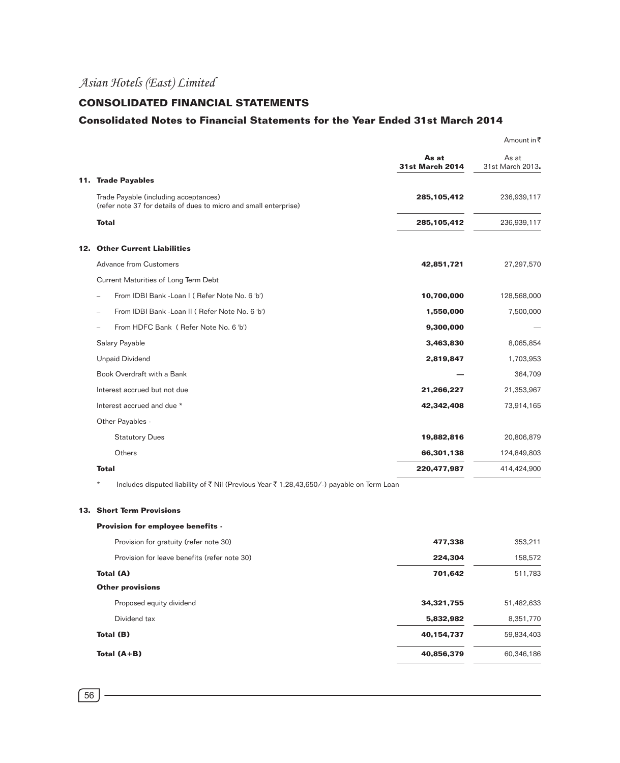*Asian Hotels (East) Limited*

## CONSOLIDATED FINANCIAL STATEMENTS

### Consolidated Notes to Financial Statements for the Year Ended 31st March 2014

Amount in ₹

| | As at 31st March 2014 | As at 31st March 2013. |
|---|---|---|
| **11. Trade Payables** | | |
| Trade Payable (including acceptances) (refer note 37 for details of dues to micro and small enterprise) | **285,105,412** | 236,939,117 |
| **Total** | **285,105,412** | 236,939,117 |
| **12. Other Current Liabilities** | | |
| Advance from Customers | **42,851,721** | 27,297,570 |
| Current Maturities of Long Term Debt | | |
| – From IDBI Bank -Loan I ( Refer Note No. 6 'b') | **10,700,000** | 128,568,000 |
| – From IDBI Bank -Loan II ( Refer Note No. 6 'b') | **1,550,000** | 7,500,000 |
| – From HDFC Bank ( Refer Note No. 6 'b') | **9,300,000** | — |
| Salary Payable | **3,463,830** | 8,065,854 |
| Unpaid Dividend | **2,819,847** | 1,703,953 |
| Book Overdraft with a Bank | **—** | 364,709 |
| Interest accrued but not due | **21,266,227** | 21,353,967 |
| Interest accrued and due * | **42,342,408** | 73,914,165 |
| Other Payables - | | |
| Statutory Dues | **19,882,816** | 20,806,879 |
| Others | **66,301,138** | 124,849,803 |
| **Total** | **220,477,987** | 414,424,900 |

\* Includes disputed liability of ₹ Nil (Previous Year ₹ 1,28,43,650/-) payable on Term Loan

| | As at 31st March 2014 | As at 31st March 2013. |
|---|---|---|
| **13. Short Term Provisions** | | |
| **Provision for employee benefits -** | | |
| Provision for gratuity (refer note 30) | **477,338** | 353,211 |
| Provision for leave benefits (refer note 30) | **224,304** | 158,572 |
| **Total (A)** | **701,642** | 511,783 |
| **Other provisions** | | |
| Proposed equity dividend | **34,321,755** | 51,482,633 |
| Dividend tax | **5,832,982** | 8,351,770 |
| **Total (B)** | **40,154,737** | 59,834,403 |
| **Total (A+B)** | **40,856,379** | 60,346,186 |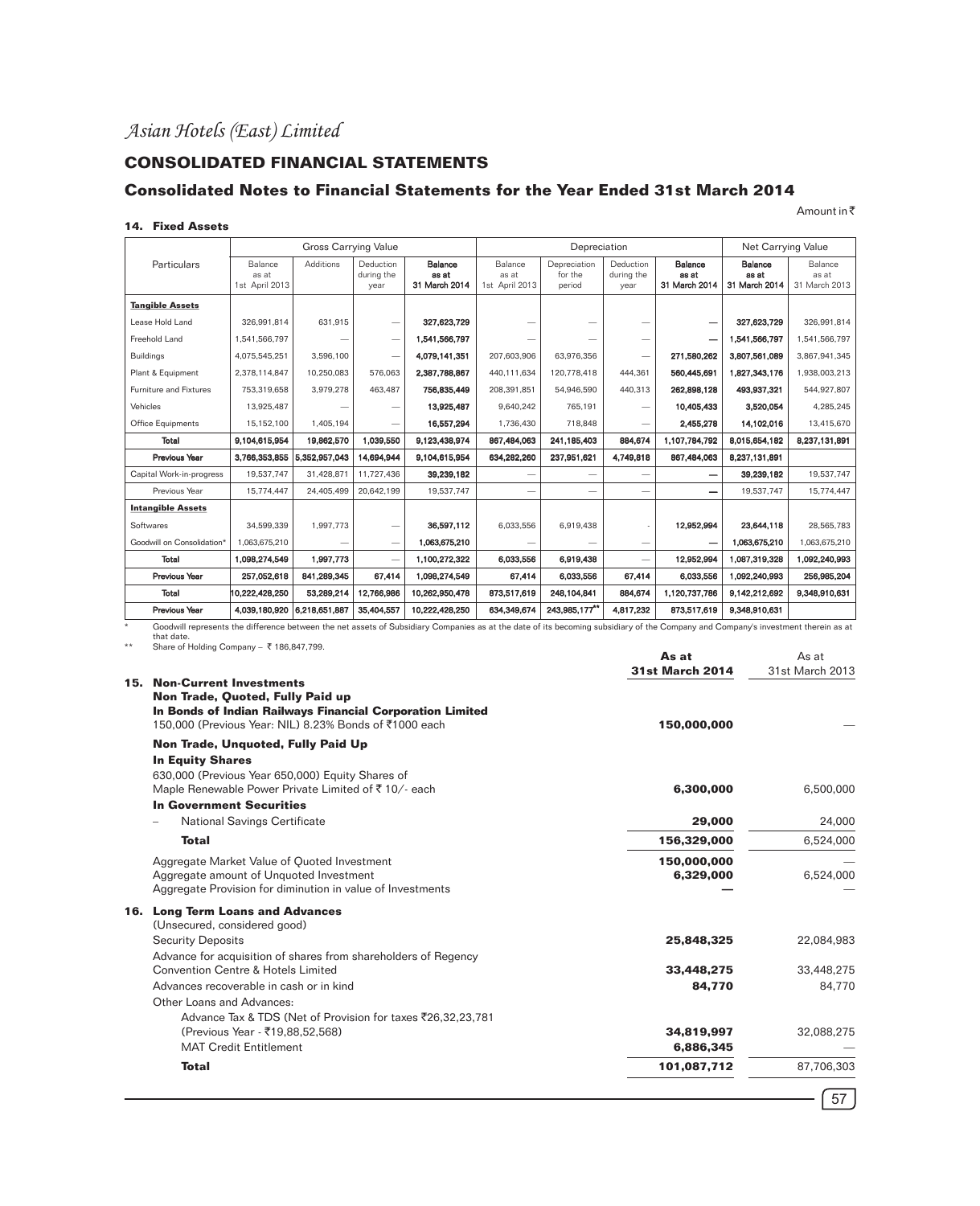# Asian Hotels (East) Limited

## CONSOLIDATED FINANCIAL STATEMENTS

## Consolidated Notes to Financial Statements for the Year Ended 31st March 2014

Amount in ₹

### 14. Fixed Assets

| Particulars | Gross Carrying Value | | | | Depreciation | | | | Net Carrying Value | |
|---|---|---|---|---|---|---|---|---|---|---|
| | Balance as at 1st April 2013 | Additions | Deduction during the year | **Balance as at 31 March 2014** | Balance as at 1st April 2013 | Depreciation for the period | Deduction during the year | **Balance as at 31 March 2014** | **Balance as at 31 March 2014** | Balance as at 31 March 2013 |
| **Tangible Assets** | | | | | | | | | | |
| Lease Hold Land | 326,991,814 | 631,915 | — | **327,623,729** | — | — | — | **—** | **327,623,729** | 326,991,814 |
| Freehold Land | 1,541,566,797 | — | — | **1,541,566,797** | — | — | — | **—** | **1,541,566,797** | 1,541,566,797 |
| Buildings | 4,075,545,251 | 3,596,100 | — | **4,079,141,351** | 207,603,906 | 63,976,356 | — | **271,580,262** | **3,807,561,089** | 3,867,941,345 |
| Plant & Equipment | 2,378,114,847 | 10,250,083 | 576,063 | **2,387,788,867** | 440,111,634 | 120,778,418 | 444,361 | **560,445,691** | **1,827,343,176** | 1,938,003,213 |
| Furniture and Fixtures | 753,319,658 | 3,979,278 | 463,487 | **756,835,449** | 208,391,851 | 54,946,590 | 440,313 | **262,898,128** | **493,937,321** | 544,927,807 |
| Vehicles | 13,925,487 | — | — | **13,925,487** | 9,640,242 | 765,191 | — | **10,405,433** | **3,520,054** | 4,285,245 |
| Office Equipments | 15,152,100 | 1,405,194 | — | **16,557,294** | 1,736,430 | 718,848 | — | **2,455,278** | **14,102,016** | 13,415,670 |
| **Total** | **9,104,615,954** | **19,862,570** | **1,039,550** | **9,123,438,974** | **867,484,063** | **241,185,403** | **884,674** | **1,107,784,792** | **8,015,654,182** | **8,237,131,891** |
| **Previous Year** | **3,766,353,855** | **5,352,957,043** | **14,694,944** | **9,104,615,954** | **634,282,260** | **237,951,621** | **4,749,818** | **867,484,063** | **8,237,131,891** | |
| Capital Work-in-progress | 19,537,747 | 31,428,871 | 11,727,436 | **39,239,182** | — | — | — | **—** | **39,239,182** | 19,537,747 |
| Previous Year | 15,774,447 | 24,405,499 | 20,642,199 | 19,537,747 | — | — | — | **—** | 19,537,747 | 15,774,447 |
| **Intangible Assets** | | | | | | | | | | |
| Softwares | 34,599,339 | 1,997,773 | — | **36,597,112** | 6,033,556 | 6,919,438 | - | **12,952,994** | **23,644,118** | 28,565,783 |
| Goodwill on Consolidation* | 1,063,675,210 | — | — | **1,063,675,210** | — | — | — | **—** | **1,063,675,210** | 1,063,675,210 |
| **Total** | **1,098,274,549** | **1,997,773** | **—** | **1,100,272,322** | **6,033,556** | **6,919,438** | **—** | **12,952,994** | **1,087,319,328** | **1,092,240,993** |
| **Previous Year** | **257,052,618** | **841,289,345** | **67,414** | **1,098,274,549** | **67,414** | **6,033,556** | **67,414** | **6,033,556** | **1,092,240,993** | **256,985,204** |
| **Total** | **10,222,428,250** | **53,289,214** | **12,766,986** | **10,262,950,478** | **873,517,619** | **248,104,841** | **884,674** | **1,120,737,786** | **9,142,212,692** | **9,348,910,631** |
| **Previous Year** | **4,039,180,920** | **6,218,651,887** | **35,404,557** | **10,222,428,250** | **634,349,674** | **243,985,177**\*\* | **4,817,232** | **873,517,619** | **9,348,910,631** | |

\* Goodwill represents the difference between the net assets of Subsidiary Companies as at the date of its becoming subsidiary of the Company and Company's investment therein as at that date.

\*\* Share of Holding Company – ₹ 186,847,799.

| | As at 31st March 2014 | As at 31st March 2013 |
|---|---|---|
| **15. Non-Current Investments** | | |
| **Non Trade, Quoted, Fully Paid up** | | |
| **In Bonds of Indian Railways Financial Corporation Limited** | | |
| 150,000 (Previous Year: NIL) 8.23% Bonds of ₹1000 each | **150,000,000** | — |
| **Non Trade, Unquoted, Fully Paid Up** | | |
| **In Equity Shares** | | |
| 630,000 (Previous Year 650,000) Equity Shares of Maple Renewable Power Private Limited of ₹ 10/- each | **6,300,000** | 6,500,000 |
| **In Government Securities** | | |
| – National Savings Certificate | **29,000** | 24,000 |
| **Total** | **156,329,000** | 6,524,000 |
| Aggregate Market Value of Quoted Investment | **150,000,000** | — |
| Aggregate amount of Unquoted Investment | **6,329,000** | 6,524,000 |
| Aggregate Provision for diminution in value of Investments | **—** | — |
| **16. Long Term Loans and Advances** | | |
| (Unsecured, considered good) | | |
| Security Deposits | **25,848,325** | 22,084,983 |
| Advance for acquisition of shares from shareholders of Regency Convention Centre & Hotels Limited | **33,448,275** | 33,448,275 |
| Advances recoverable in cash or in kind | **84,770** | 84,770 |
| Other Loans and Advances: | | |
| Advance Tax & TDS (Net of Provision for taxes ₹26,32,23,781 (Previous Year - ₹19,88,52,568) | **34,819,997** | 32,088,275 |
| MAT Credit Entitlement | **6,886,345** | — |
| **Total** | **101,087,712** | 87,706,303 |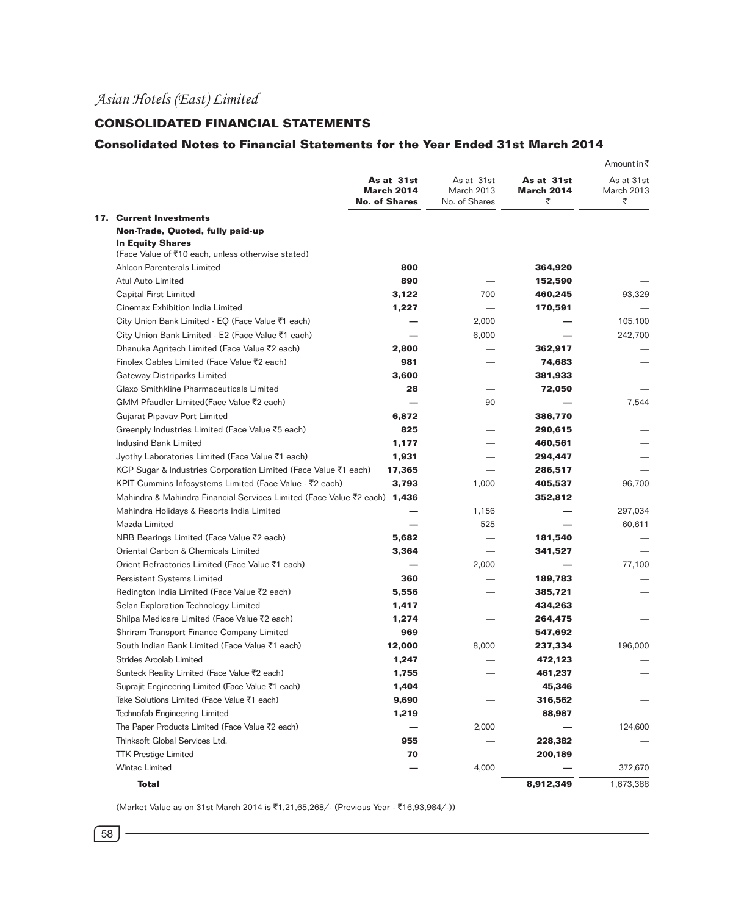# Asian Hotels (East) Limited

## CONSOLIDATED FINANCIAL STATEMENTS

### Consolidated Notes to Financial Statements for the Year Ended 31st March 2014

Amount in ₹

| | As at 31st March 2014 No. of Shares | As at 31st March 2013 No. of Shares | As at 31st March 2014 ₹ | As at 31st March 2013 ₹ |
|---|---|---|---|---|
| **17. Current Investments** | | | | |
| **Non-Trade, Quoted, fully paid-up** | | | | |
| **In Equity Shares** | | | | |
| (Face Value of ₹10 each, unless otherwise stated) | | | | |
| Ahlcon Parenterals Limited | **800** | — | **364,920** | — |
| Atul Auto Limited | **890** | — | **152,590** | — |
| Capital First Limited | **3,122** | 700 | **460,245** | 93,329 |
| Cinemax Exhibition India Limited | **1,227** | — | **170,591** | — |
| City Union Bank Limited - EQ (Face Value ₹1 each) | **—** | 2,000 | **—** | 105,100 |
| City Union Bank Limited - E2 (Face Value ₹1 each) | **—** | 6,000 | **—** | 242,700 |
| Dhanuka Agritech Limited (Face Value ₹2 each) | **2,800** | — | **362,917** | — |
| Finolex Cables Limited (Face Value ₹2 each) | **981** | — | **74,683** | — |
| Gateway Distriparks Limited | **3,600** | — | **381,933** | — |
| Glaxo Smithkline Pharmaceuticals Limited | **28** | — | **72,050** | — |
| GMM Pfaudler Limited(Face Value ₹2 each) | **—** | 90 | **—** | 7,544 |
| Gujarat Pipavav Port Limited | **6,872** | — | **386,770** | — |
| Greenply Industries Limited (Face Value ₹5 each) | **825** | — | **290,615** | — |
| Indusind Bank Limited | **1,177** | — | **460,561** | — |
| Jyothy Laboratories Limited (Face Value ₹1 each) | **1,931** | — | **294,447** | — |
| KCP Sugar & Industries Corporation Limited (Face Value ₹1 each) | **17,365** | — | **286,517** | — |
| KPIT Cummins Infosystems Limited (Face Value - ₹2 each) | **3,793** | 1,000 | **405,537** | 96,700 |
| Mahindra & Mahindra Financial Services Limited (Face Value ₹2 each) | **1,436** | — | **352,812** | — |
| Mahindra Holidays & Resorts India Limited | **—** | 1,156 | **—** | 297,034 |
| Mazda Limited | **—** | 525 | **—** | 60,611 |
| NRB Bearings Limited (Face Value ₹2 each) | **5,682** | — | **181,540** | — |
| Oriental Carbon & Chemicals Limited | **3,364** | — | **341,527** | — |
| Orient Refractories Limited (Face Value ₹1 each) | **—** | 2,000 | **—** | 77,100 |
| Persistent Systems Limited | **360** | — | **189,783** | — |
| Redington India Limited (Face Value ₹2 each) | **5,556** | — | **385,721** | — |
| Selan Exploration Technology Limited | **1,417** | — | **434,263** | — |
| Shilpa Medicare Limited (Face Value ₹2 each) | **1,274** | — | **264,475** | — |
| Shriram Transport Finance Company Limited | **969** | — | **547,692** | — |
| South Indian Bank Limited (Face Value ₹1 each) | **12,000** | 8,000 | **237,334** | 196,000 |
| Strides Arcolab Limited | **1,247** | — | **472,123** | — |
| Sunteck Reality Limited (Face Value ₹2 each) | **1,755** | — | **461,237** | — |
| Suprajit Engineering Limited (Face Value ₹1 each) | **1,404** | — | **45,346** | — |
| Take Solutions Limited (Face Value ₹1 each) | **9,690** | — | **316,562** | — |
| Technofab Engineering Limited | **1,219** | — | **88,987** | — |
| The Paper Products Limited (Face Value ₹2 each) | **—** | 2,000 | **—** | 124,600 |
| Thinksoft Global Services Ltd. | **955** | — | **228,382** | — |
| TTK Prestige Limited | **70** | — | **200,189** | — |
| Wintac Limited | **—** | 4,000 | **—** | 372,670 |
| **Total** | | | **8,912,349** | 1,673,388 |

(Market Value as on 31st March 2014 is ₹1,21,65,268/- (Previous Year - ₹16,93,984/-))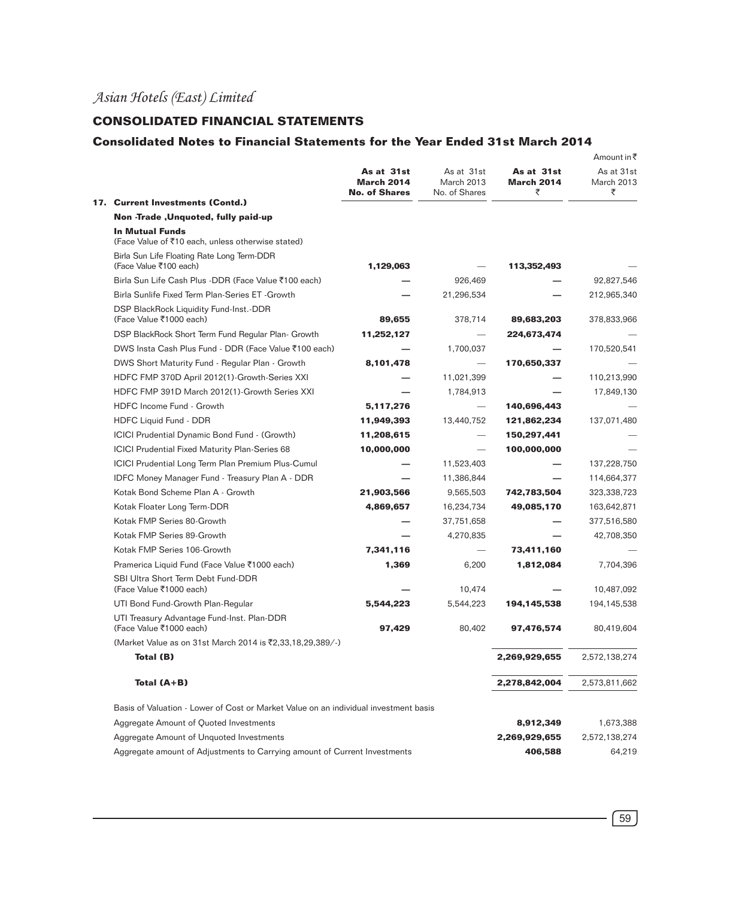*Asian Hotels (East) Limited*

## CONSOLIDATED FINANCIAL STATEMENTS

### Consolidated Notes to Financial Statements for the Year Ended 31st March 2014

Amount in ₹

| | As at 31st March 2014 No. of Shares | As at 31st March 2013 No. of Shares | As at 31st March 2014 ₹ | As at 31st March 2013 ₹ |
|---|---|---|---|---|
| **17. Current Investments (Contd.)** | | | | |
| **Non -Trade ,Unquoted, fully paid-up** | | | | |
| **In Mutual Funds** (Face Value of ₹10 each, unless otherwise stated) | | | | |
| Birla Sun Life Floating Rate Long Term-DDR (Face Value ₹100 each) | **1,129,063** | — | **113,352,493** | — |
| Birla Sun Life Cash Plus -DDR (Face Value ₹100 each) | **—** | 926,469 | **—** | 92,827,546 |
| Birla Sunlife Fixed Term Plan-Series ET -Growth | **—** | 21,296,534 | **—** | 212,965,340 |
| DSP BlackRock Liquidity Fund-Inst.-DDR (Face Value ₹1000 each) | **89,655** | 378,714 | **89,683,203** | 378,833,966 |
| DSP BlackRock Short Term Fund Regular Plan- Growth | **11,252,127** | — | **224,673,474** | — |
| DWS Insta Cash Plus Fund - DDR (Face Value ₹100 each) | **—** | 1,700,037 | **—** | 170,520,541 |
| DWS Short Maturity Fund - Regular Plan - Growth | **8,101,478** | — | **170,650,337** | — |
| HDFC FMP 370D April 2012(1)-Growth-Series XXI | **—** | 11,021,399 | **—** | 110,213,990 |
| HDFC FMP 391D March 2012(1)-Growth Series XXI | **—** | 1,784,913 | **—** | 17,849,130 |
| HDFC Income Fund - Growth | **5,117,276** | — | **140,696,443** | — |
| HDFC Liquid Fund - DDR | **11,949,393** | 13,440,752 | **121,862,234** | 137,071,480 |
| ICICI Prudential Dynamic Bond Fund - (Growth) | **11,208,615** | — | **150,297,441** | — |
| ICICI Prudential Fixed Maturity Plan-Series 68 | **10,000,000** | — | **100,000,000** | — |
| ICICI Prudential Long Term Plan Premium Plus-Cumul | **—** | 11,523,403 | **—** | 137,228,750 |
| IDFC Money Manager Fund - Treasury Plan A - DDR | **—** | 11,386,844 | **—** | 114,664,377 |
| Kotak Bond Scheme Plan A - Growth | **21,903,566** | 9,565,503 | **742,783,504** | 323,338,723 |
| Kotak Floater Long Term-DDR | **4,869,657** | 16,234,734 | **49,085,170** | 163,642,871 |
| Kotak FMP Series 80-Growth | **—** | 37,751,658 | **—** | 377,516,580 |
| Kotak FMP Series 89-Growth | **—** | 4,270,835 | **—** | 42,708,350 |
| Kotak FMP Series 106-Growth | **7,341,116** | — | **73,411,160** | — |
| Pramerica Liquid Fund (Face Value ₹1000 each) | **1,369** | 6,200 | **1,812,084** | 7,704,396 |
| SBI Ultra Short Term Debt Fund-DDR (Face Value ₹1000 each) | **—** | 10,474 | **—** | 10,487,092 |
| UTI Bond Fund-Growth Plan-Regular | **5,544,223** | 5,544,223 | **194,145,538** | 194,145,538 |
| UTI Treasury Advantage Fund-Inst. Plan-DDR (Face Value ₹1000 each) | **97,429** | 80,402 | **97,476,574** | 80,419,604 |
| (Market Value as on 31st March 2014 is ₹2,33,18,29,389/-) | | | | |
| **Total (B)** | | | **2,269,929,655** | 2,572,138,274 |
| **Total (A+B)** | | | **2,278,842,004** | 2,573,811,662 |
| Basis of Valuation - Lower of Cost or Market Value on an individual investment basis | | | | |
| Aggregate Amount of Quoted Investments | | | **8,912,349** | 1,673,388 |
| Aggregate Amount of Unquoted Investments | | | **2,269,929,655** | 2,572,138,274 |
| Aggregate amount of Adjustments to Carrying amount of Current Investments | | | **406,588** | 64,219 |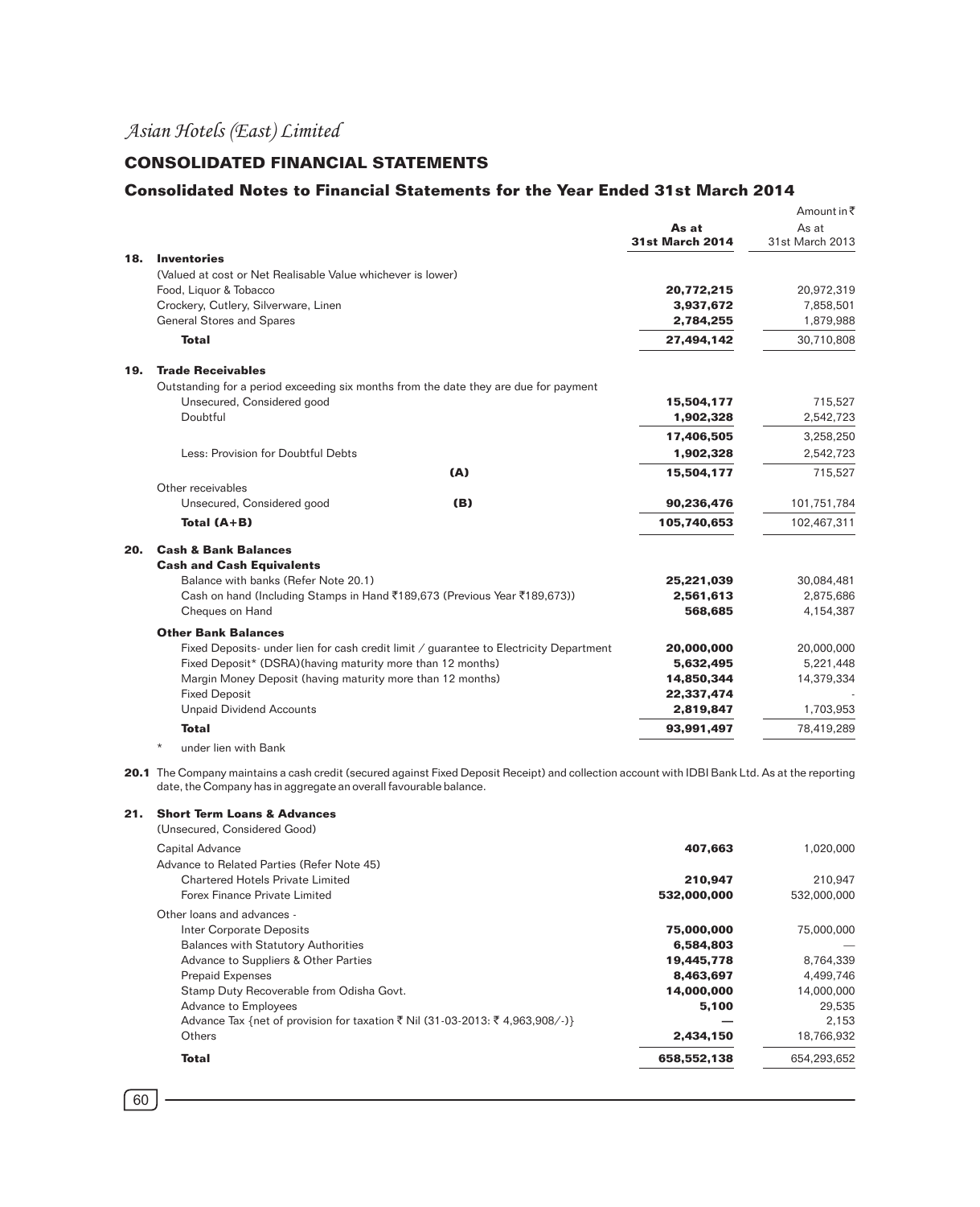# Asian Hotels (East) Limited

## CONSOLIDATED FINANCIAL STATEMENTS

### Consolidated Notes to Financial Statements for the Year Ended 31st March 2014

Amount in ₹

| | | As at 31st March 2014 | As at 31st March 2013 |
|---|---|---|---|
| **18.** | **Inventories** | | |
| | (Valued at cost or Net Realisable Value whichever is lower) | | |
| | Food, Liquor & Tobacco | **20,772,215** | 20,972,319 |
| | Crockery, Cutlery, Silverware, Linen | **3,937,672** | 7,858,501 |
| | General Stores and Spares | **2,784,255** | 1,879,988 |
| | **Total** | **27,494,142** | 30,710,808 |
| **19.** | **Trade Receivables** | | |
| | Outstanding for a period exceeding six months from the date they are due for payment | | |
| | Unsecured, Considered good | **15,504,177** | 715,527 |
| | Doubtful | **1,902,328** | 2,542,723 |
| | | **17,406,505** | 3,258,250 |
| | Less: Provision for Doubtful Debts | **1,902,328** | 2,542,723 |
| | **(A)** | **15,504,177** | 715,527 |
| | Other receivables | | |
| | Unsecured, Considered good **(B)** | **90,236,476** | 101,751,784 |
| | **Total (A+B)** | **105,740,653** | 102,467,311 |
| **20.** | **Cash & Bank Balances** | | |
| | **Cash and Cash Equivalents** | | |
| | Balance with banks (Refer Note 20.1) | **25,221,039** | 30,084,481 |
| | Cash on hand (Including Stamps in Hand ₹189,673 (Previous Year ₹189,673)) | **2,561,613** | 2,875,686 |
| | Cheques on Hand | **568,685** | 4,154,387 |
| | **Other Bank Balances** | | |
| | Fixed Deposits- under lien for cash credit limit / guarantee to Electricity Department | **20,000,000** | 20,000,000 |
| | Fixed Deposit* (DSRA)(having maturity more than 12 months) | **5,632,495** | 5,221,448 |
| | Margin Money Deposit (having maturity more than 12 months) | **14,850,344** | 14,379,334 |
| | Fixed Deposit | **22,337,474** | - |
| | Unpaid Dividend Accounts | **2,819,847** | 1,703,953 |
| | **Total** | **93,991,497** | 78,419,289 |

\* under lien with Bank

**20.1** The Company maintains a cash credit (secured against Fixed Deposit Receipt) and collection account with IDBI Bank Ltd. As at the reporting date, the Company has in aggregate an overall favourable balance.

| | | As at 31st March 2014 | As at 31st March 2013 |
|---|---|---|---|
| **21.** | **Short Term Loans & Advances** | | |
| | (Unsecured, Considered Good) | | |
| | Capital Advance | **407,663** | 1,020,000 |
| | Advance to Related Parties (Refer Note 45) | | |
| | Chartered Hotels Private Limited | **210,947** | 210,947 |
| | Forex Finance Private Limited | **532,000,000** | 532,000,000 |
| | Other loans and advances - | | |
| | Inter Corporate Deposits | **75,000,000** | 75,000,000 |
| | Balances with Statutory Authorities | **6,584,803** | — |
| | Advance to Suppliers & Other Parties | **19,445,778** | 8,764,339 |
| | Prepaid Expenses | **8,463,697** | 4,499,746 |
| | Stamp Duty Recoverable from Odisha Govt. | **14,000,000** | 14,000,000 |
| | Advance to Employees | **5,100** | 29,535 |
| | Advance Tax {net of provision for taxation ₹ Nil (31-03-2013: ₹ 4,963,908/-)} | **—** | 2,153 |
| | Others | **2,434,150** | 18,766,932 |
| | **Total** | **658,552,138** | 654,293,652 |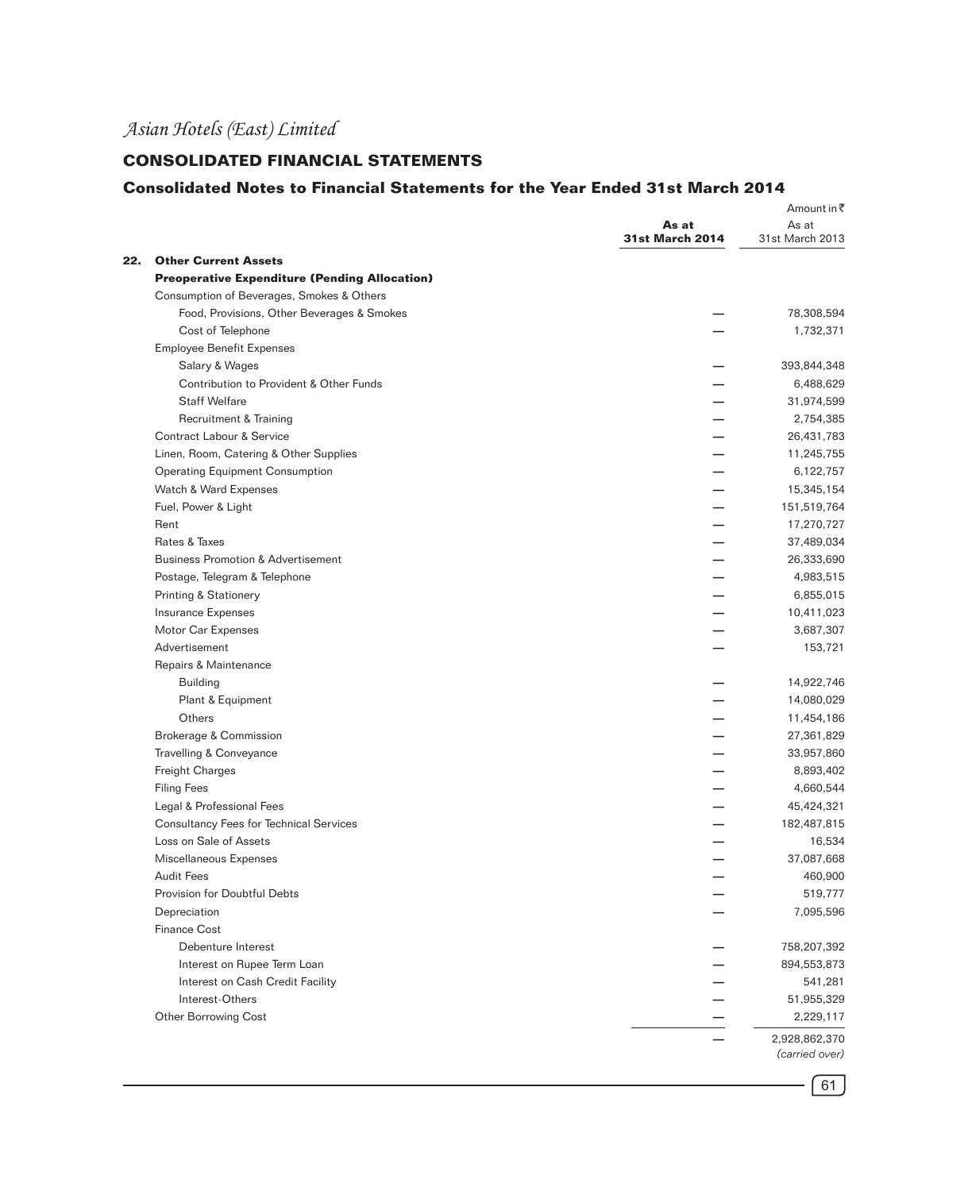# Asian Hotels (East) Limited

## CONSOLIDATED FINANCIAL STATEMENTS

### Consolidated Notes to Financial Statements for the Year Ended 31st March 2014

Amount in ₹

| | **As at 31st March 2014** | As at 31st March 2013 |
|---|---|---|
| **22. Other Current Assets** | | |
| **Preoperative Expenditure (Pending Allocation)** | | |
| Consumption of Beverages, Smokes & Others | | |
| Food, Provisions, Other Beverages & Smokes | — | 78,308,594 |
| Cost of Telephone | — | 1,732,371 |
| Employee Benefit Expenses | | |
| Salary & Wages | — | 393,844,348 |
| Contribution to Provident & Other Funds | — | 6,488,629 |
| Staff Welfare | — | 31,974,599 |
| Recruitment & Training | — | 2,754,385 |
| Contract Labour & Service | — | 26,431,783 |
| Linen, Room, Catering & Other Supplies | — | 11,245,755 |
| Operating Equipment Consumption | — | 6,122,757 |
| Watch & Ward Expenses | — | 15,345,154 |
| Fuel, Power & Light | — | 151,519,764 |
| Rent | — | 17,270,727 |
| Rates & Taxes | — | 37,489,034 |
| Business Promotion & Advertisement | — | 26,333,690 |
| Postage, Telegram & Telephone | — | 4,983,515 |
| Printing & Stationery | — | 6,855,015 |
| Insurance Expenses | — | 10,411,023 |
| Motor Car Expenses | — | 3,687,307 |
| Advertisement | — | 153,721 |
| Repairs & Maintenance | | |
| Building | — | 14,922,746 |
| Plant & Equipment | — | 14,080,029 |
| Others | — | 11,454,186 |
| Brokerage & Commission | — | 27,361,829 |
| Travelling & Conveyance | — | 33,957,860 |
| Freight Charges | — | 8,893,402 |
| Filing Fees | — | 4,660,544 |
| Legal & Professional Fees | — | 45,424,321 |
| Consultancy Fees for Technical Services | — | 182,487,815 |
| Loss on Sale of Assets | — | 16,534 |
| Miscellaneous Expenses | — | 37,087,668 |
| Audit Fees | — | 460,900 |
| Provision for Doubtful Debts | — | 519,777 |
| Depreciation | — | 7,095,596 |
| Finance Cost | | |
| Debenture Interest | — | 758,207,392 |
| Interest on Rupee Term Loan | — | 894,553,873 |
| Interest on Cash Credit Facility | — | 541,281 |
| Interest-Others | — | 51,955,329 |
| Other Borrowing Cost | — | 2,229,117 |
| | — | 2,928,862,370 |

*(carried over)*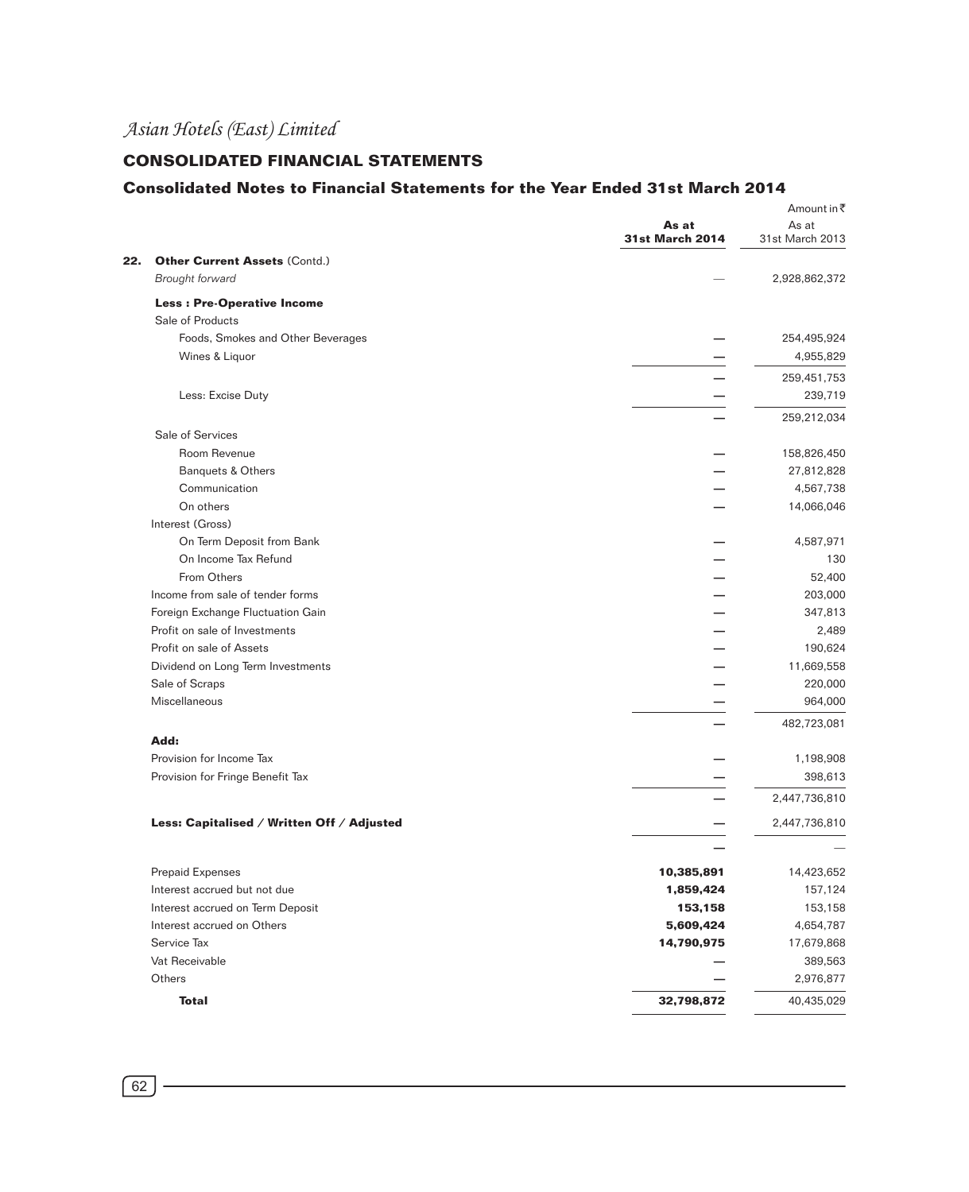# Asian Hotels (East) Limited

## CONSOLIDATED FINANCIAL STATEMENTS

### Consolidated Notes to Financial Statements for the Year Ended 31st March 2014

Amount in ₹

| | | As at 31st March 2014 | As at 31st March 2013 |
|---|---|---|---|
| **22.** | **Other Current Assets** (Contd.) | | |
| | *Brought forward* | — | 2,928,862,372 |
| | **Less : Pre-Operative Income** | | |
| | Sale of Products | | |
| | Foods, Smokes and Other Beverages | — | 254,495,924 |
| | Wines & Liquor | — | 4,955,829 |
| | | — | 259,451,753 |
| | Less: Excise Duty | — | 239,719 |
| | | — | 259,212,034 |
| | Sale of Services | | |
| | Room Revenue | — | 158,826,450 |
| | Banquets & Others | — | 27,812,828 |
| | Communication | — | 4,567,738 |
| | On others | — | 14,066,046 |
| | Interest (Gross) | | |
| | On Term Deposit from Bank | — | 4,587,971 |
| | On Income Tax Refund | — | 130 |
| | From Others | — | 52,400 |
| | Income from sale of tender forms | — | 203,000 |
| | Foreign Exchange Fluctuation Gain | — | 347,813 |
| | Profit on sale of Investments | — | 2,489 |
| | Profit on sale of Assets | — | 190,624 |
| | Dividend on Long Term Investments | — | 11,669,558 |
| | Sale of Scraps | — | 220,000 |
| | Miscellaneous | — | 964,000 |
| | | — | 482,723,081 |
| | **Add:** | | |
| | Provision for Income Tax | — | 1,198,908 |
| | Provision for Fringe Benefit Tax | — | 398,613 |
| | | — | 2,447,736,810 |
| | **Less: Capitalised / Written Off / Adjusted** | — | 2,447,736,810 |
| | | — | — |
| | Prepaid Expenses | **10,385,891** | 14,423,652 |
| | Interest accrued but not due | **1,859,424** | 157,124 |
| | Interest accrued on Term Deposit | **153,158** | 153,158 |
| | Interest accrued on Others | **5,609,424** | 4,654,787 |
| | Service Tax | **14,790,975** | 17,679,868 |
| | Vat Receivable | — | 389,563 |
| | Others | — | 2,976,877 |
| | **Total** | **32,798,872** | 40,435,029 |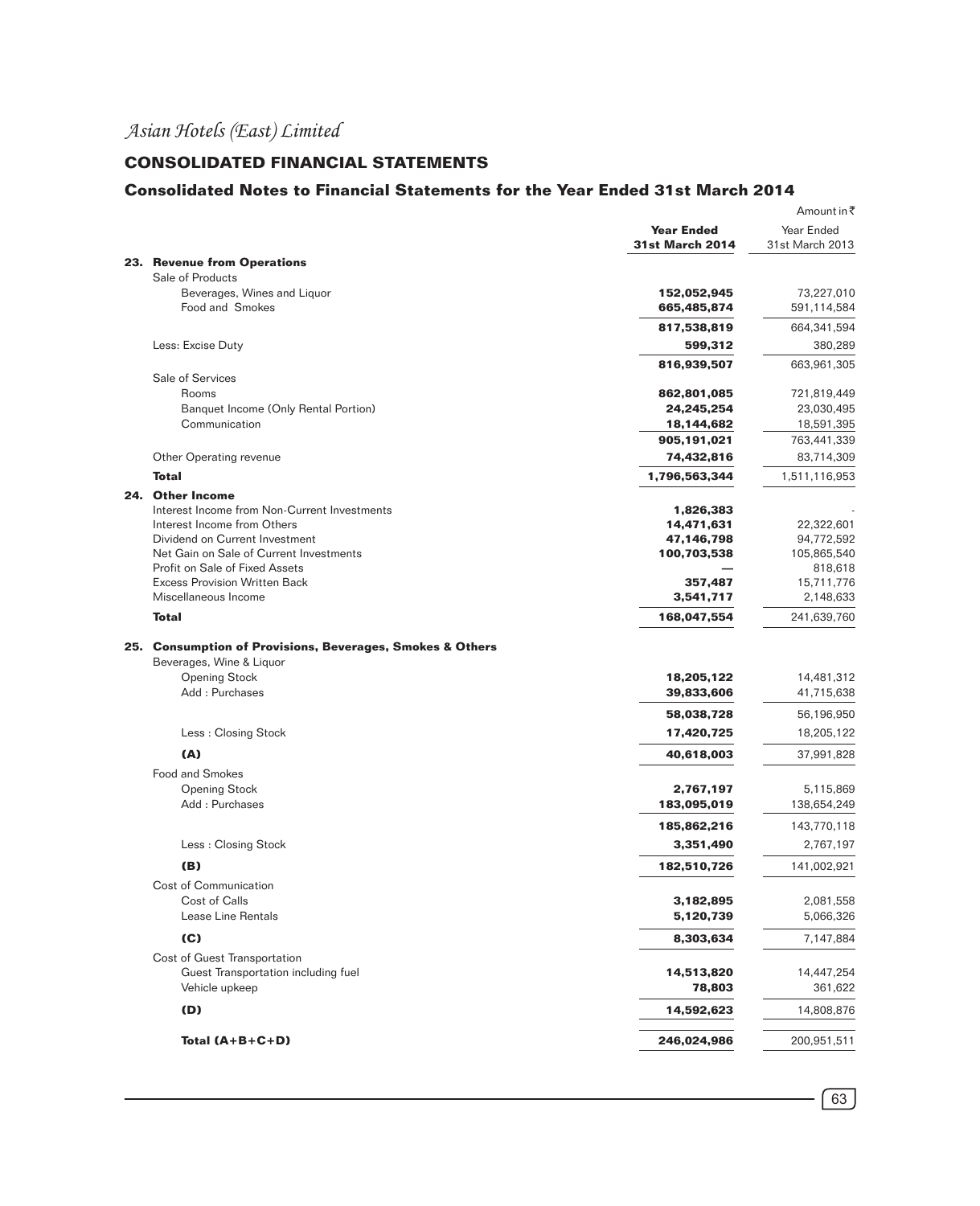*Asian Hotels (East) Limited*

## CONSOLIDATED FINANCIAL STATEMENTS

### Consolidated Notes to Financial Statements for the Year Ended 31st March 2014

Amount in ₹

| | Year Ended 31st March 2014 | Year Ended 31st March 2013 |
|---|---|---|
| **23. Revenue from Operations** | | |
| Sale of Products | | |
| Beverages, Wines and Liquor | **152,052,945** | 73,227,010 |
| Food and Smokes | **665,485,874** | 591,114,584 |
| | **817,538,819** | 664,341,594 |
| Less: Excise Duty | **599,312** | 380,289 |
| | **816,939,507** | 663,961,305 |
| Sale of Services | | |
| Rooms | **862,801,085** | 721,819,449 |
| Banquet Income (Only Rental Portion) | **24,245,254** | 23,030,495 |
| Communication | **18,144,682** | 18,591,395 |
| | **905,191,021** | 763,441,339 |
| Other Operating revenue | **74,432,816** | 83,714,309 |
| **Total** | **1,796,563,344** | 1,511,116,953 |
| **24. Other Income** | | |
| Interest Income from Non-Current Investments | **1,826,383** | - |
| Interest Income from Others | **14,471,631** | 22,322,601 |
| Dividend on Current Investment | **47,146,798** | 94,772,592 |
| Net Gain on Sale of Current Investments | **100,703,538** | 105,865,540 |
| Profit on Sale of Fixed Assets | **—** | 818,618 |
| Excess Provision Written Back | **357,487** | 15,711,776 |
| Miscellaneous Income | **3,541,717** | 2,148,633 |
| **Total** | **168,047,554** | 241,639,760 |
| **25. Consumption of Provisions, Beverages, Smokes & Others** | | |
| Beverages, Wine & Liquor | | |
| Opening Stock | **18,205,122** | 14,481,312 |
| Add : Purchases | **39,833,606** | 41,715,638 |
| | **58,038,728** | 56,196,950 |
| Less : Closing Stock | **17,420,725** | 18,205,122 |
| **(A)** | **40,618,003** | 37,991,828 |
| Food and Smokes | | |
| Opening Stock | **2,767,197** | 5,115,869 |
| Add : Purchases | **183,095,019** | 138,654,249 |
| | **185,862,216** | 143,770,118 |
| Less : Closing Stock | **3,351,490** | 2,767,197 |
| **(B)** | **182,510,726** | 141,002,921 |
| Cost of Communication | | |
| Cost of Calls | **3,182,895** | 2,081,558 |
| Lease Line Rentals | **5,120,739** | 5,066,326 |
| **(C)** | **8,303,634** | 7,147,884 |
| Cost of Guest Transportation | | |
| Guest Transportation including fuel | **14,513,820** | 14,447,254 |
| Vehicle upkeep | **78,803** | 361,622 |
| **(D)** | **14,592,623** | 14,808,876 |
| **Total (A+B+C+D)** | **246,024,986** | 200,951,511 |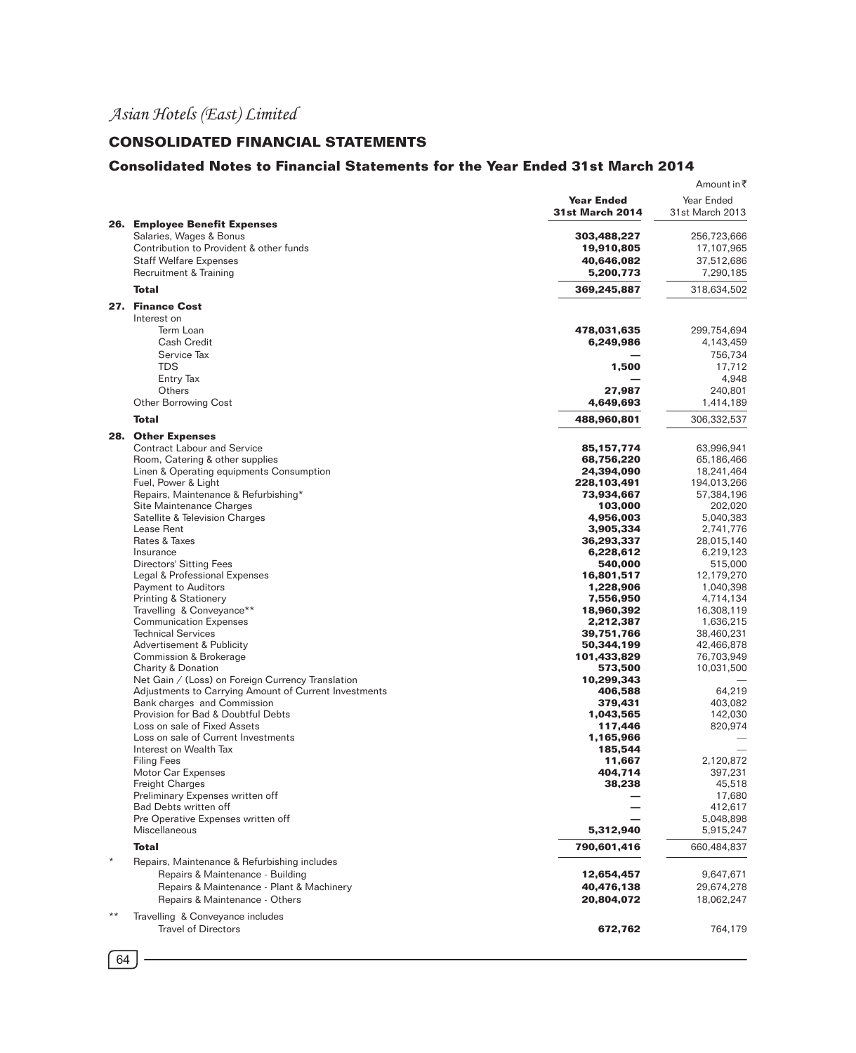*Asian Hotels (East) Limited*

## CONSOLIDATED FINANCIAL STATEMENTS

### Consolidated Notes to Financial Statements for the Year Ended 31st March 2014

Amount in ₹

| | Year Ended 31st March 2014 | Year Ended 31st March 2013 |
|---|---|---|
| **26. Employee Benefit Expenses** | | |
| Salaries, Wages & Bonus | **303,488,227** | 256,723,666 |
| Contribution to Provident & other funds | **19,910,805** | 17,107,965 |
| Staff Welfare Expenses | **40,646,082** | 37,512,686 |
| Recruitment & Training | **5,200,773** | 7,290,185 |
| **Total** | **369,245,887** | 318,634,502 |
| **27. Finance Cost** | | |
| Interest on | | |
| Term Loan | **478,031,635** | 299,754,694 |
| Cash Credit | **6,249,986** | 4,143,459 |
| Service Tax | **—** | 756,734 |
| TDS | **1,500** | 17,712 |
| Entry Tax | **—** | 4,948 |
| Others | **27,987** | 240,801 |
| Other Borrowing Cost | **4,649,693** | 1,414,189 |
| **Total** | **488,960,801** | 306,332,537 |
| **28. Other Expenses** | | |
| Contract Labour and Service | **85,157,774** | 63,996,941 |
| Room, Catering & other supplies | **68,756,220** | 65,186,466 |
| Linen & Operating equipments Consumption | **24,394,090** | 18,241,464 |
| Fuel, Power & Light | **228,103,491** | 194,013,266 |
| Repairs, Maintenance & Refurbishing* | **73,934,667** | 57,384,196 |
| Site Maintenance Charges | **103,000** | 202,020 |
| Satellite & Television Charges | **4,956,003** | 5,040,383 |
| Lease Rent | **3,905,334** | 2,741,776 |
| Rates & Taxes | **36,293,337** | 28,015,140 |
| Insurance | **6,228,612** | 6,219,123 |
| Directors' Sitting Fees | **540,000** | 515,000 |
| Legal & Professional Expenses | **16,801,517** | 12,179,270 |
| Payment to Auditors | **1,228,906** | 1,040,398 |
| Printing & Stationery | **7,556,950** | 4,714,134 |
| Travelling & Conveyance** | **18,960,392** | 16,308,119 |
| Communication Expenses | **2,212,387** | 1,636,215 |
| Technical Services | **39,751,766** | 38,460,231 |
| Advertisement & Publicity | **50,344,199** | 42,466,878 |
| Commission & Brokerage | **101,433,829** | 76,703,949 |
| Charity & Donation | **573,500** | 10,031,500 |
| Net Gain / (Loss) on Foreign Currency Translation | **10,299,343** | — |
| Adjustments to Carrying Amount of Current Investments | **406,588** | 64,219 |
| Bank charges and Commission | **379,431** | 403,082 |
| Provision for Bad & Doubtful Debts | **1,043,565** | 142,030 |
| Loss on sale of Fixed Assets | **117,446** | 820,974 |
| Loss on sale of Current Investments | **1,165,966** | — |
| Interest on Wealth Tax | **185,544** | — |
| Filing Fees | **11,667** | 2,120,872 |
| Motor Car Expenses | **404,714** | 397,231 |
| Freight Charges | **38,238** | 45,518 |
| Preliminary Expenses written off | **—** | 17,680 |
| Bad Debts written off | **—** | 412,617 |
| Pre Operative Expenses written off | **—** | 5,048,898 |
| Miscellaneous | **5,312,940** | 5,915,247 |
| **Total** | **790,601,416** | 660,484,837 |
| * Repairs, Maintenance & Refurbishing includes | | |
| Repairs & Maintenance - Building | **12,654,457** | 9,647,671 |
| Repairs & Maintenance - Plant & Machinery | **40,476,138** | 29,674,278 |
| Repairs & Maintenance - Others | **20,804,072** | 18,062,247 |
| ** Travelling & Conveyance includes | | |
| Travel of Directors | **672,762** | 764,179 |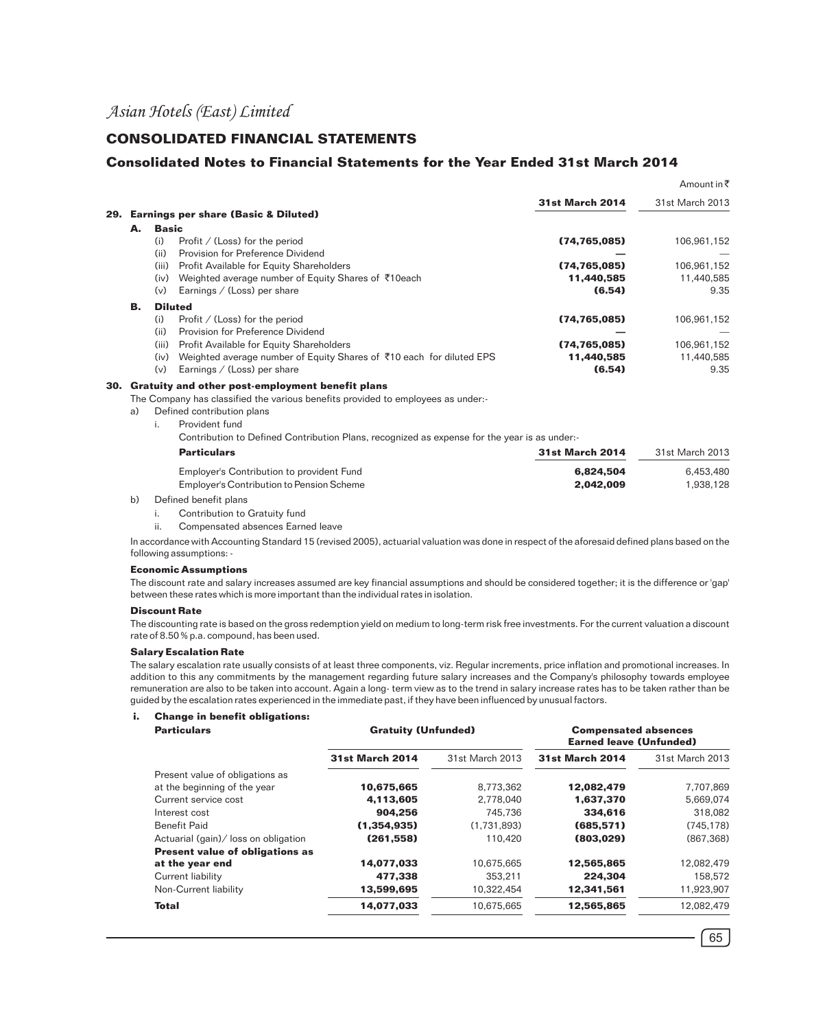*Asian Hotels (East) Limited*

## CONSOLIDATED FINANCIAL STATEMENTS

### Consolidated Notes to Financial Statements for the Year Ended 31st March 2014

Amount in ₹

| | | **31st March 2014** | 31st March 2013 |
|---|---|---|---|
| **29.** | **Earnings per share (Basic & Diluted)** | | |
| **A.** | **Basic** | | |
| (i) | Profit / (Loss) for the period | **(74,765,085)** | 106,961,152 |
| (ii) | Provision for Preference Dividend | **—** | — |
| (iii) | Profit Available for Equity Shareholders | **(74,765,085)** | 106,961,152 |
| (iv) | Weighted average number of Equity Shares of ₹10each | **11,440,585** | 11,440,585 |
| (v) | Earnings / (Loss) per share | **(6.54)** | 9.35 |
| **B.** | **Diluted** | | |
| (i) | Profit / (Loss) for the period | **(74,765,085)** | 106,961,152 |
| (ii) | Provision for Preference Dividend | **—** | — |
| (iii) | Profit Available for Equity Shareholders | **(74,765,085)** | 106,961,152 |
| (iv) | Weighted average number of Equity Shares of ₹10 each for diluted EPS | **11,440,585** | 11,440,585 |
| (v) | Earnings / (Loss) per share | **(6.54)** | 9.35 |

**30. Gratuity and other post-employment benefit plans**

The Company has classified the various benefits provided to employees as under:-

a) Defined contribution plans

i. Provident fund

Contribution to Defined Contribution Plans, recognized as expense for the year is as under:-

| **Particulars** | **31st March 2014** | 31st March 2013 |
|---|---|---|
| Employer's Contribution to provident Fund | **6,824,504** | 6,453,480 |
| Employer's Contribution to Pension Scheme | **2,042,009** | 1,938,128 |

b) Defined benefit plans

i. Contribution to Gratuity fund

ii. Compensated absences Earned leave

In accordance with Accounting Standard 15 (revised 2005), actuarial valuation was done in respect of the aforesaid defined plans based on the following assumptions: -

**Economic Assumptions**

The discount rate and salary increases assumed are key financial assumptions and should be considered together; it is the difference or 'gap' between these rates which is more important than the individual rates in isolation.

**Discount Rate**

The discounting rate is based on the gross redemption yield on medium to long-term risk free investments. For the current valuation a discount rate of 8.50 % p.a. compound, has been used.

**Salary Escalation Rate**

The salary escalation rate usually consists of at least three components, viz. Regular increments, price inflation and promotional increases. In addition to this any commitments by the management regarding future salary increases and the Company's philosophy towards employee remuneration are also to be taken into account. Again a long- term view as to the trend in salary increase rates has to be taken rather than be guided by the escalation rates experienced in the immediate past, if they have been influenced by unusual factors.

**i. Change in benefit obligations:**

| **Particulars** | **Gratuity (Unfunded)** | | **Compensated absences Earned leave (Unfunded)** | |
|---|---|---|---|---|
| | **31st March 2014** | 31st March 2013 | **31st March 2014** | 31st March 2013 |
| Present value of obligations as at the beginning of the year | **10,675,665** | 8,773,362 | **12,082,479** | 7,707,869 |
| Current service cost | **4,113,605** | 2,778,040 | **1,637,370** | 5,669,074 |
| Interest cost | **904,256** | 745,736 | **334,616** | 318,082 |
| Benefit Paid | **(1,354,935)** | (1,731,893) | **(685,571)** | (745,178) |
| Actuarial (gain)/ loss on obligation | **(261,558)** | 110,420 | **(803,029)** | (867,368) |
| **Present value of obligations as at the year end** | **14,077,033** | 10,675,665 | **12,565,865** | 12,082,479 |
| Current liability | **477,338** | 353,211 | **224,304** | 158,572 |
| Non-Current liability | **13,599,695** | 10,322,454 | **12,341,561** | 11,923,907 |
| **Total** | **14,077,033** | 10,675,665 | **12,565,865** | 12,082,479 |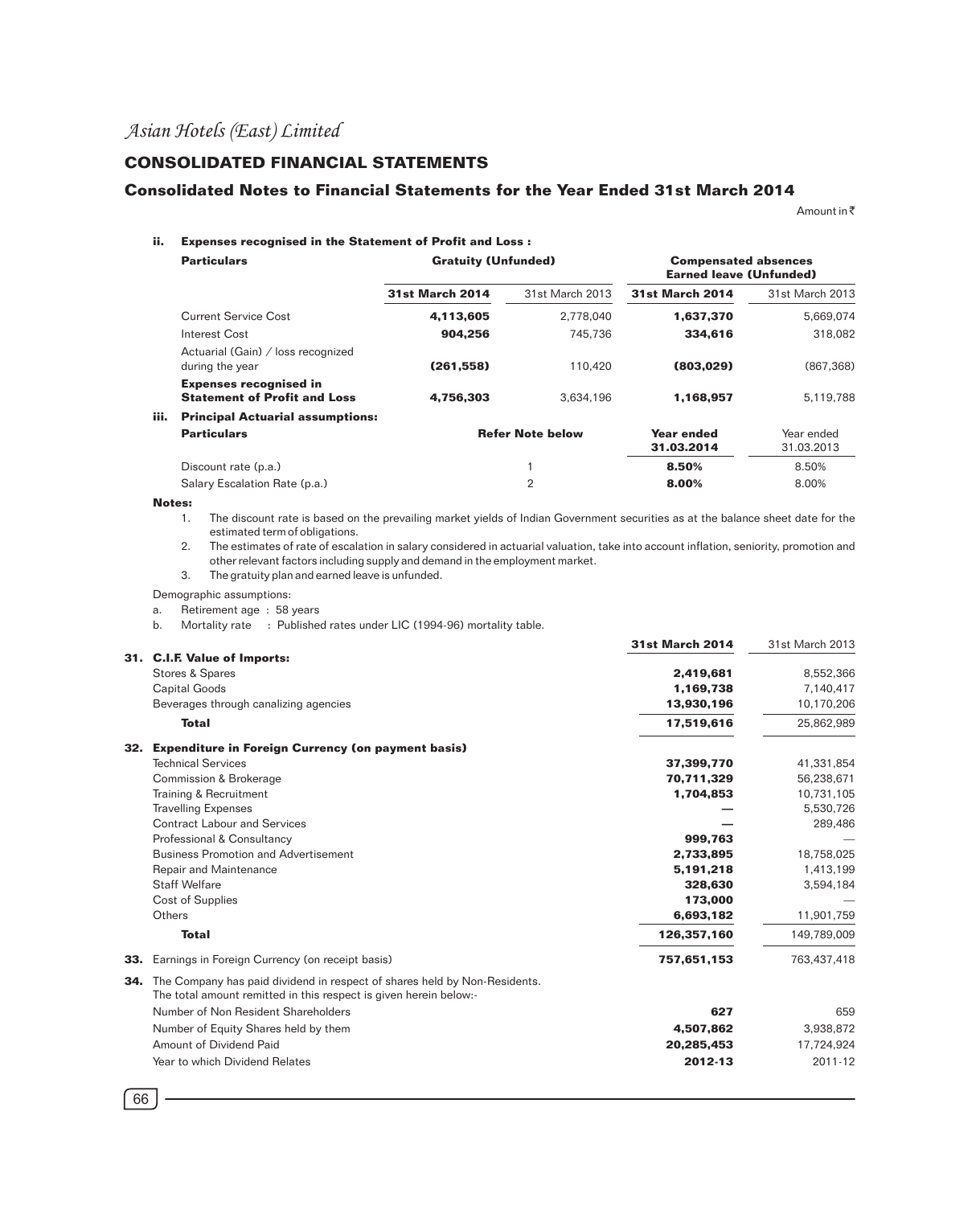*Asian Hotels (East) Limited*

## CONSOLIDATED FINANCIAL STATEMENTS

### Consolidated Notes to Financial Statements for the Year Ended 31st March 2014

Amount in ₹

**ii. Expenses recognised in the Statement of Profit and Loss :**

| Particulars | Gratuity (Unfunded) | | Compensated absences Earned leave (Unfunded) | |
|---|---|---|---|---|
| | **31st March 2014** | 31st March 2013 | **31st March 2014** | 31st March 2013 |
| Current Service Cost | **4,113,605** | 2,778,040 | **1,637,370** | 5,669,074 |
| Interest Cost | **904,256** | 745,736 | **334,616** | 318,082 |
| Actuarial (Gain) / loss recognized during the year | **(261,558)** | 110,420 | **(803,029)** | (867,368) |
| **Expenses recognised in Statement of Profit and Loss** | **4,756,303** | 3,634,196 | **1,168,957** | 5,119,788 |

**iii. Principal Actuarial assumptions:**

| Particulars | Refer Note below | Year ended 31.03.2014 | Year ended 31.03.2013 |
|---|---|---|---|
| Discount rate (p.a.) | 1 | **8.50%** | 8.50% |
| Salary Escalation Rate (p.a.) | 2 | **8.00%** | 8.00% |

**Notes:**

1. The discount rate is based on the prevailing market yields of Indian Government securities as at the balance sheet date for the estimated term of obligations.
2. The estimates of rate of escalation in salary considered in actuarial valuation, take into account inflation, seniority, promotion and other relevant factors including supply and demand in the employment market.
3. The gratuity plan and earned leave is unfunded.

Demographic assumptions:

a. Retirement age : 58 years

b. Mortality rate : Published rates under LIC (1994-96) mortality table.

| | **31st March 2014** | 31st March 2013 |
|---|---|---|
| **31. C.I.F. Value of Imports:** | | |
| Stores & Spares | **2,419,681** | 8,552,366 |
| Capital Goods | **1,169,738** | 7,140,417 |
| Beverages through canalizing agencies | **13,930,196** | 10,170,206 |
| **Total** | **17,519,616** | 25,862,989 |
| **32. Expenditure in Foreign Currency (on payment basis)** | | |
| Technical Services | **37,399,770** | 41,331,854 |
| Commission & Brokerage | **70,711,329** | 56,238,671 |
| Training & Recruitment | **1,704,853** | 10,731,105 |
| Travelling Expenses | **—** | 5,530,726 |
| Contract Labour and Services | **—** | 289,486 |
| Professional & Consultancy | **999,763** | — |
| Business Promotion and Advertisement | **2,733,895** | 18,758,025 |
| Repair and Maintenance | **5,191,218** | 1,413,199 |
| Staff Welfare | **328,630** | 3,594,184 |
| Cost of Supplies | **173,000** | — |
| Others | **6,693,182** | 11,901,759 |
| **Total** | **126,357,160** | 149,789,009 |
| **33.** Earnings in Foreign Currency (on receipt basis) | **757,651,153** | 763,437,418 |
| **34.** The Company has paid dividend in respect of shares held by Non-Residents. The total amount remitted in this respect is given herein below:- | | |
| Number of Non Resident Shareholders | **627** | 659 |
| Number of Equity Shares held by them | **4,507,862** | 3,938,872 |
| Amount of Dividend Paid | **20,285,453** | 17,724,924 |
| Year to which Dividend Relates | **2012-13** | 2011-12 |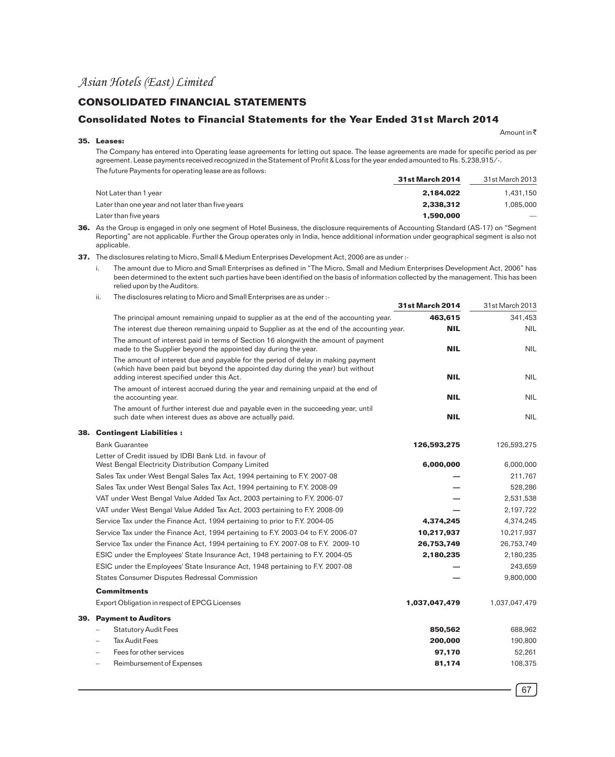# Asian Hotels (East) Limited

## CONSOLIDATED FINANCIAL STATEMENTS

### Consolidated Notes to Financial Statements for the Year Ended 31st March 2014

Amount in ₹

**35. Leases:**

The Company has entered into Operating lease agreements for letting out space. The lease agreements are made for specific period as per agreement. Lease payments received recognized in the Statement of Profit & Loss for the year ended amounted to Rs. 5,238,915/-.

The future Payments for operating lease are as follows:

| | 31st March 2014 | 31st March 2013 |
|---|---|---|
| Not Later than 1 year | **2,184,022** | 1,431,150 |
| Later than one year and not later than five years | **2,338,312** | 1,085,000 |
| Later than five years | **1,590,000** | — |

**36.** As the Group is engaged in only one segment of Hotel Business, the disclosure requirements of Accounting Standard (AS-17) on "Segment Reporting" are not applicable. Further the Group operates only in India, hence additional information under geographical segment is also not applicable.

**37.** The disclosures relating to Micro, Small & Medium Enterprises Development Act, 2006 are as under :-

i. The amount due to Micro and Small Enterprises as defined in "The Micro, Small and Medium Enterprises Development Act, 2006" has been determined to the extent such parties have been identified on the basis of information collected by the management. This has been relied upon by the Auditors.

ii. The disclosures relating to Micro and Small Enterprises are as under :-

| | 31st March 2014 | 31st March 2013 |
|---|---|---|
| The principal amount remaining unpaid to supplier as at the end of the accounting year. | **463,615** | 341,453 |
| The interest due thereon remaining unpaid to Supplier as at the end of the accounting year. | **NIL** | NIL |
| The amount of interest paid in terms of Section 16 alongwith the amount of payment made to the Supplier beyond the appointed day during the year. | **NIL** | NIL |
| The amount of interest due and payable for the period of delay in making payment (which have been paid but beyond the appointed day during the year) but without adding interest specified under this Act. | **NIL** | NIL |
| The amount of interest accrued during the year and remaining unpaid at the end of the accounting year. | **NIL** | NIL |
| The amount of further interest due and payable even in the succeeding year, until such date when interest dues as above are actually paid. | **NIL** | NIL |

**38. Contingent Liabilities :**

| | 31st March 2014 | 31st March 2013 |
|---|---|---|
| Bank Guarantee | **126,593,275** | 126,593,275 |
| Letter of Credit issued by IDBI Bank Ltd. in favour of West Bengal Electricity Distribution Company Limited | **6,000,000** | 6,000,000 |
| Sales Tax under West Bengal Sales Tax Act, 1994 pertaining to F.Y. 2007-08 | **—** | 211,767 |
| Sales Tax under West Bengal Sales Tax Act, 1994 pertaining to F.Y. 2008-09 | **—** | 528,286 |
| VAT under West Bengal Value Added Tax Act, 2003 pertaining to F.Y. 2006-07 | **—** | 2,531,538 |
| VAT under West Bengal Value Added Tax Act, 2003 pertaining to F.Y. 2008-09 | **—** | 2,197,722 |
| Service Tax under the Finance Act, 1994 pertaining to prior to F.Y. 2004-05 | **4,374,245** | 4,374,245 |
| Service Tax under the Finance Act, 1994 pertaining to F.Y. 2003-04 to F.Y. 2006-07 | **10,217,937** | 10,217,937 |
| Service Tax under the Finance Act, 1994 pertaining to F.Y. 2007-08 to F.Y. 2009-10 | **26,753,749** | 26,753,749 |
| ESIC under the Employees' State Insurance Act, 1948 pertaining to F.Y. 2004-05 | **2,180,235** | 2,180,235 |
| ESIC under the Employees' State Insurance Act, 1948 pertaining to F.Y. 2007-08 | **—** | 243,659 |
| States Consumer Disputes Redressal Commission | **—** | 9,800,000 |
| **Commitments** | | |
| Export Obligation in respect of EPCG Licenses | **1,037,047,479** | 1,037,047,479 |

**39. Payment to Auditors**

| | 31st March 2014 | 31st March 2013 |
|---|---|---|
| – Statutory Audit Fees | **850,562** | 688,962 |
| – Tax Audit Fees | **200,000** | 190,800 |
| – Fees for other services | **97,170** | 52,261 |
| – Reimbursement of Expenses | **81,174** | 108,375 |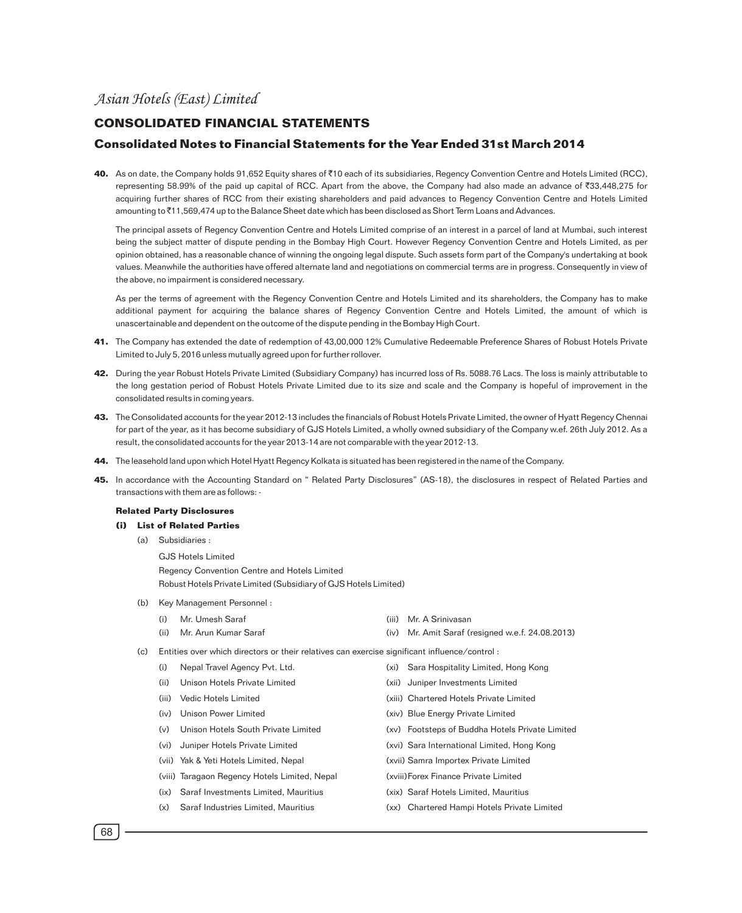# CONSOLIDATED FINANCIAL STATEMENTS

## Consolidated Notes to Financial Statements for the Year Ended 31st March 2014

**40.** As on date, the Company holds 91,652 Equity shares of ₹10 each of its subsidiaries, Regency Convention Centre and Hotels Limited (RCC), representing 58.99% of the paid up capital of RCC. Apart from the above, the Company had also made an advance of ₹33,448,275 for acquiring further shares of RCC from their existing shareholders and paid advances to Regency Convention Centre and Hotels Limited amounting to ₹11,569,474 up to the Balance Sheet date which has been disclosed as Short Term Loans and Advances.

The principal assets of Regency Convention Centre and Hotels Limited comprise of an interest in a parcel of land at Mumbai, such interest being the subject matter of dispute pending in the Bombay High Court. However Regency Convention Centre and Hotels Limited, as per opinion obtained, has a reasonable chance of winning the ongoing legal dispute. Such assets form part of the Company's undertaking at book values. Meanwhile the authorities have offered alternate land and negotiations on commercial terms are in progress. Consequently in view of the above, no impairment is considered necessary.

As per the terms of agreement with the Regency Convention Centre and Hotels Limited and its shareholders, the Company has to make additional payment for acquiring the balance shares of Regency Convention Centre and Hotels Limited, the amount of which is unascertainable and dependent on the outcome of the dispute pending in the Bombay High Court.

**41.** The Company has extended the date of redemption of 43,00,000 12% Cumulative Redeemable Preference Shares of Robust Hotels Private Limited to July 5, 2016 unless mutually agreed upon for further rollover.

**42.** During the year Robust Hotels Private Limited (Subsidiary Company) has incurred loss of Rs. 5088.76 Lacs. The loss is mainly attributable to the long gestation period of Robust Hotels Private Limited due to its size and scale and the Company is hopeful of improvement in the consolidated results in coming years.

**43.** The Consolidated accounts for the year 2012-13 includes the financials of Robust Hotels Private Limited, the owner of Hyatt Regency Chennai for part of the year, as it has become subsidiary of GJS Hotels Limited, a wholly owned subsidiary of the Company w.e.f. 26th July 2012. As a result, the consolidated accounts for the year 2013-14 are not comparable with the year 2012-13.

**44.** The leasehold land upon which Hotel Hyatt Regency Kolkata is situated has been registered in the name of the Company.

**45.** In accordance with the Accounting Standard on " Related Party Disclosures" (AS-18), the disclosures in respect of Related Parties and transactions with them are as follows: -

**Related Party Disclosures**

**(i) List of Related Parties**

(a) Subsidiaries :

GJS Hotels Limited
Regency Convention Centre and Hotels Limited
Robust Hotels Private Limited (Subsidiary of GJS Hotels Limited)

(b) Key Management Personnel :

(i) Mr. Umesh Saraf
(ii) Mr. Arun Kumar Saraf
(iii) Mr. A Srinivasan
(iv) Mr. Amit Saraf (resigned w.e.f. 24.08.2013)

(c) Entities over which directors or their relatives can exercise significant influence/control :

(i) Nepal Travel Agency Pvt. Ltd.
(ii) Unison Hotels Private Limited
(iii) Vedic Hotels Limited
(iv) Unison Power Limited
(v) Unison Hotels South Private Limited
(vi) Juniper Hotels Private Limited
(vii) Yak & Yeti Hotels Limited, Nepal
(viii) Taragaon Regency Hotels Limited, Nepal
(ix) Saraf Investments Limited, Mauritius
(x) Saraf Industries Limited, Mauritius
(xi) Sara Hospitality Limited, Hong Kong
(xii) Juniper Investments Limited
(xiii) Chartered Hotels Private Limited
(xiv) Blue Energy Private Limited
(xv) Footsteps of Buddha Hotels Private Limited
(xvi) Sara International Limited, Hong Kong
(xvii) Samra Importex Private Limited
(xviii) Forex Finance Private Limited
(xix) Saraf Hotels Limited, Mauritius
(xx) Chartered Hampi Hotels Private Limited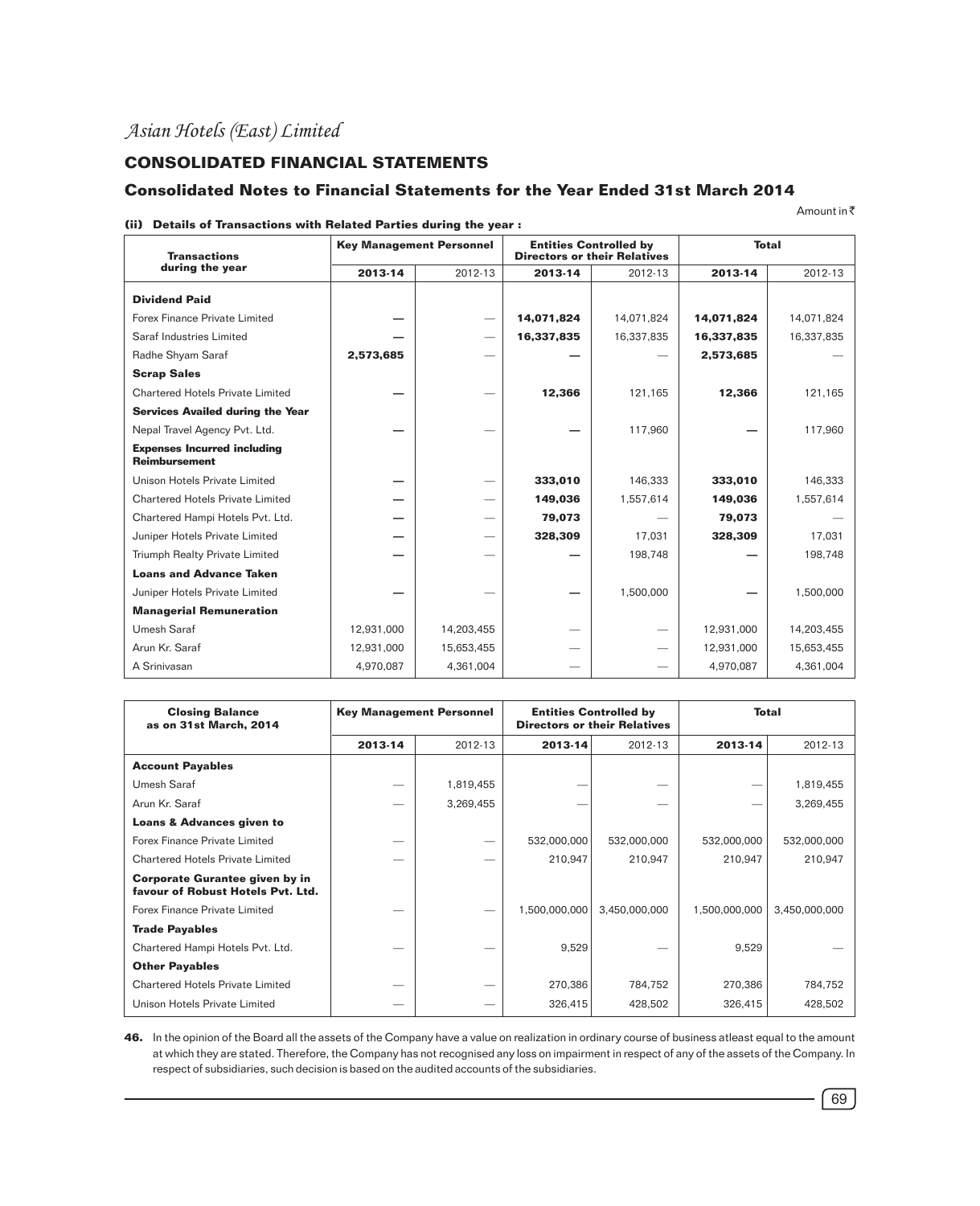# Asian Hotels (East) Limited

## CONSOLIDATED FINANCIAL STATEMENTS

### Consolidated Notes to Financial Statements for the Year Ended 31st March 2014

Amount in ₹

**(ii) Details of Transactions with Related Parties during the year :**

| Transactions during the year | Key Management Personnel | | Entities Controlled by Directors or their Relatives | | Total | |
|---|---|---|---|---|---|---|
| | **2013-14** | 2012-13 | **2013-14** | 2012-13 | **2013-14** | 2012-13 |
| **Dividend Paid** | | | | | | |
| Forex Finance Private Limited | **—** | — | **14,071,824** | 14,071,824 | **14,071,824** | 14,071,824 |
| Saraf Industries Limited | **—** | — | **16,337,835** | 16,337,835 | **16,337,835** | 16,337,835 |
| Radhe Shyam Saraf | **2,573,685** | — | **—** | — | **2,573,685** | — |
| **Scrap Sales** | | | | | | |
| Chartered Hotels Private Limited | **—** | — | **12,366** | 121,165 | **12,366** | 121,165 |
| **Services Availed during the Year** | | | | | | |
| Nepal Travel Agency Pvt. Ltd. | **—** | — | **—** | 117,960 | **—** | 117,960 |
| **Expenses Incurred including Reimbursement** | | | | | | |
| Unison Hotels Private Limited | **—** | — | **333,010** | 146,333 | **333,010** | 146,333 |
| Chartered Hotels Private Limited | **—** | — | **149,036** | 1,557,614 | **149,036** | 1,557,614 |
| Chartered Hampi Hotels Pvt. Ltd. | **—** | — | **79,073** | — | **79,073** | — |
| Juniper Hotels Private Limited | **—** | — | **328,309** | 17,031 | **328,309** | 17,031 |
| Triumph Realty Private Limited | **—** | — | **—** | 198,748 | **—** | 198,748 |
| **Loans and Advance Taken** | | | | | | |
| Juniper Hotels Private Limited | **—** | — | **—** | 1,500,000 | **—** | 1,500,000 |
| **Managerial Remuneration** | | | | | | |
| Umesh Saraf | 12,931,000 | 14,203,455 | — | — | 12,931,000 | 14,203,455 |
| Arun Kr. Saraf | 12,931,000 | 15,653,455 | — | — | 12,931,000 | 15,653,455 |
| A Srinivasan | 4,970,087 | 4,361,004 | — | — | 4,970,087 | 4,361,004 |

| Closing Balance as on 31st March, 2014 | Key Management Personnel | | Entities Controlled by Directors or their Relatives | | Total | |
|---|---|---|---|---|---|---|
| | **2013-14** | 2012-13 | **2013-14** | 2012-13 | **2013-14** | 2012-13 |
| **Account Payables** | | | | | | |
| Umesh Saraf | — | 1,819,455 | — | — | — | 1,819,455 |
| Arun Kr. Saraf | — | 3,269,455 | — | — | — | 3,269,455 |
| **Loans & Advances given to** | | | | | | |
| Forex Finance Private Limited | — | — | 532,000,000 | 532,000,000 | 532,000,000 | 532,000,000 |
| Chartered Hotels Private Limited | — | — | 210,947 | 210,947 | 210,947 | 210,947 |
| **Corporate Gurantee given by in favour of Robust Hotels Pvt. Ltd.** | | | | | | |
| Forex Finance Private Limited | — | — | 1,500,000,000 | 3,450,000,000 | 1,500,000,000 | 3,450,000,000 |
| **Trade Payables** | | | | | | |
| Chartered Hampi Hotels Pvt. Ltd. | — | — | 9,529 | — | 9,529 | — |
| **Other Payables** | | | | | | |
| Chartered Hotels Private Limited | — | — | 270,386 | 784,752 | 270,386 | 784,752 |
| Unison Hotels Private Limited | — | — | 326,415 | 428,502 | 326,415 | 428,502 |

**46.** In the opinion of the Board all the assets of the Company have a value on realization in ordinary course of business atleast equal to the amount at which they are stated. Therefore, the Company has not recognised any loss on impairment in respect of any of the assets of the Company. In respect of subsidiaries, such decision is based on the audited accounts of the subsidiaries.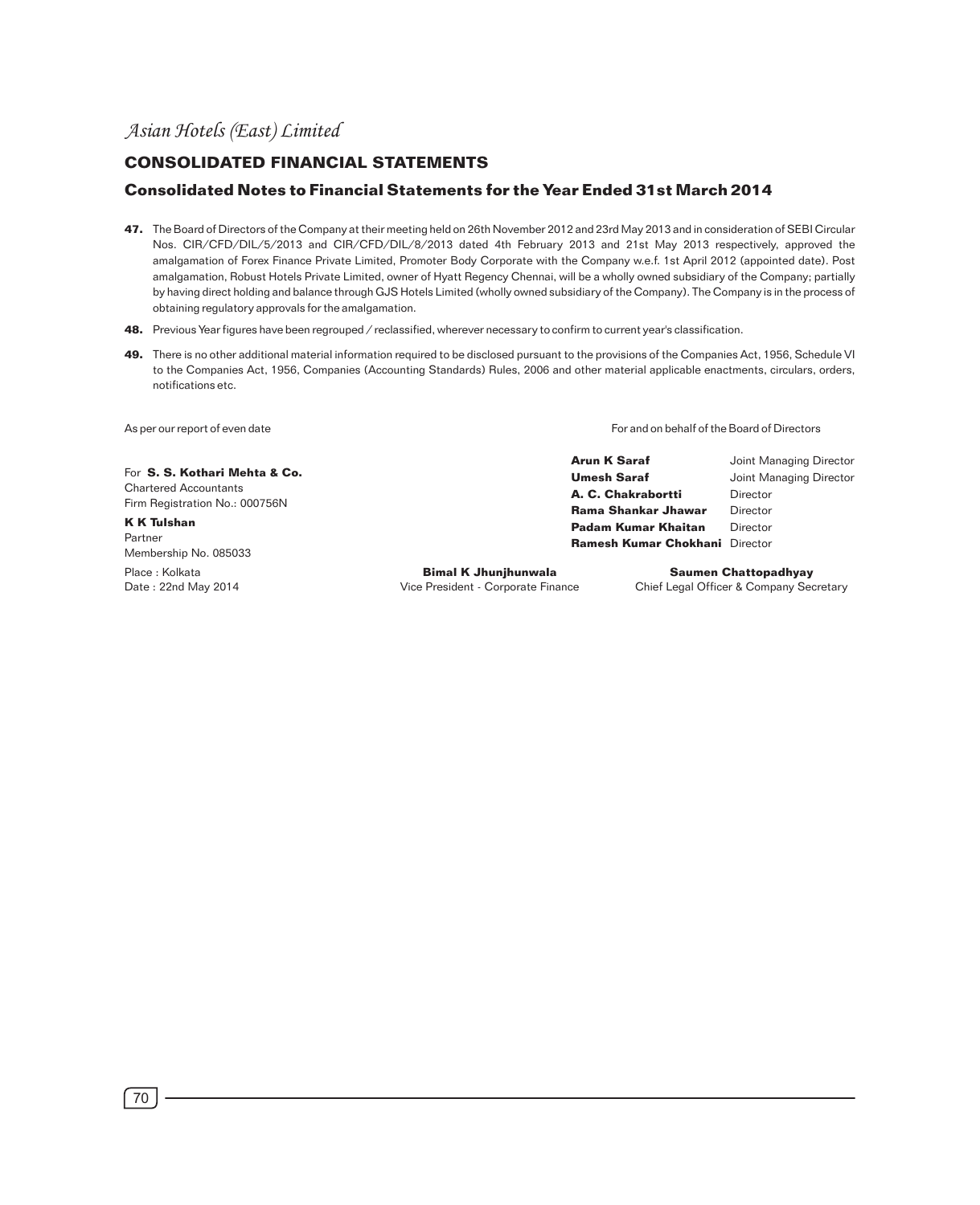## CONSOLIDATED FINANCIAL STATEMENTS

### Consolidated Notes to Financial Statements for the Year Ended 31st March 2014

**47.** The Board of Directors of the Company at their meeting held on 26th November 2012 and 23rd May 2013 and in consideration of SEBI Circular Nos. CIR/CFD/DIL/5/2013 and CIR/CFD/DIL/8/2013 dated 4th February 2013 and 21st May 2013 respectively, approved the amalgamation of Forex Finance Private Limited, Promoter Body Corporate with the Company w.e.f. 1st April 2012 (appointed date). Post amalgamation, Robust Hotels Private Limited, owner of Hyatt Regency Chennai, will be a wholly owned subsidiary of the Company; partially by having direct holding and balance through GJS Hotels Limited (wholly owned subsidiary of the Company). The Company is in the process of obtaining regulatory approvals for the amalgamation.

**48.** Previous Year figures have been regrouped / reclassified, wherever necessary to confirm to current year's classification.

**49.** There is no other additional material information required to be disclosed pursuant to the provisions of the Companies Act, 1956, Schedule VI to the Companies Act, 1956, Companies (Accounting Standards) Rules, 2006 and other material applicable enactments, circulars, orders, notifications etc.

As per our report of even date

For **S. S. Kothari Mehta & Co.**
Chartered Accountants
Firm Registration No.: 000756N

**K K Tulshan**
Partner
Membership No. 085033

Place : Kolkata
Date : 22nd May 2014

For and on behalf of the Board of Directors

**Arun K Saraf** Joint Managing Director
**Umesh Saraf** Joint Managing Director
**A. C. Chakrabortti** Director
**Rama Shankar Jhawar** Director
**Padam Kumar Khaitan** Director
**Ramesh Kumar Chokhani** Director

**Bimal K Jhunjhunwala**
Vice President - Corporate Finance

**Saumen Chattopadhyay**
Chief Legal Officer & Company Secretary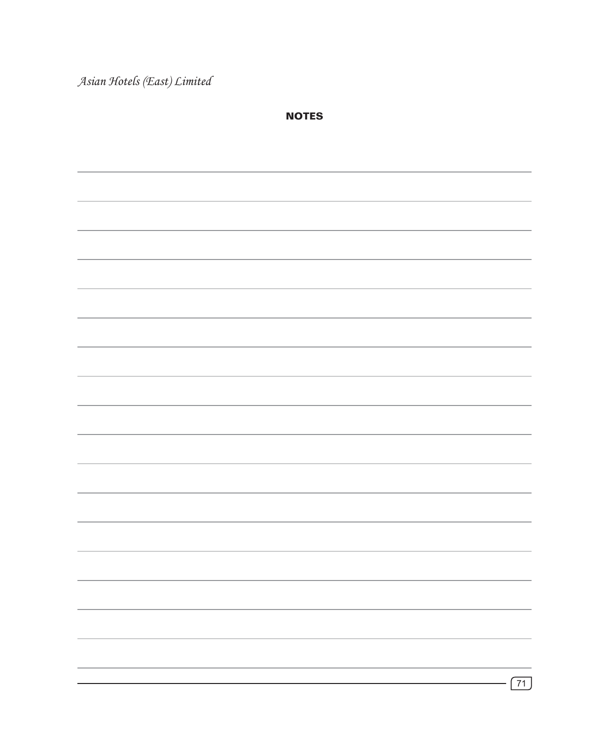## NOTES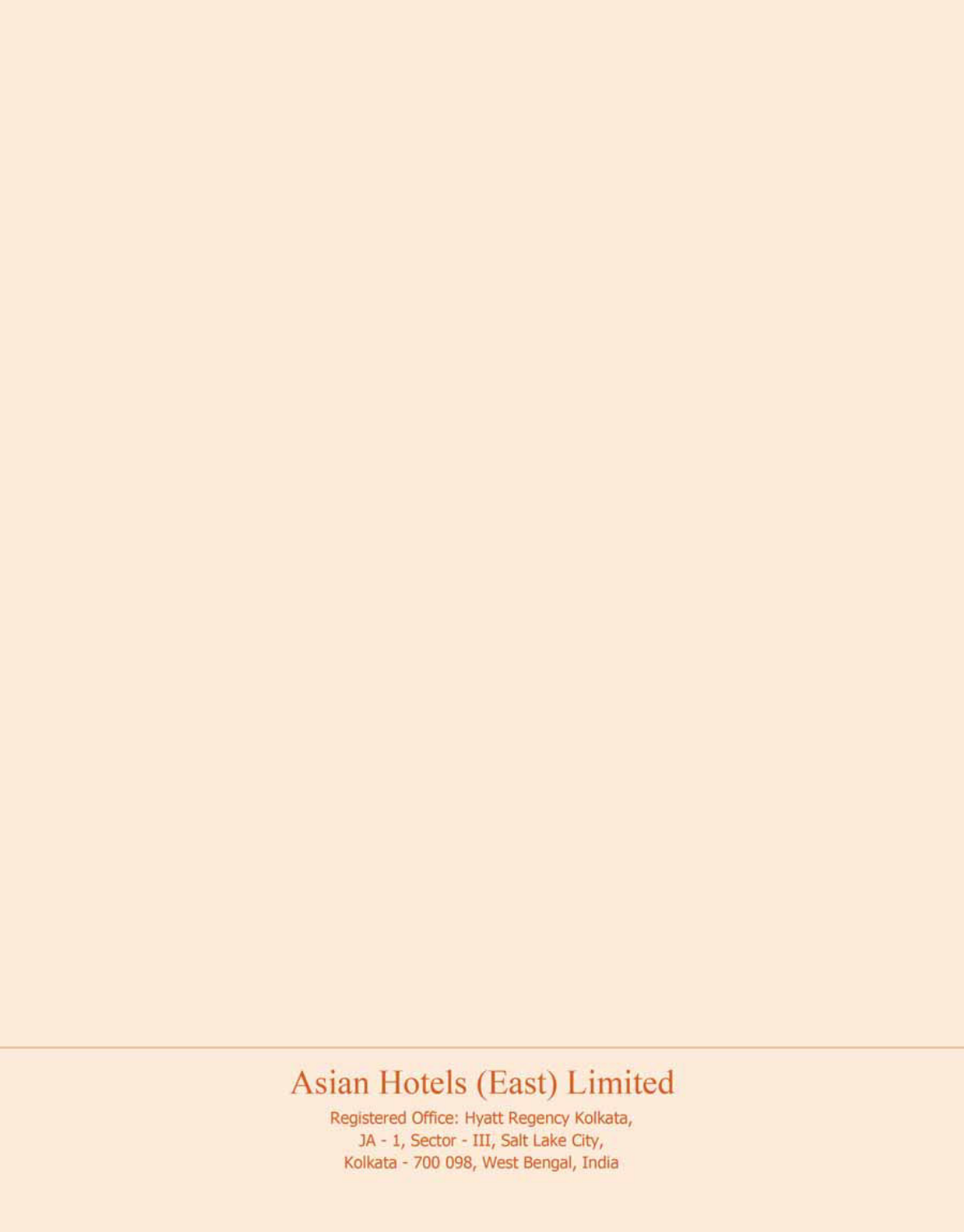# Asian Hotels (East) Limited

Registered Office: Hyatt Regency Kolkata,
JA - 1, Sector - III, Salt Lake City,
Kolkata - 700 098, West Bengal, India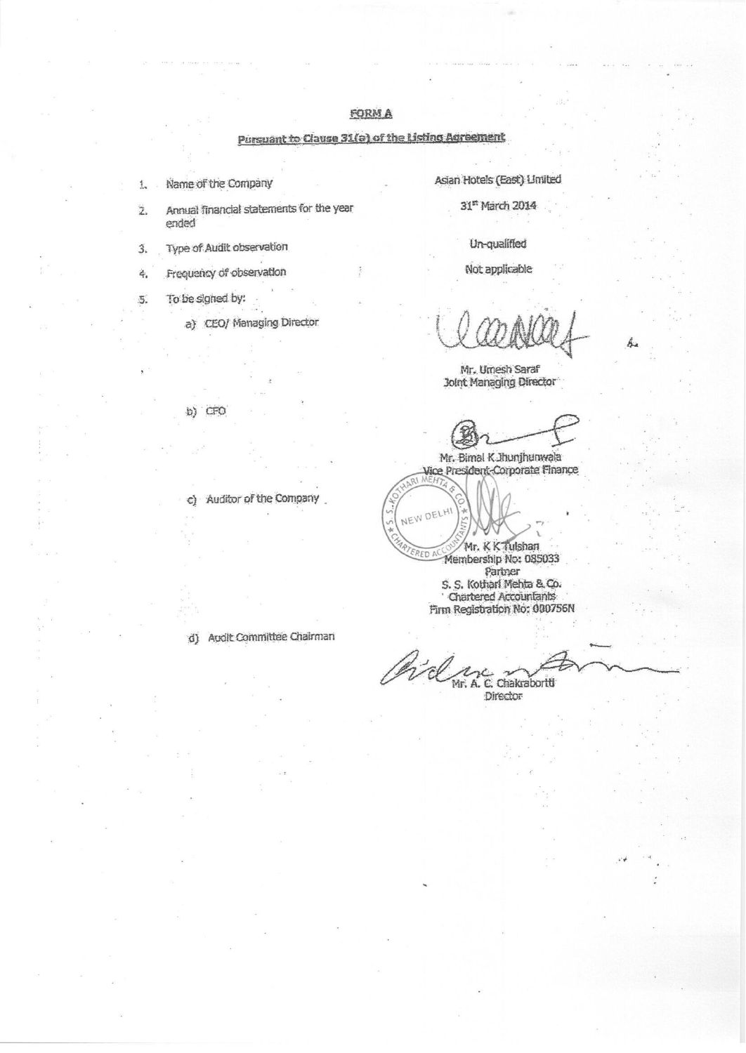## FORM A

### Pursuant to Clause 31(a) of the Listing Agreement

| | | |
|---|---|---|
| 1. | Name of the Company | Asian Hotels (East) Limited |
| 2. | Annual financial statements for the year ended | 31st March 2014 |
| 3. | Type of Audit observation | Un-qualified |
| 4. | Frequency of observation | Not applicable |
| 5. | To be signed by: | |
| | a) CEO/ Managing Director | Mr. Umesh Saraf<br>Joint Managing Director |
| | b) CFO | Mr. Bimal K Jhunjhunwala<br>Vice President-Corporate Finance |
| | c) Auditor of the Company | Mr. K K Tulshan<br>Membership No: 085033<br>Partner<br>S. S. Kothari Mehta & Co.<br>Chartered Accountants<br>Firm Registration No: 000756N |
| | d) Audit Committee Chairman | Mr. A. C. Chakrabortti<br>Director |